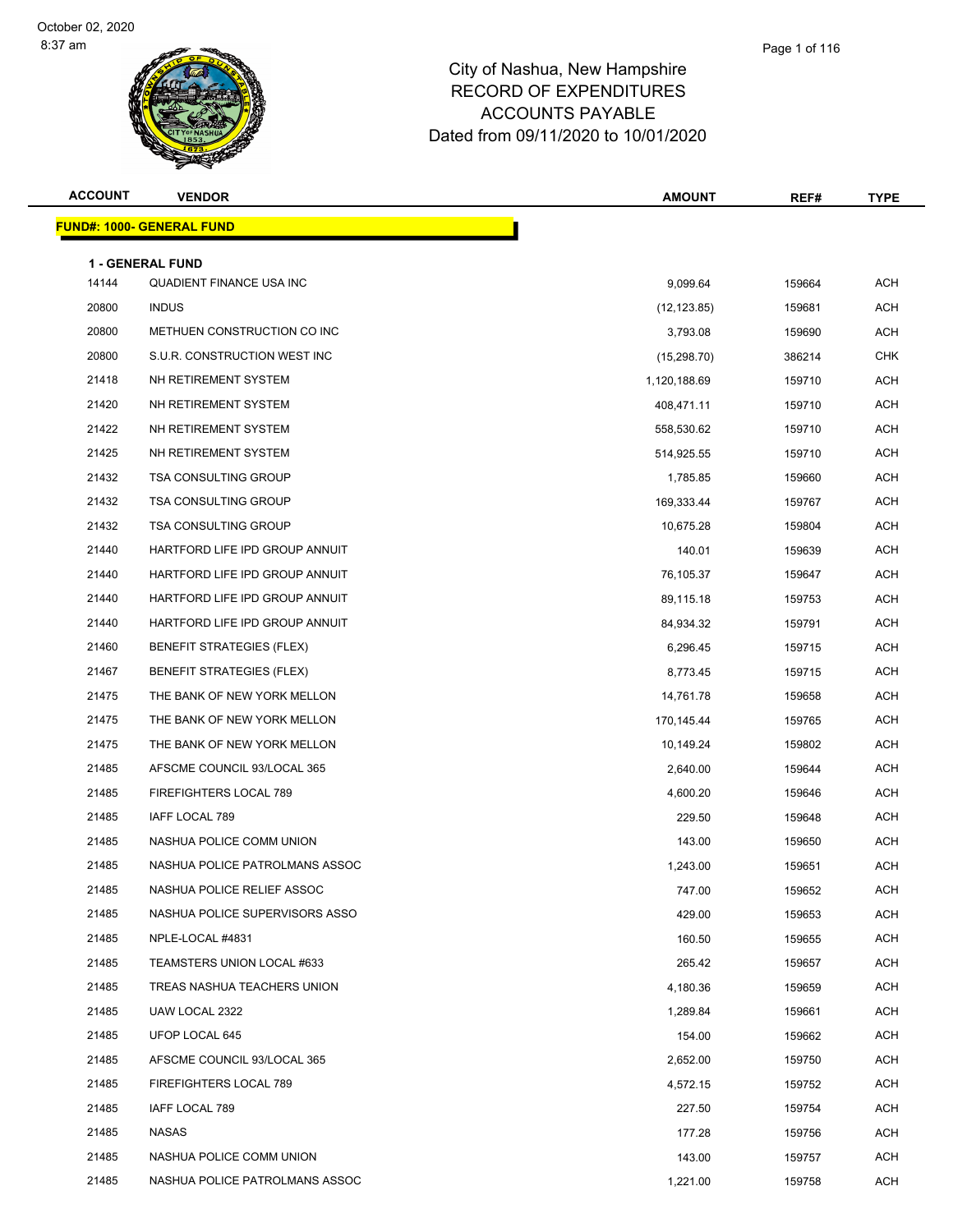October 02, 2020
8:37 am

# City of Nashua, New Hampshire
## RECORD OF EXPENDITURES
## ACCOUNTS PAYABLE
### Dated from 09/11/2020 to 10/01/2020

| ACCOUNT | VENDOR | AMOUNT | REF# | TYPE |
|---|---|---|---|---|
| **FUND#: 1000- GENERAL FUND** | | | | |
| **1 - GENERAL FUND** | | | | |
| 14144 | QUADIENT FINANCE USA INC | 9,099.64 | 159664 | ACH |
| 20800 | INDUS | (12,123.85) | 159681 | ACH |
| 20800 | METHUEN CONSTRUCTION CO INC | 3,793.08 | 159690 | ACH |
| 20800 | S.U.R. CONSTRUCTION WEST INC | (15,298.70) | 386214 | CHK |
| 21418 | NH RETIREMENT SYSTEM | 1,120,188.69 | 159710 | ACH |
| 21420 | NH RETIREMENT SYSTEM | 408,471.11 | 159710 | ACH |
| 21422 | NH RETIREMENT SYSTEM | 558,530.62 | 159710 | ACH |
| 21425 | NH RETIREMENT SYSTEM | 514,925.55 | 159710 | ACH |
| 21432 | TSA CONSULTING GROUP | 1,785.85 | 159660 | ACH |
| 21432 | TSA CONSULTING GROUP | 169,333.44 | 159767 | ACH |
| 21432 | TSA CONSULTING GROUP | 10,675.28 | 159804 | ACH |
| 21440 | HARTFORD LIFE IPD GROUP ANNUIT | 140.01 | 159639 | ACH |
| 21440 | HARTFORD LIFE IPD GROUP ANNUIT | 76,105.37 | 159647 | ACH |
| 21440 | HARTFORD LIFE IPD GROUP ANNUIT | 89,115.18 | 159753 | ACH |
| 21440 | HARTFORD LIFE IPD GROUP ANNUIT | 84,934.32 | 159791 | ACH |
| 21460 | BENEFIT STRATEGIES (FLEX) | 6,296.45 | 159715 | ACH |
| 21467 | BENEFIT STRATEGIES (FLEX) | 8,773.45 | 159715 | ACH |
| 21475 | THE BANK OF NEW YORK MELLON | 14,761.78 | 159658 | ACH |
| 21475 | THE BANK OF NEW YORK MELLON | 170,145.44 | 159765 | ACH |
| 21475 | THE BANK OF NEW YORK MELLON | 10,149.24 | 159802 | ACH |
| 21485 | AFSCME COUNCIL 93/LOCAL 365 | 2,640.00 | 159644 | ACH |
| 21485 | FIREFIGHTERS LOCAL 789 | 4,600.20 | 159646 | ACH |
| 21485 | IAFF LOCAL 789 | 229.50 | 159648 | ACH |
| 21485 | NASHUA POLICE COMM UNION | 143.00 | 159650 | ACH |
| 21485 | NASHUA POLICE PATROLMANS ASSOC | 1,243.00 | 159651 | ACH |
| 21485 | NASHUA POLICE RELIEF ASSOC | 747.00 | 159652 | ACH |
| 21485 | NASHUA POLICE SUPERVISORS ASSO | 429.00 | 159653 | ACH |
| 21485 | NPLE-LOCAL #4831 | 160.50 | 159655 | ACH |
| 21485 | TEAMSTERS UNION LOCAL #633 | 265.42 | 159657 | ACH |
| 21485 | TREAS NASHUA TEACHERS UNION | 4,180.36 | 159659 | ACH |
| 21485 | UAW LOCAL 2322 | 1,289.84 | 159661 | ACH |
| 21485 | UFOP LOCAL 645 | 154.00 | 159662 | ACH |
| 21485 | AFSCME COUNCIL 93/LOCAL 365 | 2,652.00 | 159750 | ACH |
| 21485 | FIREFIGHTERS LOCAL 789 | 4,572.15 | 159752 | ACH |
| 21485 | IAFF LOCAL 789 | 227.50 | 159754 | ACH |
| 21485 | NASAS | 177.28 | 159756 | ACH |
| 21485 | NASHUA POLICE COMM UNION | 143.00 | 159757 | ACH |
| 21485 | NASHUA POLICE PATROLMANS ASSOC | 1,221.00 | 159758 | ACH |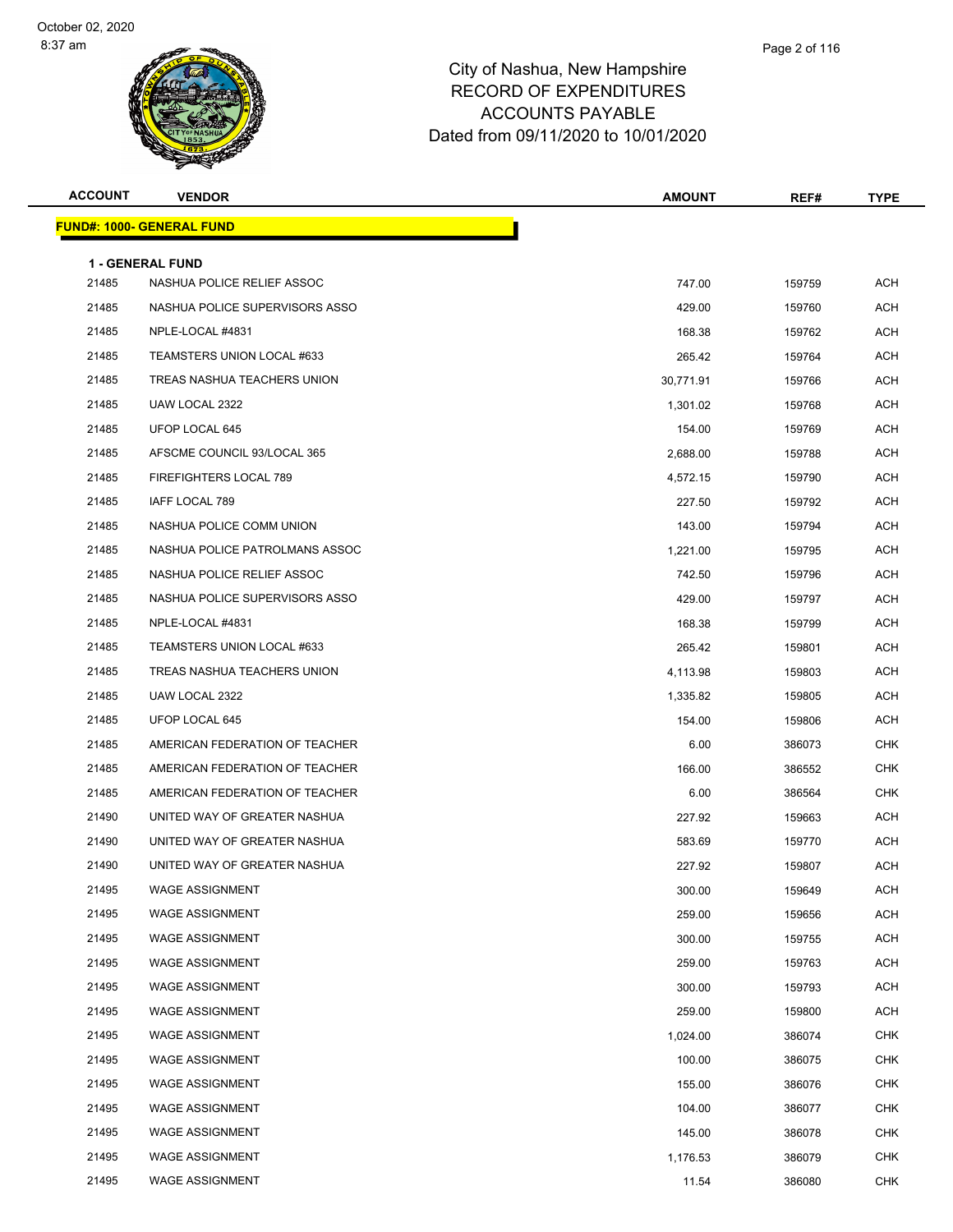# City of Nashua, New Hampshire
## RECORD OF EXPENDITURES
## ACCOUNTS PAYABLE
## Dated from 09/11/2020 to 10/01/2020

| ACCOUNT | VENDOR | AMOUNT | REF# | TYPE |
|---|---|---|---|---|
| **FUND#: 1000- GENERAL FUND** | | | | |
| **1 - GENERAL FUND** | | | | |
| 21485 | NASHUA POLICE RELIEF ASSOC | 747.00 | 159759 | ACH |
| 21485 | NASHUA POLICE SUPERVISORS ASSO | 429.00 | 159760 | ACH |
| 21485 | NPLE-LOCAL #4831 | 168.38 | 159762 | ACH |
| 21485 | TEAMSTERS UNION LOCAL #633 | 265.42 | 159764 | ACH |
| 21485 | TREAS NASHUA TEACHERS UNION | 30,771.91 | 159766 | ACH |
| 21485 | UAW LOCAL 2322 | 1,301.02 | 159768 | ACH |
| 21485 | UFOP LOCAL 645 | 154.00 | 159769 | ACH |
| 21485 | AFSCME COUNCIL 93/LOCAL 365 | 2,688.00 | 159788 | ACH |
| 21485 | FIREFIGHTERS LOCAL 789 | 4,572.15 | 159790 | ACH |
| 21485 | IAFF LOCAL 789 | 227.50 | 159792 | ACH |
| 21485 | NASHUA POLICE COMM UNION | 143.00 | 159794 | ACH |
| 21485 | NASHUA POLICE PATROLMANS ASSOC | 1,221.00 | 159795 | ACH |
| 21485 | NASHUA POLICE RELIEF ASSOC | 742.50 | 159796 | ACH |
| 21485 | NASHUA POLICE SUPERVISORS ASSO | 429.00 | 159797 | ACH |
| 21485 | NPLE-LOCAL #4831 | 168.38 | 159799 | ACH |
| 21485 | TEAMSTERS UNION LOCAL #633 | 265.42 | 159801 | ACH |
| 21485 | TREAS NASHUA TEACHERS UNION | 4,113.98 | 159803 | ACH |
| 21485 | UAW LOCAL 2322 | 1,335.82 | 159805 | ACH |
| 21485 | UFOP LOCAL 645 | 154.00 | 159806 | ACH |
| 21485 | AMERICAN FEDERATION OF TEACHER | 6.00 | 386073 | CHK |
| 21485 | AMERICAN FEDERATION OF TEACHER | 166.00 | 386552 | CHK |
| 21485 | AMERICAN FEDERATION OF TEACHER | 6.00 | 386564 | CHK |
| 21490 | UNITED WAY OF GREATER NASHUA | 227.92 | 159663 | ACH |
| 21490 | UNITED WAY OF GREATER NASHUA | 583.69 | 159770 | ACH |
| 21490 | UNITED WAY OF GREATER NASHUA | 227.92 | 159807 | ACH |
| 21495 | WAGE ASSIGNMENT | 300.00 | 159649 | ACH |
| 21495 | WAGE ASSIGNMENT | 259.00 | 159656 | ACH |
| 21495 | WAGE ASSIGNMENT | 300.00 | 159755 | ACH |
| 21495 | WAGE ASSIGNMENT | 259.00 | 159763 | ACH |
| 21495 | WAGE ASSIGNMENT | 300.00 | 159793 | ACH |
| 21495 | WAGE ASSIGNMENT | 259.00 | 159800 | ACH |
| 21495 | WAGE ASSIGNMENT | 1,024.00 | 386074 | CHK |
| 21495 | WAGE ASSIGNMENT | 100.00 | 386075 | CHK |
| 21495 | WAGE ASSIGNMENT | 155.00 | 386076 | CHK |
| 21495 | WAGE ASSIGNMENT | 104.00 | 386077 | CHK |
| 21495 | WAGE ASSIGNMENT | 145.00 | 386078 | CHK |
| 21495 | WAGE ASSIGNMENT | 1,176.53 | 386079 | CHK |
| 21495 | WAGE ASSIGNMENT | 11.54 | 386080 | CHK |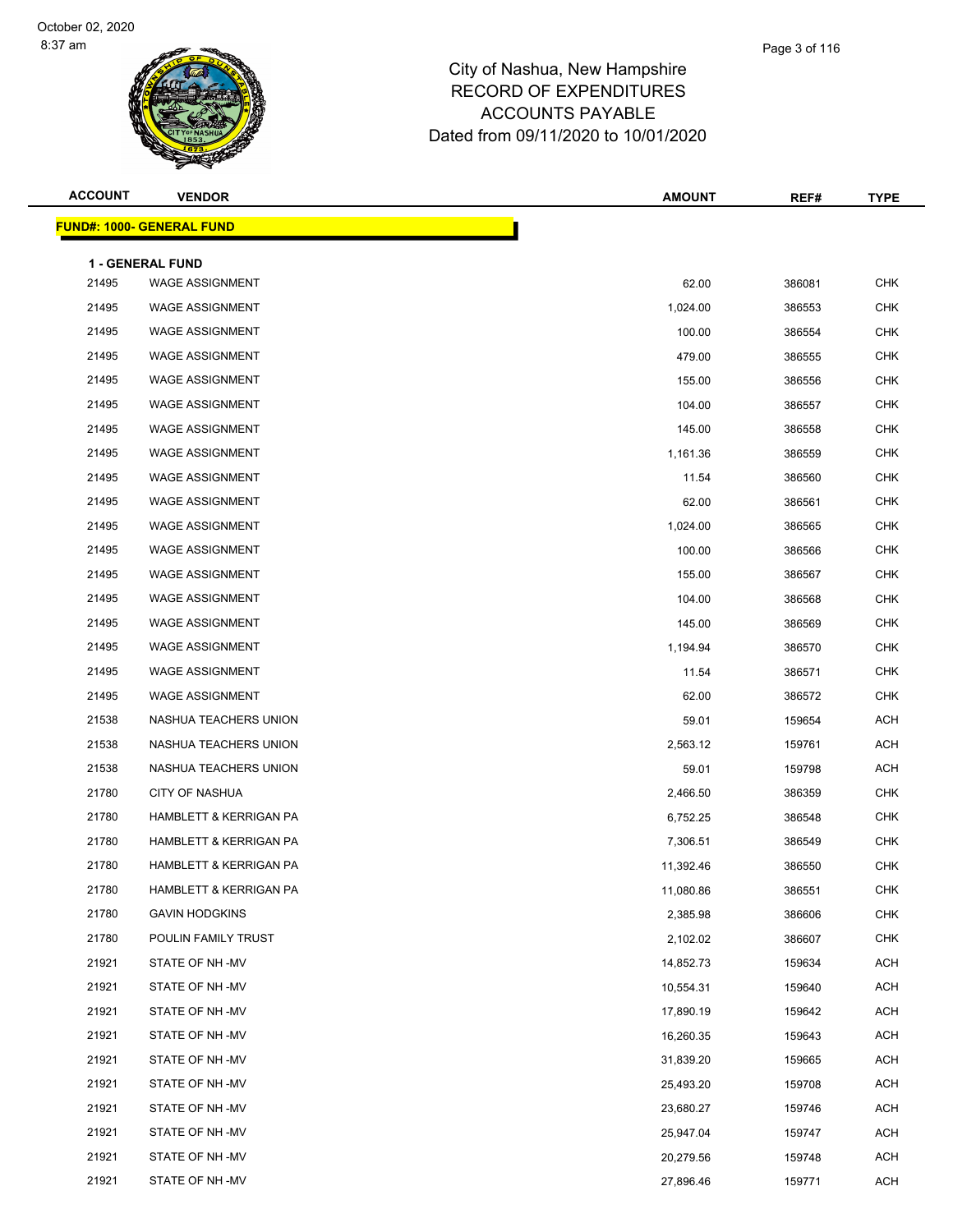City of Nashua, New Hampshire
RECORD OF EXPENDITURES
ACCOUNTS PAYABLE
Dated from 09/11/2020 to 10/01/2020

October 02, 2020
8:37 am

**FUND#: 1000- GENERAL FUND**

**1 - GENERAL FUND**

| ACCOUNT | VENDOR | AMOUNT | REF# | TYPE |
|---|---|---|---|---|
| 21495 | WAGE ASSIGNMENT | 62.00 | 386081 | CHK |
| 21495 | WAGE ASSIGNMENT | 1,024.00 | 386553 | CHK |
| 21495 | WAGE ASSIGNMENT | 100.00 | 386554 | CHK |
| 21495 | WAGE ASSIGNMENT | 479.00 | 386555 | CHK |
| 21495 | WAGE ASSIGNMENT | 155.00 | 386556 | CHK |
| 21495 | WAGE ASSIGNMENT | 104.00 | 386557 | CHK |
| 21495 | WAGE ASSIGNMENT | 145.00 | 386558 | CHK |
| 21495 | WAGE ASSIGNMENT | 1,161.36 | 386559 | CHK |
| 21495 | WAGE ASSIGNMENT | 11.54 | 386560 | CHK |
| 21495 | WAGE ASSIGNMENT | 62.00 | 386561 | CHK |
| 21495 | WAGE ASSIGNMENT | 1,024.00 | 386565 | CHK |
| 21495 | WAGE ASSIGNMENT | 100.00 | 386566 | CHK |
| 21495 | WAGE ASSIGNMENT | 155.00 | 386567 | CHK |
| 21495 | WAGE ASSIGNMENT | 104.00 | 386568 | CHK |
| 21495 | WAGE ASSIGNMENT | 145.00 | 386569 | CHK |
| 21495 | WAGE ASSIGNMENT | 1,194.94 | 386570 | CHK |
| 21495 | WAGE ASSIGNMENT | 11.54 | 386571 | CHK |
| 21495 | WAGE ASSIGNMENT | 62.00 | 386572 | CHK |
| 21538 | NASHUA TEACHERS UNION | 59.01 | 159654 | ACH |
| 21538 | NASHUA TEACHERS UNION | 2,563.12 | 159761 | ACH |
| 21538 | NASHUA TEACHERS UNION | 59.01 | 159798 | ACH |
| 21780 | CITY OF NASHUA | 2,466.50 | 386359 | CHK |
| 21780 | HAMBLETT & KERRIGAN PA | 6,752.25 | 386548 | CHK |
| 21780 | HAMBLETT & KERRIGAN PA | 7,306.51 | 386549 | CHK |
| 21780 | HAMBLETT & KERRIGAN PA | 11,392.46 | 386550 | CHK |
| 21780 | HAMBLETT & KERRIGAN PA | 11,080.86 | 386551 | CHK |
| 21780 | GAVIN HODGKINS | 2,385.98 | 386606 | CHK |
| 21780 | POULIN FAMILY TRUST | 2,102.02 | 386607 | CHK |
| 21921 | STATE OF NH -MV | 14,852.73 | 159634 | ACH |
| 21921 | STATE OF NH -MV | 10,554.31 | 159640 | ACH |
| 21921 | STATE OF NH -MV | 17,890.19 | 159642 | ACH |
| 21921 | STATE OF NH -MV | 16,260.35 | 159643 | ACH |
| 21921 | STATE OF NH -MV | 31,839.20 | 159665 | ACH |
| 21921 | STATE OF NH -MV | 25,493.20 | 159708 | ACH |
| 21921 | STATE OF NH -MV | 23,680.27 | 159746 | ACH |
| 21921 | STATE OF NH -MV | 25,947.04 | 159747 | ACH |
| 21921 | STATE OF NH -MV | 20,279.56 | 159748 | ACH |
| 21921 | STATE OF NH -MV | 27,896.46 | 159771 | ACH |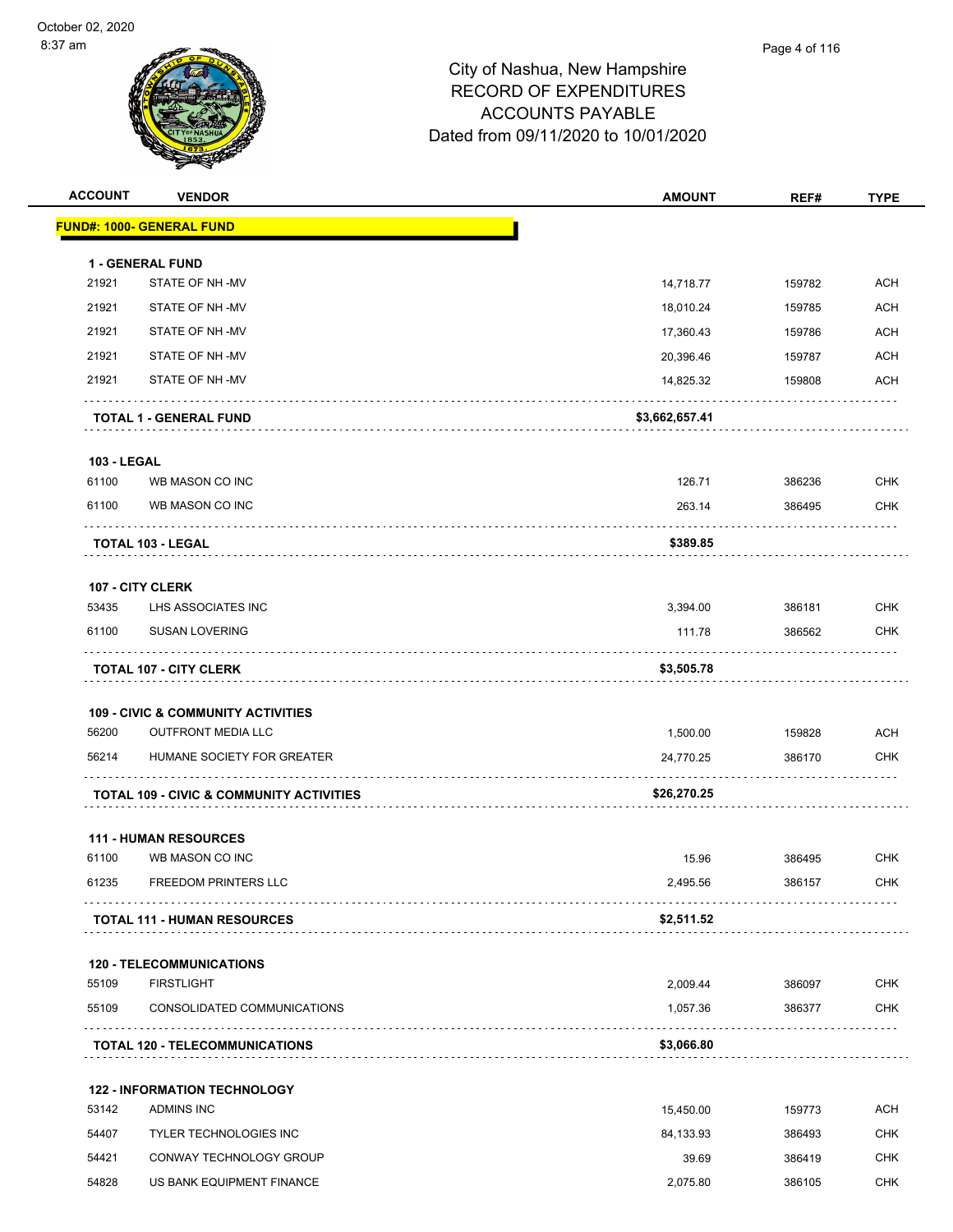City of Nashua, New Hampshire
RECORD OF EXPENDITURES
ACCOUNTS PAYABLE
Dated from 09/11/2020 to 10/01/2020

| ACCOUNT | VENDOR | AMOUNT | REF# | TYPE |
|---|---|---|---|---|
| **FUND#: 1000- GENERAL FUND** | | | | |
| **1 - GENERAL FUND** | | | | |
| 21921 | STATE OF NH -MV | 14,718.77 | 159782 | ACH |
| 21921 | STATE OF NH -MV | 18,010.24 | 159785 | ACH |
| 21921 | STATE OF NH -MV | 17,360.43 | 159786 | ACH |
| 21921 | STATE OF NH -MV | 20,396.46 | 159787 | ACH |
| 21921 | STATE OF NH -MV | 14,825.32 | 159808 | ACH |
| | **TOTAL 1 - GENERAL FUND** | **$3,662,657.41** | | |
| **103 - LEGAL** | | | | |
| 61100 | WB MASON CO INC | 126.71 | 386236 | CHK |
| 61100 | WB MASON CO INC | 263.14 | 386495 | CHK |
| | **TOTAL 103 - LEGAL** | **$389.85** | | |
| **107 - CITY CLERK** | | | | |
| 53435 | LHS ASSOCIATES INC | 3,394.00 | 386181 | CHK |
| 61100 | SUSAN LOVERING | 111.78 | 386562 | CHK |
| | **TOTAL 107 - CITY CLERK** | **$3,505.78** | | |
| **109 - CIVIC & COMMUNITY ACTIVITIES** | | | | |
| 56200 | OUTFRONT MEDIA LLC | 1,500.00 | 159828 | ACH |
| 56214 | HUMANE SOCIETY FOR GREATER | 24,770.25 | 386170 | CHK |
| | **TOTAL 109 - CIVIC & COMMUNITY ACTIVITIES** | **$26,270.25** | | |
| **111 - HUMAN RESOURCES** | | | | |
| 61100 | WB MASON CO INC | 15.96 | 386495 | CHK |
| 61235 | FREEDOM PRINTERS LLC | 2,495.56 | 386157 | CHK |
| | **TOTAL 111 - HUMAN RESOURCES** | **$2,511.52** | | |
| **120 - TELECOMMUNICATIONS** | | | | |
| 55109 | FIRSTLIGHT | 2,009.44 | 386097 | CHK |
| 55109 | CONSOLIDATED COMMUNICATIONS | 1,057.36 | 386377 | CHK |
| | **TOTAL 120 - TELECOMMUNICATIONS** | **$3,066.80** | | |
| **122 - INFORMATION TECHNOLOGY** | | | | |
| 53142 | ADMINS INC | 15,450.00 | 159773 | ACH |
| 54407 | TYLER TECHNOLOGIES INC | 84,133.93 | 386493 | CHK |
| 54421 | CONWAY TECHNOLOGY GROUP | 39.69 | 386419 | CHK |
| 54828 | US BANK EQUIPMENT FINANCE | 2,075.80 | 386105 | CHK |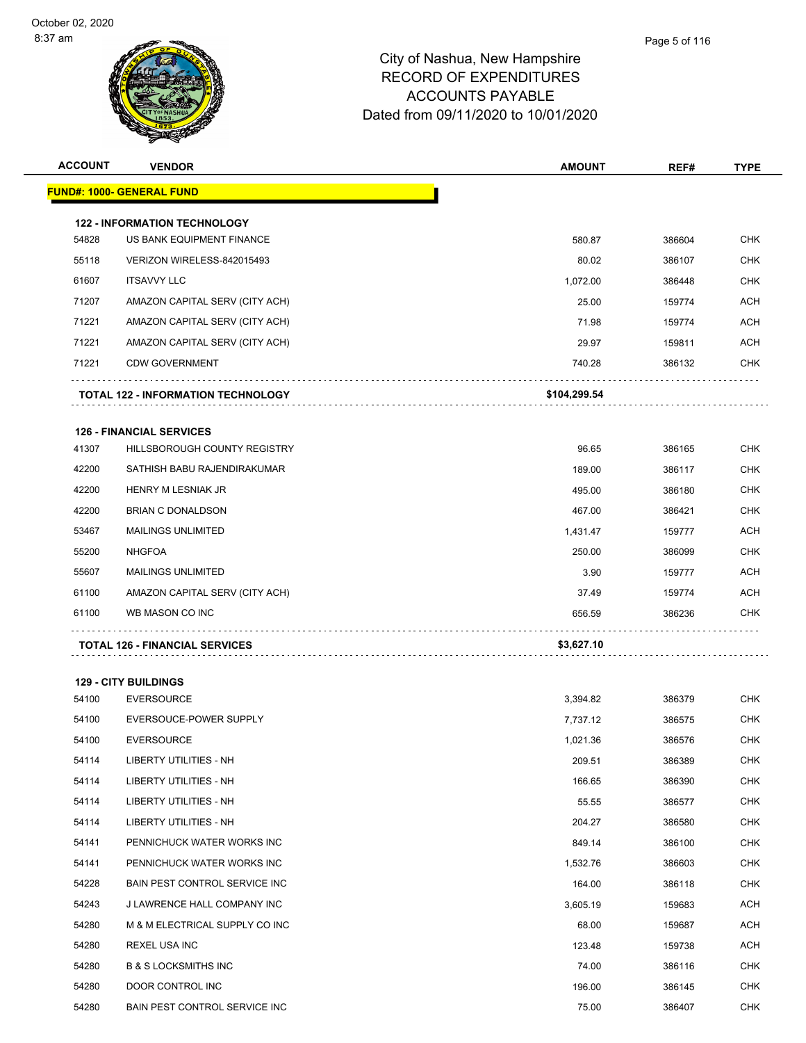# City of Nashua, New Hampshire
## RECORD OF EXPENDITURES
## ACCOUNTS PAYABLE
## Dated from 09/11/2020 to 10/01/2020

| ACCOUNT | VENDOR | AMOUNT | REF# | TYPE |
|---|---|---|---|---|
| **FUND#: 1000- GENERAL FUND** | | | | |
| **122 - INFORMATION TECHNOLOGY** | | | | |
| 54828 | US BANK EQUIPMENT FINANCE | 580.87 | 386604 | CHK |
| 55118 | VERIZON WIRELESS-842015493 | 80.02 | 386107 | CHK |
| 61607 | ITSAVVY LLC | 1,072.00 | 386448 | CHK |
| 71207 | AMAZON CAPITAL SERV (CITY ACH) | 25.00 | 159774 | ACH |
| 71221 | AMAZON CAPITAL SERV (CITY ACH) | 71.98 | 159774 | ACH |
| 71221 | AMAZON CAPITAL SERV (CITY ACH) | 29.97 | 159811 | ACH |
| 71221 | CDW GOVERNMENT | 740.28 | 386132 | CHK |
| | **TOTAL 122 - INFORMATION TECHNOLOGY** | **$104,299.54** | | |
| **126 - FINANCIAL SERVICES** | | | | |
| 41307 | HILLSBOROUGH COUNTY REGISTRY | 96.65 | 386165 | CHK |
| 42200 | SATHISH BABU RAJENDIRAKUMAR | 189.00 | 386117 | CHK |
| 42200 | HENRY M LESNIAK JR | 495.00 | 386180 | CHK |
| 42200 | BRIAN C DONALDSON | 467.00 | 386421 | CHK |
| 53467 | MAILINGS UNLIMITED | 1,431.47 | 159777 | ACH |
| 55200 | NHGFOA | 250.00 | 386099 | CHK |
| 55607 | MAILINGS UNLIMITED | 3.90 | 159777 | ACH |
| 61100 | AMAZON CAPITAL SERV (CITY ACH) | 37.49 | 159774 | ACH |
| 61100 | WB MASON CO INC | 656.59 | 386236 | CHK |
| | **TOTAL 126 - FINANCIAL SERVICES** | **$3,627.10** | | |
| **129 - CITY BUILDINGS** | | | | |
| 54100 | EVERSOURCE | 3,394.82 | 386379 | CHK |
| 54100 | EVERSOUCE-POWER SUPPLY | 7,737.12 | 386575 | CHK |
| 54100 | EVERSOURCE | 1,021.36 | 386576 | CHK |
| 54114 | LIBERTY UTILITIES - NH | 209.51 | 386389 | CHK |
| 54114 | LIBERTY UTILITIES - NH | 166.65 | 386390 | CHK |
| 54114 | LIBERTY UTILITIES - NH | 55.55 | 386577 | CHK |
| 54114 | LIBERTY UTILITIES - NH | 204.27 | 386580 | CHK |
| 54141 | PENNICHUCK WATER WORKS INC | 849.14 | 386100 | CHK |
| 54141 | PENNICHUCK WATER WORKS INC | 1,532.76 | 386603 | CHK |
| 54228 | BAIN PEST CONTROL SERVICE INC | 164.00 | 386118 | CHK |
| 54243 | J LAWRENCE HALL COMPANY INC | 3,605.19 | 159683 | ACH |
| 54280 | M & M ELECTRICAL SUPPLY CO INC | 68.00 | 159687 | ACH |
| 54280 | REXEL USA INC | 123.48 | 159738 | ACH |
| 54280 | B & S LOCKSMITHS INC | 74.00 | 386116 | CHK |
| 54280 | DOOR CONTROL INC | 196.00 | 386145 | CHK |
| 54280 | BAIN PEST CONTROL SERVICE INC | 75.00 | 386407 | CHK |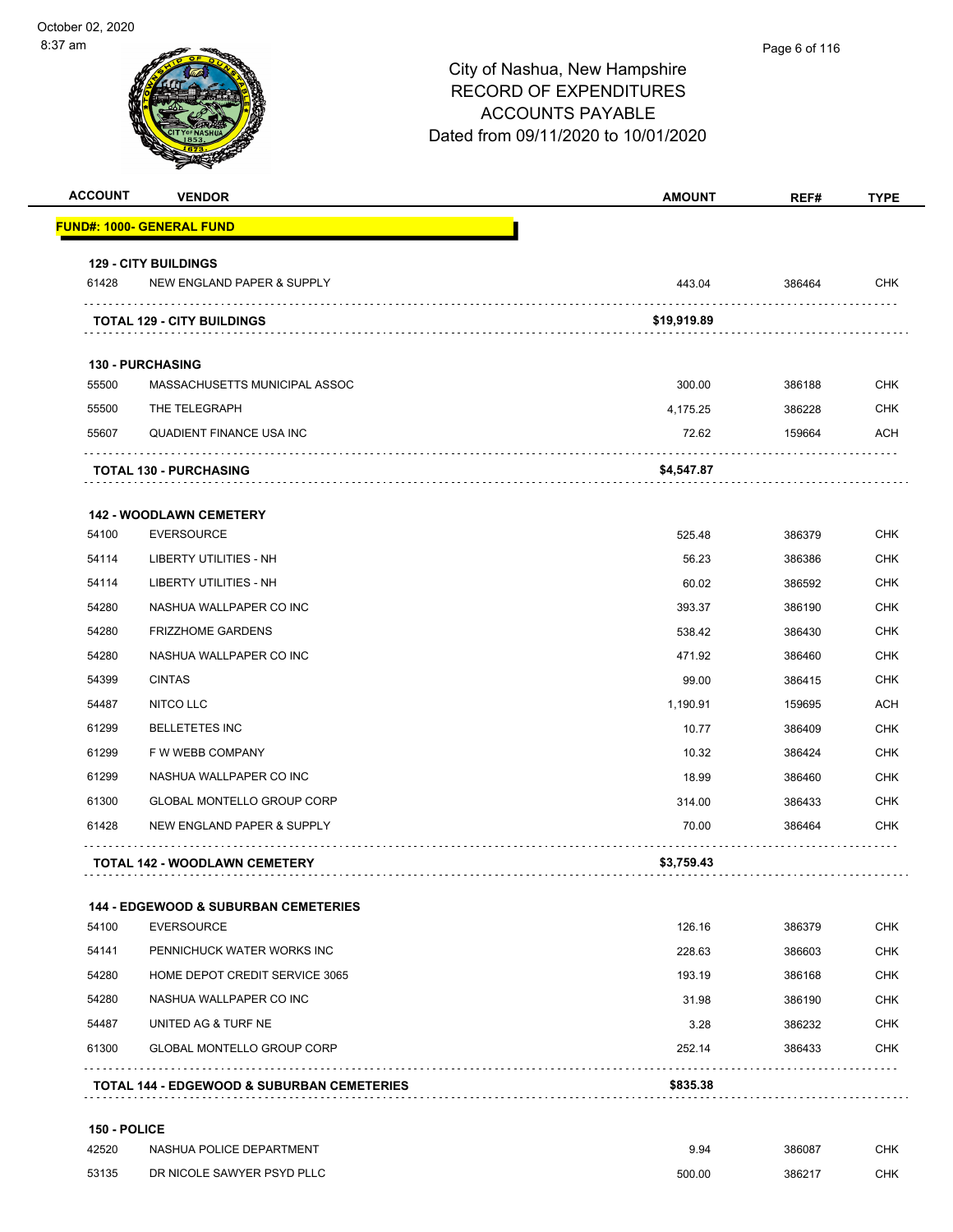# City of Nashua, New Hampshire
## RECORD OF EXPENDITURES
## ACCOUNTS PAYABLE
## Dated from 09/11/2020 to 10/01/2020

| ACCOUNT | VENDOR | AMOUNT | REF# | TYPE |
|---|---|---|---|---|
| **FUND#: 1000- GENERAL FUND** | | | | |
| **129 - CITY BUILDINGS** | | | | |
| 61428 | NEW ENGLAND PAPER & SUPPLY | 443.04 | 386464 | CHK |
| | **TOTAL 129 - CITY BUILDINGS** | **$19,919.89** | | |
| **130 - PURCHASING** | | | | |
| 55500 | MASSACHUSETTS MUNICIPAL ASSOC | 300.00 | 386188 | CHK |
| 55500 | THE TELEGRAPH | 4,175.25 | 386228 | CHK |
| 55607 | QUADIENT FINANCE USA INC | 72.62 | 159664 | ACH |
| | **TOTAL 130 - PURCHASING** | **$4,547.87** | | |
| **142 - WOODLAWN CEMETERY** | | | | |
| 54100 | EVERSOURCE | 525.48 | 386379 | CHK |
| 54114 | LIBERTY UTILITIES - NH | 56.23 | 386386 | CHK |
| 54114 | LIBERTY UTILITIES - NH | 60.02 | 386592 | CHK |
| 54280 | NASHUA WALLPAPER CO INC | 393.37 | 386190 | CHK |
| 54280 | FRIZZHOME GARDENS | 538.42 | 386430 | CHK |
| 54280 | NASHUA WALLPAPER CO INC | 471.92 | 386460 | CHK |
| 54399 | CINTAS | 99.00 | 386415 | CHK |
| 54487 | NITCO LLC | 1,190.91 | 159695 | ACH |
| 61299 | BELLETETES INC | 10.77 | 386409 | CHK |
| 61299 | F W WEBB COMPANY | 10.32 | 386424 | CHK |
| 61299 | NASHUA WALLPAPER CO INC | 18.99 | 386460 | CHK |
| 61300 | GLOBAL MONTELLO GROUP CORP | 314.00 | 386433 | CHK |
| 61428 | NEW ENGLAND PAPER & SUPPLY | 70.00 | 386464 | CHK |
| | **TOTAL 142 - WOODLAWN CEMETERY** | **$3,759.43** | | |
| **144 - EDGEWOOD & SUBURBAN CEMETERIES** | | | | |
| 54100 | EVERSOURCE | 126.16 | 386379 | CHK |
| 54141 | PENNICHUCK WATER WORKS INC | 228.63 | 386603 | CHK |
| 54280 | HOME DEPOT CREDIT SERVICE 3065 | 193.19 | 386168 | CHK |
| 54280 | NASHUA WALLPAPER CO INC | 31.98 | 386190 | CHK |
| 54487 | UNITED AG & TURF NE | 3.28 | 386232 | CHK |
| 61300 | GLOBAL MONTELLO GROUP CORP | 252.14 | 386433 | CHK |
| | **TOTAL 144 - EDGEWOOD & SUBURBAN CEMETERIES** | **$835.38** | | |
| **150 - POLICE** | | | | |
| 42520 | NASHUA POLICE DEPARTMENT | 9.94 | 386087 | CHK |
| 53135 | DR NICOLE SAWYER PSYD PLLC | 500.00 | 386217 | CHK |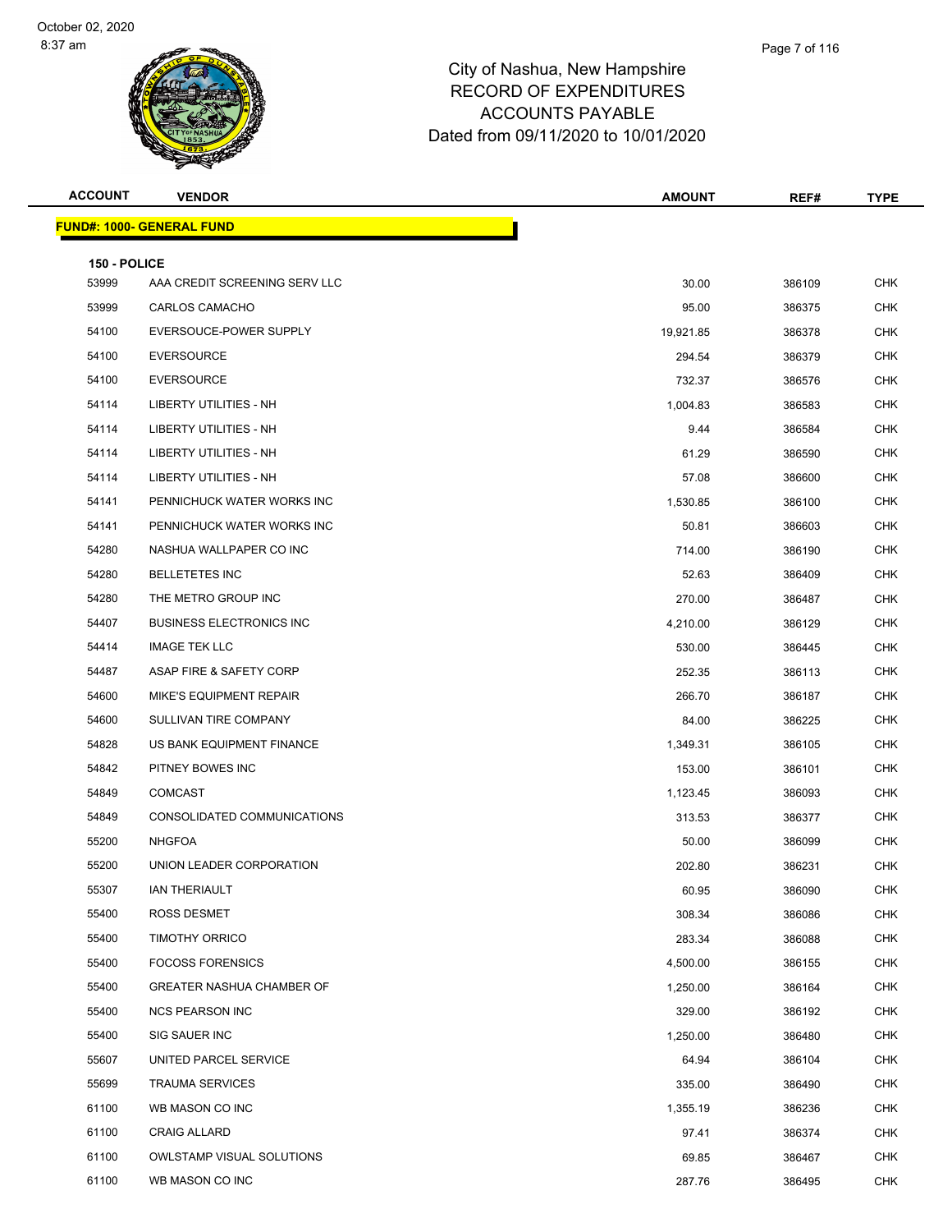# City of Nashua, New Hampshire
## RECORD OF EXPENDITURES
## ACCOUNTS PAYABLE
## Dated from 09/11/2020 to 10/01/2020

| ACCOUNT | VENDOR | AMOUNT | REF# | TYPE |
|---|---|---|---|---|
| **FUND#: 1000- GENERAL FUND** | | | | |
| **150 - POLICE** | | | | |
| 53999 | AAA CREDIT SCREENING SERV LLC | 30.00 | 386109 | CHK |
| 53999 | CARLOS CAMACHO | 95.00 | 386375 | CHK |
| 54100 | EVERSOUCE-POWER SUPPLY | 19,921.85 | 386378 | CHK |
| 54100 | EVERSOURCE | 294.54 | 386379 | CHK |
| 54100 | EVERSOURCE | 732.37 | 386576 | CHK |
| 54114 | LIBERTY UTILITIES - NH | 1,004.83 | 386583 | CHK |
| 54114 | LIBERTY UTILITIES - NH | 9.44 | 386584 | CHK |
| 54114 | LIBERTY UTILITIES - NH | 61.29 | 386590 | CHK |
| 54114 | LIBERTY UTILITIES - NH | 57.08 | 386600 | CHK |
| 54141 | PENNICHUCK WATER WORKS INC | 1,530.85 | 386100 | CHK |
| 54141 | PENNICHUCK WATER WORKS INC | 50.81 | 386603 | CHK |
| 54280 | NASHUA WALLPAPER CO INC | 714.00 | 386190 | CHK |
| 54280 | BELLETETES INC | 52.63 | 386409 | CHK |
| 54280 | THE METRO GROUP INC | 270.00 | 386487 | CHK |
| 54407 | BUSINESS ELECTRONICS INC | 4,210.00 | 386129 | CHK |
| 54414 | IMAGE TEK LLC | 530.00 | 386445 | CHK |
| 54487 | ASAP FIRE & SAFETY CORP | 252.35 | 386113 | CHK |
| 54600 | MIKE'S EQUIPMENT REPAIR | 266.70 | 386187 | CHK |
| 54600 | SULLIVAN TIRE COMPANY | 84.00 | 386225 | CHK |
| 54828 | US BANK EQUIPMENT FINANCE | 1,349.31 | 386105 | CHK |
| 54842 | PITNEY BOWES INC | 153.00 | 386101 | CHK |
| 54849 | COMCAST | 1,123.45 | 386093 | CHK |
| 54849 | CONSOLIDATED COMMUNICATIONS | 313.53 | 386377 | CHK |
| 55200 | NHGFOA | 50.00 | 386099 | CHK |
| 55200 | UNION LEADER CORPORATION | 202.80 | 386231 | CHK |
| 55307 | IAN THERIAULT | 60.95 | 386090 | CHK |
| 55400 | ROSS DESMET | 308.34 | 386086 | CHK |
| 55400 | TIMOTHY ORRICO | 283.34 | 386088 | CHK |
| 55400 | FOCOSS FORENSICS | 4,500.00 | 386155 | CHK |
| 55400 | GREATER NASHUA CHAMBER OF | 1,250.00 | 386164 | CHK |
| 55400 | NCS PEARSON INC | 329.00 | 386192 | CHK |
| 55400 | SIG SAUER INC | 1,250.00 | 386480 | CHK |
| 55607 | UNITED PARCEL SERVICE | 64.94 | 386104 | CHK |
| 55699 | TRAUMA SERVICES | 335.00 | 386490 | CHK |
| 61100 | WB MASON CO INC | 1,355.19 | 386236 | CHK |
| 61100 | CRAIG ALLARD | 97.41 | 386374 | CHK |
| 61100 | OWLSTAMP VISUAL SOLUTIONS | 69.85 | 386467 | CHK |
| 61100 | WB MASON CO INC | 287.76 | 386495 | CHK |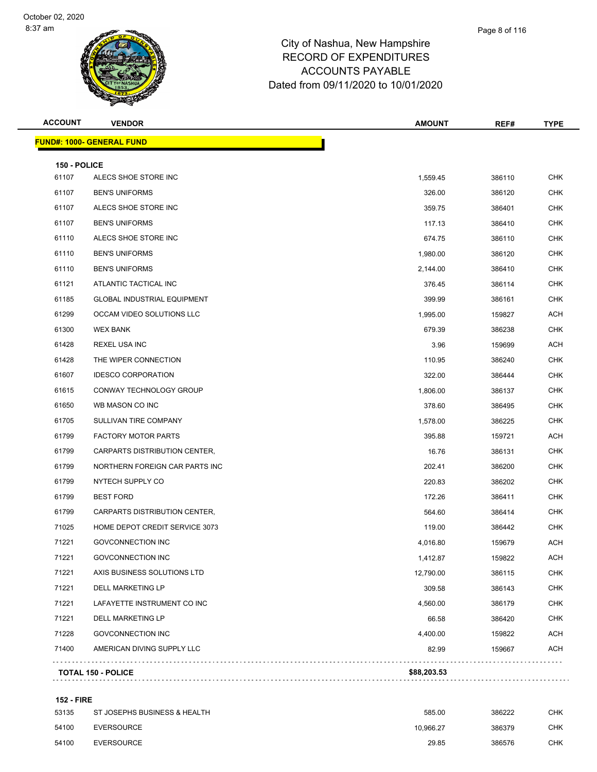# City of Nashua, New Hampshire
## RECORD OF EXPENDITURES
## ACCOUNTS PAYABLE
## Dated from 09/11/2020 to 10/01/2020

October 02, 2020
8:37 am

| ACCOUNT | VENDOR | AMOUNT | REF# | TYPE |
|---|---|---|---|---|
| **FUND#: 1000- GENERAL FUND** | | | | |
| **150 - POLICE** | | | | |
| 61107 | ALECS SHOE STORE INC | 1,559.45 | 386110 | CHK |
| 61107 | BEN'S UNIFORMS | 326.00 | 386120 | CHK |
| 61107 | ALECS SHOE STORE INC | 359.75 | 386401 | CHK |
| 61107 | BEN'S UNIFORMS | 117.13 | 386410 | CHK |
| 61110 | ALECS SHOE STORE INC | 674.75 | 386110 | CHK |
| 61110 | BEN'S UNIFORMS | 1,980.00 | 386120 | CHK |
| 61110 | BEN'S UNIFORMS | 2,144.00 | 386410 | CHK |
| 61121 | ATLANTIC TACTICAL INC | 376.45 | 386114 | CHK |
| 61185 | GLOBAL INDUSTRIAL EQUIPMENT | 399.99 | 386161 | CHK |
| 61299 | OCCAM VIDEO SOLUTIONS LLC | 1,995.00 | 159827 | ACH |
| 61300 | WEX BANK | 679.39 | 386238 | CHK |
| 61428 | REXEL USA INC | 3.96 | 159699 | ACH |
| 61428 | THE WIPER CONNECTION | 110.95 | 386240 | CHK |
| 61607 | IDESCO CORPORATION | 322.00 | 386444 | CHK |
| 61615 | CONWAY TECHNOLOGY GROUP | 1,806.00 | 386137 | CHK |
| 61650 | WB MASON CO INC | 378.60 | 386495 | CHK |
| 61705 | SULLIVAN TIRE COMPANY | 1,578.00 | 386225 | CHK |
| 61799 | FACTORY MOTOR PARTS | 395.88 | 159721 | ACH |
| 61799 | CARPARTS DISTRIBUTION CENTER, | 16.76 | 386131 | CHK |
| 61799 | NORTHERN FOREIGN CAR PARTS INC | 202.41 | 386200 | CHK |
| 61799 | NYTECH SUPPLY CO | 220.83 | 386202 | CHK |
| 61799 | BEST FORD | 172.26 | 386411 | CHK |
| 61799 | CARPARTS DISTRIBUTION CENTER, | 564.60 | 386414 | CHK |
| 71025 | HOME DEPOT CREDIT SERVICE 3073 | 119.00 | 386442 | CHK |
| 71221 | GOVCONNECTION INC | 4,016.80 | 159679 | ACH |
| 71221 | GOVCONNECTION INC | 1,412.87 | 159822 | ACH |
| 71221 | AXIS BUSINESS SOLUTIONS LTD | 12,790.00 | 386115 | CHK |
| 71221 | DELL MARKETING LP | 309.58 | 386143 | CHK |
| 71221 | LAFAYETTE INSTRUMENT CO INC | 4,560.00 | 386179 | CHK |
| 71221 | DELL MARKETING LP | 66.58 | 386420 | CHK |
| 71228 | GOVCONNECTION INC | 4,400.00 | 159822 | ACH |
| 71400 | AMERICAN DIVING SUPPLY LLC | 82.99 | 159667 | ACH |
| **TOTAL 150 - POLICE** | | **$88,203.53** | | |
| **152 - FIRE** | | | | |
| 53135 | ST JOSEPHS BUSINESS & HEALTH | 585.00 | 386222 | CHK |
| 54100 | EVERSOURCE | 10,966.27 | 386379 | CHK |
| 54100 | EVERSOURCE | 29.85 | 386576 | CHK |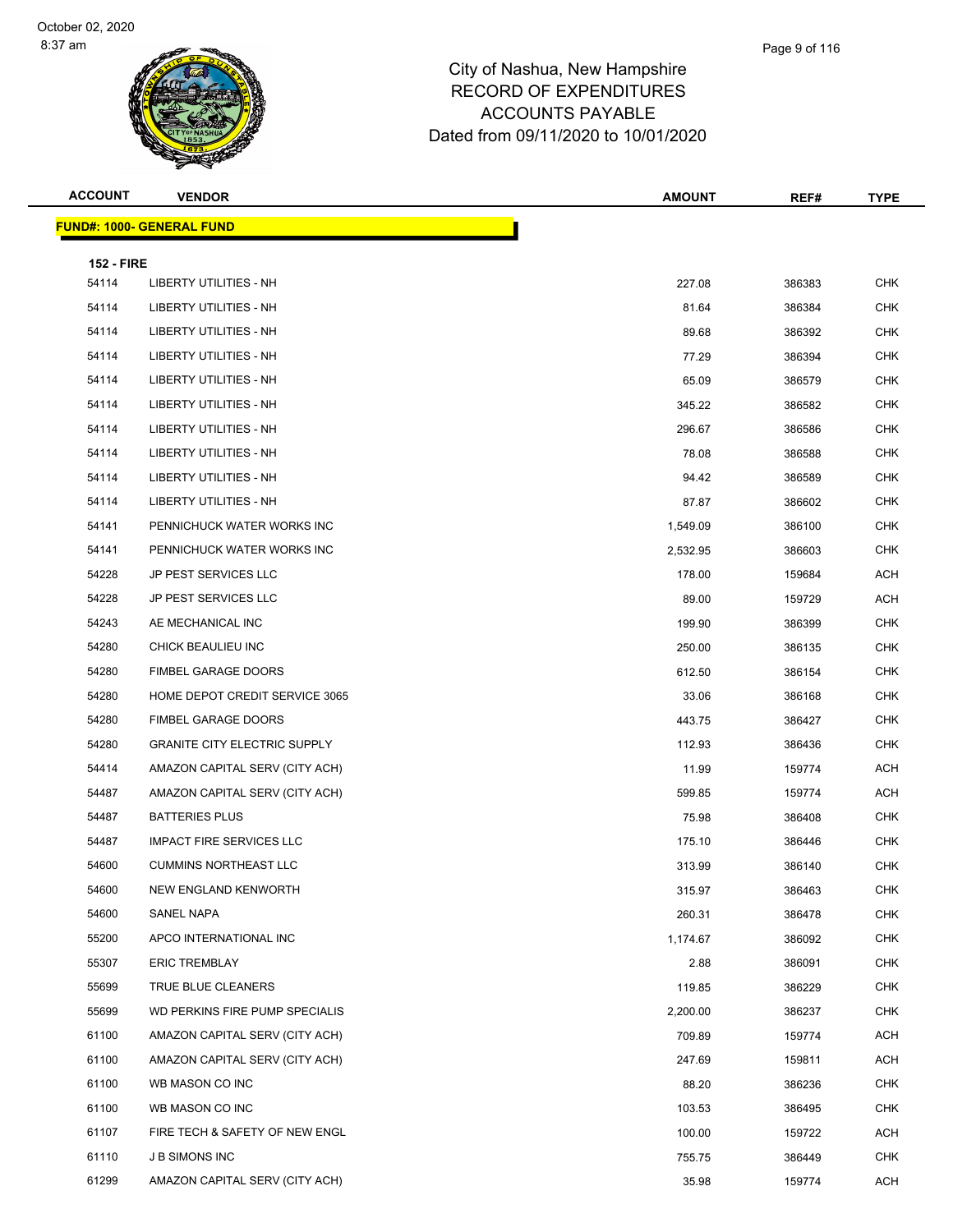City of Nashua, New Hampshire
RECORD OF EXPENDITURES
ACCOUNTS PAYABLE
Dated from 09/11/2020 to 10/01/2020

| ACCOUNT | VENDOR | AMOUNT | REF# | TYPE |
|---|---|---|---|---|
| **FUND#: 1000- GENERAL FUND** | | | | |
| **152 - FIRE** | | | | |
| 54114 | LIBERTY UTILITIES - NH | 227.08 | 386383 | CHK |
| 54114 | LIBERTY UTILITIES - NH | 81.64 | 386384 | CHK |
| 54114 | LIBERTY UTILITIES - NH | 89.68 | 386392 | CHK |
| 54114 | LIBERTY UTILITIES - NH | 77.29 | 386394 | CHK |
| 54114 | LIBERTY UTILITIES - NH | 65.09 | 386579 | CHK |
| 54114 | LIBERTY UTILITIES - NH | 345.22 | 386582 | CHK |
| 54114 | LIBERTY UTILITIES - NH | 296.67 | 386586 | CHK |
| 54114 | LIBERTY UTILITIES - NH | 78.08 | 386588 | CHK |
| 54114 | LIBERTY UTILITIES - NH | 94.42 | 386589 | CHK |
| 54114 | LIBERTY UTILITIES - NH | 87.87 | 386602 | CHK |
| 54141 | PENNICHUCK WATER WORKS INC | 1,549.09 | 386100 | CHK |
| 54141 | PENNICHUCK WATER WORKS INC | 2,532.95 | 386603 | CHK |
| 54228 | JP PEST SERVICES LLC | 178.00 | 159684 | ACH |
| 54228 | JP PEST SERVICES LLC | 89.00 | 159729 | ACH |
| 54243 | AE MECHANICAL INC | 199.90 | 386399 | CHK |
| 54280 | CHICK BEAULIEU INC | 250.00 | 386135 | CHK |
| 54280 | FIMBEL GARAGE DOORS | 612.50 | 386154 | CHK |
| 54280 | HOME DEPOT CREDIT SERVICE 3065 | 33.06 | 386168 | CHK |
| 54280 | FIMBEL GARAGE DOORS | 443.75 | 386427 | CHK |
| 54280 | GRANITE CITY ELECTRIC SUPPLY | 112.93 | 386436 | CHK |
| 54414 | AMAZON CAPITAL SERV (CITY ACH) | 11.99 | 159774 | ACH |
| 54487 | AMAZON CAPITAL SERV (CITY ACH) | 599.85 | 159774 | ACH |
| 54487 | BATTERIES PLUS | 75.98 | 386408 | CHK |
| 54487 | IMPACT FIRE SERVICES LLC | 175.10 | 386446 | CHK |
| 54600 | CUMMINS NORTHEAST LLC | 313.99 | 386140 | CHK |
| 54600 | NEW ENGLAND KENWORTH | 315.97 | 386463 | CHK |
| 54600 | SANEL NAPA | 260.31 | 386478 | CHK |
| 55200 | APCO INTERNATIONAL INC | 1,174.67 | 386092 | CHK |
| 55307 | ERIC TREMBLAY | 2.88 | 386091 | CHK |
| 55699 | TRUE BLUE CLEANERS | 119.85 | 386229 | CHK |
| 55699 | WD PERKINS FIRE PUMP SPECIALIS | 2,200.00 | 386237 | CHK |
| 61100 | AMAZON CAPITAL SERV (CITY ACH) | 709.89 | 159774 | ACH |
| 61100 | AMAZON CAPITAL SERV (CITY ACH) | 247.69 | 159811 | ACH |
| 61100 | WB MASON CO INC | 88.20 | 386236 | CHK |
| 61100 | WB MASON CO INC | 103.53 | 386495 | CHK |
| 61107 | FIRE TECH & SAFETY OF NEW ENGL | 100.00 | 159722 | ACH |
| 61110 | J B SIMONS INC | 755.75 | 386449 | CHK |
| 61299 | AMAZON CAPITAL SERV (CITY ACH) | 35.98 | 159774 | ACH |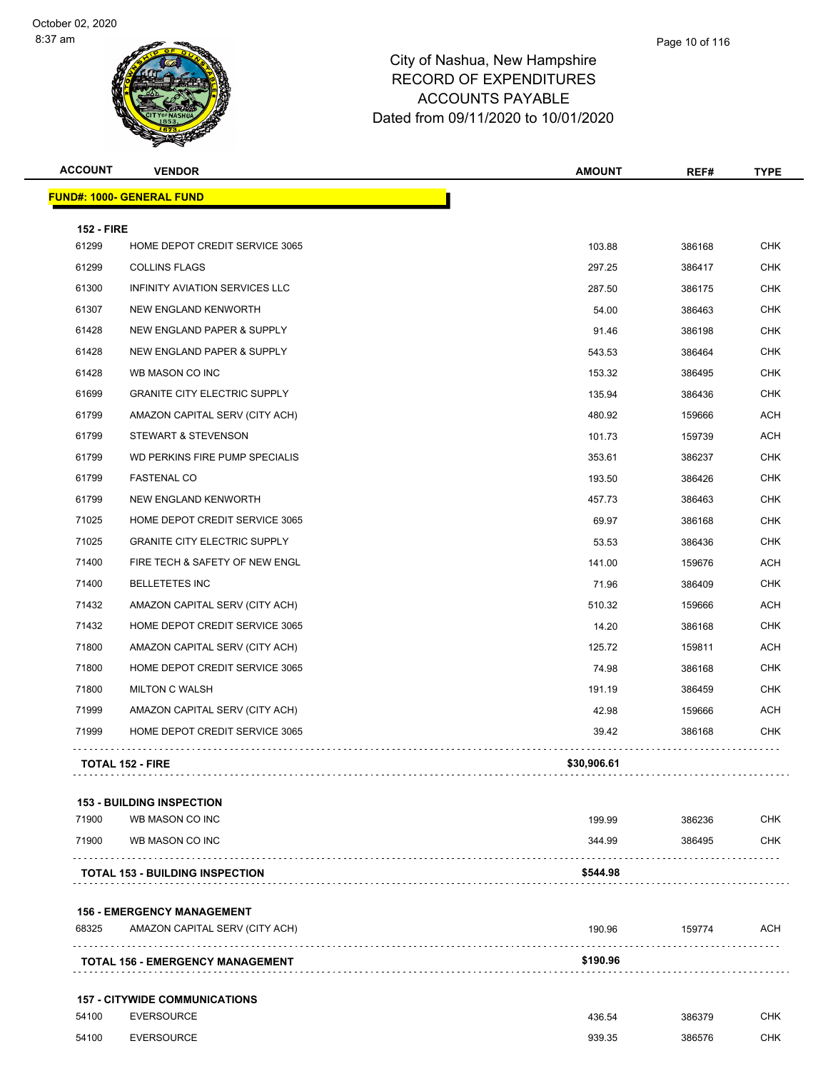City of Nashua, New Hampshire
RECORD OF EXPENDITURES
ACCOUNTS PAYABLE
Dated from 09/11/2020 to 10/01/2020

| ACCOUNT | VENDOR | AMOUNT | REF# | TYPE |
|---|---|---|---|---|
| **FUND#: 1000- GENERAL FUND** | | | | |
| **152 - FIRE** | | | | |
| 61299 | HOME DEPOT CREDIT SERVICE 3065 | 103.88 | 386168 | CHK |
| 61299 | COLLINS FLAGS | 297.25 | 386417 | CHK |
| 61300 | INFINITY AVIATION SERVICES LLC | 287.50 | 386175 | CHK |
| 61307 | NEW ENGLAND KENWORTH | 54.00 | 386463 | CHK |
| 61428 | NEW ENGLAND PAPER & SUPPLY | 91.46 | 386198 | CHK |
| 61428 | NEW ENGLAND PAPER & SUPPLY | 543.53 | 386464 | CHK |
| 61428 | WB MASON CO INC | 153.32 | 386495 | CHK |
| 61699 | GRANITE CITY ELECTRIC SUPPLY | 135.94 | 386436 | CHK |
| 61799 | AMAZON CAPITAL SERV (CITY ACH) | 480.92 | 159666 | ACH |
| 61799 | STEWART & STEVENSON | 101.73 | 159739 | ACH |
| 61799 | WD PERKINS FIRE PUMP SPECIALIS | 353.61 | 386237 | CHK |
| 61799 | FASTENAL CO | 193.50 | 386426 | CHK |
| 61799 | NEW ENGLAND KENWORTH | 457.73 | 386463 | CHK |
| 71025 | HOME DEPOT CREDIT SERVICE 3065 | 69.97 | 386168 | CHK |
| 71025 | GRANITE CITY ELECTRIC SUPPLY | 53.53 | 386436 | CHK |
| 71400 | FIRE TECH & SAFETY OF NEW ENGL | 141.00 | 159676 | ACH |
| 71400 | BELLETETES INC | 71.96 | 386409 | CHK |
| 71432 | AMAZON CAPITAL SERV (CITY ACH) | 510.32 | 159666 | ACH |
| 71432 | HOME DEPOT CREDIT SERVICE 3065 | 14.20 | 386168 | CHK |
| 71800 | AMAZON CAPITAL SERV (CITY ACH) | 125.72 | 159811 | ACH |
| 71800 | HOME DEPOT CREDIT SERVICE 3065 | 74.98 | 386168 | CHK |
| 71800 | MILTON C WALSH | 191.19 | 386459 | CHK |
| 71999 | AMAZON CAPITAL SERV (CITY ACH) | 42.98 | 159666 | ACH |
| 71999 | HOME DEPOT CREDIT SERVICE 3065 | 39.42 | 386168 | CHK |
| **TOTAL 152 - FIRE** | | **$30,906.61** | | |
| **153 - BUILDING INSPECTION** | | | | |
| 71900 | WB MASON CO INC | 199.99 | 386236 | CHK |
| 71900 | WB MASON CO INC | 344.99 | 386495 | CHK |
| **TOTAL 153 - BUILDING INSPECTION** | | **$544.98** | | |
| **156 - EMERGENCY MANAGEMENT** | | | | |
| 68325 | AMAZON CAPITAL SERV (CITY ACH) | 190.96 | 159774 | ACH |
| **TOTAL 156 - EMERGENCY MANAGEMENT** | | **$190.96** | | |
| **157 - CITYWIDE COMMUNICATIONS** | | | | |
| 54100 | EVERSOURCE | 436.54 | 386379 | CHK |
| 54100 | EVERSOURCE | 939.35 | 386576 | CHK |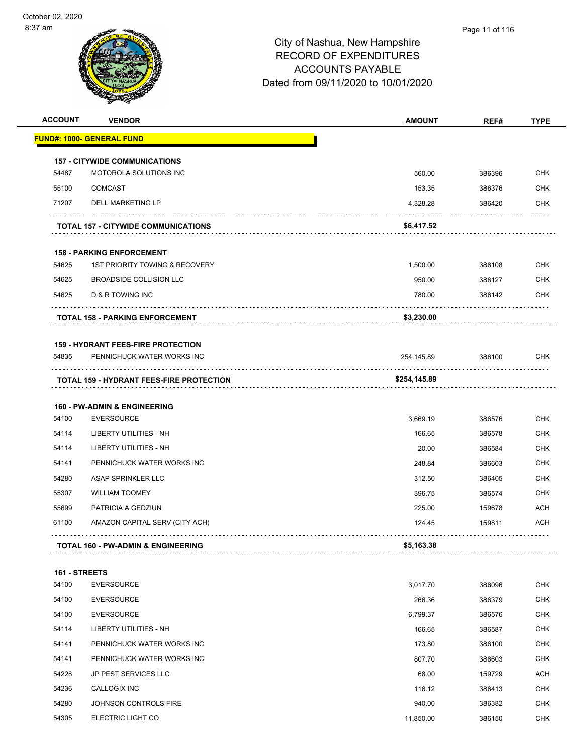# City of Nashua, New Hampshire
## RECORD OF EXPENDITURES
## ACCOUNTS PAYABLE
## Dated from 09/11/2020 to 10/01/2020

| ACCOUNT | VENDOR | AMOUNT | REF# | TYPE |
|---|---|---|---|---|
| **FUND#: 1000- GENERAL FUND** | | | | |
| **157 - CITYWIDE COMMUNICATIONS** | | | | |
| 54487 | MOTOROLA SOLUTIONS INC | 560.00 | 386396 | CHK |
| 55100 | COMCAST | 153.35 | 386376 | CHK |
| 71207 | DELL MARKETING LP | 4,328.28 | 386420 | CHK |
| | **TOTAL 157 - CITYWIDE COMMUNICATIONS** | **$6,417.52** | | |
| **158 - PARKING ENFORCEMENT** | | | | |
| 54625 | 1ST PRIORITY TOWING & RECOVERY | 1,500.00 | 386108 | CHK |
| 54625 | BROADSIDE COLLISION LLC | 950.00 | 386127 | CHK |
| 54625 | D & R TOWING INC | 780.00 | 386142 | CHK |
| | **TOTAL 158 - PARKING ENFORCEMENT** | **$3,230.00** | | |
| **159 - HYDRANT FEES-FIRE PROTECTION** | | | | |
| 54835 | PENNICHUCK WATER WORKS INC | 254,145.89 | 386100 | CHK |
| | **TOTAL 159 - HYDRANT FEES-FIRE PROTECTION** | **$254,145.89** | | |
| **160 - PW-ADMIN & ENGINEERING** | | | | |
| 54100 | EVERSOURCE | 3,669.19 | 386576 | CHK |
| 54114 | LIBERTY UTILITIES - NH | 166.65 | 386578 | CHK |
| 54114 | LIBERTY UTILITIES - NH | 20.00 | 386584 | CHK |
| 54141 | PENNICHUCK WATER WORKS INC | 248.84 | 386603 | CHK |
| 54280 | ASAP SPRINKLER LLC | 312.50 | 386405 | CHK |
| 55307 | WILLIAM TOOMEY | 396.75 | 386574 | CHK |
| 55699 | PATRICIA A GEDZIUN | 225.00 | 159678 | ACH |
| 61100 | AMAZON CAPITAL SERV (CITY ACH) | 124.45 | 159811 | ACH |
| | **TOTAL 160 - PW-ADMIN & ENGINEERING** | **$5,163.38** | | |
| **161 - STREETS** | | | | |
| 54100 | EVERSOURCE | 3,017.70 | 386096 | CHK |
| 54100 | EVERSOURCE | 266.36 | 386379 | CHK |
| 54100 | EVERSOURCE | 6,799.37 | 386576 | CHK |
| 54114 | LIBERTY UTILITIES - NH | 166.65 | 386587 | CHK |
| 54141 | PENNICHUCK WATER WORKS INC | 173.80 | 386100 | CHK |
| 54141 | PENNICHUCK WATER WORKS INC | 807.70 | 386603 | CHK |
| 54228 | JP PEST SERVICES LLC | 68.00 | 159729 | ACH |
| 54236 | CALLOGIX INC | 116.12 | 386413 | CHK |
| 54280 | JOHNSON CONTROLS FIRE | 940.00 | 386382 | CHK |
| 54305 | ELECTRIC LIGHT CO | 11,850.00 | 386150 | CHK |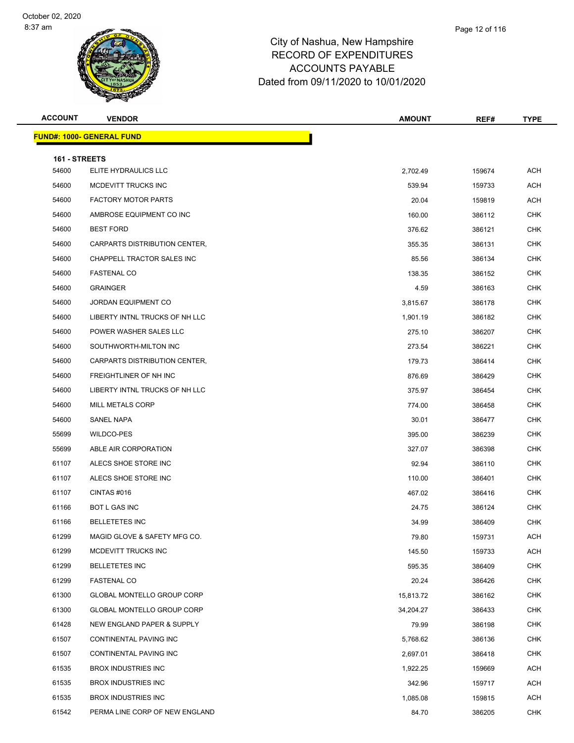# City of Nashua, New Hampshire
## RECORD OF EXPENDITURES
## ACCOUNTS PAYABLE
## Dated from 09/11/2020 to 10/01/2020

| ACCOUNT | VENDOR | AMOUNT | REF# | TYPE |
|---|---|---|---|---|
| **FUND#: 1000- GENERAL FUND** | | | | |
| **161 - STREETS** | | | | |
| 54600 | ELITE HYDRAULICS LLC | 2,702.49 | 159674 | ACH |
| 54600 | MCDEVITT TRUCKS INC | 539.94 | 159733 | ACH |
| 54600 | FACTORY MOTOR PARTS | 20.04 | 159819 | ACH |
| 54600 | AMBROSE EQUIPMENT CO INC | 160.00 | 386112 | CHK |
| 54600 | BEST FORD | 376.62 | 386121 | CHK |
| 54600 | CARPARTS DISTRIBUTION CENTER, | 355.35 | 386131 | CHK |
| 54600 | CHAPPELL TRACTOR SALES INC | 85.56 | 386134 | CHK |
| 54600 | FASTENAL CO | 138.35 | 386152 | CHK |
| 54600 | GRAINGER | 4.59 | 386163 | CHK |
| 54600 | JORDAN EQUIPMENT CO | 3,815.67 | 386178 | CHK |
| 54600 | LIBERTY INTNL TRUCKS OF NH LLC | 1,901.19 | 386182 | CHK |
| 54600 | POWER WASHER SALES LLC | 275.10 | 386207 | CHK |
| 54600 | SOUTHWORTH-MILTON INC | 273.54 | 386221 | CHK |
| 54600 | CARPARTS DISTRIBUTION CENTER, | 179.73 | 386414 | CHK |
| 54600 | FREIGHTLINER OF NH INC | 876.69 | 386429 | CHK |
| 54600 | LIBERTY INTNL TRUCKS OF NH LLC | 375.97 | 386454 | CHK |
| 54600 | MILL METALS CORP | 774.00 | 386458 | CHK |
| 54600 | SANEL NAPA | 30.01 | 386477 | CHK |
| 55699 | WILDCO-PES | 395.00 | 386239 | CHK |
| 55699 | ABLE AIR CORPORATION | 327.07 | 386398 | CHK |
| 61107 | ALECS SHOE STORE INC | 92.94 | 386110 | CHK |
| 61107 | ALECS SHOE STORE INC | 110.00 | 386401 | CHK |
| 61107 | CINTAS #016 | 467.02 | 386416 | CHK |
| 61166 | BOT L GAS INC | 24.75 | 386124 | CHK |
| 61166 | BELLETETES INC | 34.99 | 386409 | CHK |
| 61299 | MAGID GLOVE & SAFETY MFG CO. | 79.80 | 159731 | ACH |
| 61299 | MCDEVITT TRUCKS INC | 145.50 | 159733 | ACH |
| 61299 | BELLETETES INC | 595.35 | 386409 | CHK |
| 61299 | FASTENAL CO | 20.24 | 386426 | CHK |
| 61300 | GLOBAL MONTELLO GROUP CORP | 15,813.72 | 386162 | CHK |
| 61300 | GLOBAL MONTELLO GROUP CORP | 34,204.27 | 386433 | CHK |
| 61428 | NEW ENGLAND PAPER & SUPPLY | 79.99 | 386198 | CHK |
| 61507 | CONTINENTAL PAVING INC | 5,768.62 | 386136 | CHK |
| 61507 | CONTINENTAL PAVING INC | 2,697.01 | 386418 | CHK |
| 61535 | BROX INDUSTRIES INC | 1,922.25 | 159669 | ACH |
| 61535 | BROX INDUSTRIES INC | 342.96 | 159717 | ACH |
| 61535 | BROX INDUSTRIES INC | 1,085.08 | 159815 | ACH |
| 61542 | PERMA LINE CORP OF NEW ENGLAND | 84.70 | 386205 | CHK |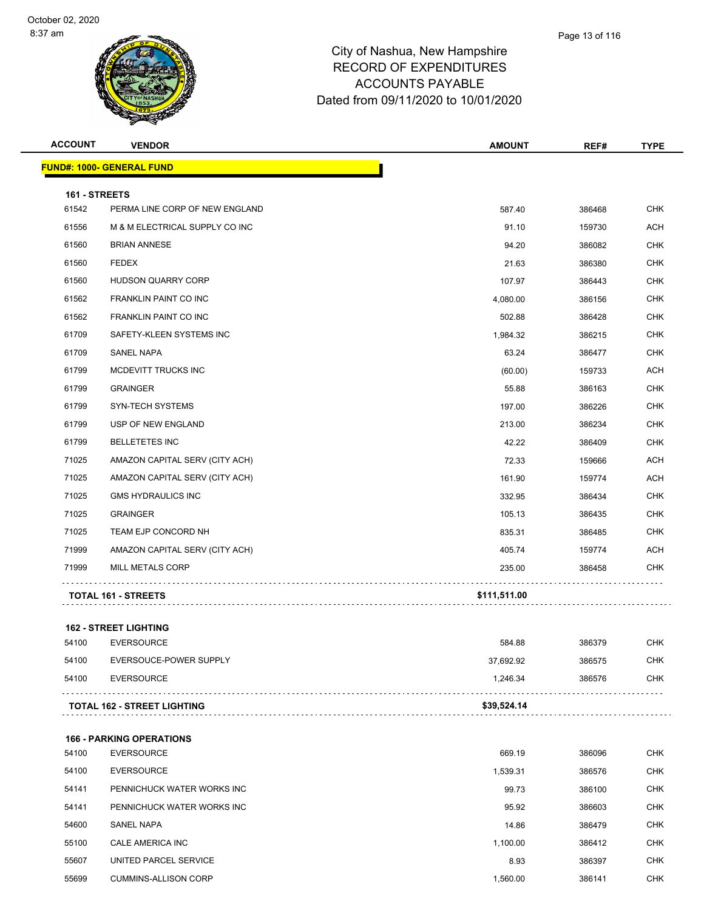# City of Nashua, New Hampshire
## RECORD OF EXPENDITURES
## ACCOUNTS PAYABLE
## Dated from 09/11/2020 to 10/01/2020

| ACCOUNT | VENDOR | AMOUNT | REF# | TYPE |
|---|---|---|---|---|
| **FUND#: 1000- GENERAL FUND** | | | | |
| **161 - STREETS** | | | | |
| 61542 | PERMA LINE CORP OF NEW ENGLAND | 587.40 | 386468 | CHK |
| 61556 | M & M ELECTRICAL SUPPLY CO INC | 91.10 | 159730 | ACH |
| 61560 | BRIAN ANNESE | 94.20 | 386082 | CHK |
| 61560 | FEDEX | 21.63 | 386380 | CHK |
| 61560 | HUDSON QUARRY CORP | 107.97 | 386443 | CHK |
| 61562 | FRANKLIN PAINT CO INC | 4,080.00 | 386156 | CHK |
| 61562 | FRANKLIN PAINT CO INC | 502.88 | 386428 | CHK |
| 61709 | SAFETY-KLEEN SYSTEMS INC | 1,984.32 | 386215 | CHK |
| 61709 | SANEL NAPA | 63.24 | 386477 | CHK |
| 61799 | MCDEVITT TRUCKS INC | (60.00) | 159733 | ACH |
| 61799 | GRAINGER | 55.88 | 386163 | CHK |
| 61799 | SYN-TECH SYSTEMS | 197.00 | 386226 | CHK |
| 61799 | USP OF NEW ENGLAND | 213.00 | 386234 | CHK |
| 61799 | BELLETETES INC | 42.22 | 386409 | CHK |
| 71025 | AMAZON CAPITAL SERV (CITY ACH) | 72.33 | 159666 | ACH |
| 71025 | AMAZON CAPITAL SERV (CITY ACH) | 161.90 | 159774 | ACH |
| 71025 | GMS HYDRAULICS INC | 332.95 | 386434 | CHK |
| 71025 | GRAINGER | 105.13 | 386435 | CHK |
| 71025 | TEAM EJP CONCORD NH | 835.31 | 386485 | CHK |
| 71999 | AMAZON CAPITAL SERV (CITY ACH) | 405.74 | 159774 | ACH |
| 71999 | MILL METALS CORP | 235.00 | 386458 | CHK |
| | **TOTAL 161 - STREETS** | **$111,511.00** | | |
| **162 - STREET LIGHTING** | | | | |
| 54100 | EVERSOURCE | 584.88 | 386379 | CHK |
| 54100 | EVERSOUCE-POWER SUPPLY | 37,692.92 | 386575 | CHK |
| 54100 | EVERSOURCE | 1,246.34 | 386576 | CHK |
| | **TOTAL 162 - STREET LIGHTING** | **$39,524.14** | | |
| **166 - PARKING OPERATIONS** | | | | |
| 54100 | EVERSOURCE | 669.19 | 386096 | CHK |
| 54100 | EVERSOURCE | 1,539.31 | 386576 | CHK |
| 54141 | PENNICHUCK WATER WORKS INC | 99.73 | 386100 | CHK |
| 54141 | PENNICHUCK WATER WORKS INC | 95.92 | 386603 | CHK |
| 54600 | SANEL NAPA | 14.86 | 386479 | CHK |
| 55100 | CALE AMERICA INC | 1,100.00 | 386412 | CHK |
| 55607 | UNITED PARCEL SERVICE | 8.93 | 386397 | CHK |
| 55699 | CUMMINS-ALLISON CORP | 1,560.00 | 386141 | CHK |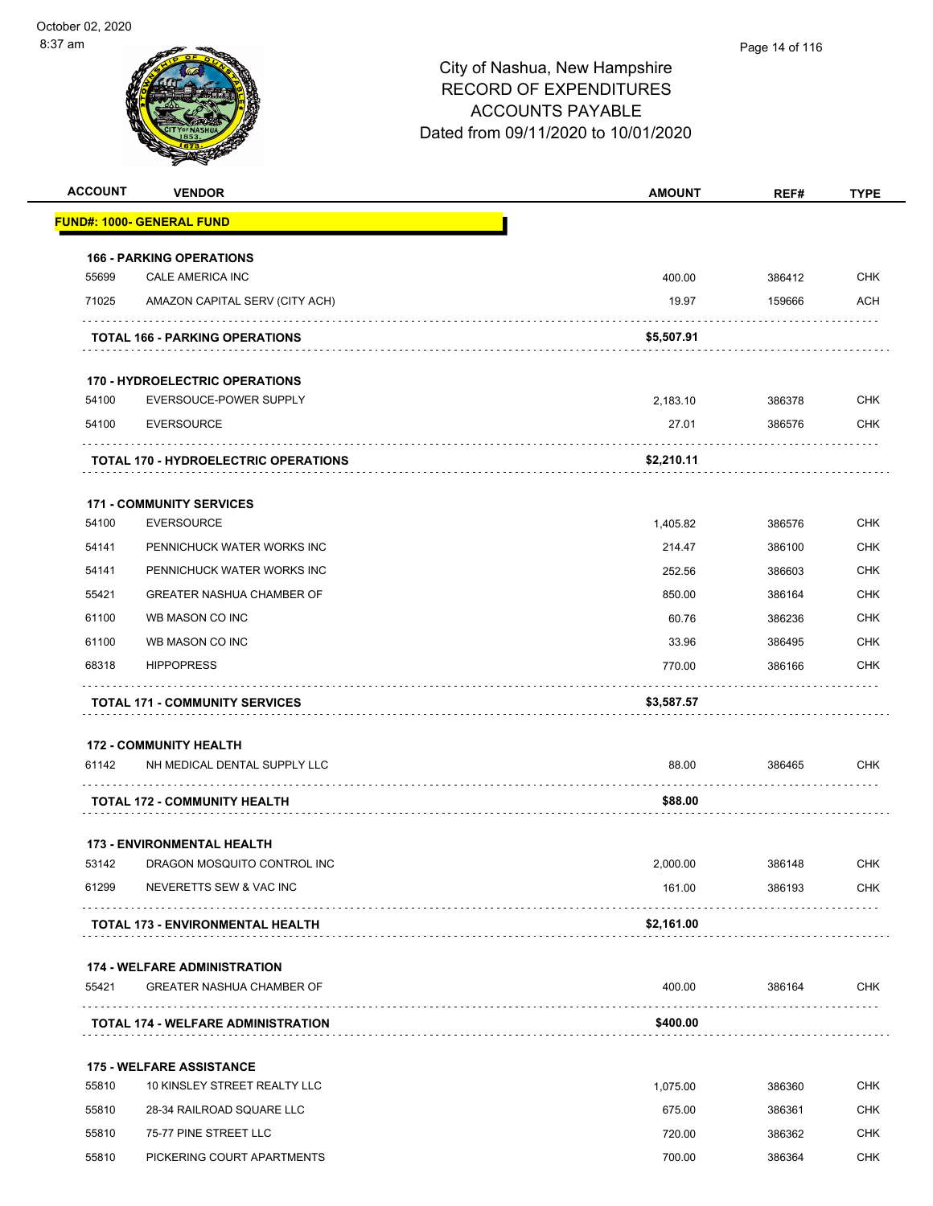City of Nashua, New Hampshire
RECORD OF EXPENDITURES
ACCOUNTS PAYABLE
Dated from 09/11/2020 to 10/01/2020

| ACCOUNT | VENDOR | AMOUNT | REF# | TYPE |
|---|---|---|---|---|
| **FUND#: 1000- GENERAL FUND** | | | | |
| **166 - PARKING OPERATIONS** | | | | |
| 55699 | CALE AMERICA INC | 400.00 | 386412 | CHK |
| 71025 | AMAZON CAPITAL SERV (CITY ACH) | 19.97 | 159666 | ACH |
| | **TOTAL 166 - PARKING OPERATIONS** | **$5,507.91** | | |
| **170 - HYDROELECTRIC OPERATIONS** | | | | |
| 54100 | EVERSOUCE-POWER SUPPLY | 2,183.10 | 386378 | CHK |
| 54100 | EVERSOURCE | 27.01 | 386576 | CHK |
| | **TOTAL 170 - HYDROELECTRIC OPERATIONS** | **$2,210.11** | | |
| **171 - COMMUNITY SERVICES** | | | | |
| 54100 | EVERSOURCE | 1,405.82 | 386576 | CHK |
| 54141 | PENNICHUCK WATER WORKS INC | 214.47 | 386100 | CHK |
| 54141 | PENNICHUCK WATER WORKS INC | 252.56 | 386603 | CHK |
| 55421 | GREATER NASHUA CHAMBER OF | 850.00 | 386164 | CHK |
| 61100 | WB MASON CO INC | 60.76 | 386236 | CHK |
| 61100 | WB MASON CO INC | 33.96 | 386495 | CHK |
| 68318 | HIPPOPRESS | 770.00 | 386166 | CHK |
| | **TOTAL 171 - COMMUNITY SERVICES** | **$3,587.57** | | |
| **172 - COMMUNITY HEALTH** | | | | |
| 61142 | NH MEDICAL DENTAL SUPPLY LLC | 88.00 | 386465 | CHK |
| | **TOTAL 172 - COMMUNITY HEALTH** | **$88.00** | | |
| **173 - ENVIRONMENTAL HEALTH** | | | | |
| 53142 | DRAGON MOSQUITO CONTROL INC | 2,000.00 | 386148 | CHK |
| 61299 | NEVERETTS SEW & VAC INC | 161.00 | 386193 | CHK |
| | **TOTAL 173 - ENVIRONMENTAL HEALTH** | **$2,161.00** | | |
| **174 - WELFARE ADMINISTRATION** | | | | |
| 55421 | GREATER NASHUA CHAMBER OF | 400.00 | 386164 | CHK |
| | **TOTAL 174 - WELFARE ADMINISTRATION** | **$400.00** | | |
| **175 - WELFARE ASSISTANCE** | | | | |
| 55810 | 10 KINSLEY STREET REALTY LLC | 1,075.00 | 386360 | CHK |
| 55810 | 28-34 RAILROAD SQUARE LLC | 675.00 | 386361 | CHK |
| 55810 | 75-77 PINE STREET LLC | 720.00 | 386362 | CHK |
| 55810 | PICKERING COURT APARTMENTS | 700.00 | 386364 | CHK |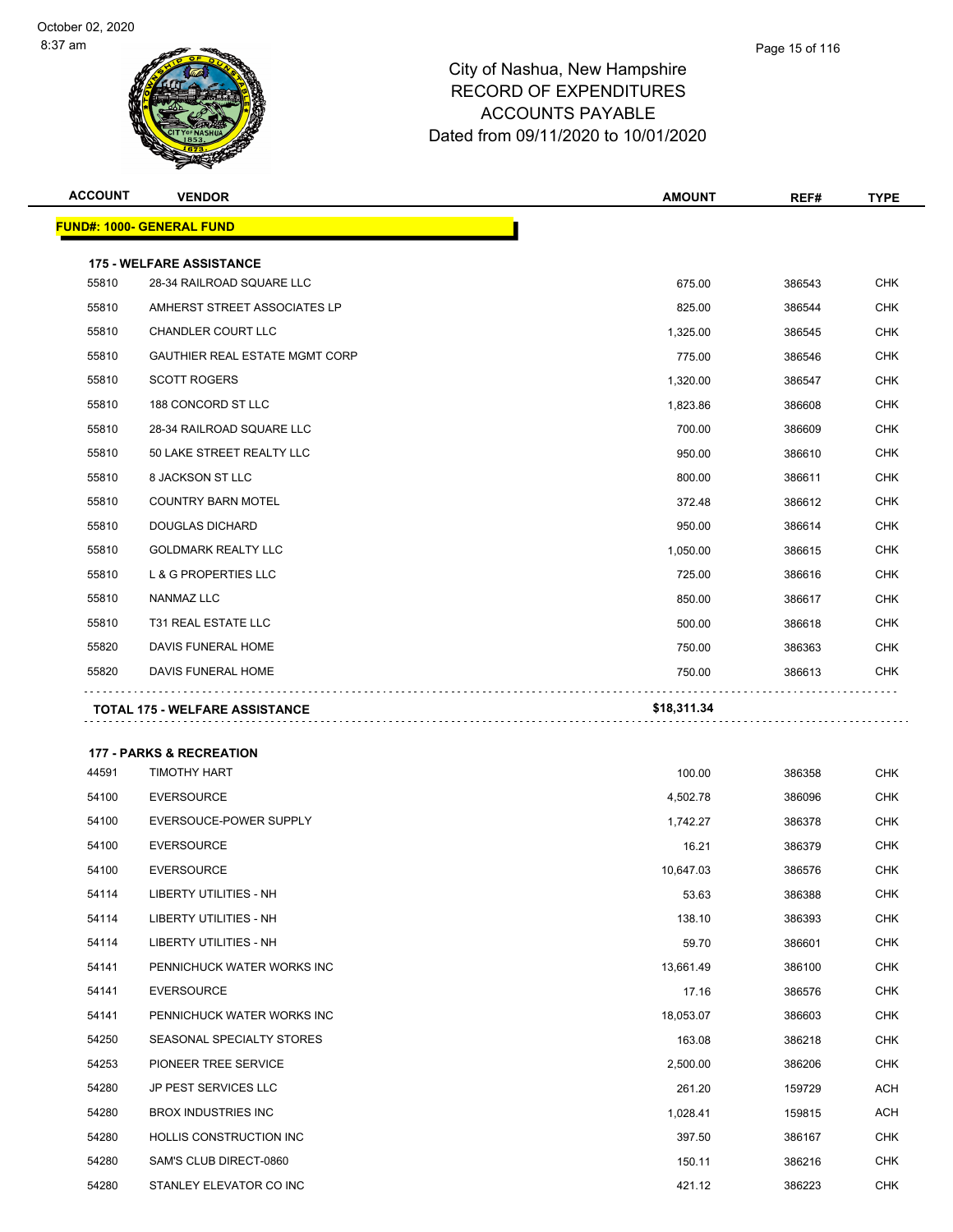City of Nashua, New Hampshire
RECORD OF EXPENDITURES
ACCOUNTS PAYABLE
Dated from 09/11/2020 to 10/01/2020

| ACCOUNT | VENDOR | AMOUNT | REF# | TYPE |
|---|---|---|---|---|
| **FUND#: 1000- GENERAL FUND** | | | | |
| **175 - WELFARE ASSISTANCE** | | | | |
| 55810 | 28-34 RAILROAD SQUARE LLC | 675.00 | 386543 | CHK |
| 55810 | AMHERST STREET ASSOCIATES LP | 825.00 | 386544 | CHK |
| 55810 | CHANDLER COURT LLC | 1,325.00 | 386545 | CHK |
| 55810 | GAUTHIER REAL ESTATE MGMT CORP | 775.00 | 386546 | CHK |
| 55810 | SCOTT ROGERS | 1,320.00 | 386547 | CHK |
| 55810 | 188 CONCORD ST LLC | 1,823.86 | 386608 | CHK |
| 55810 | 28-34 RAILROAD SQUARE LLC | 700.00 | 386609 | CHK |
| 55810 | 50 LAKE STREET REALTY LLC | 950.00 | 386610 | CHK |
| 55810 | 8 JACKSON ST LLC | 800.00 | 386611 | CHK |
| 55810 | COUNTRY BARN MOTEL | 372.48 | 386612 | CHK |
| 55810 | DOUGLAS DICHARD | 950.00 | 386614 | CHK |
| 55810 | GOLDMARK REALTY LLC | 1,050.00 | 386615 | CHK |
| 55810 | L & G PROPERTIES LLC | 725.00 | 386616 | CHK |
| 55810 | NANMAZ LLC | 850.00 | 386617 | CHK |
| 55810 | T31 REAL ESTATE LLC | 500.00 | 386618 | CHK |
| 55820 | DAVIS FUNERAL HOME | 750.00 | 386363 | CHK |
| 55820 | DAVIS FUNERAL HOME | 750.00 | 386613 | CHK |
| **TOTAL 175 - WELFARE ASSISTANCE** | | **$18,311.34** | | |
| **177 - PARKS & RECREATION** | | | | |
| 44591 | TIMOTHY HART | 100.00 | 386358 | CHK |
| 54100 | EVERSOURCE | 4,502.78 | 386096 | CHK |
| 54100 | EVERSOUCE-POWER SUPPLY | 1,742.27 | 386378 | CHK |
| 54100 | EVERSOURCE | 16.21 | 386379 | CHK |
| 54100 | EVERSOURCE | 10,647.03 | 386576 | CHK |
| 54114 | LIBERTY UTILITIES - NH | 53.63 | 386388 | CHK |
| 54114 | LIBERTY UTILITIES - NH | 138.10 | 386393 | CHK |
| 54114 | LIBERTY UTILITIES - NH | 59.70 | 386601 | CHK |
| 54141 | PENNICHUCK WATER WORKS INC | 13,661.49 | 386100 | CHK |
| 54141 | EVERSOURCE | 17.16 | 386576 | CHK |
| 54141 | PENNICHUCK WATER WORKS INC | 18,053.07 | 386603 | CHK |
| 54250 | SEASONAL SPECIALTY STORES | 163.08 | 386218 | CHK |
| 54253 | PIONEER TREE SERVICE | 2,500.00 | 386206 | CHK |
| 54280 | JP PEST SERVICES LLC | 261.20 | 159729 | ACH |
| 54280 | BROX INDUSTRIES INC | 1,028.41 | 159815 | ACH |
| 54280 | HOLLIS CONSTRUCTION INC | 397.50 | 386167 | CHK |
| 54280 | SAM'S CLUB DIRECT-0860 | 150.11 | 386216 | CHK |
| 54280 | STANLEY ELEVATOR CO INC | 421.12 | 386223 | CHK |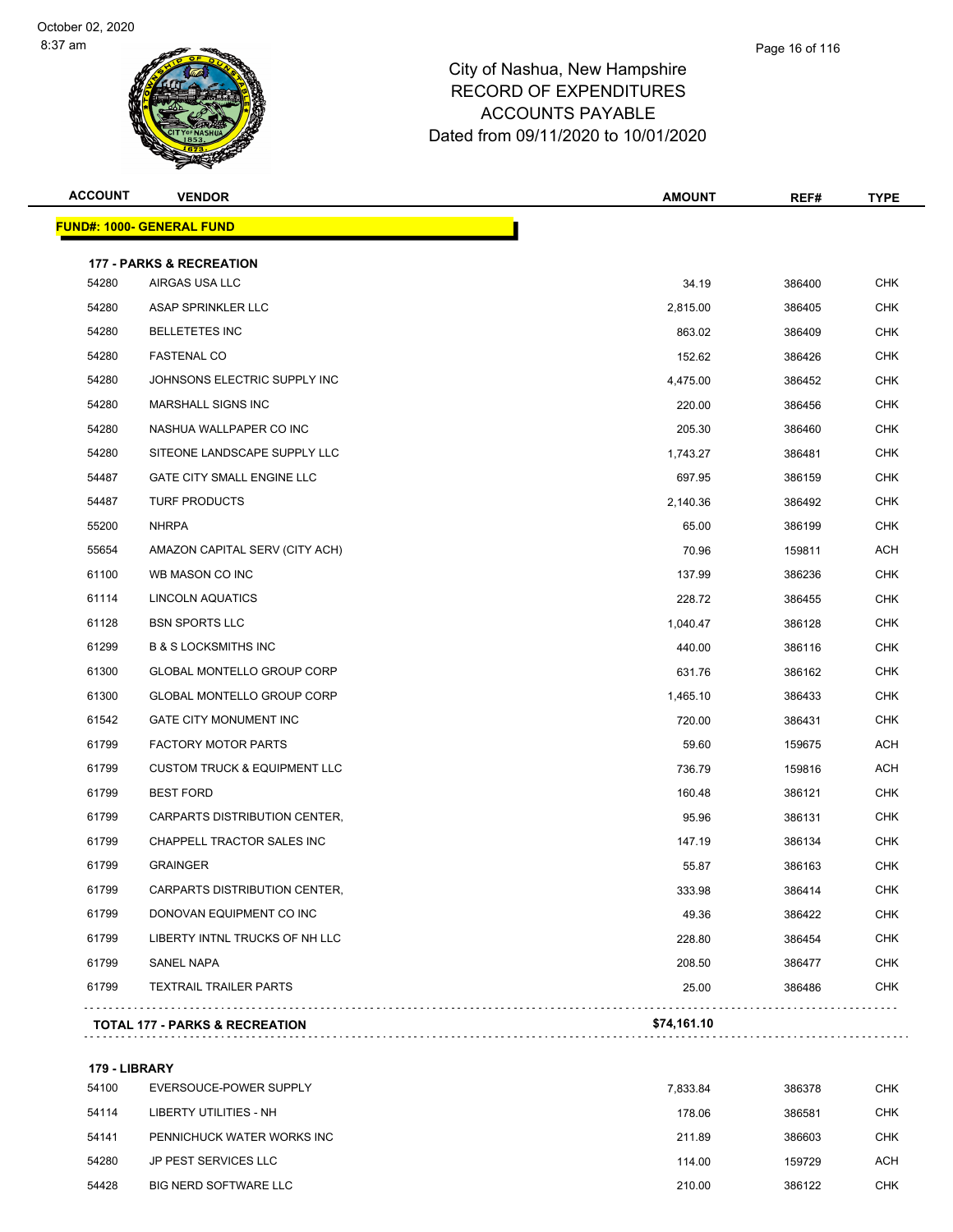# City of Nashua, New Hampshire
## RECORD OF EXPENDITURES
## ACCOUNTS PAYABLE
## Dated from 09/11/2020 to 10/01/2020

| ACCOUNT | VENDOR | AMOUNT | REF# | TYPE |
|---|---|---|---|---|
| **FUND#: 1000- GENERAL FUND** | | | | |
| **177 - PARKS & RECREATION** | | | | |
| 54280 | AIRGAS USA LLC | 34.19 | 386400 | CHK |
| 54280 | ASAP SPRINKLER LLC | 2,815.00 | 386405 | CHK |
| 54280 | BELLETETES INC | 863.02 | 386409 | CHK |
| 54280 | FASTENAL CO | 152.62 | 386426 | CHK |
| 54280 | JOHNSONS ELECTRIC SUPPLY INC | 4,475.00 | 386452 | CHK |
| 54280 | MARSHALL SIGNS INC | 220.00 | 386456 | CHK |
| 54280 | NASHUA WALLPAPER CO INC | 205.30 | 386460 | CHK |
| 54280 | SITEONE LANDSCAPE SUPPLY LLC | 1,743.27 | 386481 | CHK |
| 54487 | GATE CITY SMALL ENGINE LLC | 697.95 | 386159 | CHK |
| 54487 | TURF PRODUCTS | 2,140.36 | 386492 | CHK |
| 55200 | NHRPA | 65.00 | 386199 | CHK |
| 55654 | AMAZON CAPITAL SERV (CITY ACH) | 70.96 | 159811 | ACH |
| 61100 | WB MASON CO INC | 137.99 | 386236 | CHK |
| 61114 | LINCOLN AQUATICS | 228.72 | 386455 | CHK |
| 61128 | BSN SPORTS LLC | 1,040.47 | 386128 | CHK |
| 61299 | B & S LOCKSMITHS INC | 440.00 | 386116 | CHK |
| 61300 | GLOBAL MONTELLO GROUP CORP | 631.76 | 386162 | CHK |
| 61300 | GLOBAL MONTELLO GROUP CORP | 1,465.10 | 386433 | CHK |
| 61542 | GATE CITY MONUMENT INC | 720.00 | 386431 | CHK |
| 61799 | FACTORY MOTOR PARTS | 59.60 | 159675 | ACH |
| 61799 | CUSTOM TRUCK & EQUIPMENT LLC | 736.79 | 159816 | ACH |
| 61799 | BEST FORD | 160.48 | 386121 | CHK |
| 61799 | CARPARTS DISTRIBUTION CENTER, | 95.96 | 386131 | CHK |
| 61799 | CHAPPELL TRACTOR SALES INC | 147.19 | 386134 | CHK |
| 61799 | GRAINGER | 55.87 | 386163 | CHK |
| 61799 | CARPARTS DISTRIBUTION CENTER, | 333.98 | 386414 | CHK |
| 61799 | DONOVAN EQUIPMENT CO INC | 49.36 | 386422 | CHK |
| 61799 | LIBERTY INTNL TRUCKS OF NH LLC | 228.80 | 386454 | CHK |
| 61799 | SANEL NAPA | 208.50 | 386477 | CHK |
| 61799 | TEXTRAIL TRAILER PARTS | 25.00 | 386486 | CHK |
| **TOTAL 177 - PARKS & RECREATION** | | **$74,161.10** | | |
| **179 - LIBRARY** | | | | |
| 54100 | EVERSOUCE-POWER SUPPLY | 7,833.84 | 386378 | CHK |
| 54114 | LIBERTY UTILITIES - NH | 178.06 | 386581 | CHK |
| 54141 | PENNICHUCK WATER WORKS INC | 211.89 | 386603 | CHK |
| 54280 | JP PEST SERVICES LLC | 114.00 | 159729 | ACH |
| 54428 | BIG NERD SOFTWARE LLC | 210.00 | 386122 | CHK |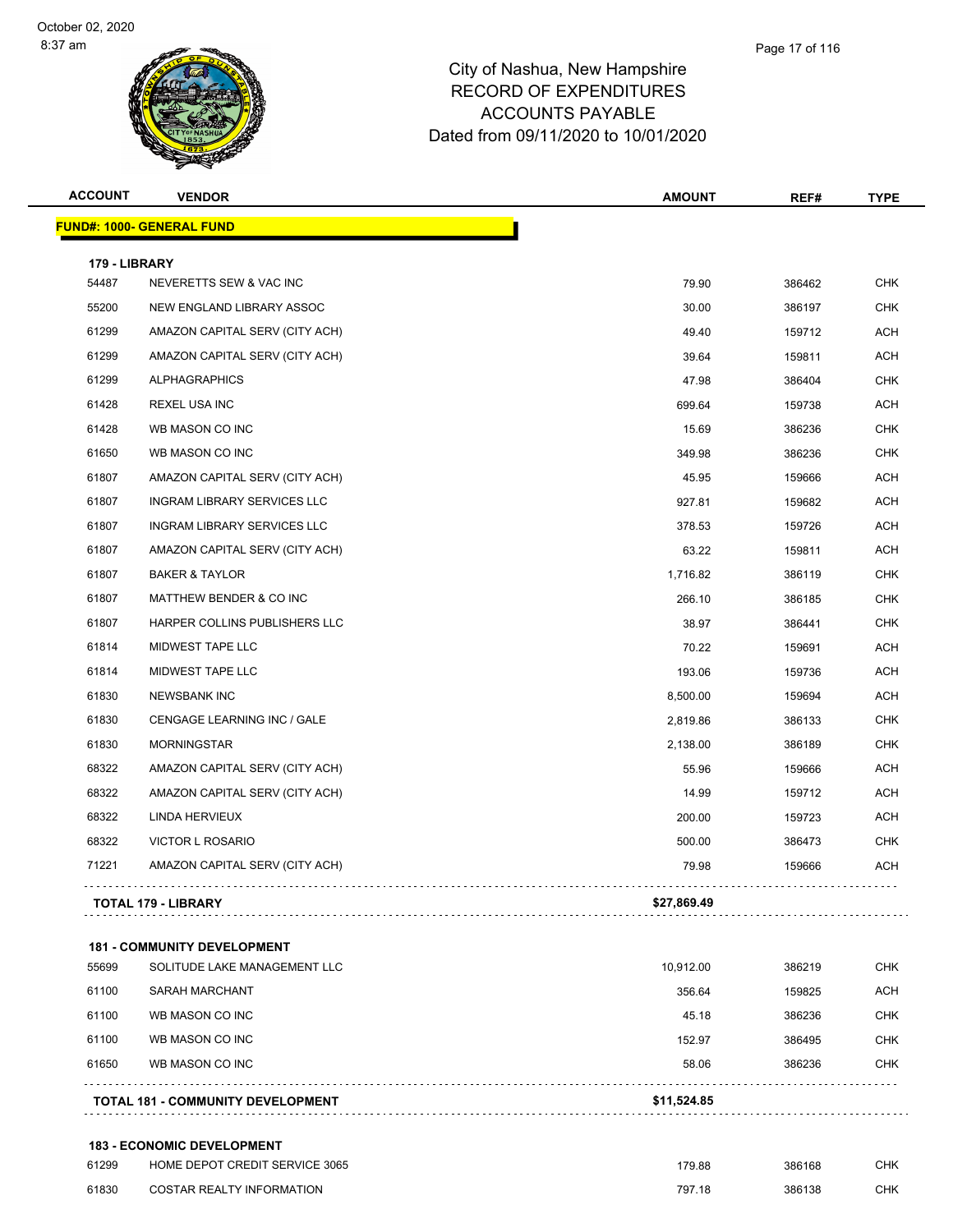# City of Nashua, New Hampshire
## RECORD OF EXPENDITURES
## ACCOUNTS PAYABLE
## Dated from 09/11/2020 to 10/01/2020

| ACCOUNT | VENDOR | AMOUNT | REF# | TYPE |
|---|---|---|---|---|
| **FUND#: 1000- GENERAL FUND** | | | | |
| **179 - LIBRARY** | | | | |
| 54487 | NEVERETTS SEW & VAC INC | 79.90 | 386462 | CHK |
| 55200 | NEW ENGLAND LIBRARY ASSOC | 30.00 | 386197 | CHK |
| 61299 | AMAZON CAPITAL SERV (CITY ACH) | 49.40 | 159712 | ACH |
| 61299 | AMAZON CAPITAL SERV (CITY ACH) | 39.64 | 159811 | ACH |
| 61299 | ALPHAGRAPHICS | 47.98 | 386404 | CHK |
| 61428 | REXEL USA INC | 699.64 | 159738 | ACH |
| 61428 | WB MASON CO INC | 15.69 | 386236 | CHK |
| 61650 | WB MASON CO INC | 349.98 | 386236 | CHK |
| 61807 | AMAZON CAPITAL SERV (CITY ACH) | 45.95 | 159666 | ACH |
| 61807 | INGRAM LIBRARY SERVICES LLC | 927.81 | 159682 | ACH |
| 61807 | INGRAM LIBRARY SERVICES LLC | 378.53 | 159726 | ACH |
| 61807 | AMAZON CAPITAL SERV (CITY ACH) | 63.22 | 159811 | ACH |
| 61807 | BAKER & TAYLOR | 1,716.82 | 386119 | CHK |
| 61807 | MATTHEW BENDER & CO INC | 266.10 | 386185 | CHK |
| 61807 | HARPER COLLINS PUBLISHERS LLC | 38.97 | 386441 | CHK |
| 61814 | MIDWEST TAPE LLC | 70.22 | 159691 | ACH |
| 61814 | MIDWEST TAPE LLC | 193.06 | 159736 | ACH |
| 61830 | NEWSBANK INC | 8,500.00 | 159694 | ACH |
| 61830 | CENGAGE LEARNING INC / GALE | 2,819.86 | 386133 | CHK |
| 61830 | MORNINGSTAR | 2,138.00 | 386189 | CHK |
| 68322 | AMAZON CAPITAL SERV (CITY ACH) | 55.96 | 159666 | ACH |
| 68322 | AMAZON CAPITAL SERV (CITY ACH) | 14.99 | 159712 | ACH |
| 68322 | LINDA HERVIEUX | 200.00 | 159723 | ACH |
| 68322 | VICTOR L ROSARIO | 500.00 | 386473 | CHK |
| 71221 | AMAZON CAPITAL SERV (CITY ACH) | 79.98 | 159666 | ACH |
| **TOTAL 179 - LIBRARY** | | **$27,869.49** | | |
| **181 - COMMUNITY DEVELOPMENT** | | | | |
| 55699 | SOLITUDE LAKE MANAGEMENT LLC | 10,912.00 | 386219 | CHK |
| 61100 | SARAH MARCHANT | 356.64 | 159825 | ACH |
| 61100 | WB MASON CO INC | 45.18 | 386236 | CHK |
| 61100 | WB MASON CO INC | 152.97 | 386495 | CHK |
| 61650 | WB MASON CO INC | 58.06 | 386236 | CHK |
| **TOTAL 181 - COMMUNITY DEVELOPMENT** | | **$11,524.85** | | |
| **183 - ECONOMIC DEVELOPMENT** | | | | |
| 61299 | HOME DEPOT CREDIT SERVICE 3065 | 179.88 | 386168 | CHK |
| 61830 | COSTAR REALTY INFORMATION | 797.18 | 386138 | CHK |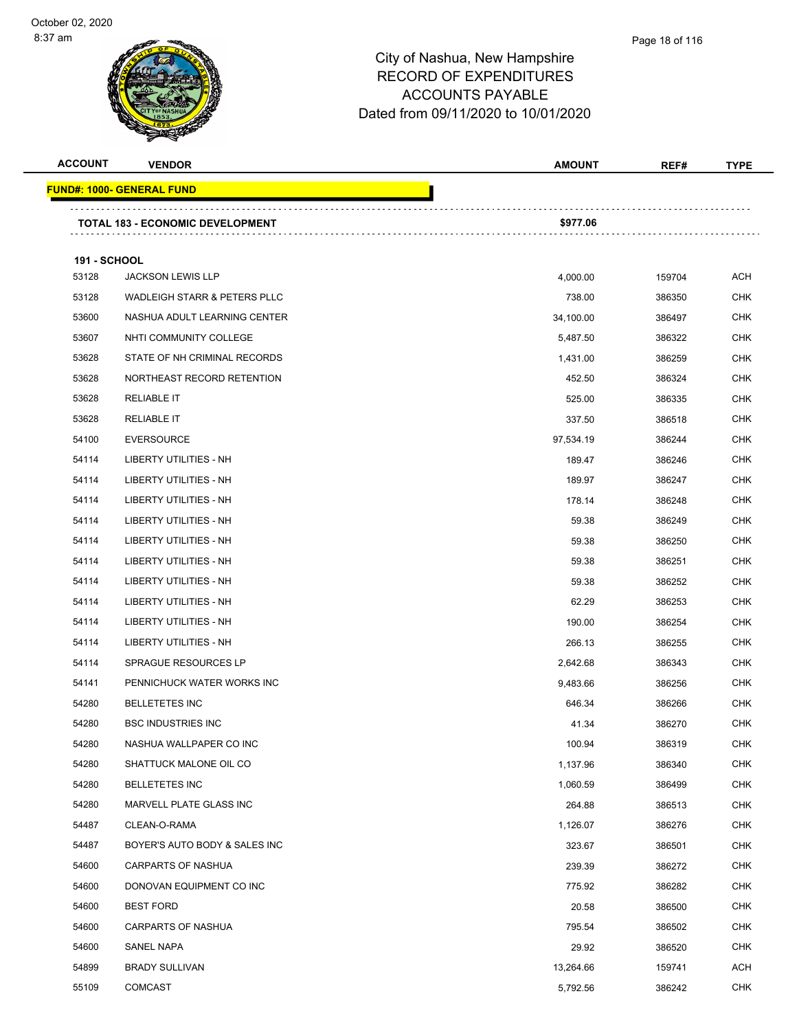City of Nashua, New Hampshire
RECORD OF EXPENDITURES
ACCOUNTS PAYABLE
Dated from 09/11/2020 to 10/01/2020

| ACCOUNT | VENDOR | AMOUNT | REF# | TYPE |
|---|---|---|---|---|
| **FUND#: 1000- GENERAL FUND** | | | | |
| | **TOTAL 183 - ECONOMIC DEVELOPMENT** | **$977.06** | | |
| **191 - SCHOOL** | | | | |
| 53128 | JACKSON LEWIS LLP | 4,000.00 | 159704 | ACH |
| 53128 | WADLEIGH STARR & PETERS PLLC | 738.00 | 386350 | CHK |
| 53600 | NASHUA ADULT LEARNING CENTER | 34,100.00 | 386497 | CHK |
| 53607 | NHTI COMMUNITY COLLEGE | 5,487.50 | 386322 | CHK |
| 53628 | STATE OF NH CRIMINAL RECORDS | 1,431.00 | 386259 | CHK |
| 53628 | NORTHEAST RECORD RETENTION | 452.50 | 386324 | CHK |
| 53628 | RELIABLE IT | 525.00 | 386335 | CHK |
| 53628 | RELIABLE IT | 337.50 | 386518 | CHK |
| 54100 | EVERSOURCE | 97,534.19 | 386244 | CHK |
| 54114 | LIBERTY UTILITIES - NH | 189.47 | 386246 | CHK |
| 54114 | LIBERTY UTILITIES - NH | 189.97 | 386247 | CHK |
| 54114 | LIBERTY UTILITIES - NH | 178.14 | 386248 | CHK |
| 54114 | LIBERTY UTILITIES - NH | 59.38 | 386249 | CHK |
| 54114 | LIBERTY UTILITIES - NH | 59.38 | 386250 | CHK |
| 54114 | LIBERTY UTILITIES - NH | 59.38 | 386251 | CHK |
| 54114 | LIBERTY UTILITIES - NH | 59.38 | 386252 | CHK |
| 54114 | LIBERTY UTILITIES - NH | 62.29 | 386253 | CHK |
| 54114 | LIBERTY UTILITIES - NH | 190.00 | 386254 | CHK |
| 54114 | LIBERTY UTILITIES - NH | 266.13 | 386255 | CHK |
| 54114 | SPRAGUE RESOURCES LP | 2,642.68 | 386343 | CHK |
| 54141 | PENNICHUCK WATER WORKS INC | 9,483.66 | 386256 | CHK |
| 54280 | BELLETETES INC | 646.34 | 386266 | CHK |
| 54280 | BSC INDUSTRIES INC | 41.34 | 386270 | CHK |
| 54280 | NASHUA WALLPAPER CO INC | 100.94 | 386319 | CHK |
| 54280 | SHATTUCK MALONE OIL CO | 1,137.96 | 386340 | CHK |
| 54280 | BELLETETES INC | 1,060.59 | 386499 | CHK |
| 54280 | MARVELL PLATE GLASS INC | 264.88 | 386513 | CHK |
| 54487 | CLEAN-O-RAMA | 1,126.07 | 386276 | CHK |
| 54487 | BOYER'S AUTO BODY & SALES INC | 323.67 | 386501 | CHK |
| 54600 | CARPARTS OF NASHUA | 239.39 | 386272 | CHK |
| 54600 | DONOVAN EQUIPMENT CO INC | 775.92 | 386282 | CHK |
| 54600 | BEST FORD | 20.58 | 386500 | CHK |
| 54600 | CARPARTS OF NASHUA | 795.54 | 386502 | CHK |
| 54600 | SANEL NAPA | 29.92 | 386520 | CHK |
| 54899 | BRADY SULLIVAN | 13,264.66 | 159741 | ACH |
| 55109 | COMCAST | 5,792.56 | 386242 | CHK |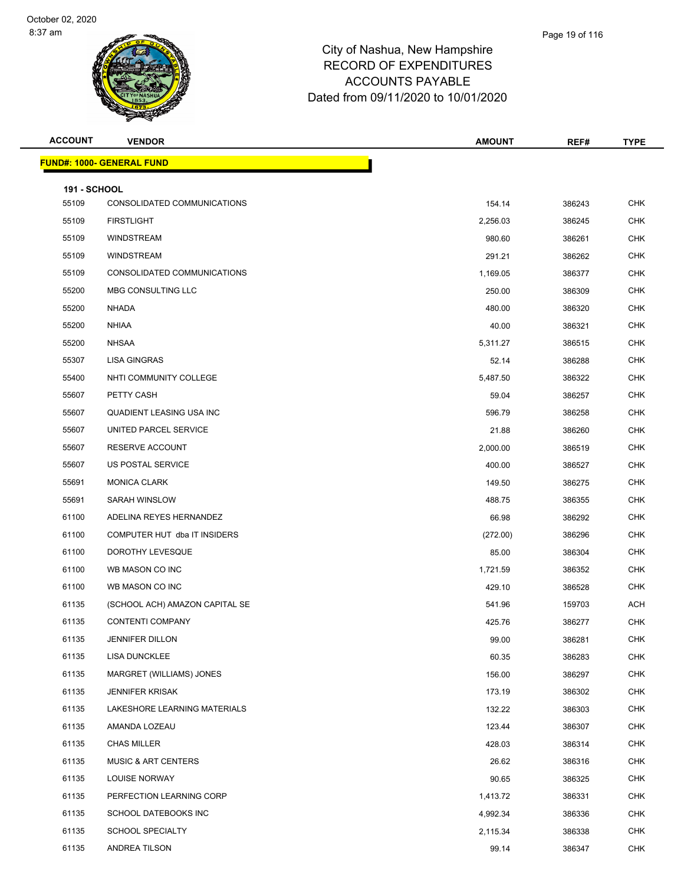City of Nashua, New Hampshire
RECORD OF EXPENDITURES
ACCOUNTS PAYABLE
Dated from 09/11/2020 to 10/01/2020

| ACCOUNT | VENDOR | AMOUNT | REF# | TYPE |
|---|---|---|---|---|
| **FUND#: 1000- GENERAL FUND** | | | | |
| **191 - SCHOOL** | | | | |
| 55109 | CONSOLIDATED COMMUNICATIONS | 154.14 | 386243 | CHK |
| 55109 | FIRSTLIGHT | 2,256.03 | 386245 | CHK |
| 55109 | WINDSTREAM | 980.60 | 386261 | CHK |
| 55109 | WINDSTREAM | 291.21 | 386262 | CHK |
| 55109 | CONSOLIDATED COMMUNICATIONS | 1,169.05 | 386377 | CHK |
| 55200 | MBG CONSULTING LLC | 250.00 | 386309 | CHK |
| 55200 | NHADA | 480.00 | 386320 | CHK |
| 55200 | NHIAA | 40.00 | 386321 | CHK |
| 55200 | NHSAA | 5,311.27 | 386515 | CHK |
| 55307 | LISA GINGRAS | 52.14 | 386288 | CHK |
| 55400 | NHTI COMMUNITY COLLEGE | 5,487.50 | 386322 | CHK |
| 55607 | PETTY CASH | 59.04 | 386257 | CHK |
| 55607 | QUADIENT LEASING USA INC | 596.79 | 386258 | CHK |
| 55607 | UNITED PARCEL SERVICE | 21.88 | 386260 | CHK |
| 55607 | RESERVE ACCOUNT | 2,000.00 | 386519 | CHK |
| 55607 | US POSTAL SERVICE | 400.00 | 386527 | CHK |
| 55691 | MONICA CLARK | 149.50 | 386275 | CHK |
| 55691 | SARAH WINSLOW | 488.75 | 386355 | CHK |
| 61100 | ADELINA REYES HERNANDEZ | 66.98 | 386292 | CHK |
| 61100 | COMPUTER HUT dba IT INSIDERS | (272.00) | 386296 | CHK |
| 61100 | DOROTHY LEVESQUE | 85.00 | 386304 | CHK |
| 61100 | WB MASON CO INC | 1,721.59 | 386352 | CHK |
| 61100 | WB MASON CO INC | 429.10 | 386528 | CHK |
| 61135 | (SCHOOL ACH) AMAZON CAPITAL SE | 541.96 | 159703 | ACH |
| 61135 | CONTENTI COMPANY | 425.76 | 386277 | CHK |
| 61135 | JENNIFER DILLON | 99.00 | 386281 | CHK |
| 61135 | LISA DUNCKLEE | 60.35 | 386283 | CHK |
| 61135 | MARGRET (WILLIAMS) JONES | 156.00 | 386297 | CHK |
| 61135 | JENNIFER KRISAK | 173.19 | 386302 | CHK |
| 61135 | LAKESHORE LEARNING MATERIALS | 132.22 | 386303 | CHK |
| 61135 | AMANDA LOZEAU | 123.44 | 386307 | CHK |
| 61135 | CHAS MILLER | 428.03 | 386314 | CHK |
| 61135 | MUSIC & ART CENTERS | 26.62 | 386316 | CHK |
| 61135 | LOUISE NORWAY | 90.65 | 386325 | CHK |
| 61135 | PERFECTION LEARNING CORP | 1,413.72 | 386331 | CHK |
| 61135 | SCHOOL DATEBOOKS INC | 4,992.34 | 386336 | CHK |
| 61135 | SCHOOL SPECIALTY | 2,115.34 | 386338 | CHK |
| 61135 | ANDREA TILSON | 99.14 | 386347 | CHK |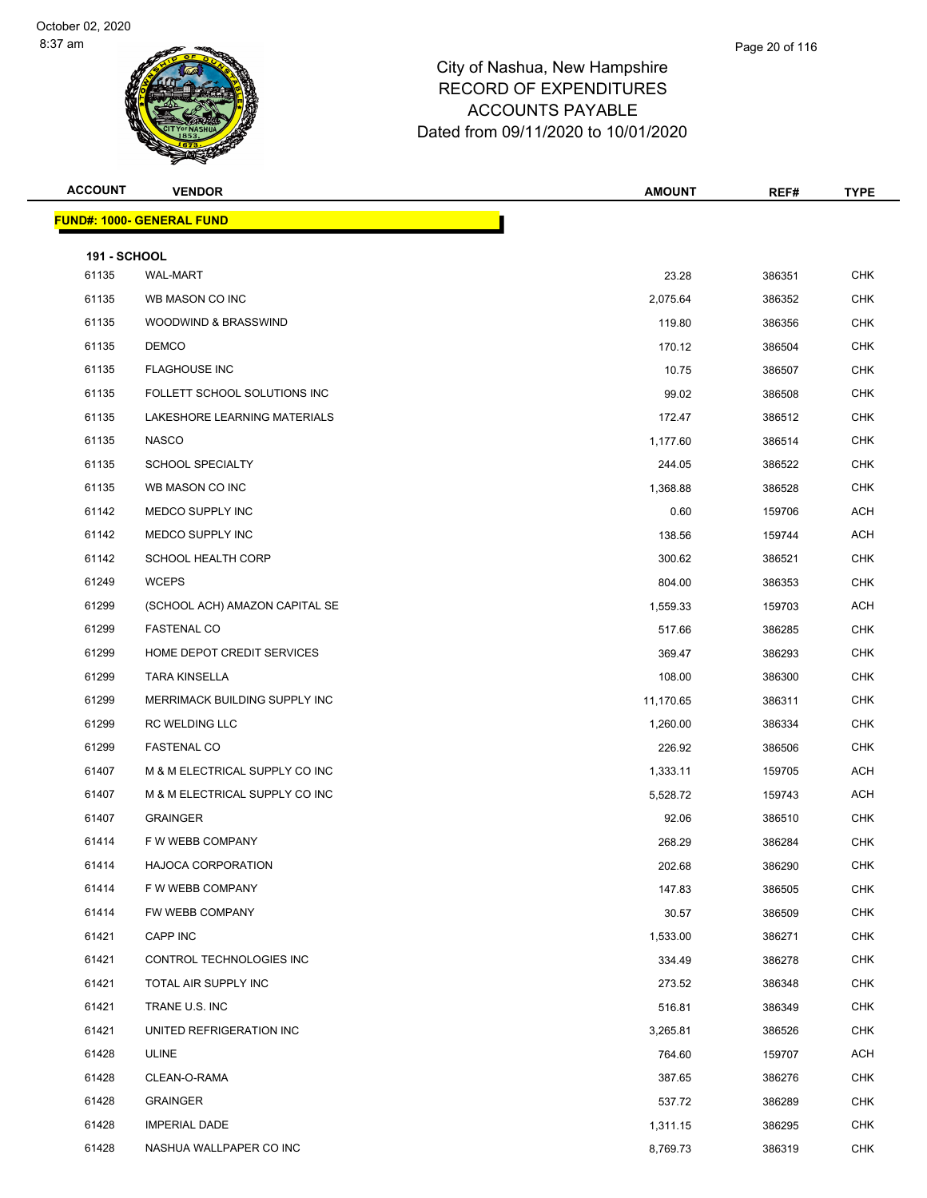# City of Nashua, New Hampshire
## RECORD OF EXPENDITURES
## ACCOUNTS PAYABLE
## Dated from 09/11/2020 to 10/01/2020

**FUND#: 1000- GENERAL FUND**

**191 - SCHOOL**

| ACCOUNT | VENDOR | AMOUNT | REF# | TYPE |
|---|---|---|---|---|
| 61135 | WAL-MART | 23.28 | 386351 | CHK |
| 61135 | WB MASON CO INC | 2,075.64 | 386352 | CHK |
| 61135 | WOODWIND & BRASSWIND | 119.80 | 386356 | CHK |
| 61135 | DEMCO | 170.12 | 386504 | CHK |
| 61135 | FLAGHOUSE INC | 10.75 | 386507 | CHK |
| 61135 | FOLLETT SCHOOL SOLUTIONS INC | 99.02 | 386508 | CHK |
| 61135 | LAKESHORE LEARNING MATERIALS | 172.47 | 386512 | CHK |
| 61135 | NASCO | 1,177.60 | 386514 | CHK |
| 61135 | SCHOOL SPECIALTY | 244.05 | 386522 | CHK |
| 61135 | WB MASON CO INC | 1,368.88 | 386528 | CHK |
| 61142 | MEDCO SUPPLY INC | 0.60 | 159706 | ACH |
| 61142 | MEDCO SUPPLY INC | 138.56 | 159744 | ACH |
| 61142 | SCHOOL HEALTH CORP | 300.62 | 386521 | CHK |
| 61249 | WCEPS | 804.00 | 386353 | CHK |
| 61299 | (SCHOOL ACH) AMAZON CAPITAL SE | 1,559.33 | 159703 | ACH |
| 61299 | FASTENAL CO | 517.66 | 386285 | CHK |
| 61299 | HOME DEPOT CREDIT SERVICES | 369.47 | 386293 | CHK |
| 61299 | TARA KINSELLA | 108.00 | 386300 | CHK |
| 61299 | MERRIMACK BUILDING SUPPLY INC | 11,170.65 | 386311 | CHK |
| 61299 | RC WELDING LLC | 1,260.00 | 386334 | CHK |
| 61299 | FASTENAL CO | 226.92 | 386506 | CHK |
| 61407 | M & M ELECTRICAL SUPPLY CO INC | 1,333.11 | 159705 | ACH |
| 61407 | M & M ELECTRICAL SUPPLY CO INC | 5,528.72 | 159743 | ACH |
| 61407 | GRAINGER | 92.06 | 386510 | CHK |
| 61414 | F W WEBB COMPANY | 268.29 | 386284 | CHK |
| 61414 | HAJOCA CORPORATION | 202.68 | 386290 | CHK |
| 61414 | F W WEBB COMPANY | 147.83 | 386505 | CHK |
| 61414 | FW WEBB COMPANY | 30.57 | 386509 | CHK |
| 61421 | CAPP INC | 1,533.00 | 386271 | CHK |
| 61421 | CONTROL TECHNOLOGIES INC | 334.49 | 386278 | CHK |
| 61421 | TOTAL AIR SUPPLY INC | 273.52 | 386348 | CHK |
| 61421 | TRANE U.S. INC | 516.81 | 386349 | CHK |
| 61421 | UNITED REFRIGERATION INC | 3,265.81 | 386526 | CHK |
| 61428 | ULINE | 764.60 | 159707 | ACH |
| 61428 | CLEAN-O-RAMA | 387.65 | 386276 | CHK |
| 61428 | GRAINGER | 537.72 | 386289 | CHK |
| 61428 | IMPERIAL DADE | 1,311.15 | 386295 | CHK |
| 61428 | NASHUA WALLPAPER CO INC | 8,769.73 | 386319 | CHK |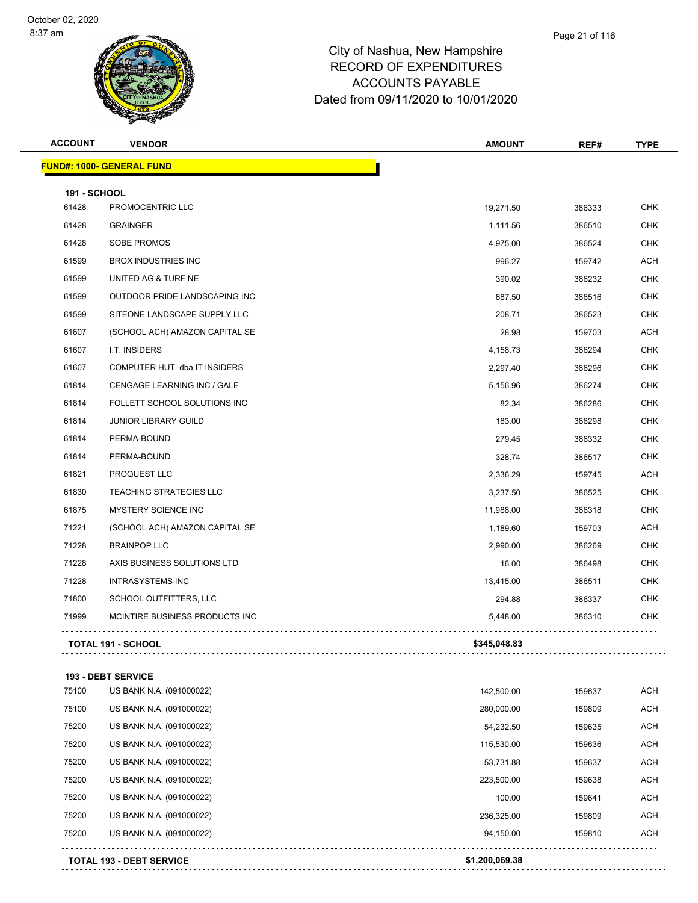# City of Nashua, New Hampshire
## RECORD OF EXPENDITURES
## ACCOUNTS PAYABLE
## Dated from 09/11/2020 to 10/01/2020

| ACCOUNT | VENDOR | AMOUNT | REF# | TYPE |
|---|---|---|---|---|
| **FUND#: 1000- GENERAL FUND** | | | | |
| **191 - SCHOOL** | | | | |
| 61428 | PROMOCENTRIC LLC | 19,271.50 | 386333 | CHK |
| 61428 | GRAINGER | 1,111.56 | 386510 | CHK |
| 61428 | SOBE PROMOS | 4,975.00 | 386524 | CHK |
| 61599 | BROX INDUSTRIES INC | 996.27 | 159742 | ACH |
| 61599 | UNITED AG & TURF NE | 390.02 | 386232 | CHK |
| 61599 | OUTDOOR PRIDE LANDSCAPING INC | 687.50 | 386516 | CHK |
| 61599 | SITEONE LANDSCAPE SUPPLY LLC | 208.71 | 386523 | CHK |
| 61607 | (SCHOOL ACH) AMAZON CAPITAL SE | 28.98 | 159703 | ACH |
| 61607 | I.T. INSIDERS | 4,158.73 | 386294 | CHK |
| 61607 | COMPUTER HUT dba IT INSIDERS | 2,297.40 | 386296 | CHK |
| 61814 | CENGAGE LEARNING INC / GALE | 5,156.96 | 386274 | CHK |
| 61814 | FOLLETT SCHOOL SOLUTIONS INC | 82.34 | 386286 | CHK |
| 61814 | JUNIOR LIBRARY GUILD | 183.00 | 386298 | CHK |
| 61814 | PERMA-BOUND | 279.45 | 386332 | CHK |
| 61814 | PERMA-BOUND | 328.74 | 386517 | CHK |
| 61821 | PROQUEST LLC | 2,336.29 | 159745 | ACH |
| 61830 | TEACHING STRATEGIES LLC | 3,237.50 | 386525 | CHK |
| 61875 | MYSTERY SCIENCE INC | 11,988.00 | 386318 | CHK |
| 71221 | (SCHOOL ACH) AMAZON CAPITAL SE | 1,189.60 | 159703 | ACH |
| 71228 | BRAINPOP LLC | 2,990.00 | 386269 | CHK |
| 71228 | AXIS BUSINESS SOLUTIONS LTD | 16.00 | 386498 | CHK |
| 71228 | INTRASYSTEMS INC | 13,415.00 | 386511 | CHK |
| 71800 | SCHOOL OUTFITTERS, LLC | 294.88 | 386337 | CHK |
| 71999 | MCINTIRE BUSINESS PRODUCTS INC | 5,448.00 | 386310 | CHK |
| **TOTAL 191 - SCHOOL** | | **$345,048.83** | | |
| **193 - DEBT SERVICE** | | | | |
| 75100 | US BANK N.A. (091000022) | 142,500.00 | 159637 | ACH |
| 75100 | US BANK N.A. (091000022) | 280,000.00 | 159809 | ACH |
| 75200 | US BANK N.A. (091000022) | 54,232.50 | 159635 | ACH |
| 75200 | US BANK N.A. (091000022) | 115,530.00 | 159636 | ACH |
| 75200 | US BANK N.A. (091000022) | 53,731.88 | 159637 | ACH |
| 75200 | US BANK N.A. (091000022) | 223,500.00 | 159638 | ACH |
| 75200 | US BANK N.A. (091000022) | 100.00 | 159641 | ACH |
| 75200 | US BANK N.A. (091000022) | 236,325.00 | 159809 | ACH |
| 75200 | US BANK N.A. (091000022) | 94,150.00 | 159810 | ACH |
| **TOTAL 193 - DEBT SERVICE** | | **$1,200,069.38** | | |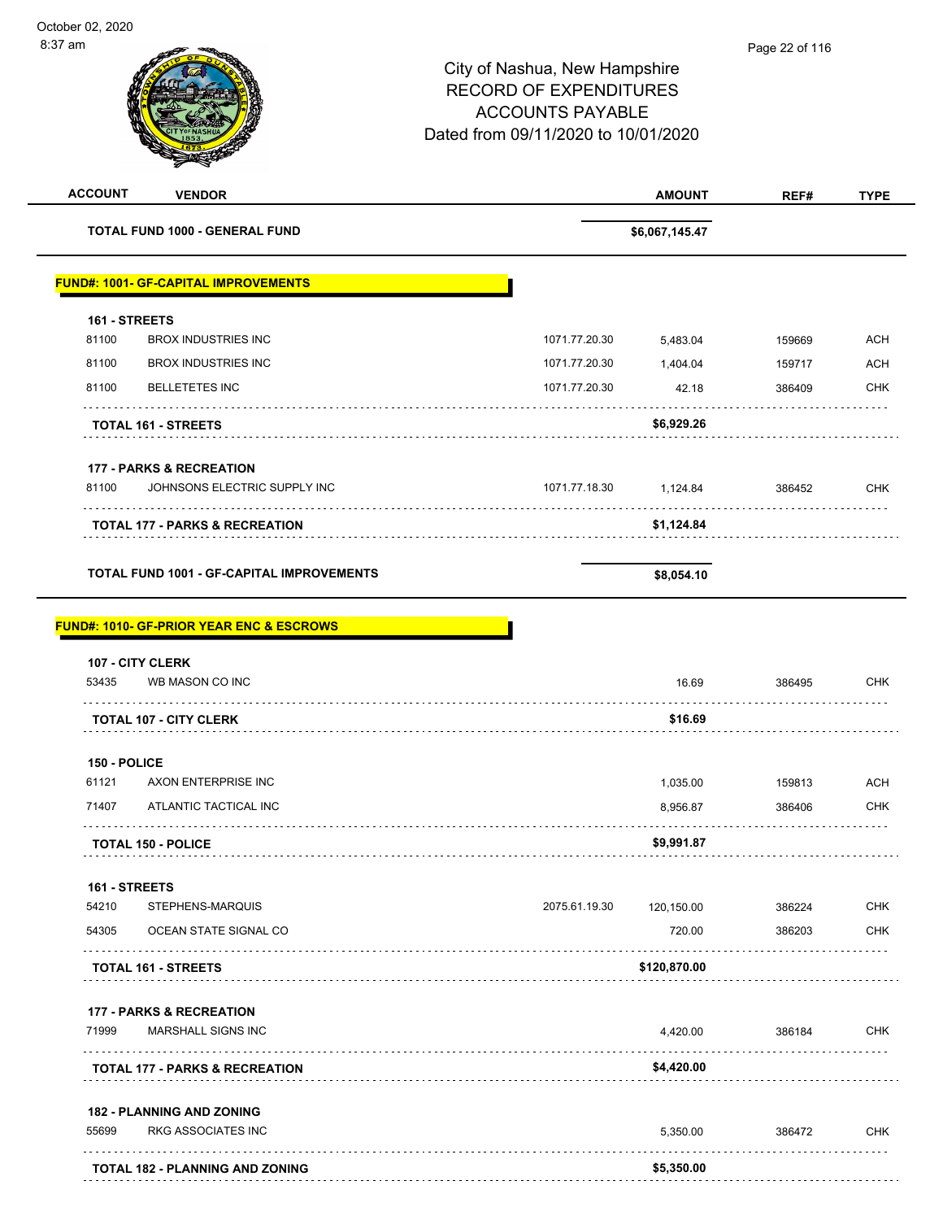City of Nashua, New Hampshire
RECORD OF EXPENDITURES
ACCOUNTS PAYABLE
Dated from 09/11/2020 to 10/01/2020

| ACCOUNT | VENDOR | | AMOUNT | REF# | TYPE |
|---|---|---|---|---|---|
| **TOTAL FUND 1000 - GENERAL FUND** | | | **$6,067,145.47** | | |

## FUND#: 1001- GF-CAPITAL IMPROVEMENTS

| ACCOUNT | VENDOR | | AMOUNT | REF# | TYPE |
|---|---|---|---|---|---|
| **161 - STREETS** | | | | | |
| 81100 | BROX INDUSTRIES INC | 1071.77.20.30 | 5,483.04 | 159669 | ACH |
| 81100 | BROX INDUSTRIES INC | 1071.77.20.30 | 1,404.04 | 159717 | ACH |
| 81100 | BELLETETES INC | 1071.77.20.30 | 42.18 | 386409 | CHK |
| **TOTAL 161 - STREETS** | | | **$6,929.26** | | |
| **177 - PARKS & RECREATION** | | | | | |
| 81100 | JOHNSONS ELECTRIC SUPPLY INC | 1071.77.18.30 | 1,124.84 | 386452 | CHK |
| **TOTAL 177 - PARKS & RECREATION** | | | **$1,124.84** | | |
| **TOTAL FUND 1001 - GF-CAPITAL IMPROVEMENTS** | | | **$8,054.10** | | |

## FUND#: 1010- GF-PRIOR YEAR ENC & ESCROWS

| ACCOUNT | VENDOR | | AMOUNT | REF# | TYPE |
|---|---|---|---|---|---|
| **107 - CITY CLERK** | | | | | |
| 53435 | WB MASON CO INC | | 16.69 | 386495 | CHK |
| **TOTAL 107 - CITY CLERK** | | | **$16.69** | | |
| **150 - POLICE** | | | | | |
| 61121 | AXON ENTERPRISE INC | | 1,035.00 | 159813 | ACH |
| 71407 | ATLANTIC TACTICAL INC | | 8,956.87 | 386406 | CHK |
| **TOTAL 150 - POLICE** | | | **$9,991.87** | | |
| **161 - STREETS** | | | | | |
| 54210 | STEPHENS-MARQUIS | 2075.61.19.30 | 120,150.00 | 386224 | CHK |
| 54305 | OCEAN STATE SIGNAL CO | | 720.00 | 386203 | CHK |
| **TOTAL 161 - STREETS** | | | **$120,870.00** | | |
| **177 - PARKS & RECREATION** | | | | | |
| 71999 | MARSHALL SIGNS INC | | 4,420.00 | 386184 | CHK |
| **TOTAL 177 - PARKS & RECREATION** | | | **$4,420.00** | | |
| **182 - PLANNING AND ZONING** | | | | | |
| 55699 | RKG ASSOCIATES INC | | 5,350.00 | 386472 | CHK |
| **TOTAL 182 - PLANNING AND ZONING** | | | **$5,350.00** | | |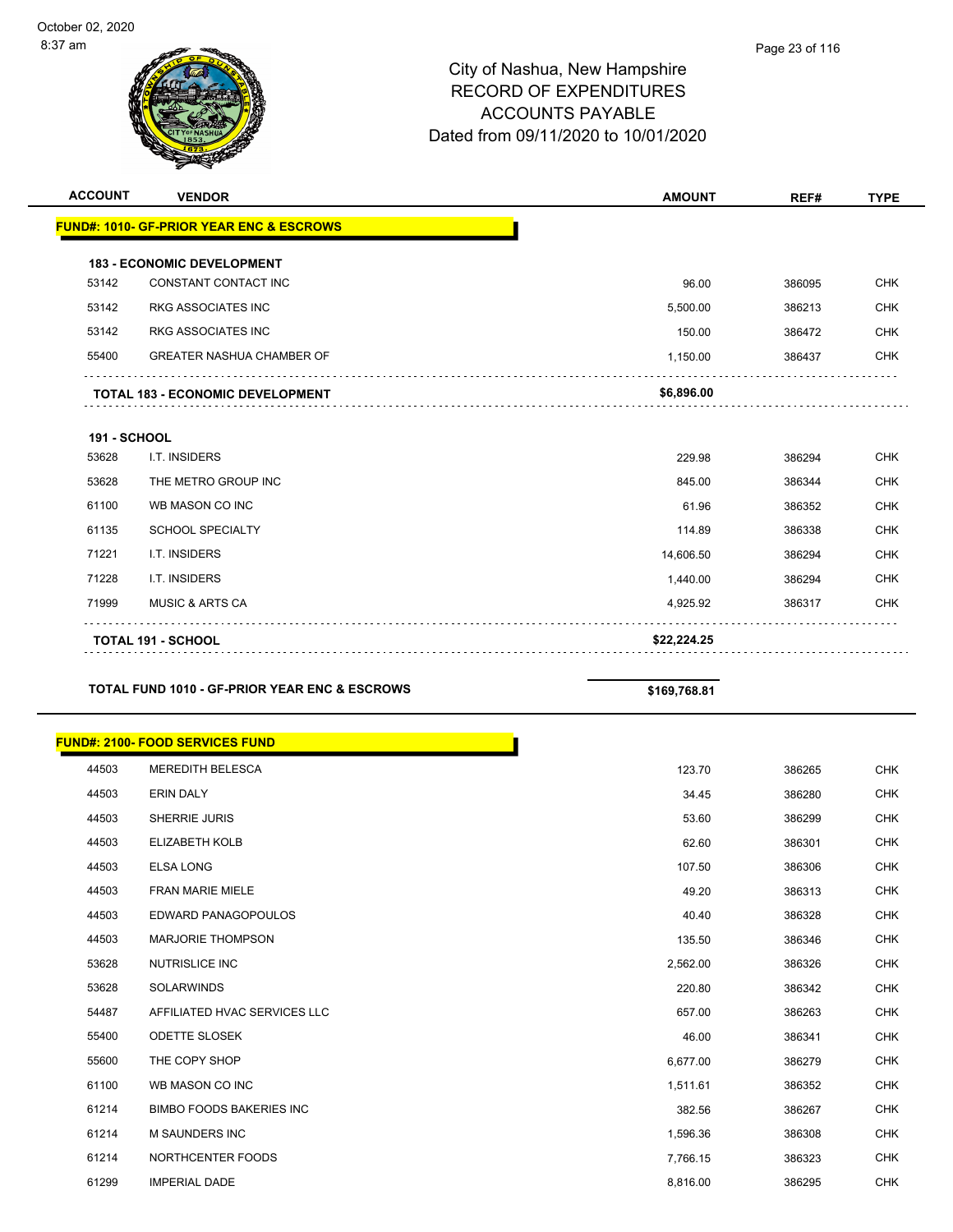City of Nashua, New Hampshire
RECORD OF EXPENDITURES
ACCOUNTS PAYABLE
Dated from 09/11/2020 to 10/01/2020

| ACCOUNT | VENDOR | AMOUNT | REF# | TYPE |
|---|---|---|---|---|
| **FUND#: 1010- GF-PRIOR YEAR ENC & ESCROWS** | | | | |
| **183 - ECONOMIC DEVELOPMENT** | | | | |
| 53142 | CONSTANT CONTACT INC | 96.00 | 386095 | CHK |
| 53142 | RKG ASSOCIATES INC | 5,500.00 | 386213 | CHK |
| 53142 | RKG ASSOCIATES INC | 150.00 | 386472 | CHK |
| 55400 | GREATER NASHUA CHAMBER OF | 1,150.00 | 386437 | CHK |
| **TOTAL 183 - ECONOMIC DEVELOPMENT** | | **$6,896.00** | | |
| **191 - SCHOOL** | | | | |
| 53628 | I.T. INSIDERS | 229.98 | 386294 | CHK |
| 53628 | THE METRO GROUP INC | 845.00 | 386344 | CHK |
| 61100 | WB MASON CO INC | 61.96 | 386352 | CHK |
| 61135 | SCHOOL SPECIALTY | 114.89 | 386338 | CHK |
| 71221 | I.T. INSIDERS | 14,606.50 | 386294 | CHK |
| 71228 | I.T. INSIDERS | 1,440.00 | 386294 | CHK |
| 71999 | MUSIC & ARTS CA | 4,925.92 | 386317 | CHK |
| **TOTAL 191 - SCHOOL** | | **$22,224.25** | | |
| **TOTAL FUND 1010 - GF-PRIOR YEAR ENC & ESCROWS** | | **$169,768.81** | | |
| **FUND#: 2100- FOOD SERVICES FUND** | | | | |
| 44503 | MEREDITH BELESCA | 123.70 | 386265 | CHK |
| 44503 | ERIN DALY | 34.45 | 386280 | CHK |
| 44503 | SHERRIE JURIS | 53.60 | 386299 | CHK |
| 44503 | ELIZABETH KOLB | 62.60 | 386301 | CHK |
| 44503 | ELSA LONG | 107.50 | 386306 | CHK |
| 44503 | FRAN MARIE MIELE | 49.20 | 386313 | CHK |
| 44503 | EDWARD PANAGOPOULOS | 40.40 | 386328 | CHK |
| 44503 | MARJORIE THOMPSON | 135.50 | 386346 | CHK |
| 53628 | NUTRISLICE INC | 2,562.00 | 386326 | CHK |
| 53628 | SOLARWINDS | 220.80 | 386342 | CHK |
| 54487 | AFFILIATED HVAC SERVICES LLC | 657.00 | 386263 | CHK |
| 55400 | ODETTE SLOSEK | 46.00 | 386341 | CHK |
| 55600 | THE COPY SHOP | 6,677.00 | 386279 | CHK |
| 61100 | WB MASON CO INC | 1,511.61 | 386352 | CHK |
| 61214 | BIMBO FOODS BAKERIES INC | 382.56 | 386267 | CHK |
| 61214 | M SAUNDERS INC | 1,596.36 | 386308 | CHK |
| 61214 | NORTHCENTER FOODS | 7,766.15 | 386323 | CHK |
| 61299 | IMPERIAL DADE | 8,816.00 | 386295 | CHK |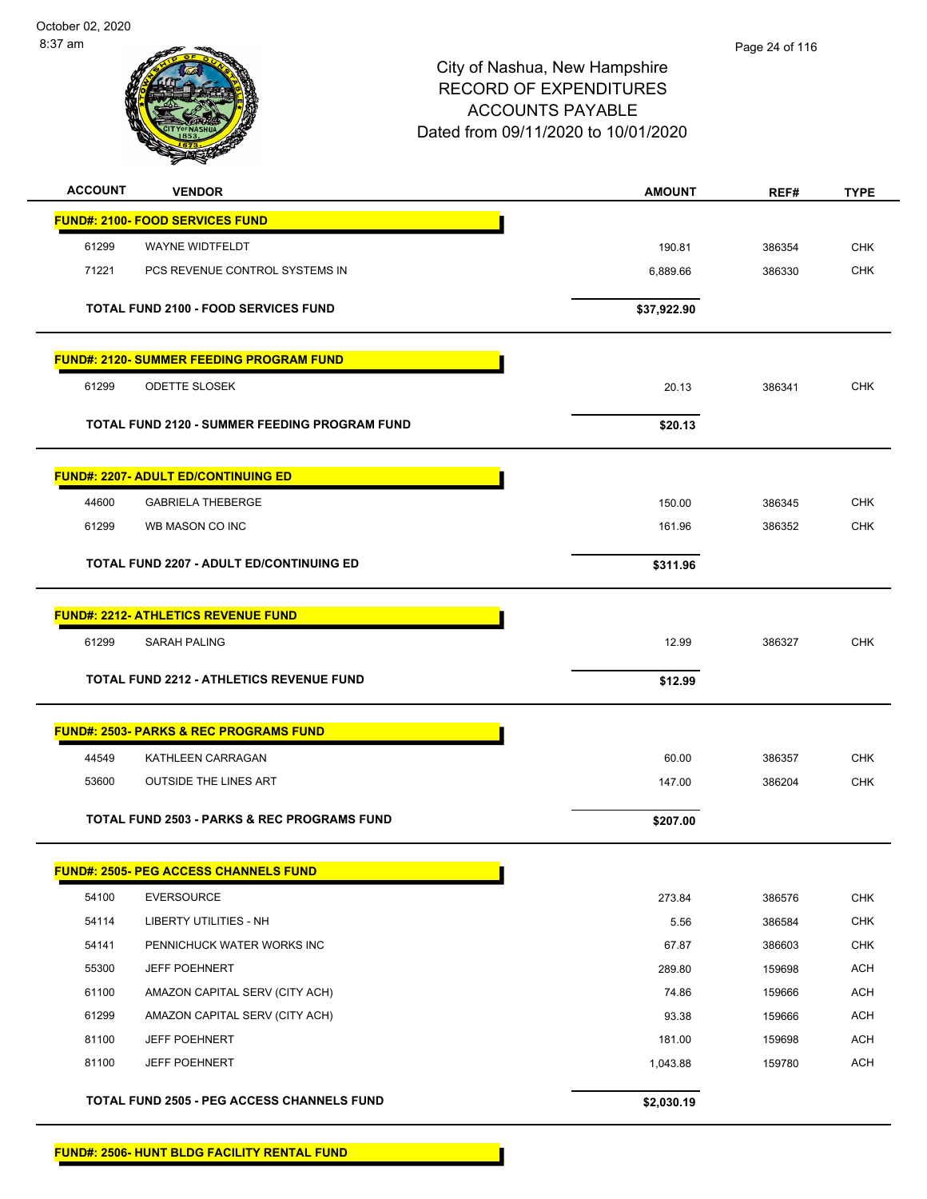# City of Nashua, New Hampshire
## RECORD OF EXPENDITURES
## ACCOUNTS PAYABLE
## Dated from 09/11/2020 to 10/01/2020

October 02, 2020
8:37 am

| ACCOUNT | VENDOR | AMOUNT | REF# | TYPE |
|---|---|---|---|---|
| **FUND#: 2100- FOOD SERVICES FUND** | | | | |
| 61299 | WAYNE WIDTFELDT | 190.81 | 386354 | CHK |
| 71221 | PCS REVENUE CONTROL SYSTEMS IN | 6,889.66 | 386330 | CHK |
| | **TOTAL FUND 2100 - FOOD SERVICES FUND** | **$37,922.90** | | |
| **FUND#: 2120- SUMMER FEEDING PROGRAM FUND** | | | | |
| 61299 | ODETTE SLOSEK | 20.13 | 386341 | CHK |
| | **TOTAL FUND 2120 - SUMMER FEEDING PROGRAM FUND** | **$20.13** | | |
| **FUND#: 2207- ADULT ED/CONTINUING ED** | | | | |
| 44600 | GABRIELA THEBERGE | 150.00 | 386345 | CHK |
| 61299 | WB MASON CO INC | 161.96 | 386352 | CHK |
| | **TOTAL FUND 2207 - ADULT ED/CONTINUING ED** | **$311.96** | | |
| **FUND#: 2212- ATHLETICS REVENUE FUND** | | | | |
| 61299 | SARAH PALING | 12.99 | 386327 | CHK |
| | **TOTAL FUND 2212 - ATHLETICS REVENUE FUND** | **$12.99** | | |
| **FUND#: 2503- PARKS & REC PROGRAMS FUND** | | | | |
| 44549 | KATHLEEN CARRAGAN | 60.00 | 386357 | CHK |
| 53600 | OUTSIDE THE LINES ART | 147.00 | 386204 | CHK |
| | **TOTAL FUND 2503 - PARKS & REC PROGRAMS FUND** | **$207.00** | | |
| **FUND#: 2505- PEG ACCESS CHANNELS FUND** | | | | |
| 54100 | EVERSOURCE | 273.84 | 386576 | CHK |
| 54114 | LIBERTY UTILITIES - NH | 5.56 | 386584 | CHK |
| 54141 | PENNICHUCK WATER WORKS INC | 67.87 | 386603 | CHK |
| 55300 | JEFF POEHNERT | 289.80 | 159698 | ACH |
| 61100 | AMAZON CAPITAL SERV (CITY ACH) | 74.86 | 159666 | ACH |
| 61299 | AMAZON CAPITAL SERV (CITY ACH) | 93.38 | 159666 | ACH |
| 81100 | JEFF POEHNERT | 181.00 | 159698 | ACH |
| 81100 | JEFF POEHNERT | 1,043.88 | 159780 | ACH |
| | **TOTAL FUND 2505 - PEG ACCESS CHANNELS FUND** | **$2,030.19** | | |
| **FUND#: 2506- HUNT BLDG FACILITY RENTAL FUND** | | | | |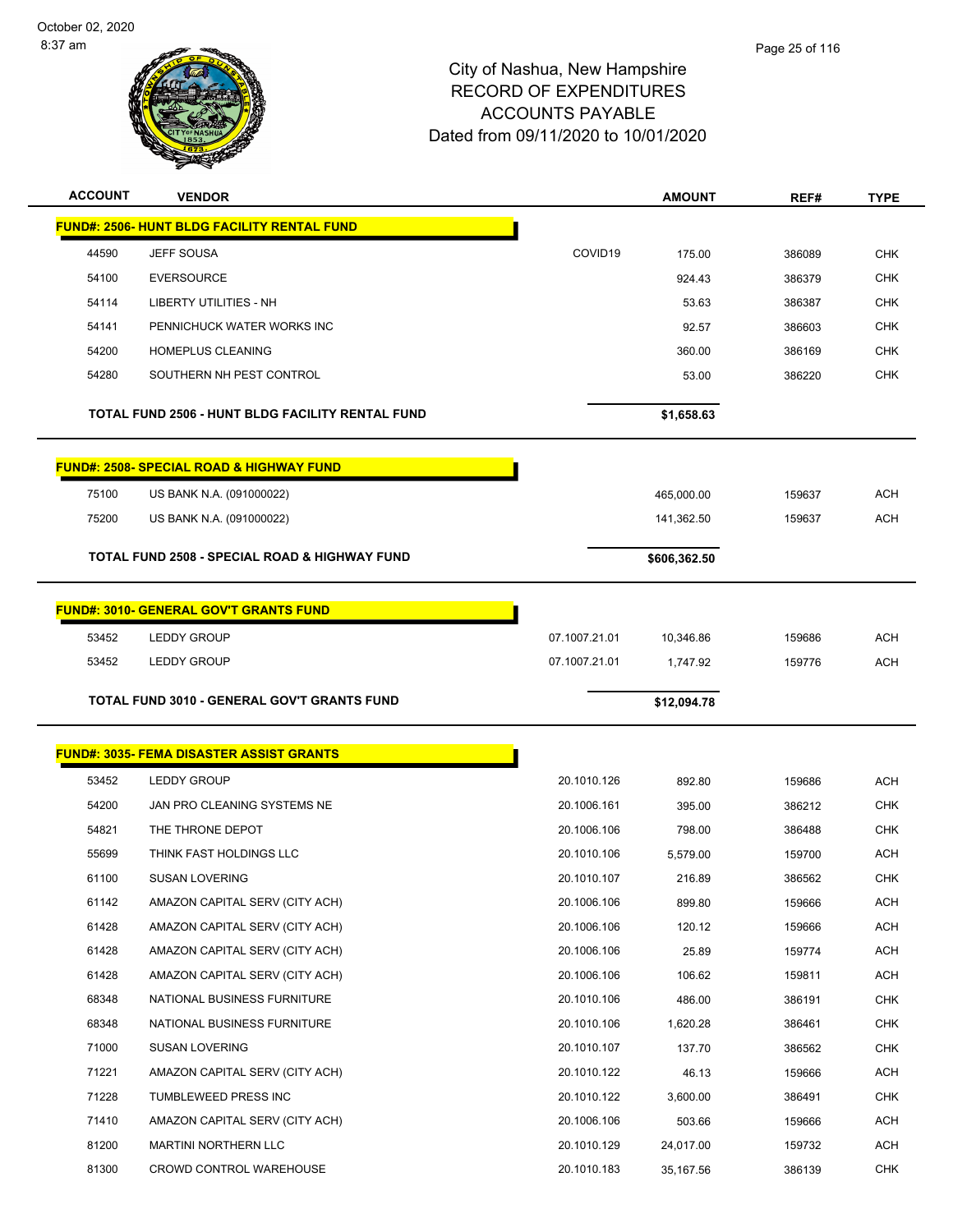# City of Nashua, New Hampshire
## RECORD OF EXPENDITURES
## ACCOUNTS PAYABLE
## Dated from 09/11/2020 to 10/01/2020

October 02, 2020
8:37 am

| ACCOUNT | VENDOR | | AMOUNT | REF# | TYPE |
|---|---|---|---|---|---|
| **FUND#: 2506- HUNT BLDG FACILITY RENTAL FUND** | | | | | |
| 44590 | JEFF SOUSA | COVID19 | 175.00 | 386089 | CHK |
| 54100 | EVERSOURCE | | 924.43 | 386379 | CHK |
| 54114 | LIBERTY UTILITIES - NH | | 53.63 | 386387 | CHK |
| 54141 | PENNICHUCK WATER WORKS INC | | 92.57 | 386603 | CHK |
| 54200 | HOMEPLUS CLEANING | | 360.00 | 386169 | CHK |
| 54280 | SOUTHERN NH PEST CONTROL | | 53.00 | 386220 | CHK |
| **TOTAL FUND 2506 - HUNT BLDG FACILITY RENTAL FUND** | | | **$1,658.63** | | |
| **FUND#: 2508- SPECIAL ROAD & HIGHWAY FUND** | | | | | |
| 75100 | US BANK N.A. (091000022) | | 465,000.00 | 159637 | ACH |
| 75200 | US BANK N.A. (091000022) | | 141,362.50 | 159637 | ACH |
| **TOTAL FUND 2508 - SPECIAL ROAD & HIGHWAY FUND** | | | **$606,362.50** | | |
| **FUND#: 3010- GENERAL GOV'T GRANTS FUND** | | | | | |
| 53452 | LEDDY GROUP | 07.1007.21.01 | 10,346.86 | 159686 | ACH |
| 53452 | LEDDY GROUP | 07.1007.21.01 | 1,747.92 | 159776 | ACH |
| **TOTAL FUND 3010 - GENERAL GOV'T GRANTS FUND** | | | **$12,094.78** | | |
| **FUND#: 3035- FEMA DISASTER ASSIST GRANTS** | | | | | |
| 53452 | LEDDY GROUP | 20.1010.126 | 892.80 | 159686 | ACH |
| 54200 | JAN PRO CLEANING SYSTEMS NE | 20.1006.161 | 395.00 | 386212 | CHK |
| 54821 | THE THRONE DEPOT | 20.1006.106 | 798.00 | 386488 | CHK |
| 55699 | THINK FAST HOLDINGS LLC | 20.1010.106 | 5,579.00 | 159700 | ACH |
| 61100 | SUSAN LOVERING | 20.1010.107 | 216.89 | 386562 | CHK |
| 61142 | AMAZON CAPITAL SERV (CITY ACH) | 20.1006.106 | 899.80 | 159666 | ACH |
| 61428 | AMAZON CAPITAL SERV (CITY ACH) | 20.1006.106 | 120.12 | 159666 | ACH |
| 61428 | AMAZON CAPITAL SERV (CITY ACH) | 20.1006.106 | 25.89 | 159774 | ACH |
| 61428 | AMAZON CAPITAL SERV (CITY ACH) | 20.1006.106 | 106.62 | 159811 | ACH |
| 68348 | NATIONAL BUSINESS FURNITURE | 20.1010.106 | 486.00 | 386191 | CHK |
| 68348 | NATIONAL BUSINESS FURNITURE | 20.1010.106 | 1,620.28 | 386461 | CHK |
| 71000 | SUSAN LOVERING | 20.1010.107 | 137.70 | 386562 | CHK |
| 71221 | AMAZON CAPITAL SERV (CITY ACH) | 20.1010.122 | 46.13 | 159666 | ACH |
| 71228 | TUMBLEWEED PRESS INC | 20.1010.122 | 3,600.00 | 386491 | CHK |
| 71410 | AMAZON CAPITAL SERV (CITY ACH) | 20.1006.106 | 503.66 | 159666 | ACH |
| 81200 | MARTINI NORTHERN LLC | 20.1010.129 | 24,017.00 | 159732 | ACH |
| 81300 | CROWD CONTROL WAREHOUSE | 20.1010.183 | 35,167.56 | 386139 | CHK |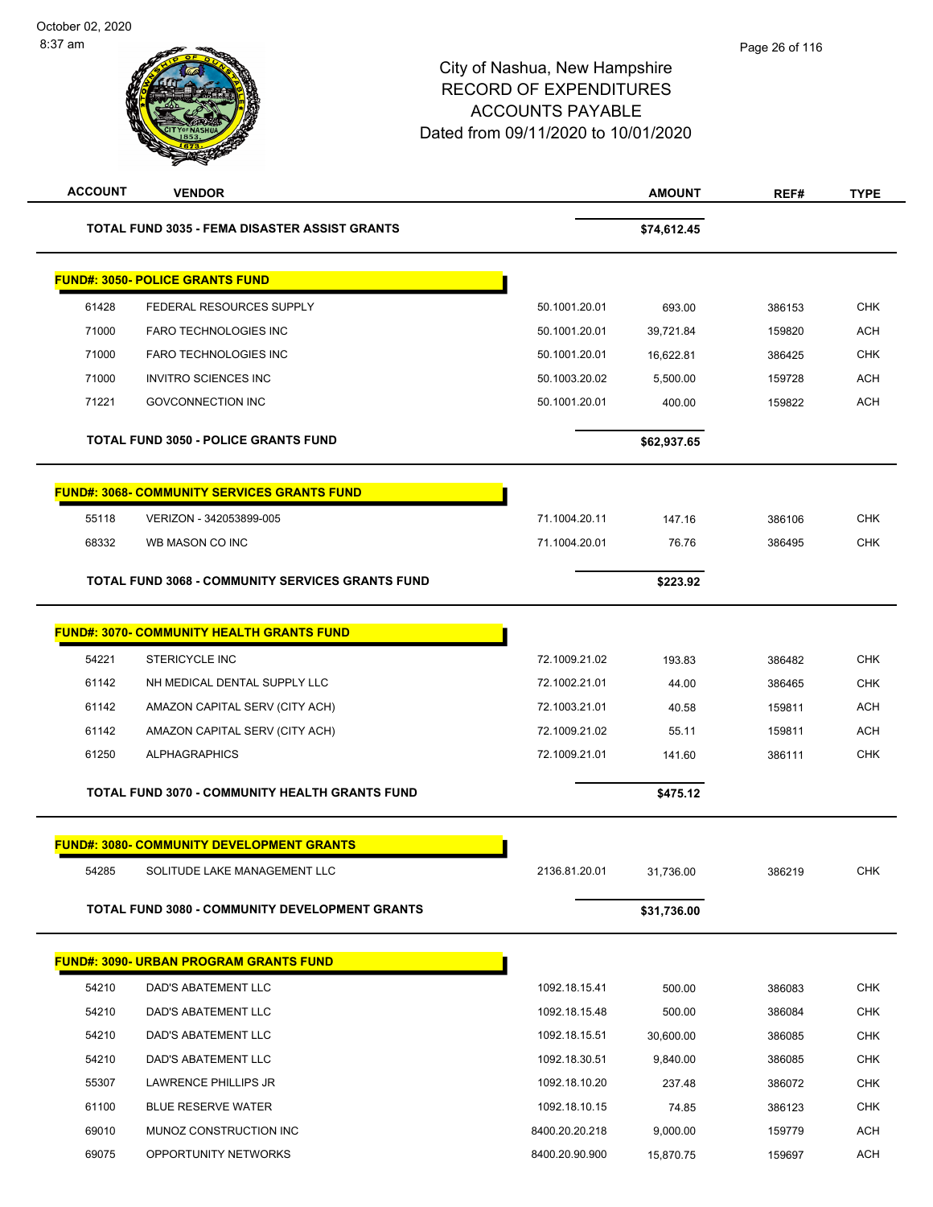# City of Nashua, New Hampshire
## RECORD OF EXPENDITURES
## ACCOUNTS PAYABLE
## Dated from 09/11/2020 to 10/01/2020

| ACCOUNT | VENDOR | | AMOUNT | REF# | TYPE |
|---|---|---|---|---|---|
| | **TOTAL FUND 3035 - FEMA DISASTER ASSIST GRANTS** | | **$74,612.45** | | |
| | **FUND#: 3050- POLICE GRANTS FUND** | | | | |
| 61428 | FEDERAL RESOURCES SUPPLY | 50.1001.20.01 | 693.00 | 386153 | CHK |
| 71000 | FARO TECHNOLOGIES INC | 50.1001.20.01 | 39,721.84 | 159820 | ACH |
| 71000 | FARO TECHNOLOGIES INC | 50.1001.20.01 | 16,622.81 | 386425 | CHK |
| 71000 | INVITRO SCIENCES INC | 50.1003.20.02 | 5,500.00 | 159728 | ACH |
| 71221 | GOVCONNECTION INC | 50.1001.20.01 | 400.00 | 159822 | ACH |
| | **TOTAL FUND 3050 - POLICE GRANTS FUND** | | **$62,937.65** | | |
| | **FUND#: 3068- COMMUNITY SERVICES GRANTS FUND** | | | | |
| 55118 | VERIZON - 342053899-005 | 71.1004.20.11 | 147.16 | 386106 | CHK |
| 68332 | WB MASON CO INC | 71.1004.20.01 | 76.76 | 386495 | CHK |
| | **TOTAL FUND 3068 - COMMUNITY SERVICES GRANTS FUND** | | **$223.92** | | |
| | **FUND#: 3070- COMMUNITY HEALTH GRANTS FUND** | | | | |
| 54221 | STERICYCLE INC | 72.1009.21.02 | 193.83 | 386482 | CHK |
| 61142 | NH MEDICAL DENTAL SUPPLY LLC | 72.1002.21.01 | 44.00 | 386465 | CHK |
| 61142 | AMAZON CAPITAL SERV (CITY ACH) | 72.1003.21.01 | 40.58 | 159811 | ACH |
| 61142 | AMAZON CAPITAL SERV (CITY ACH) | 72.1009.21.02 | 55.11 | 159811 | ACH |
| 61250 | ALPHAGRAPHICS | 72.1009.21.01 | 141.60 | 386111 | CHK |
| | **TOTAL FUND 3070 - COMMUNITY HEALTH GRANTS FUND** | | **$475.12** | | |
| | **FUND#: 3080- COMMUNITY DEVELOPMENT GRANTS** | | | | |
| 54285 | SOLITUDE LAKE MANAGEMENT LLC | 2136.81.20.01 | 31,736.00 | 386219 | CHK |
| | **TOTAL FUND 3080 - COMMUNITY DEVELOPMENT GRANTS** | | **$31,736.00** | | |
| | **FUND#: 3090- URBAN PROGRAM GRANTS FUND** | | | | |
| 54210 | DAD'S ABATEMENT LLC | 1092.18.15.41 | 500.00 | 386083 | CHK |
| 54210 | DAD'S ABATEMENT LLC | 1092.18.15.48 | 500.00 | 386084 | CHK |
| 54210 | DAD'S ABATEMENT LLC | 1092.18.15.51 | 30,600.00 | 386085 | CHK |
| 54210 | DAD'S ABATEMENT LLC | 1092.18.30.51 | 9,840.00 | 386085 | CHK |
| 55307 | LAWRENCE PHILLIPS JR | 1092.18.10.20 | 237.48 | 386072 | CHK |
| 61100 | BLUE RESERVE WATER | 1092.18.10.15 | 74.85 | 386123 | CHK |
| 69010 | MUNOZ CONSTRUCTION INC | 8400.20.20.218 | 9,000.00 | 159779 | ACH |
| 69075 | OPPORTUNITY NETWORKS | 8400.20.90.900 | 15,870.75 | 159697 | ACH |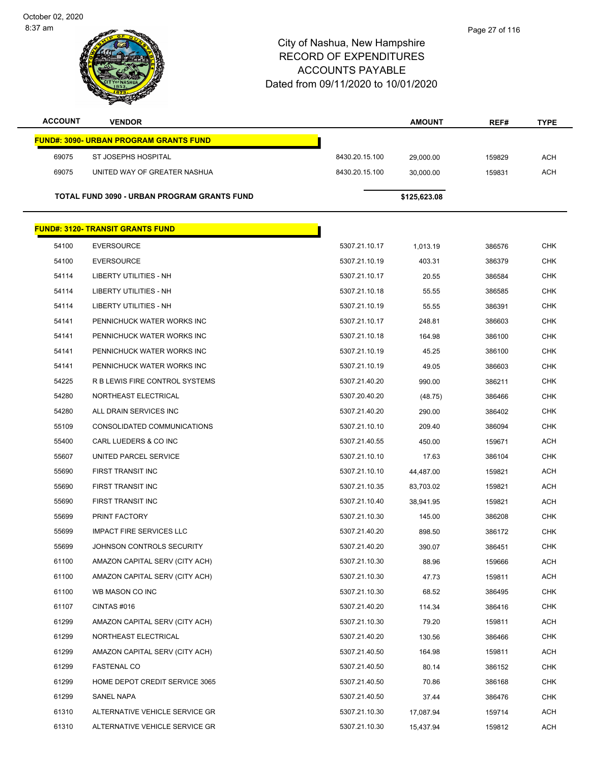# City of Nashua, New Hampshire
# RECORD OF EXPENDITURES
# ACCOUNTS PAYABLE
# Dated from 09/11/2020 to 10/01/2020

| ACCOUNT | VENDOR | | AMOUNT | REF# | TYPE |
|---|---|---|---|---|---|
| **FUND#: 3090- URBAN PROGRAM GRANTS FUND** | | | | | |
| 69075 | ST JOSEPHS HOSPITAL | 8430.20.15.100 | 29,000.00 | 159829 | ACH |
| 69075 | UNITED WAY OF GREATER NASHUA | 8430.20.15.100 | 30,000.00 | 159831 | ACH |
| **TOTAL FUND 3090 - URBAN PROGRAM GRANTS FUND** | | | **$125,623.08** | | |
| **FUND#: 3120- TRANSIT GRANTS FUND** | | | | | |
| 54100 | EVERSOURCE | 5307.21.10.17 | 1,013.19 | 386576 | CHK |
| 54100 | EVERSOURCE | 5307.21.10.19 | 403.31 | 386379 | CHK |
| 54114 | LIBERTY UTILITIES - NH | 5307.21.10.17 | 20.55 | 386584 | CHK |
| 54114 | LIBERTY UTILITIES - NH | 5307.21.10.18 | 55.55 | 386585 | CHK |
| 54114 | LIBERTY UTILITIES - NH | 5307.21.10.19 | 55.55 | 386391 | CHK |
| 54141 | PENNICHUCK WATER WORKS INC | 5307.21.10.17 | 248.81 | 386603 | CHK |
| 54141 | PENNICHUCK WATER WORKS INC | 5307.21.10.18 | 164.98 | 386100 | CHK |
| 54141 | PENNICHUCK WATER WORKS INC | 5307.21.10.19 | 45.25 | 386100 | CHK |
| 54141 | PENNICHUCK WATER WORKS INC | 5307.21.10.19 | 49.05 | 386603 | CHK |
| 54225 | R B LEWIS FIRE CONTROL SYSTEMS | 5307.21.40.20 | 990.00 | 386211 | CHK |
| 54280 | NORTHEAST ELECTRICAL | 5307.20.40.20 | (48.75) | 386466 | CHK |
| 54280 | ALL DRAIN SERVICES INC | 5307.21.40.20 | 290.00 | 386402 | CHK |
| 55109 | CONSOLIDATED COMMUNICATIONS | 5307.21.10.10 | 209.40 | 386094 | CHK |
| 55400 | CARL LUEDERS & CO INC | 5307.21.40.55 | 450.00 | 159671 | ACH |
| 55607 | UNITED PARCEL SERVICE | 5307.21.10.10 | 17.63 | 386104 | CHK |
| 55690 | FIRST TRANSIT INC | 5307.21.10.10 | 44,487.00 | 159821 | ACH |
| 55690 | FIRST TRANSIT INC | 5307.21.10.35 | 83,703.02 | 159821 | ACH |
| 55690 | FIRST TRANSIT INC | 5307.21.10.40 | 38,941.95 | 159821 | ACH |
| 55699 | PRINT FACTORY | 5307.21.10.30 | 145.00 | 386208 | CHK |
| 55699 | IMPACT FIRE SERVICES LLC | 5307.21.40.20 | 898.50 | 386172 | CHK |
| 55699 | JOHNSON CONTROLS SECURITY | 5307.21.40.20 | 390.07 | 386451 | CHK |
| 61100 | AMAZON CAPITAL SERV (CITY ACH) | 5307.21.10.30 | 88.96 | 159666 | ACH |
| 61100 | AMAZON CAPITAL SERV (CITY ACH) | 5307.21.10.30 | 47.73 | 159811 | ACH |
| 61100 | WB MASON CO INC | 5307.21.10.30 | 68.52 | 386495 | CHK |
| 61107 | CINTAS #016 | 5307.21.40.20 | 114.34 | 386416 | CHK |
| 61299 | AMAZON CAPITAL SERV (CITY ACH) | 5307.21.10.30 | 79.20 | 159811 | ACH |
| 61299 | NORTHEAST ELECTRICAL | 5307.21.40.20 | 130.56 | 386466 | CHK |
| 61299 | AMAZON CAPITAL SERV (CITY ACH) | 5307.21.40.50 | 164.98 | 159811 | ACH |
| 61299 | FASTENAL CO | 5307.21.40.50 | 80.14 | 386152 | CHK |
| 61299 | HOME DEPOT CREDIT SERVICE 3065 | 5307.21.40.50 | 70.86 | 386168 | CHK |
| 61299 | SANEL NAPA | 5307.21.40.50 | 37.44 | 386476 | CHK |
| 61310 | ALTERNATIVE VEHICLE SERVICE GR | 5307.21.10.30 | 17,087.94 | 159714 | ACH |
| 61310 | ALTERNATIVE VEHICLE SERVICE GR | 5307.21.10.30 | 15,437.94 | 159812 | ACH |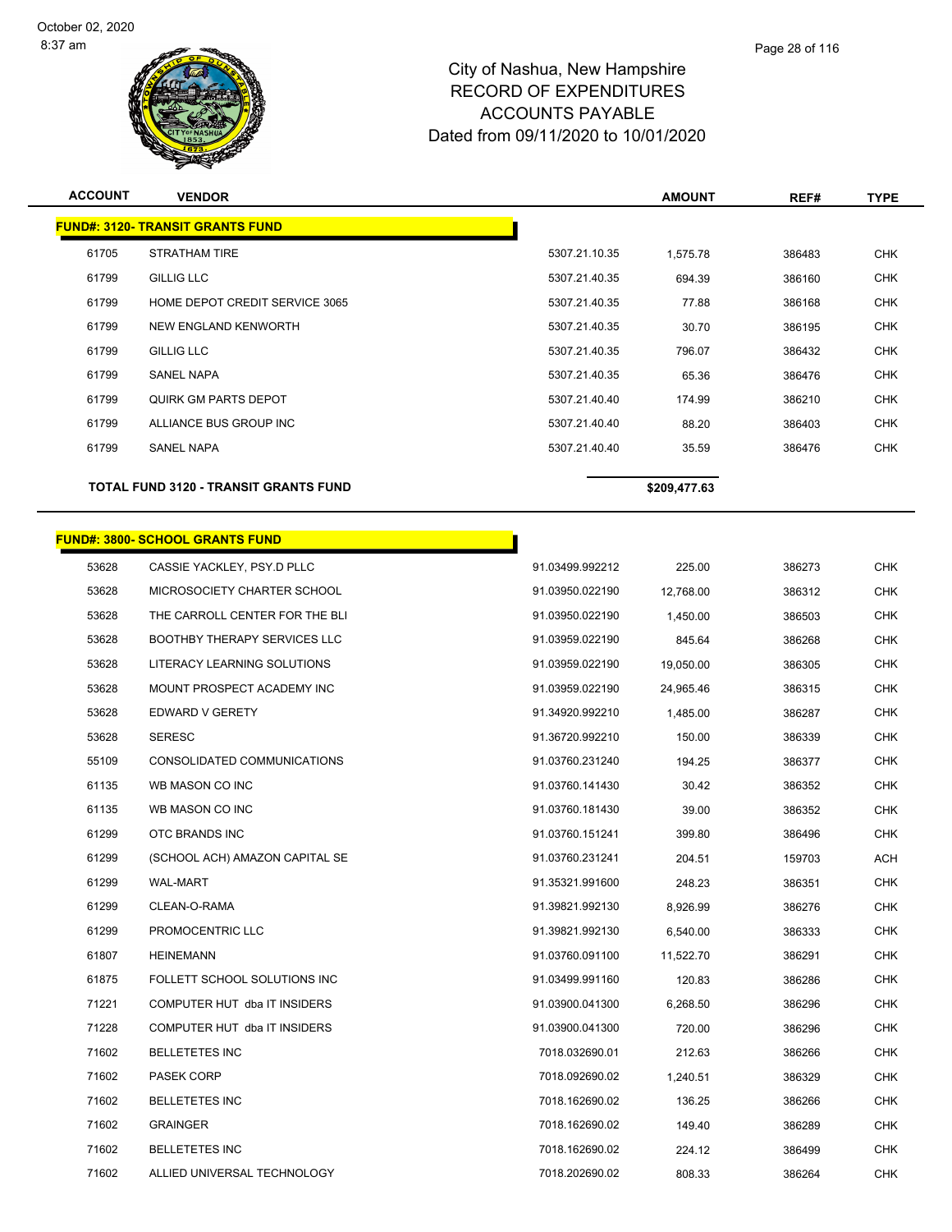City of Nashua, New Hampshire
RECORD OF EXPENDITURES
ACCOUNTS PAYABLE
Dated from 09/11/2020 to 10/01/2020

| ACCOUNT | VENDOR | | AMOUNT | REF# | TYPE |
|---|---|---|---|---|---|
| **FUND#: 3120- TRANSIT GRANTS FUND** | | | | | |
| 61705 | STRATHAM TIRE | 5307.21.10.35 | 1,575.78 | 386483 | CHK |
| 61799 | GILLIG LLC | 5307.21.40.35 | 694.39 | 386160 | CHK |
| 61799 | HOME DEPOT CREDIT SERVICE 3065 | 5307.21.40.35 | 77.88 | 386168 | CHK |
| 61799 | NEW ENGLAND KENWORTH | 5307.21.40.35 | 30.70 | 386195 | CHK |
| 61799 | GILLIG LLC | 5307.21.40.35 | 796.07 | 386432 | CHK |
| 61799 | SANEL NAPA | 5307.21.40.35 | 65.36 | 386476 | CHK |
| 61799 | QUIRK GM PARTS DEPOT | 5307.21.40.40 | 174.99 | 386210 | CHK |
| 61799 | ALLIANCE BUS GROUP INC | 5307.21.40.40 | 88.20 | 386403 | CHK |
| 61799 | SANEL NAPA | 5307.21.40.40 | 35.59 | 386476 | CHK |
| **TOTAL FUND 3120 - TRANSIT GRANTS FUND** | | | **$209,477.63** | | |

| ACCOUNT | VENDOR | | AMOUNT | REF# | TYPE |
|---|---|---|---|---|---|
| **FUND#: 3800- SCHOOL GRANTS FUND** | | | | | |
| 53628 | CASSIE YACKLEY, PSY.D PLLC | 91.03499.992212 | 225.00 | 386273 | CHK |
| 53628 | MICROSOCIETY CHARTER SCHOOL | 91.03950.022190 | 12,768.00 | 386312 | CHK |
| 53628 | THE CARROLL CENTER FOR THE BLI | 91.03950.022190 | 1,450.00 | 386503 | CHK |
| 53628 | BOOTHBY THERAPY SERVICES LLC | 91.03959.022190 | 845.64 | 386268 | CHK |
| 53628 | LITERACY LEARNING SOLUTIONS | 91.03959.022190 | 19,050.00 | 386305 | CHK |
| 53628 | MOUNT PROSPECT ACADEMY INC | 91.03959.022190 | 24,965.46 | 386315 | CHK |
| 53628 | EDWARD V GERETY | 91.34920.992210 | 1,485.00 | 386287 | CHK |
| 53628 | SERESC | 91.36720.992210 | 150.00 | 386339 | CHK |
| 55109 | CONSOLIDATED COMMUNICATIONS | 91.03760.231240 | 194.25 | 386377 | CHK |
| 61135 | WB MASON CO INC | 91.03760.141430 | 30.42 | 386352 | CHK |
| 61135 | WB MASON CO INC | 91.03760.181430 | 39.00 | 386352 | CHK |
| 61299 | OTC BRANDS INC | 91.03760.151241 | 399.80 | 386496 | CHK |
| 61299 | (SCHOOL ACH) AMAZON CAPITAL SE | 91.03760.231241 | 204.51 | 159703 | ACH |
| 61299 | WAL-MART | 91.35321.991600 | 248.23 | 386351 | CHK |
| 61299 | CLEAN-O-RAMA | 91.39821.992130 | 8,926.99 | 386276 | CHK |
| 61299 | PROMOCENTRIC LLC | 91.39821.992130 | 6,540.00 | 386333 | CHK |
| 61807 | HEINEMANN | 91.03760.091100 | 11,522.70 | 386291 | CHK |
| 61875 | FOLLETT SCHOOL SOLUTIONS INC | 91.03499.991160 | 120.83 | 386286 | CHK |
| 71221 | COMPUTER HUT dba IT INSIDERS | 91.03900.041300 | 6,268.50 | 386296 | CHK |
| 71228 | COMPUTER HUT dba IT INSIDERS | 91.03900.041300 | 720.00 | 386296 | CHK |
| 71602 | BELLETETES INC | 7018.032690.01 | 212.63 | 386266 | CHK |
| 71602 | PASEK CORP | 7018.092690.02 | 1,240.51 | 386329 | CHK |
| 71602 | BELLETETES INC | 7018.162690.02 | 136.25 | 386266 | CHK |
| 71602 | GRAINGER | 7018.162690.02 | 149.40 | 386289 | CHK |
| 71602 | BELLETETES INC | 7018.162690.02 | 224.12 | 386499 | CHK |
| 71602 | ALLIED UNIVERSAL TECHNOLOGY | 7018.202690.02 | 808.33 | 386264 | CHK |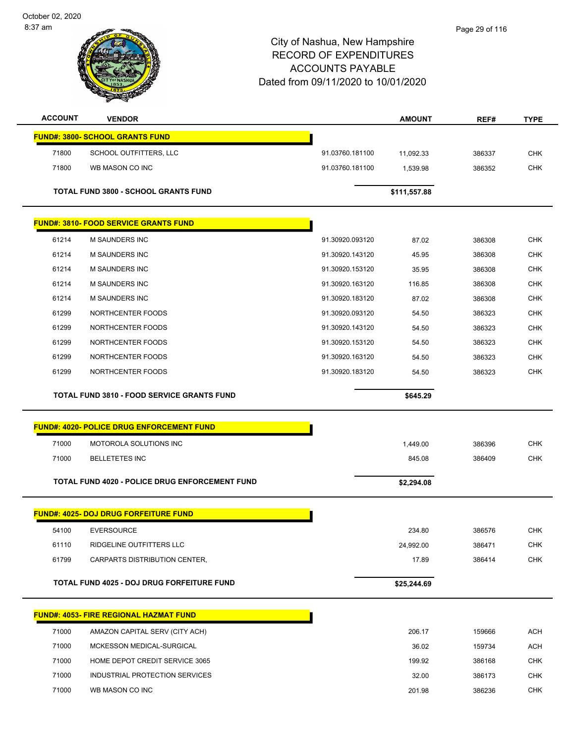# City of Nashua, New Hampshire
# RECORD OF EXPENDITURES
# ACCOUNTS PAYABLE
# Dated from 09/11/2020 to 10/01/2020

| ACCOUNT | VENDOR | | AMOUNT | REF# | TYPE |
|---|---|---|---|---|---|
| **FUND#: 3800- SCHOOL GRANTS FUND** | | | | | |
| 71800 | SCHOOL OUTFITTERS, LLC | 91.03760.181100 | 11,092.33 | 386337 | CHK |
| 71800 | WB MASON CO INC | 91.03760.181100 | 1,539.98 | 386352 | CHK |
| **TOTAL FUND 3800 - SCHOOL GRANTS FUND** | | | **$111,557.88** | | |
| **FUND#: 3810- FOOD SERVICE GRANTS FUND** | | | | | |
| 61214 | M SAUNDERS INC | 91.30920.093120 | 87.02 | 386308 | CHK |
| 61214 | M SAUNDERS INC | 91.30920.143120 | 45.95 | 386308 | CHK |
| 61214 | M SAUNDERS INC | 91.30920.153120 | 35.95 | 386308 | CHK |
| 61214 | M SAUNDERS INC | 91.30920.163120 | 116.85 | 386308 | CHK |
| 61214 | M SAUNDERS INC | 91.30920.183120 | 87.02 | 386308 | CHK |
| 61299 | NORTHCENTER FOODS | 91.30920.093120 | 54.50 | 386323 | CHK |
| 61299 | NORTHCENTER FOODS | 91.30920.143120 | 54.50 | 386323 | CHK |
| 61299 | NORTHCENTER FOODS | 91.30920.153120 | 54.50 | 386323 | CHK |
| 61299 | NORTHCENTER FOODS | 91.30920.163120 | 54.50 | 386323 | CHK |
| 61299 | NORTHCENTER FOODS | 91.30920.183120 | 54.50 | 386323 | CHK |
| **TOTAL FUND 3810 - FOOD SERVICE GRANTS FUND** | | | **$645.29** | | |
| **FUND#: 4020- POLICE DRUG ENFORCEMENT FUND** | | | | | |
| 71000 | MOTOROLA SOLUTIONS INC | | 1,449.00 | 386396 | CHK |
| 71000 | BELLETETES INC | | 845.08 | 386409 | CHK |
| **TOTAL FUND 4020 - POLICE DRUG ENFORCEMENT FUND** | | | **$2,294.08** | | |
| **FUND#: 4025- DOJ DRUG FORFEITURE FUND** | | | | | |
| 54100 | EVERSOURCE | | 234.80 | 386576 | CHK |
| 61110 | RIDGELINE OUTFITTERS LLC | | 24,992.00 | 386471 | CHK |
| 61799 | CARPARTS DISTRIBUTION CENTER, | | 17.89 | 386414 | CHK |
| **TOTAL FUND 4025 - DOJ DRUG FORFEITURE FUND** | | | **$25,244.69** | | |
| **FUND#: 4053- FIRE REGIONAL HAZMAT FUND** | | | | | |
| 71000 | AMAZON CAPITAL SERV (CITY ACH) | | 206.17 | 159666 | ACH |
| 71000 | MCKESSON MEDICAL-SURGICAL | | 36.02 | 159734 | ACH |
| 71000 | HOME DEPOT CREDIT SERVICE 3065 | | 199.92 | 386168 | CHK |
| 71000 | INDUSTRIAL PROTECTION SERVICES | | 32.00 | 386173 | CHK |
| 71000 | WB MASON CO INC | | 201.98 | 386236 | CHK |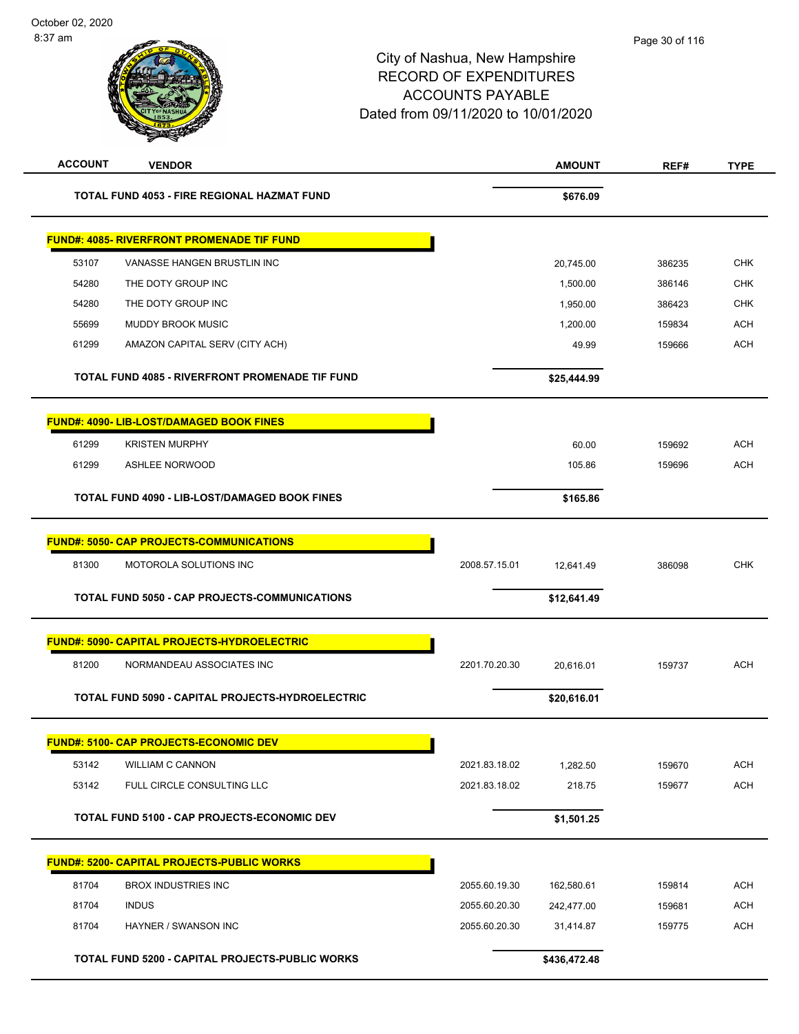# City of Nashua, New Hampshire
## RECORD OF EXPENDITURES
## ACCOUNTS PAYABLE
## Dated from 09/11/2020 to 10/01/2020

| ACCOUNT | VENDOR | | AMOUNT | REF# | TYPE |
|---|---|---|---|---|---|
| | **TOTAL FUND 4053 - FIRE REGIONAL HAZMAT FUND** | | **$676.09** | | |
| | **FUND#: 4085- RIVERFRONT PROMENADE TIF FUND** | | | | |
| 53107 | VANASSE HANGEN BRUSTLIN INC | | 20,745.00 | 386235 | CHK |
| 54280 | THE DOTY GROUP INC | | 1,500.00 | 386146 | CHK |
| 54280 | THE DOTY GROUP INC | | 1,950.00 | 386423 | CHK |
| 55699 | MUDDY BROOK MUSIC | | 1,200.00 | 159834 | ACH |
| 61299 | AMAZON CAPITAL SERV (CITY ACH) | | 49.99 | 159666 | ACH |
| | **TOTAL FUND 4085 - RIVERFRONT PROMENADE TIF FUND** | | **$25,444.99** | | |
| | **FUND#: 4090- LIB-LOST/DAMAGED BOOK FINES** | | | | |
| 61299 | KRISTEN MURPHY | | 60.00 | 159692 | ACH |
| 61299 | ASHLEE NORWOOD | | 105.86 | 159696 | ACH |
| | **TOTAL FUND 4090 - LIB-LOST/DAMAGED BOOK FINES** | | **$165.86** | | |
| | **FUND#: 5050- CAP PROJECTS-COMMUNICATIONS** | | | | |
| 81300 | MOTOROLA SOLUTIONS INC | 2008.57.15.01 | 12,641.49 | 386098 | CHK |
| | **TOTAL FUND 5050 - CAP PROJECTS-COMMUNICATIONS** | | **$12,641.49** | | |
| | **FUND#: 5090- CAPITAL PROJECTS-HYDROELECTRIC** | | | | |
| 81200 | NORMANDEAU ASSOCIATES INC | 2201.70.20.30 | 20,616.01 | 159737 | ACH |
| | **TOTAL FUND 5090 - CAPITAL PROJECTS-HYDROELECTRIC** | | **$20,616.01** | | |
| | **FUND#: 5100- CAP PROJECTS-ECONOMIC DEV** | | | | |
| 53142 | WILLIAM C CANNON | 2021.83.18.02 | 1,282.50 | 159670 | ACH |
| 53142 | FULL CIRCLE CONSULTING LLC | 2021.83.18.02 | 218.75 | 159677 | ACH |
| | **TOTAL FUND 5100 - CAP PROJECTS-ECONOMIC DEV** | | **$1,501.25** | | |
| | **FUND#: 5200- CAPITAL PROJECTS-PUBLIC WORKS** | | | | |
| 81704 | BROX INDUSTRIES INC | 2055.60.19.30 | 162,580.61 | 159814 | ACH |
| 81704 | INDUS | 2055.60.20.30 | 242,477.00 | 159681 | ACH |
| 81704 | HAYNER / SWANSON INC | 2055.60.20.30 | 31,414.87 | 159775 | ACH |
| | **TOTAL FUND 5200 - CAPITAL PROJECTS-PUBLIC WORKS** | | **$436,472.48** | | |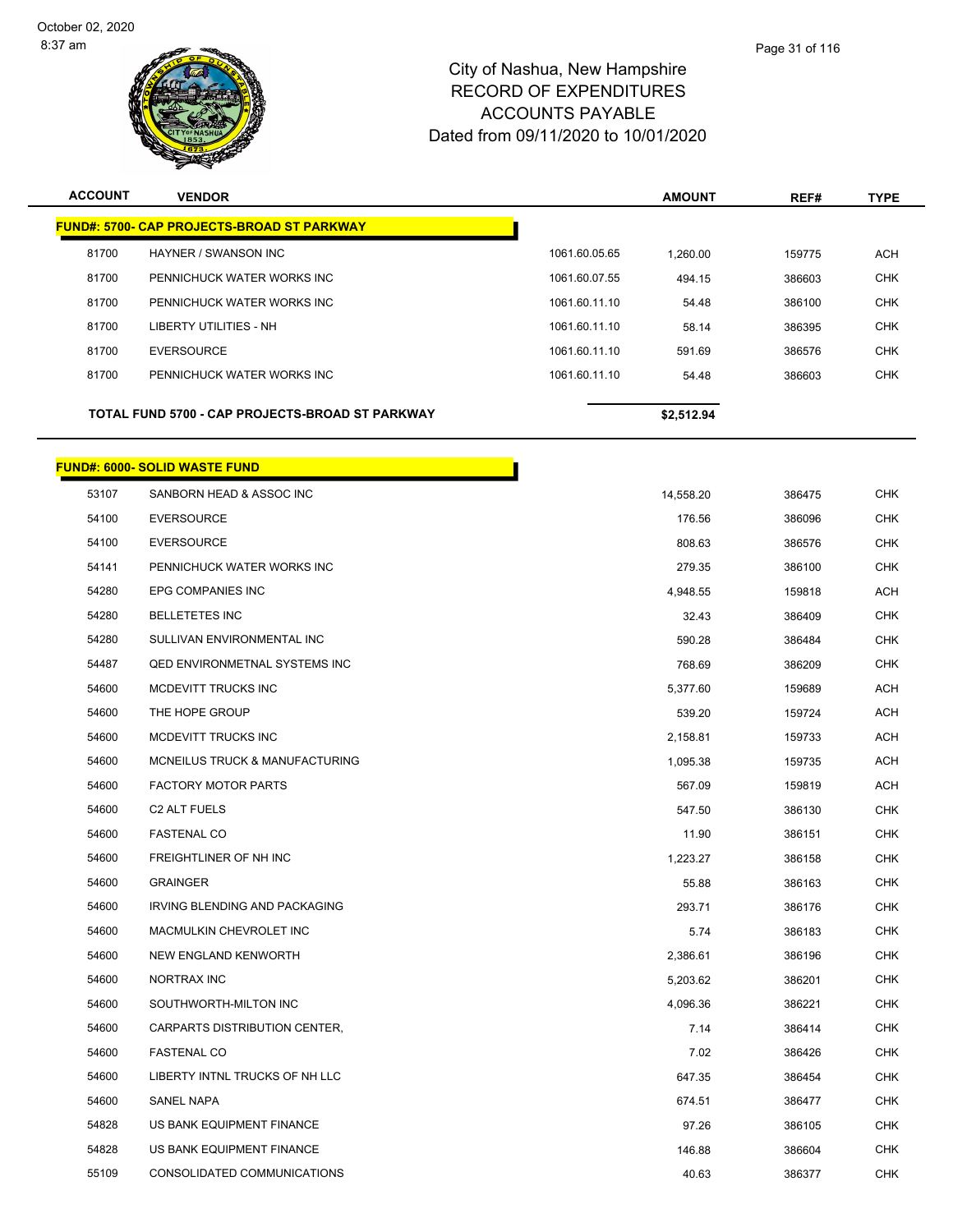City of Nashua, New Hampshire
RECORD OF EXPENDITURES
ACCOUNTS PAYABLE
Dated from 09/11/2020 to 10/01/2020

| ACCOUNT | VENDOR | | AMOUNT | REF# | TYPE |
|---|---|---|---|---|---|
| **FUND#: 5700- CAP PROJECTS-BROAD ST PARKWAY** | | | | | |
| 81700 | HAYNER / SWANSON INC | 1061.60.05.65 | 1,260.00 | 159775 | ACH |
| 81700 | PENNICHUCK WATER WORKS INC | 1061.60.07.55 | 494.15 | 386603 | CHK |
| 81700 | PENNICHUCK WATER WORKS INC | 1061.60.11.10 | 54.48 | 386100 | CHK |
| 81700 | LIBERTY UTILITIES - NH | 1061.60.11.10 | 58.14 | 386395 | CHK |
| 81700 | EVERSOURCE | 1061.60.11.10 | 591.69 | 386576 | CHK |
| 81700 | PENNICHUCK WATER WORKS INC | 1061.60.11.10 | 54.48 | 386603 | CHK |
| **TOTAL FUND 5700 - CAP PROJECTS-BROAD ST PARKWAY** | | | **$2,512.94** | | |

| ACCOUNT | VENDOR | AMOUNT | REF# | TYPE |
|---|---|---|---|---|
| **FUND#: 6000- SOLID WASTE FUND** | | | | |
| 53107 | SANBORN HEAD & ASSOC INC | 14,558.20 | 386475 | CHK |
| 54100 | EVERSOURCE | 176.56 | 386096 | CHK |
| 54100 | EVERSOURCE | 808.63 | 386576 | CHK |
| 54141 | PENNICHUCK WATER WORKS INC | 279.35 | 386100 | CHK |
| 54280 | EPG COMPANIES INC | 4,948.55 | 159818 | ACH |
| 54280 | BELLETETES INC | 32.43 | 386409 | CHK |
| 54280 | SULLIVAN ENVIRONMENTAL INC | 590.28 | 386484 | CHK |
| 54487 | QED ENVIRONMETNAL SYSTEMS INC | 768.69 | 386209 | CHK |
| 54600 | MCDEVITT TRUCKS INC | 5,377.60 | 159689 | ACH |
| 54600 | THE HOPE GROUP | 539.20 | 159724 | ACH |
| 54600 | MCDEVITT TRUCKS INC | 2,158.81 | 159733 | ACH |
| 54600 | MCNEILUS TRUCK & MANUFACTURING | 1,095.38 | 159735 | ACH |
| 54600 | FACTORY MOTOR PARTS | 567.09 | 159819 | ACH |
| 54600 | C2 ALT FUELS | 547.50 | 386130 | CHK |
| 54600 | FASTENAL CO | 11.90 | 386151 | CHK |
| 54600 | FREIGHTLINER OF NH INC | 1,223.27 | 386158 | CHK |
| 54600 | GRAINGER | 55.88 | 386163 | CHK |
| 54600 | IRVING BLENDING AND PACKAGING | 293.71 | 386176 | CHK |
| 54600 | MACMULKIN CHEVROLET INC | 5.74 | 386183 | CHK |
| 54600 | NEW ENGLAND KENWORTH | 2,386.61 | 386196 | CHK |
| 54600 | NORTRAX INC | 5,203.62 | 386201 | CHK |
| 54600 | SOUTHWORTH-MILTON INC | 4,096.36 | 386221 | CHK |
| 54600 | CARPARTS DISTRIBUTION CENTER, | 7.14 | 386414 | CHK |
| 54600 | FASTENAL CO | 7.02 | 386426 | CHK |
| 54600 | LIBERTY INTNL TRUCKS OF NH LLC | 647.35 | 386454 | CHK |
| 54600 | SANEL NAPA | 674.51 | 386477 | CHK |
| 54828 | US BANK EQUIPMENT FINANCE | 97.26 | 386105 | CHK |
| 54828 | US BANK EQUIPMENT FINANCE | 146.88 | 386604 | CHK |
| 55109 | CONSOLIDATED COMMUNICATIONS | 40.63 | 386377 | CHK |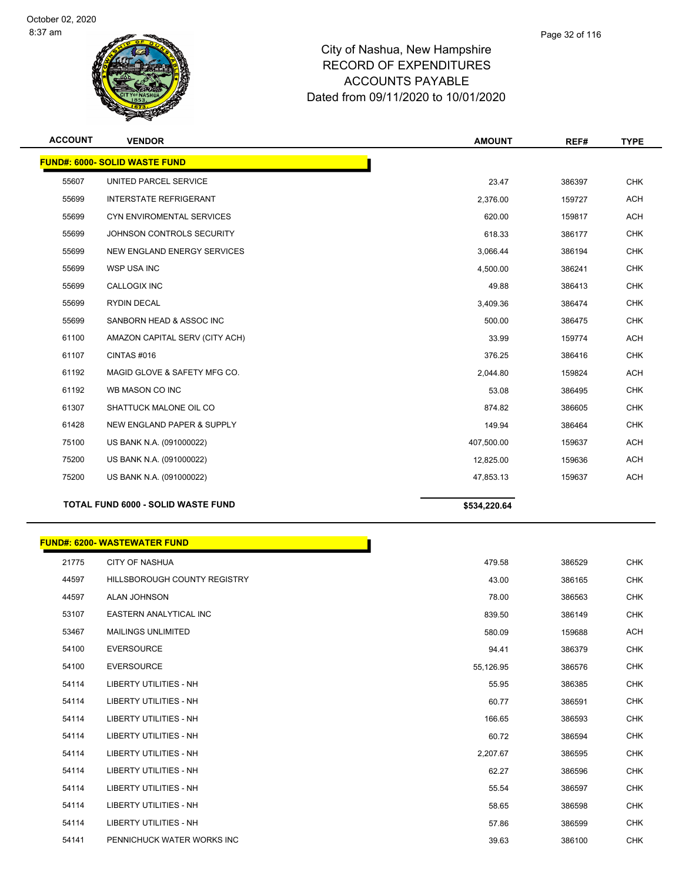# City of Nashua, New Hampshire
# RECORD OF EXPENDITURES
# ACCOUNTS PAYABLE
# Dated from 09/11/2020 to 10/01/2020

| ACCOUNT | VENDOR | AMOUNT | REF# | TYPE |
|---|---|---|---|---|
| **FUND#: 6000- SOLID WASTE FUND** | | | | |
| 55607 | UNITED PARCEL SERVICE | 23.47 | 386397 | CHK |
| 55699 | INTERSTATE REFRIGERANT | 2,376.00 | 159727 | ACH |
| 55699 | CYN ENVIROMENTAL SERVICES | 620.00 | 159817 | ACH |
| 55699 | JOHNSON CONTROLS SECURITY | 618.33 | 386177 | CHK |
| 55699 | NEW ENGLAND ENERGY SERVICES | 3,066.44 | 386194 | CHK |
| 55699 | WSP USA INC | 4,500.00 | 386241 | CHK |
| 55699 | CALLOGIX INC | 49.88 | 386413 | CHK |
| 55699 | RYDIN DECAL | 3,409.36 | 386474 | CHK |
| 55699 | SANBORN HEAD & ASSOC INC | 500.00 | 386475 | CHK |
| 61100 | AMAZON CAPITAL SERV (CITY ACH) | 33.99 | 159774 | ACH |
| 61107 | CINTAS #016 | 376.25 | 386416 | CHK |
| 61192 | MAGID GLOVE & SAFETY MFG CO. | 2,044.80 | 159824 | ACH |
| 61192 | WB MASON CO INC | 53.08 | 386495 | CHK |
| 61307 | SHATTUCK MALONE OIL CO | 874.82 | 386605 | CHK |
| 61428 | NEW ENGLAND PAPER & SUPPLY | 149.94 | 386464 | CHK |
| 75100 | US BANK N.A. (091000022) | 407,500.00 | 159637 | ACH |
| 75200 | US BANK N.A. (091000022) | 12,825.00 | 159636 | ACH |
| 75200 | US BANK N.A. (091000022) | 47,853.13 | 159637 | ACH |
| | **TOTAL FUND 6000 - SOLID WASTE FUND** | **$534,220.64** | | |

| ACCOUNT | VENDOR | AMOUNT | REF# | TYPE |
|---|---|---|---|---|
| **FUND#: 6200- WASTEWATER FUND** | | | | |
| 21775 | CITY OF NASHUA | 479.58 | 386529 | CHK |
| 44597 | HILLSBOROUGH COUNTY REGISTRY | 43.00 | 386165 | CHK |
| 44597 | ALAN JOHNSON | 78.00 | 386563 | CHK |
| 53107 | EASTERN ANALYTICAL INC | 839.50 | 386149 | CHK |
| 53467 | MAILINGS UNLIMITED | 580.09 | 159688 | ACH |
| 54100 | EVERSOURCE | 94.41 | 386379 | CHK |
| 54100 | EVERSOURCE | 55,126.95 | 386576 | CHK |
| 54114 | LIBERTY UTILITIES - NH | 55.95 | 386385 | CHK |
| 54114 | LIBERTY UTILITIES - NH | 60.77 | 386591 | CHK |
| 54114 | LIBERTY UTILITIES - NH | 166.65 | 386593 | CHK |
| 54114 | LIBERTY UTILITIES - NH | 60.72 | 386594 | CHK |
| 54114 | LIBERTY UTILITIES - NH | 2,207.67 | 386595 | CHK |
| 54114 | LIBERTY UTILITIES - NH | 62.27 | 386596 | CHK |
| 54114 | LIBERTY UTILITIES - NH | 55.54 | 386597 | CHK |
| 54114 | LIBERTY UTILITIES - NH | 58.65 | 386598 | CHK |
| 54114 | LIBERTY UTILITIES - NH | 57.86 | 386599 | CHK |
| 54141 | PENNICHUCK WATER WORKS INC | 39.63 | 386100 | CHK |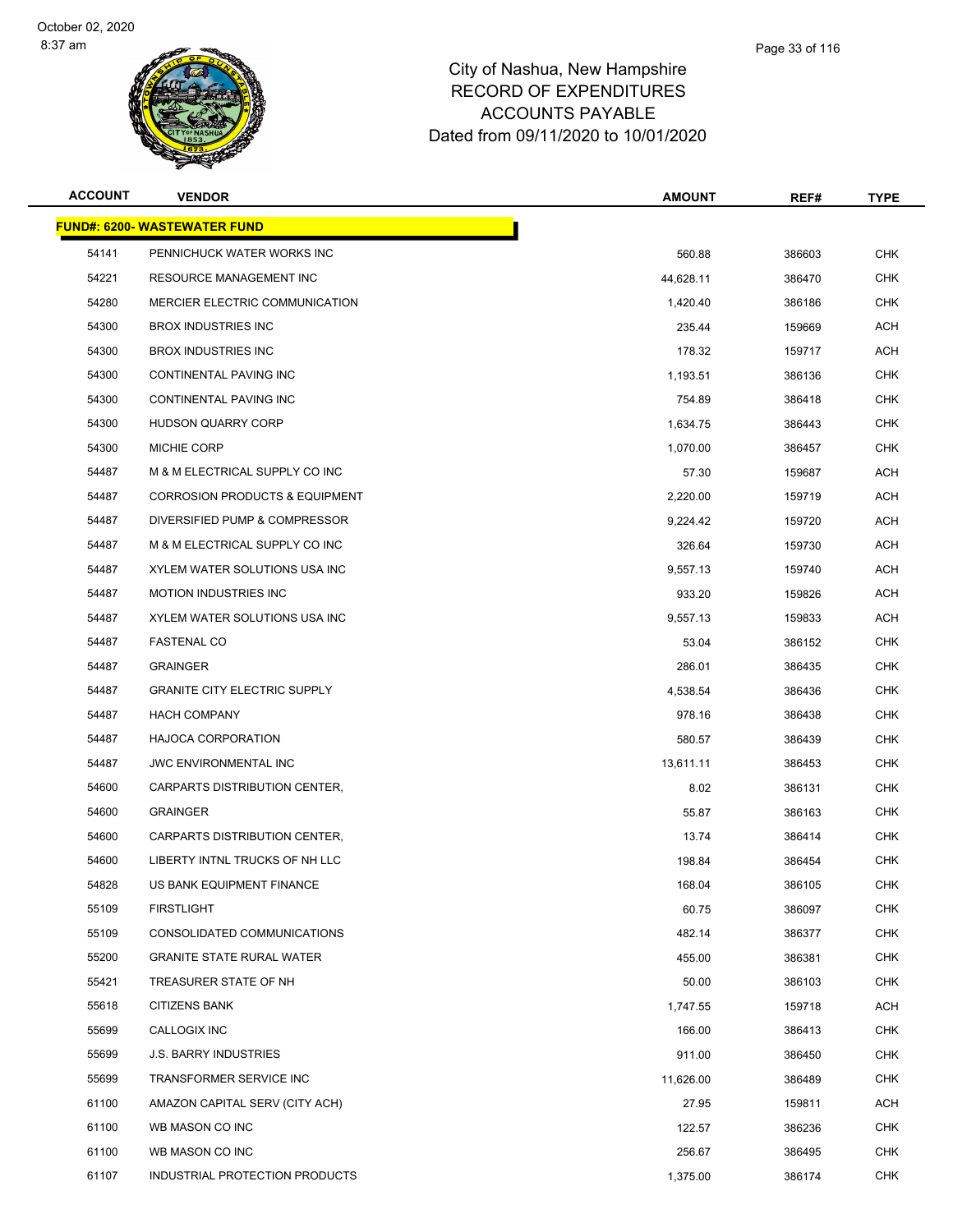City of Nashua, New Hampshire
RECORD OF EXPENDITURES
ACCOUNTS PAYABLE
Dated from 09/11/2020 to 10/01/2020

| ACCOUNT | VENDOR | AMOUNT | REF# | TYPE |
|---|---|---|---|---|
| **FUND#: 6200- WASTEWATER FUND** | | | | |
| 54141 | PENNICHUCK WATER WORKS INC | 560.88 | 386603 | CHK |
| 54221 | RESOURCE MANAGEMENT INC | 44,628.11 | 386470 | CHK |
| 54280 | MERCIER ELECTRIC COMMUNICATION | 1,420.40 | 386186 | CHK |
| 54300 | BROX INDUSTRIES INC | 235.44 | 159669 | ACH |
| 54300 | BROX INDUSTRIES INC | 178.32 | 159717 | ACH |
| 54300 | CONTINENTAL PAVING INC | 1,193.51 | 386136 | CHK |
| 54300 | CONTINENTAL PAVING INC | 754.89 | 386418 | CHK |
| 54300 | HUDSON QUARRY CORP | 1,634.75 | 386443 | CHK |
| 54300 | MICHIE CORP | 1,070.00 | 386457 | CHK |
| 54487 | M & M ELECTRICAL SUPPLY CO INC | 57.30 | 159687 | ACH |
| 54487 | CORROSION PRODUCTS & EQUIPMENT | 2,220.00 | 159719 | ACH |
| 54487 | DIVERSIFIED PUMP & COMPRESSOR | 9,224.42 | 159720 | ACH |
| 54487 | M & M ELECTRICAL SUPPLY CO INC | 326.64 | 159730 | ACH |
| 54487 | XYLEM WATER SOLUTIONS USA INC | 9,557.13 | 159740 | ACH |
| 54487 | MOTION INDUSTRIES INC | 933.20 | 159826 | ACH |
| 54487 | XYLEM WATER SOLUTIONS USA INC | 9,557.13 | 159833 | ACH |
| 54487 | FASTENAL CO | 53.04 | 386152 | CHK |
| 54487 | GRAINGER | 286.01 | 386435 | CHK |
| 54487 | GRANITE CITY ELECTRIC SUPPLY | 4,538.54 | 386436 | CHK |
| 54487 | HACH COMPANY | 978.16 | 386438 | CHK |
| 54487 | HAJOCA CORPORATION | 580.57 | 386439 | CHK |
| 54487 | JWC ENVIRONMENTAL INC | 13,611.11 | 386453 | CHK |
| 54600 | CARPARTS DISTRIBUTION CENTER, | 8.02 | 386131 | CHK |
| 54600 | GRAINGER | 55.87 | 386163 | CHK |
| 54600 | CARPARTS DISTRIBUTION CENTER, | 13.74 | 386414 | CHK |
| 54600 | LIBERTY INTNL TRUCKS OF NH LLC | 198.84 | 386454 | CHK |
| 54828 | US BANK EQUIPMENT FINANCE | 168.04 | 386105 | CHK |
| 55109 | FIRSTLIGHT | 60.75 | 386097 | CHK |
| 55109 | CONSOLIDATED COMMUNICATIONS | 482.14 | 386377 | CHK |
| 55200 | GRANITE STATE RURAL WATER | 455.00 | 386381 | CHK |
| 55421 | TREASURER STATE OF NH | 50.00 | 386103 | CHK |
| 55618 | CITIZENS BANK | 1,747.55 | 159718 | ACH |
| 55699 | CALLOGIX INC | 166.00 | 386413 | CHK |
| 55699 | J.S. BARRY INDUSTRIES | 911.00 | 386450 | CHK |
| 55699 | TRANSFORMER SERVICE INC | 11,626.00 | 386489 | CHK |
| 61100 | AMAZON CAPITAL SERV (CITY ACH) | 27.95 | 159811 | ACH |
| 61100 | WB MASON CO INC | 122.57 | 386236 | CHK |
| 61100 | WB MASON CO INC | 256.67 | 386495 | CHK |
| 61107 | INDUSTRIAL PROTECTION PRODUCTS | 1,375.00 | 386174 | CHK |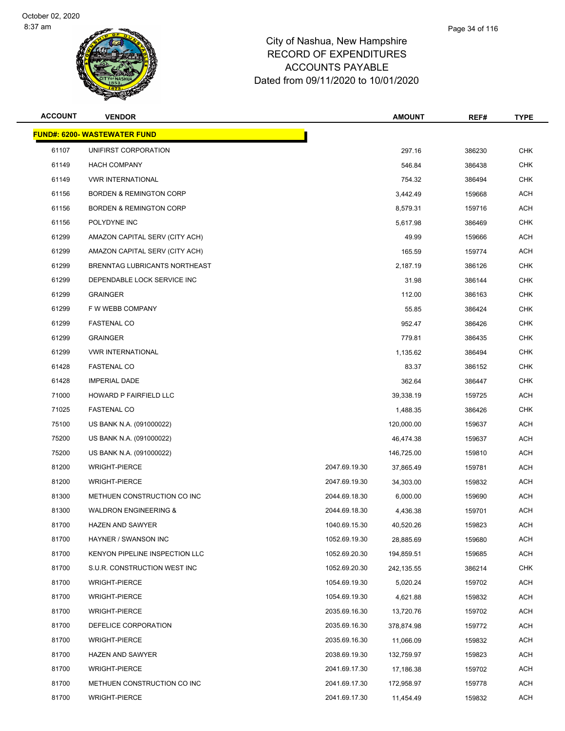# City of Nashua, New Hampshire
## RECORD OF EXPENDITURES
## ACCOUNTS PAYABLE
## Dated from 09/11/2020 to 10/01/2020

| ACCOUNT | VENDOR | | AMOUNT | REF# | TYPE |
|---|---|---|---|---|---|
| **FUND#: 6200- WASTEWATER FUND** | | | | | |
| 61107 | UNIFIRST CORPORATION | | 297.16 | 386230 | CHK |
| 61149 | HACH COMPANY | | 546.84 | 386438 | CHK |
| 61149 | VWR INTERNATIONAL | | 754.32 | 386494 | CHK |
| 61156 | BORDEN & REMINGTON CORP | | 3,442.49 | 159668 | ACH |
| 61156 | BORDEN & REMINGTON CORP | | 8,579.31 | 159716 | ACH |
| 61156 | POLYDYNE INC | | 5,617.98 | 386469 | CHK |
| 61299 | AMAZON CAPITAL SERV (CITY ACH) | | 49.99 | 159666 | ACH |
| 61299 | AMAZON CAPITAL SERV (CITY ACH) | | 165.59 | 159774 | ACH |
| 61299 | BRENNTAG LUBRICANTS NORTHEAST | | 2,187.19 | 386126 | CHK |
| 61299 | DEPENDABLE LOCK SERVICE INC | | 31.98 | 386144 | CHK |
| 61299 | GRAINGER | | 112.00 | 386163 | CHK |
| 61299 | F W WEBB COMPANY | | 55.85 | 386424 | CHK |
| 61299 | FASTENAL CO | | 952.47 | 386426 | CHK |
| 61299 | GRAINGER | | 779.81 | 386435 | CHK |
| 61299 | VWR INTERNATIONAL | | 1,135.62 | 386494 | CHK |
| 61428 | FASTENAL CO | | 83.37 | 386152 | CHK |
| 61428 | IMPERIAL DADE | | 362.64 | 386447 | CHK |
| 71000 | HOWARD P FAIRFIELD LLC | | 39,338.19 | 159725 | ACH |
| 71025 | FASTENAL CO | | 1,488.35 | 386426 | CHK |
| 75100 | US BANK N.A. (091000022) | | 120,000.00 | 159637 | ACH |
| 75200 | US BANK N.A. (091000022) | | 46,474.38 | 159637 | ACH |
| 75200 | US BANK N.A. (091000022) | | 146,725.00 | 159810 | ACH |
| 81200 | WRIGHT-PIERCE | 2047.69.19.30 | 37,865.49 | 159781 | ACH |
| 81200 | WRIGHT-PIERCE | 2047.69.19.30 | 34,303.00 | 159832 | ACH |
| 81300 | METHUEN CONSTRUCTION CO INC | 2044.69.18.30 | 6,000.00 | 159690 | ACH |
| 81300 | WALDRON ENGINEERING & | 2044.69.18.30 | 4,436.38 | 159701 | ACH |
| 81700 | HAZEN AND SAWYER | 1040.69.15.30 | 40,520.26 | 159823 | ACH |
| 81700 | HAYNER / SWANSON INC | 1052.69.19.30 | 28,885.69 | 159680 | ACH |
| 81700 | KENYON PIPELINE INSPECTION LLC | 1052.69.20.30 | 194,859.51 | 159685 | ACH |
| 81700 | S.U.R. CONSTRUCTION WEST INC | 1052.69.20.30 | 242,135.55 | 386214 | CHK |
| 81700 | WRIGHT-PIERCE | 1054.69.19.30 | 5,020.24 | 159702 | ACH |
| 81700 | WRIGHT-PIERCE | 1054.69.19.30 | 4,621.88 | 159832 | ACH |
| 81700 | WRIGHT-PIERCE | 2035.69.16.30 | 13,720.76 | 159702 | ACH |
| 81700 | DEFELICE CORPORATION | 2035.69.16.30 | 378,874.98 | 159772 | ACH |
| 81700 | WRIGHT-PIERCE | 2035.69.16.30 | 11,066.09 | 159832 | ACH |
| 81700 | HAZEN AND SAWYER | 2038.69.19.30 | 132,759.97 | 159823 | ACH |
| 81700 | WRIGHT-PIERCE | 2041.69.17.30 | 17,186.38 | 159702 | ACH |
| 81700 | METHUEN CONSTRUCTION CO INC | 2041.69.17.30 | 172,958.97 | 159778 | ACH |
| 81700 | WRIGHT-PIERCE | 2041.69.17.30 | 11,454.49 | 159832 | ACH |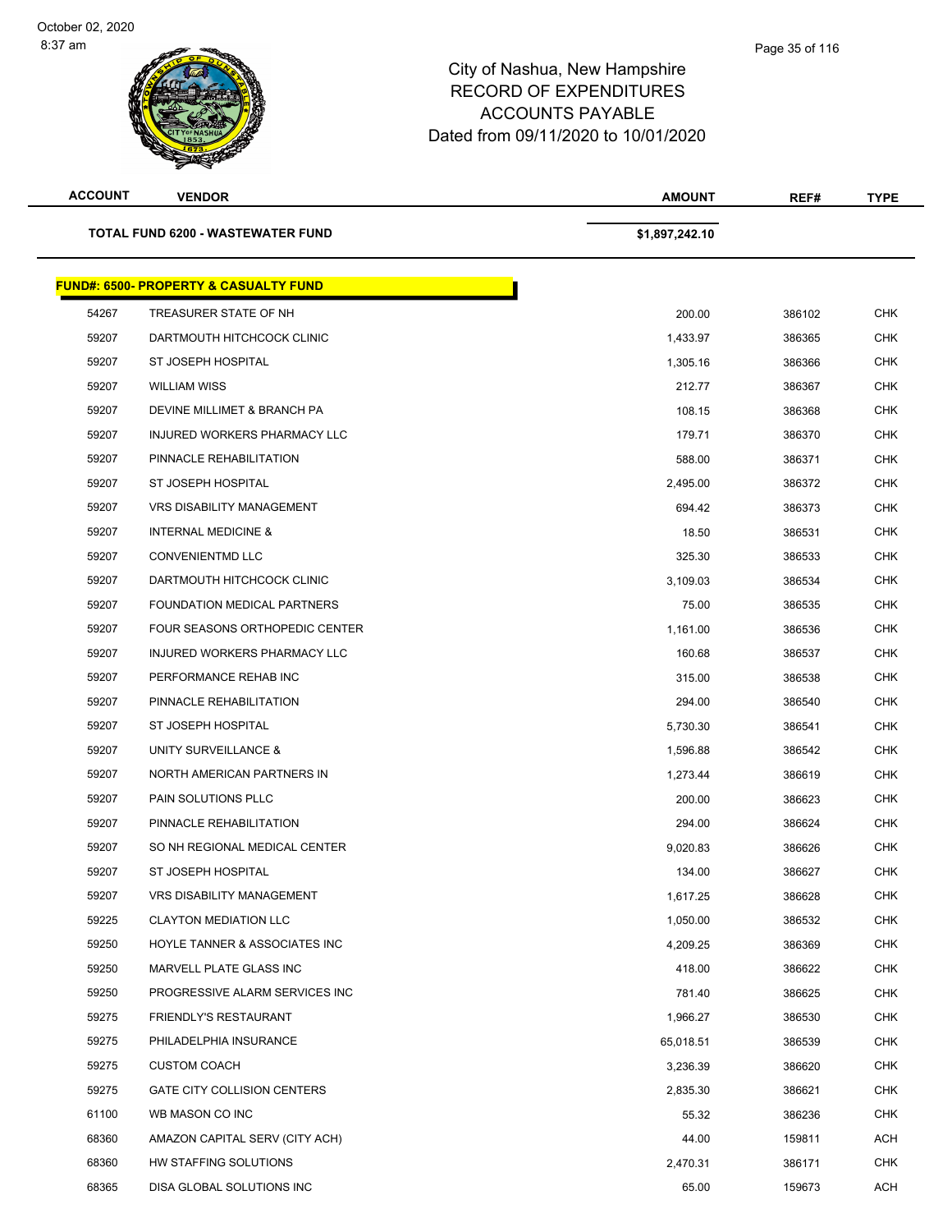City of Nashua, New Hampshire
RECORD OF EXPENDITURES
ACCOUNTS PAYABLE
Dated from 09/11/2020 to 10/01/2020

| ACCOUNT | VENDOR | AMOUNT | REF# | TYPE |
|---|---|---|---|---|
| | **TOTAL FUND 6200 - WASTEWATER FUND** | **$1,897,242.10** | | |

**FUND#: 6500- PROPERTY & CASUALTY FUND**

| ACCOUNT | VENDOR | AMOUNT | REF# | TYPE |
|---|---|---|---|---|
| 54267 | TREASURER STATE OF NH | 200.00 | 386102 | CHK |
| 59207 | DARTMOUTH HITCHCOCK CLINIC | 1,433.97 | 386365 | CHK |
| 59207 | ST JOSEPH HOSPITAL | 1,305.16 | 386366 | CHK |
| 59207 | WILLIAM WISS | 212.77 | 386367 | CHK |
| 59207 | DEVINE MILLIMET & BRANCH PA | 108.15 | 386368 | CHK |
| 59207 | INJURED WORKERS PHARMACY LLC | 179.71 | 386370 | CHK |
| 59207 | PINNACLE REHABILITATION | 588.00 | 386371 | CHK |
| 59207 | ST JOSEPH HOSPITAL | 2,495.00 | 386372 | CHK |
| 59207 | VRS DISABILITY MANAGEMENT | 694.42 | 386373 | CHK |
| 59207 | INTERNAL MEDICINE & | 18.50 | 386531 | CHK |
| 59207 | CONVENIENTMD LLC | 325.30 | 386533 | CHK |
| 59207 | DARTMOUTH HITCHCOCK CLINIC | 3,109.03 | 386534 | CHK |
| 59207 | FOUNDATION MEDICAL PARTNERS | 75.00 | 386535 | CHK |
| 59207 | FOUR SEASONS ORTHOPEDIC CENTER | 1,161.00 | 386536 | CHK |
| 59207 | INJURED WORKERS PHARMACY LLC | 160.68 | 386537 | CHK |
| 59207 | PERFORMANCE REHAB INC | 315.00 | 386538 | CHK |
| 59207 | PINNACLE REHABILITATION | 294.00 | 386540 | CHK |
| 59207 | ST JOSEPH HOSPITAL | 5,730.30 | 386541 | CHK |
| 59207 | UNITY SURVEILLANCE & | 1,596.88 | 386542 | CHK |
| 59207 | NORTH AMERICAN PARTNERS IN | 1,273.44 | 386619 | CHK |
| 59207 | PAIN SOLUTIONS PLLC | 200.00 | 386623 | CHK |
| 59207 | PINNACLE REHABILITATION | 294.00 | 386624 | CHK |
| 59207 | SO NH REGIONAL MEDICAL CENTER | 9,020.83 | 386626 | CHK |
| 59207 | ST JOSEPH HOSPITAL | 134.00 | 386627 | CHK |
| 59207 | VRS DISABILITY MANAGEMENT | 1,617.25 | 386628 | CHK |
| 59225 | CLAYTON MEDIATION LLC | 1,050.00 | 386532 | CHK |
| 59250 | HOYLE TANNER & ASSOCIATES INC | 4,209.25 | 386369 | CHK |
| 59250 | MARVELL PLATE GLASS INC | 418.00 | 386622 | CHK |
| 59250 | PROGRESSIVE ALARM SERVICES INC | 781.40 | 386625 | CHK |
| 59275 | FRIENDLY'S RESTAURANT | 1,966.27 | 386530 | CHK |
| 59275 | PHILADELPHIA INSURANCE | 65,018.51 | 386539 | CHK |
| 59275 | CUSTOM COACH | 3,236.39 | 386620 | CHK |
| 59275 | GATE CITY COLLISION CENTERS | 2,835.30 | 386621 | CHK |
| 61100 | WB MASON CO INC | 55.32 | 386236 | CHK |
| 68360 | AMAZON CAPITAL SERV (CITY ACH) | 44.00 | 159811 | ACH |
| 68360 | HW STAFFING SOLUTIONS | 2,470.31 | 386171 | CHK |
| 68365 | DISA GLOBAL SOLUTIONS INC | 65.00 | 159673 | ACH |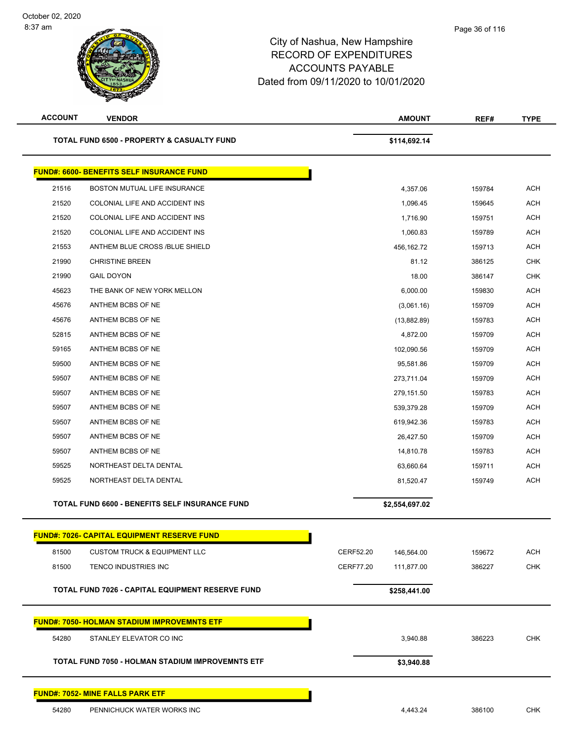# City of Nashua, New Hampshire
## RECORD OF EXPENDITURES
## ACCOUNTS PAYABLE
## Dated from 09/11/2020 to 10/01/2020

October 02, 2020
8:37 am

| ACCOUNT | VENDOR | | AMOUNT | REF# | TYPE |
|---|---|---|---|---|---|
| | **TOTAL FUND 6500 - PROPERTY & CASUALTY FUND** | | **$114,692.14** | | |

**FUND#: 6600- BENEFITS SELF INSURANCE FUND**

| ACCOUNT | VENDOR | | AMOUNT | REF# | TYPE |
|---|---|---|---|---|---|
| 21516 | BOSTON MUTUAL LIFE INSURANCE | | 4,357.06 | 159784 | ACH |
| 21520 | COLONIAL LIFE AND ACCIDENT INS | | 1,096.45 | 159645 | ACH |
| 21520 | COLONIAL LIFE AND ACCIDENT INS | | 1,716.90 | 159751 | ACH |
| 21520 | COLONIAL LIFE AND ACCIDENT INS | | 1,060.83 | 159789 | ACH |
| 21553 | ANTHEM BLUE CROSS /BLUE SHIELD | | 456,162.72 | 159713 | ACH |
| 21990 | CHRISTINE BREEN | | 81.12 | 386125 | CHK |
| 21990 | GAIL DOYON | | 18.00 | 386147 | CHK |
| 45623 | THE BANK OF NEW YORK MELLON | | 6,000.00 | 159830 | ACH |
| 45676 | ANTHEM BCBS OF NE | | (3,061.16) | 159709 | ACH |
| 45676 | ANTHEM BCBS OF NE | | (13,882.89) | 159783 | ACH |
| 52815 | ANTHEM BCBS OF NE | | 4,872.00 | 159709 | ACH |
| 59165 | ANTHEM BCBS OF NE | | 102,090.56 | 159709 | ACH |
| 59500 | ANTHEM BCBS OF NE | | 95,581.86 | 159709 | ACH |
| 59507 | ANTHEM BCBS OF NE | | 273,711.04 | 159709 | ACH |
| 59507 | ANTHEM BCBS OF NE | | 279,151.50 | 159783 | ACH |
| 59507 | ANTHEM BCBS OF NE | | 539,379.28 | 159709 | ACH |
| 59507 | ANTHEM BCBS OF NE | | 619,942.36 | 159783 | ACH |
| 59507 | ANTHEM BCBS OF NE | | 26,427.50 | 159709 | ACH |
| 59507 | ANTHEM BCBS OF NE | | 14,810.78 | 159783 | ACH |
| 59525 | NORTHEAST DELTA DENTAL | | 63,660.64 | 159711 | ACH |
| 59525 | NORTHEAST DELTA DENTAL | | 81,520.47 | 159749 | ACH |
| | **TOTAL FUND 6600 - BENEFITS SELF INSURANCE FUND** | | **$2,554,697.02** | | |

**FUND#: 7026- CAPITAL EQUIPMENT RESERVE FUND**

| ACCOUNT | VENDOR | | AMOUNT | REF# | TYPE |
|---|---|---|---|---|---|
| 81500 | CUSTOM TRUCK & EQUIPMENT LLC | CERF52.20 | 146,564.00 | 159672 | ACH |
| 81500 | TENCO INDUSTRIES INC | CERF77.20 | 111,877.00 | 386227 | CHK |
| | **TOTAL FUND 7026 - CAPITAL EQUIPMENT RESERVE FUND** | | **$258,441.00** | | |

**FUND#: 7050- HOLMAN STADIUM IMPROVEMNTS ETF**

| ACCOUNT | VENDOR | | AMOUNT | REF# | TYPE |
|---|---|---|---|---|---|
| 54280 | STANLEY ELEVATOR CO INC | | 3,940.88 | 386223 | CHK |
| | **TOTAL FUND 7050 - HOLMAN STADIUM IMPROVEMNTS ETF** | | **$3,940.88** | | |

**FUND#: 7052- MINE FALLS PARK ETF**

| ACCOUNT | VENDOR | | AMOUNT | REF# | TYPE |
|---|---|---|---|---|---|
| 54280 | PENNICHUCK WATER WORKS INC | | 4,443.24 | 386100 | CHK |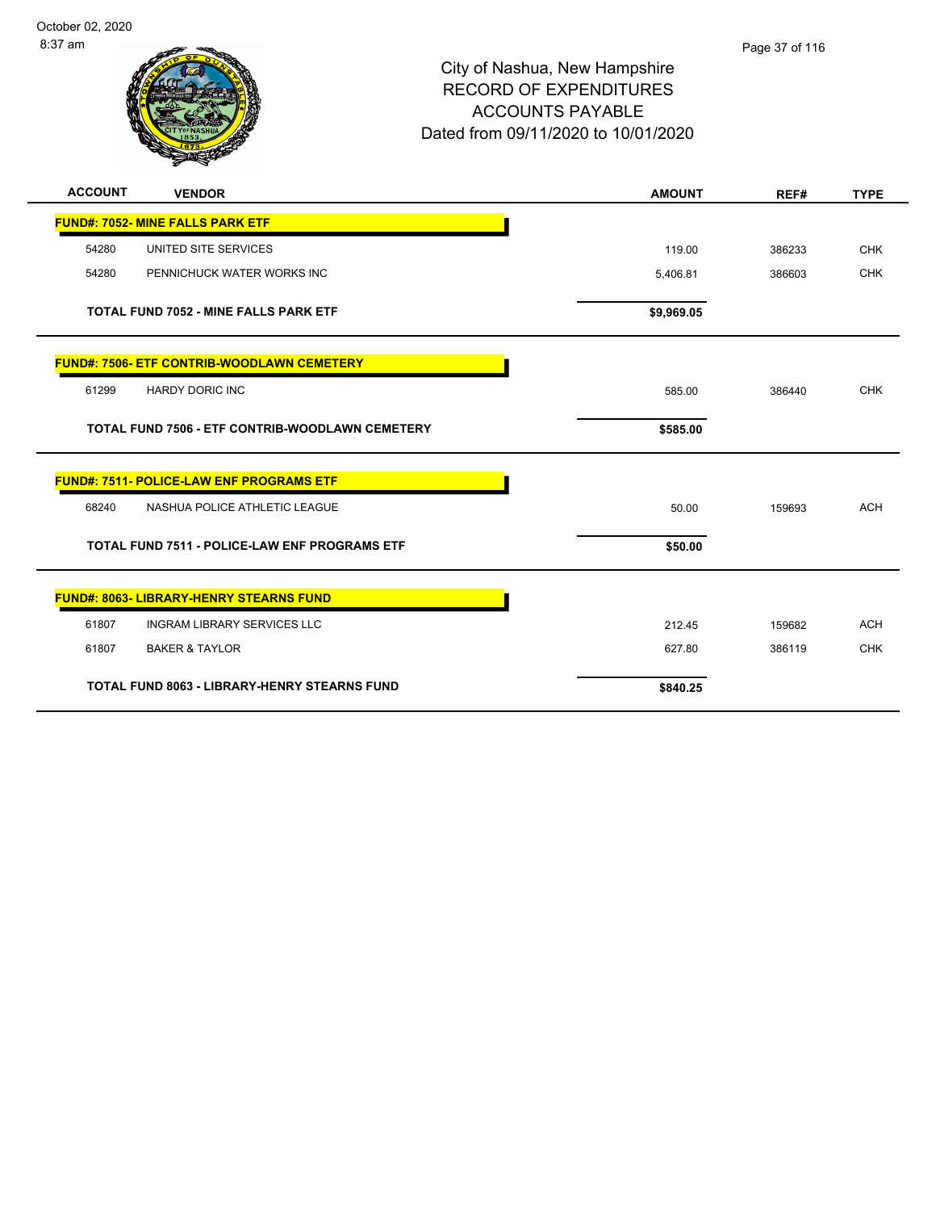# City of Nashua, New Hampshire
## RECORD OF EXPENDITURES
## ACCOUNTS PAYABLE
## Dated from 09/11/2020 to 10/01/2020

October 02, 2020
8:37 am

| ACCOUNT | VENDOR | AMOUNT | REF# | TYPE |
|---|---|---|---|---|
| **FUND#: 7052- MINE FALLS PARK ETF** | | | | |
| 54280 | UNITED SITE SERVICES | 119.00 | 386233 | CHK |
| 54280 | PENNICHUCK WATER WORKS INC | 5,406.81 | 386603 | CHK |
| | **TOTAL FUND 7052 - MINE FALLS PARK ETF** | **$9,969.05** | | |
| **FUND#: 7506- ETF CONTRIB-WOODLAWN CEMETERY** | | | | |
| 61299 | HARDY DORIC INC | 585.00 | 386440 | CHK |
| | **TOTAL FUND 7506 - ETF CONTRIB-WOODLAWN CEMETERY** | **$585.00** | | |
| **FUND#: 7511- POLICE-LAW ENF PROGRAMS ETF** | | | | |
| 68240 | NASHUA POLICE ATHLETIC LEAGUE | 50.00 | 159693 | ACH |
| | **TOTAL FUND 7511 - POLICE-LAW ENF PROGRAMS ETF** | **$50.00** | | |
| **FUND#: 8063- LIBRARY-HENRY STEARNS FUND** | | | | |
| 61807 | INGRAM LIBRARY SERVICES LLC | 212.45 | 159682 | ACH |
| 61807 | BAKER & TAYLOR | 627.80 | 386119 | CHK |
| | **TOTAL FUND 8063 - LIBRARY-HENRY STEARNS FUND** | **$840.25** | | |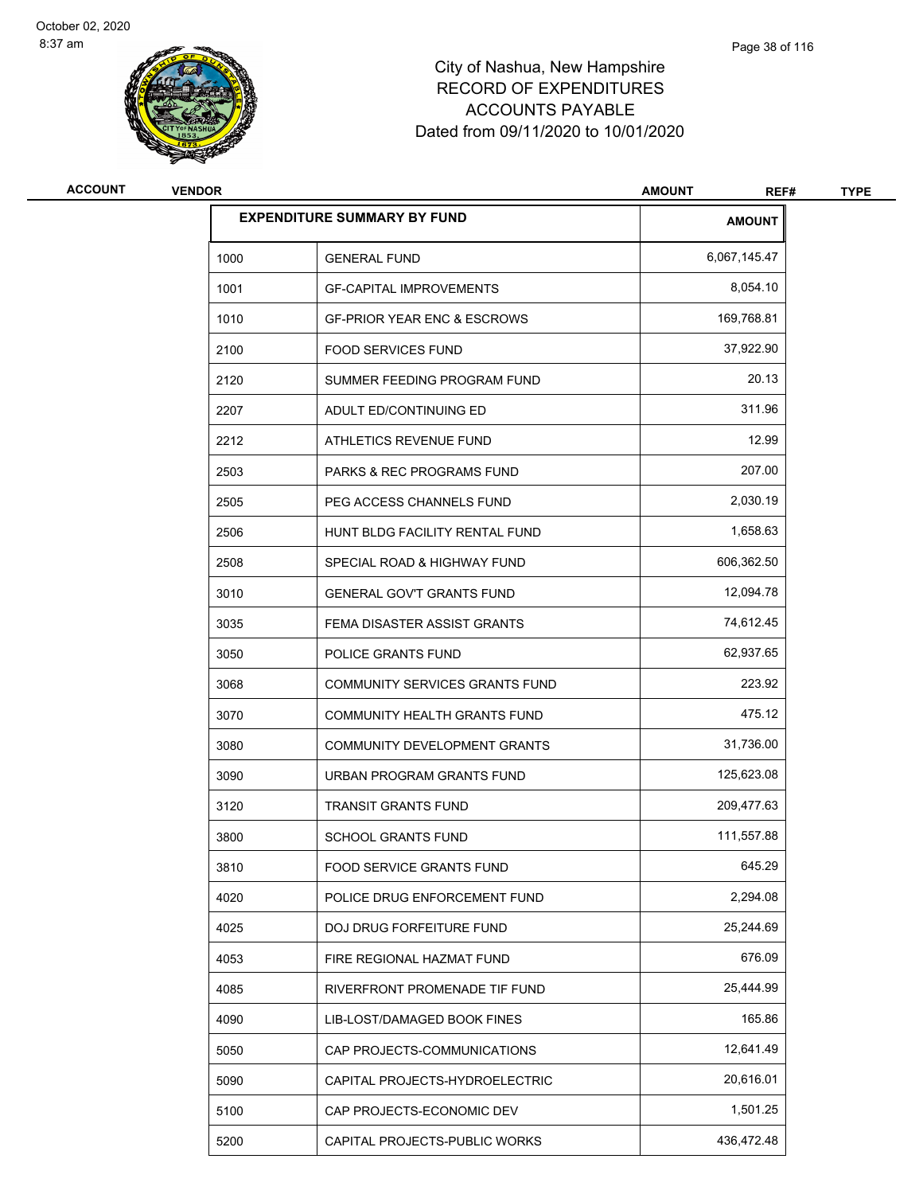City of Nashua, New Hampshire
RECORD OF EXPENDITURES
ACCOUNTS PAYABLE
Dated from 09/11/2020 to 10/01/2020

| ACCOUNT | VENDOR | AMOUNT | REF# | TYPE |
|---|---|---|---|---|

| EXPENDITURE SUMMARY BY FUND | | AMOUNT |
|---|---|---|
| 1000 | GENERAL FUND | 6,067,145.47 |
| 1001 | GF-CAPITAL IMPROVEMENTS | 8,054.10 |
| 1010 | GF-PRIOR YEAR ENC & ESCROWS | 169,768.81 |
| 2100 | FOOD SERVICES FUND | 37,922.90 |
| 2120 | SUMMER FEEDING PROGRAM FUND | 20.13 |
| 2207 | ADULT ED/CONTINUING ED | 311.96 |
| 2212 | ATHLETICS REVENUE FUND | 12.99 |
| 2503 | PARKS & REC PROGRAMS FUND | 207.00 |
| 2505 | PEG ACCESS CHANNELS FUND | 2,030.19 |
| 2506 | HUNT BLDG FACILITY RENTAL FUND | 1,658.63 |
| 2508 | SPECIAL ROAD & HIGHWAY FUND | 606,362.50 |
| 3010 | GENERAL GOV'T GRANTS FUND | 12,094.78 |
| 3035 | FEMA DISASTER ASSIST GRANTS | 74,612.45 |
| 3050 | POLICE GRANTS FUND | 62,937.65 |
| 3068 | COMMUNITY SERVICES GRANTS FUND | 223.92 |
| 3070 | COMMUNITY HEALTH GRANTS FUND | 475.12 |
| 3080 | COMMUNITY DEVELOPMENT GRANTS | 31,736.00 |
| 3090 | URBAN PROGRAM GRANTS FUND | 125,623.08 |
| 3120 | TRANSIT GRANTS FUND | 209,477.63 |
| 3800 | SCHOOL GRANTS FUND | 111,557.88 |
| 3810 | FOOD SERVICE GRANTS FUND | 645.29 |
| 4020 | POLICE DRUG ENFORCEMENT FUND | 2,294.08 |
| 4025 | DOJ DRUG FORFEITURE FUND | 25,244.69 |
| 4053 | FIRE REGIONAL HAZMAT FUND | 676.09 |
| 4085 | RIVERFRONT PROMENADE TIF FUND | 25,444.99 |
| 4090 | LIB-LOST/DAMAGED BOOK FINES | 165.86 |
| 5050 | CAP PROJECTS-COMMUNICATIONS | 12,641.49 |
| 5090 | CAPITAL PROJECTS-HYDROELECTRIC | 20,616.01 |
| 5100 | CAP PROJECTS-ECONOMIC DEV | 1,501.25 |
| 5200 | CAPITAL PROJECTS-PUBLIC WORKS | 436,472.48 |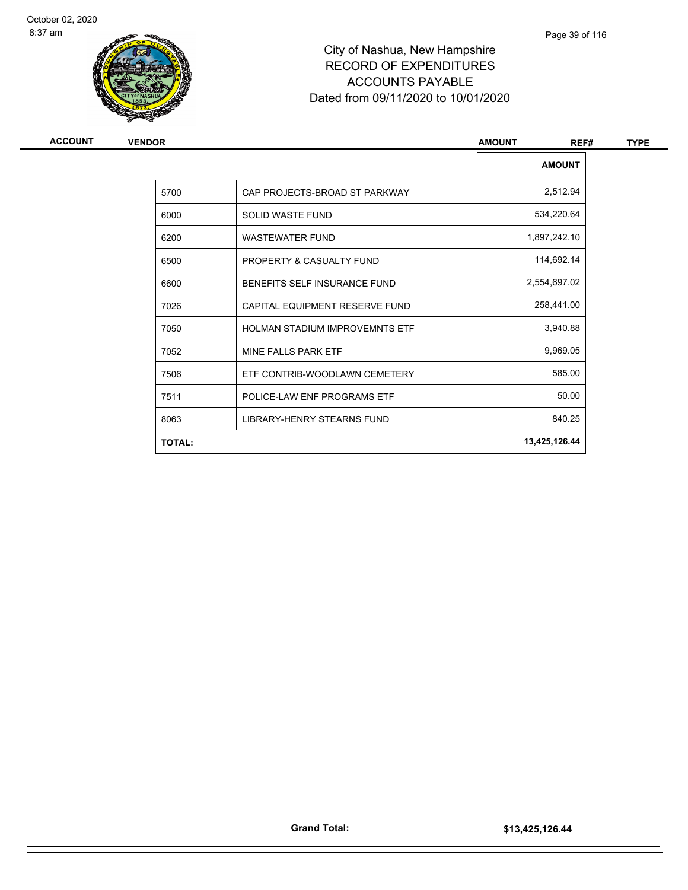City of Nashua, New Hampshire
RECORD OF EXPENDITURES
ACCOUNTS PAYABLE
Dated from 09/11/2020 to 10/01/2020

| ACCOUNT | VENDOR | AMOUNT | REF# | TYPE |
|---|---|---|---|---|

| | | AMOUNT |
|---|---|---|
| 5700 | CAP PROJECTS-BROAD ST PARKWAY | 2,512.94 |
| 6000 | SOLID WASTE FUND | 534,220.64 |
| 6200 | WASTEWATER FUND | 1,897,242.10 |
| 6500 | PROPERTY & CASUALTY FUND | 114,692.14 |
| 6600 | BENEFITS SELF INSURANCE FUND | 2,554,697.02 |
| 7026 | CAPITAL EQUIPMENT RESERVE FUND | 258,441.00 |
| 7050 | HOLMAN STADIUM IMPROVEMNTS ETF | 3,940.88 |
| 7052 | MINE FALLS PARK ETF | 9,969.05 |
| 7506 | ETF CONTRIB-WOODLAWN CEMETERY | 585.00 |
| 7511 | POLICE-LAW ENF PROGRAMS ETF | 50.00 |
| 8063 | LIBRARY-HENRY STEARNS FUND | 840.25 |
| **TOTAL:** | | **13,425,126.44** |

**Grand Total:** **$13,425,126.44**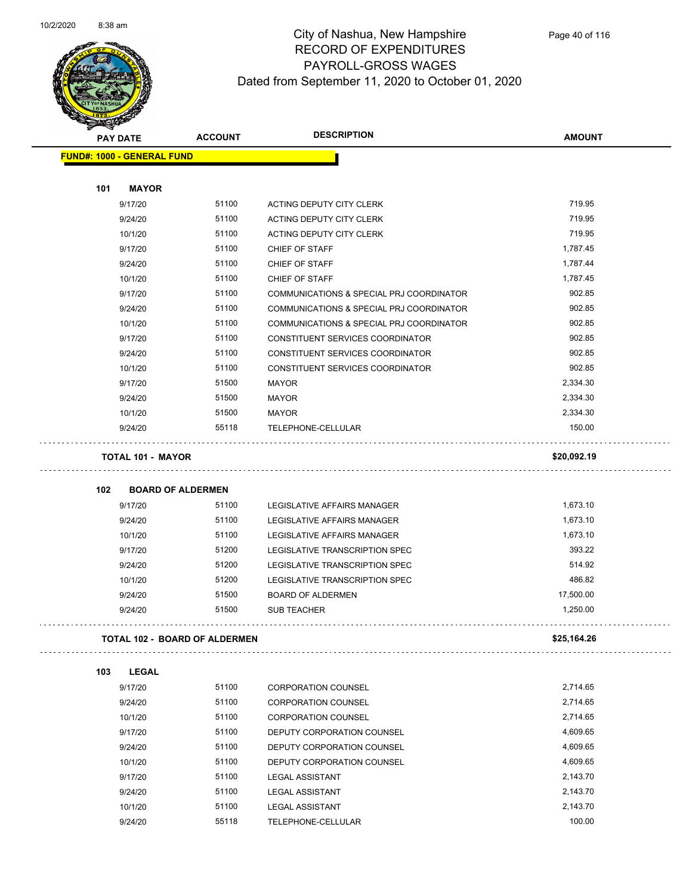# City of Nashua, New Hampshire
## RECORD OF EXPENDITURES
## PAYROLL-GROSS WAGES
## Dated from September 11, 2020 to October 01, 2020

| PAY DATE | ACCOUNT | DESCRIPTION | AMOUNT |
|---|---|---|---|
| **FUND#: 1000 - GENERAL FUND** | | | |
| **101 MAYOR** | | | |
| 9/17/20 | 51100 | ACTING DEPUTY CITY CLERK | 719.95 |
| 9/24/20 | 51100 | ACTING DEPUTY CITY CLERK | 719.95 |
| 10/1/20 | 51100 | ACTING DEPUTY CITY CLERK | 719.95 |
| 9/17/20 | 51100 | CHIEF OF STAFF | 1,787.45 |
| 9/24/20 | 51100 | CHIEF OF STAFF | 1,787.44 |
| 10/1/20 | 51100 | CHIEF OF STAFF | 1,787.45 |
| 9/17/20 | 51100 | COMMUNICATIONS & SPECIAL PRJ COORDINATOR | 902.85 |
| 9/24/20 | 51100 | COMMUNICATIONS & SPECIAL PRJ COORDINATOR | 902.85 |
| 10/1/20 | 51100 | COMMUNICATIONS & SPECIAL PRJ COORDINATOR | 902.85 |
| 9/17/20 | 51100 | CONSTITUENT SERVICES COORDINATOR | 902.85 |
| 9/24/20 | 51100 | CONSTITUENT SERVICES COORDINATOR | 902.85 |
| 10/1/20 | 51100 | CONSTITUENT SERVICES COORDINATOR | 902.85 |
| 9/17/20 | 51500 | MAYOR | 2,334.30 |
| 9/24/20 | 51500 | MAYOR | 2,334.30 |
| 10/1/20 | 51500 | MAYOR | 2,334.30 |
| 9/24/20 | 55118 | TELEPHONE-CELLULAR | 150.00 |
| **TOTAL 101 - MAYOR** | | | **$20,092.19** |
| **102 BOARD OF ALDERMEN** | | | |
| 9/17/20 | 51100 | LEGISLATIVE AFFAIRS MANAGER | 1,673.10 |
| 9/24/20 | 51100 | LEGISLATIVE AFFAIRS MANAGER | 1,673.10 |
| 10/1/20 | 51100 | LEGISLATIVE AFFAIRS MANAGER | 1,673.10 |
| 9/17/20 | 51200 | LEGISLATIVE TRANSCRIPTION SPEC | 393.22 |
| 9/24/20 | 51200 | LEGISLATIVE TRANSCRIPTION SPEC | 514.92 |
| 10/1/20 | 51200 | LEGISLATIVE TRANSCRIPTION SPEC | 486.82 |
| 9/24/20 | 51500 | BOARD OF ALDERMEN | 17,500.00 |
| 9/24/20 | 51500 | SUB TEACHER | 1,250.00 |
| **TOTAL 102 - BOARD OF ALDERMEN** | | | **$25,164.26** |
| **103 LEGAL** | | | |
| 9/17/20 | 51100 | CORPORATION COUNSEL | 2,714.65 |
| 9/24/20 | 51100 | CORPORATION COUNSEL | 2,714.65 |
| 10/1/20 | 51100 | CORPORATION COUNSEL | 2,714.65 |
| 9/17/20 | 51100 | DEPUTY CORPORATION COUNSEL | 4,609.65 |
| 9/24/20 | 51100 | DEPUTY CORPORATION COUNSEL | 4,609.65 |
| 10/1/20 | 51100 | DEPUTY CORPORATION COUNSEL | 4,609.65 |
| 9/17/20 | 51100 | LEGAL ASSISTANT | 2,143.70 |
| 9/24/20 | 51100 | LEGAL ASSISTANT | 2,143.70 |
| 10/1/20 | 51100 | LEGAL ASSISTANT | 2,143.70 |
| 9/24/20 | 55118 | TELEPHONE-CELLULAR | 100.00 |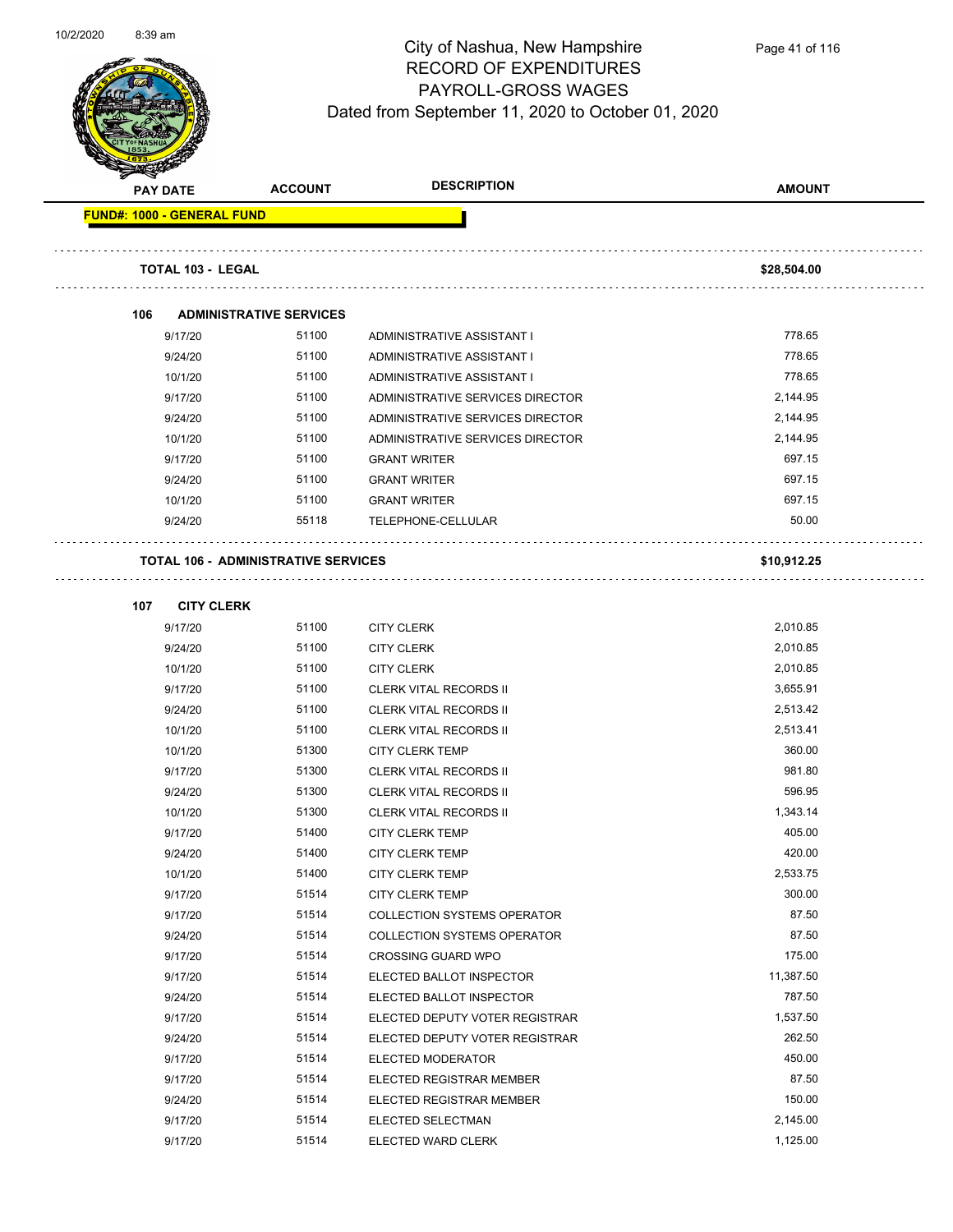# City of Nashua, New Hampshire
## RECORD OF EXPENDITURES
## PAYROLL-GROSS WAGES
### Dated from September 11, 2020 to October 01, 2020

| PAY DATE | ACCOUNT | DESCRIPTION | AMOUNT |
|---|---|---|---|
| **FUND#: 1000 - GENERAL FUND** | | | |
| **TOTAL 103 - LEGAL** | | | **$28,504.00** |
| **106 ADMINISTRATIVE SERVICES** | | | |
| 9/17/20 | 51100 | ADMINISTRATIVE ASSISTANT I | 778.65 |
| 9/24/20 | 51100 | ADMINISTRATIVE ASSISTANT I | 778.65 |
| 10/1/20 | 51100 | ADMINISTRATIVE ASSISTANT I | 778.65 |
| 9/17/20 | 51100 | ADMINISTRATIVE SERVICES DIRECTOR | 2,144.95 |
| 9/24/20 | 51100 | ADMINISTRATIVE SERVICES DIRECTOR | 2,144.95 |
| 10/1/20 | 51100 | ADMINISTRATIVE SERVICES DIRECTOR | 2,144.95 |
| 9/17/20 | 51100 | GRANT WRITER | 697.15 |
| 9/24/20 | 51100 | GRANT WRITER | 697.15 |
| 10/1/20 | 51100 | GRANT WRITER | 697.15 |
| 9/24/20 | 55118 | TELEPHONE-CELLULAR | 50.00 |
| **TOTAL 106 - ADMINISTRATIVE SERVICES** | | | **$10,912.25** |
| **107 CITY CLERK** | | | |
| 9/17/20 | 51100 | CITY CLERK | 2,010.85 |
| 9/24/20 | 51100 | CITY CLERK | 2,010.85 |
| 10/1/20 | 51100 | CITY CLERK | 2,010.85 |
| 9/17/20 | 51100 | CLERK VITAL RECORDS II | 3,655.91 |
| 9/24/20 | 51100 | CLERK VITAL RECORDS II | 2,513.42 |
| 10/1/20 | 51100 | CLERK VITAL RECORDS II | 2,513.41 |
| 10/1/20 | 51300 | CITY CLERK TEMP | 360.00 |
| 9/17/20 | 51300 | CLERK VITAL RECORDS II | 981.80 |
| 9/24/20 | 51300 | CLERK VITAL RECORDS II | 596.95 |
| 10/1/20 | 51300 | CLERK VITAL RECORDS II | 1,343.14 |
| 9/17/20 | 51400 | CITY CLERK TEMP | 405.00 |
| 9/24/20 | 51400 | CITY CLERK TEMP | 420.00 |
| 10/1/20 | 51400 | CITY CLERK TEMP | 2,533.75 |
| 9/17/20 | 51514 | CITY CLERK TEMP | 300.00 |
| 9/17/20 | 51514 | COLLECTION SYSTEMS OPERATOR | 87.50 |
| 9/24/20 | 51514 | COLLECTION SYSTEMS OPERATOR | 87.50 |
| 9/17/20 | 51514 | CROSSING GUARD WPO | 175.00 |
| 9/17/20 | 51514 | ELECTED BALLOT INSPECTOR | 11,387.50 |
| 9/24/20 | 51514 | ELECTED BALLOT INSPECTOR | 787.50 |
| 9/17/20 | 51514 | ELECTED DEPUTY VOTER REGISTRAR | 1,537.50 |
| 9/24/20 | 51514 | ELECTED DEPUTY VOTER REGISTRAR | 262.50 |
| 9/17/20 | 51514 | ELECTED MODERATOR | 450.00 |
| 9/17/20 | 51514 | ELECTED REGISTRAR MEMBER | 87.50 |
| 9/24/20 | 51514 | ELECTED REGISTRAR MEMBER | 150.00 |
| 9/17/20 | 51514 | ELECTED SELECTMAN | 2,145.00 |
| 9/17/20 | 51514 | ELECTED WARD CLERK | 1,125.00 |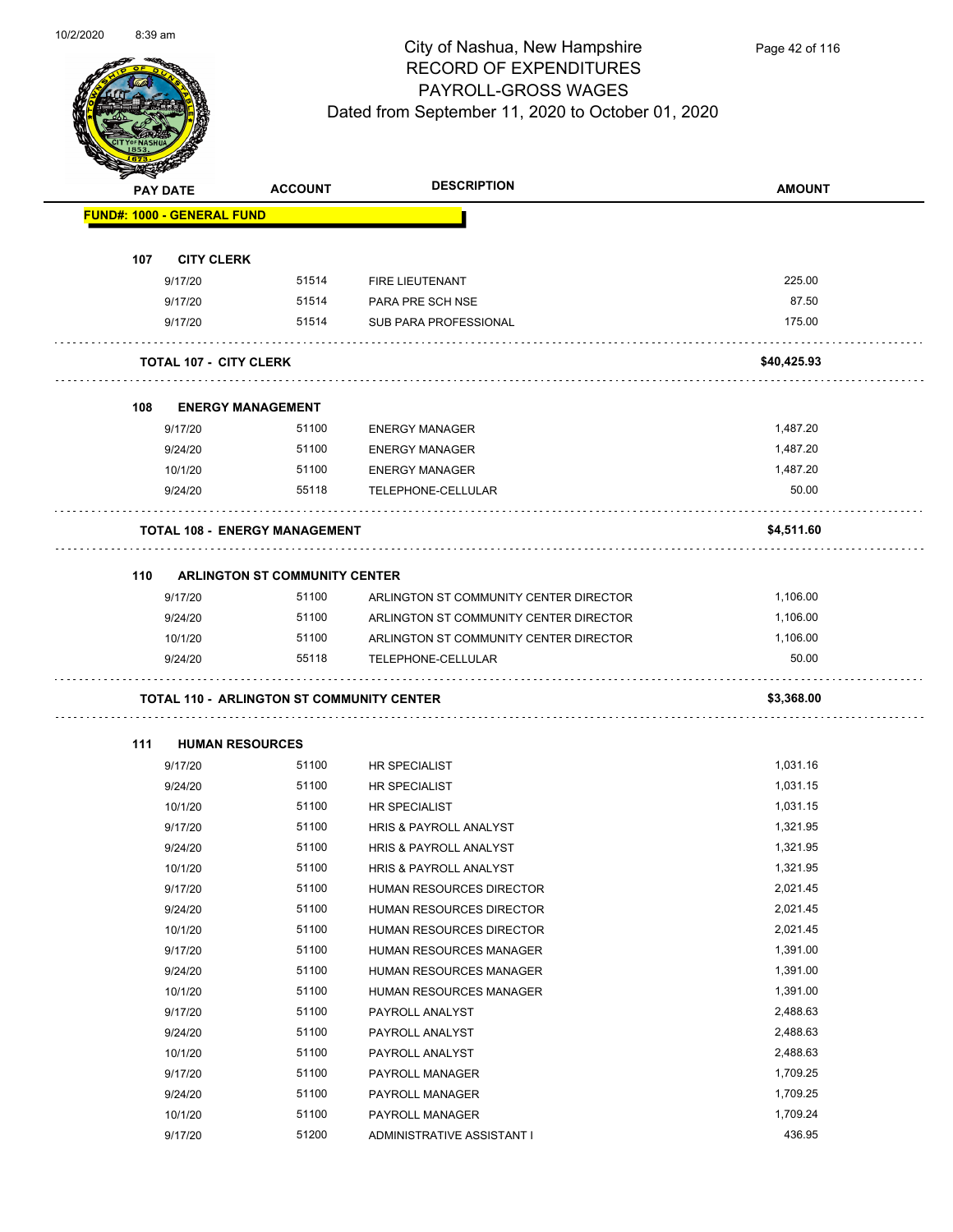# City of Nashua, New Hampshire
## RECORD OF EXPENDITURES
## PAYROLL-GROSS WAGES
## Dated from September 11, 2020 to October 01, 2020

| PAY DATE | ACCOUNT | DESCRIPTION | AMOUNT |
|---|---|---|---|
| **FUND#: 1000 - GENERAL FUND** | | | |
| **107 CITY CLERK** | | | |
| 9/17/20 | 51514 | FIRE LIEUTENANT | 225.00 |
| 9/17/20 | 51514 | PARA PRE SCH NSE | 87.50 |
| 9/17/20 | 51514 | SUB PARA PROFESSIONAL | 175.00 |
| **TOTAL 107 - CITY CLERK** | | | **$40,425.93** |
| **108 ENERGY MANAGEMENT** | | | |
| 9/17/20 | 51100 | ENERGY MANAGER | 1,487.20 |
| 9/24/20 | 51100 | ENERGY MANAGER | 1,487.20 |
| 10/1/20 | 51100 | ENERGY MANAGER | 1,487.20 |
| 9/24/20 | 55118 | TELEPHONE-CELLULAR | 50.00 |
| **TOTAL 108 - ENERGY MANAGEMENT** | | | **$4,511.60** |
| **110 ARLINGTON ST COMMUNITY CENTER** | | | |
| 9/17/20 | 51100 | ARLINGTON ST COMMUNITY CENTER DIRECTOR | 1,106.00 |
| 9/24/20 | 51100 | ARLINGTON ST COMMUNITY CENTER DIRECTOR | 1,106.00 |
| 10/1/20 | 51100 | ARLINGTON ST COMMUNITY CENTER DIRECTOR | 1,106.00 |
| 9/24/20 | 55118 | TELEPHONE-CELLULAR | 50.00 |
| **TOTAL 110 - ARLINGTON ST COMMUNITY CENTER** | | | **$3,368.00** |
| **111 HUMAN RESOURCES** | | | |
| 9/17/20 | 51100 | HR SPECIALIST | 1,031.16 |
| 9/24/20 | 51100 | HR SPECIALIST | 1,031.15 |
| 10/1/20 | 51100 | HR SPECIALIST | 1,031.15 |
| 9/17/20 | 51100 | HRIS & PAYROLL ANALYST | 1,321.95 |
| 9/24/20 | 51100 | HRIS & PAYROLL ANALYST | 1,321.95 |
| 10/1/20 | 51100 | HRIS & PAYROLL ANALYST | 1,321.95 |
| 9/17/20 | 51100 | HUMAN RESOURCES DIRECTOR | 2,021.45 |
| 9/24/20 | 51100 | HUMAN RESOURCES DIRECTOR | 2,021.45 |
| 10/1/20 | 51100 | HUMAN RESOURCES DIRECTOR | 2,021.45 |
| 9/17/20 | 51100 | HUMAN RESOURCES MANAGER | 1,391.00 |
| 9/24/20 | 51100 | HUMAN RESOURCES MANAGER | 1,391.00 |
| 10/1/20 | 51100 | HUMAN RESOURCES MANAGER | 1,391.00 |
| 9/17/20 | 51100 | PAYROLL ANALYST | 2,488.63 |
| 9/24/20 | 51100 | PAYROLL ANALYST | 2,488.63 |
| 10/1/20 | 51100 | PAYROLL ANALYST | 2,488.63 |
| 9/17/20 | 51100 | PAYROLL MANAGER | 1,709.25 |
| 9/24/20 | 51100 | PAYROLL MANAGER | 1,709.25 |
| 10/1/20 | 51100 | PAYROLL MANAGER | 1,709.24 |
| 9/17/20 | 51200 | ADMINISTRATIVE ASSISTANT I | 436.95 |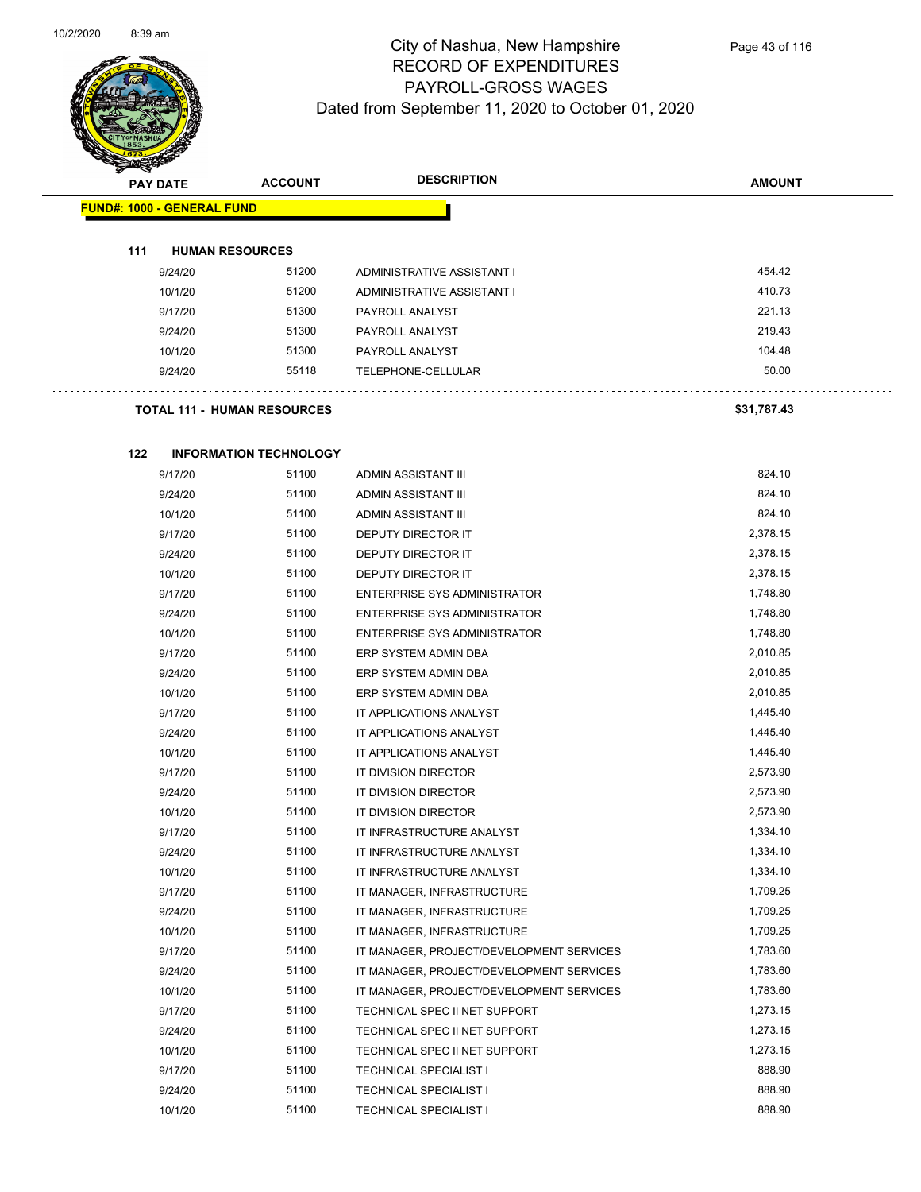# City of Nashua, New Hampshire
## RECORD OF EXPENDITURES
## PAYROLL-GROSS WAGES
## Dated from September 11, 2020 to October 01, 2020

| PAY DATE | ACCOUNT | DESCRIPTION | AMOUNT |
|---|---|---|---|
| **FUND#: 1000 - GENERAL FUND** | | | |
| **111 HUMAN RESOURCES** | | | |
| 9/24/20 | 51200 | ADMINISTRATIVE ASSISTANT I | 454.42 |
| 10/1/20 | 51200 | ADMINISTRATIVE ASSISTANT I | 410.73 |
| 9/17/20 | 51300 | PAYROLL ANALYST | 221.13 |
| 9/24/20 | 51300 | PAYROLL ANALYST | 219.43 |
| 10/1/20 | 51300 | PAYROLL ANALYST | 104.48 |
| 9/24/20 | 55118 | TELEPHONE-CELLULAR | 50.00 |
| **TOTAL 111 - HUMAN RESOURCES** | | | **$31,787.43** |
| **122 INFORMATION TECHNOLOGY** | | | |
| 9/17/20 | 51100 | ADMIN ASSISTANT III | 824.10 |
| 9/24/20 | 51100 | ADMIN ASSISTANT III | 824.10 |
| 10/1/20 | 51100 | ADMIN ASSISTANT III | 824.10 |
| 9/17/20 | 51100 | DEPUTY DIRECTOR IT | 2,378.15 |
| 9/24/20 | 51100 | DEPUTY DIRECTOR IT | 2,378.15 |
| 10/1/20 | 51100 | DEPUTY DIRECTOR IT | 2,378.15 |
| 9/17/20 | 51100 | ENTERPRISE SYS ADMINISTRATOR | 1,748.80 |
| 9/24/20 | 51100 | ENTERPRISE SYS ADMINISTRATOR | 1,748.80 |
| 10/1/20 | 51100 | ENTERPRISE SYS ADMINISTRATOR | 1,748.80 |
| 9/17/20 | 51100 | ERP SYSTEM ADMIN DBA | 2,010.85 |
| 9/24/20 | 51100 | ERP SYSTEM ADMIN DBA | 2,010.85 |
| 10/1/20 | 51100 | ERP SYSTEM ADMIN DBA | 2,010.85 |
| 9/17/20 | 51100 | IT APPLICATIONS ANALYST | 1,445.40 |
| 9/24/20 | 51100 | IT APPLICATIONS ANALYST | 1,445.40 |
| 10/1/20 | 51100 | IT APPLICATIONS ANALYST | 1,445.40 |
| 9/17/20 | 51100 | IT DIVISION DIRECTOR | 2,573.90 |
| 9/24/20 | 51100 | IT DIVISION DIRECTOR | 2,573.90 |
| 10/1/20 | 51100 | IT DIVISION DIRECTOR | 2,573.90 |
| 9/17/20 | 51100 | IT INFRASTRUCTURE ANALYST | 1,334.10 |
| 9/24/20 | 51100 | IT INFRASTRUCTURE ANALYST | 1,334.10 |
| 10/1/20 | 51100 | IT INFRASTRUCTURE ANALYST | 1,334.10 |
| 9/17/20 | 51100 | IT MANAGER, INFRASTRUCTURE | 1,709.25 |
| 9/24/20 | 51100 | IT MANAGER, INFRASTRUCTURE | 1,709.25 |
| 10/1/20 | 51100 | IT MANAGER, INFRASTRUCTURE | 1,709.25 |
| 9/17/20 | 51100 | IT MANAGER, PROJECT/DEVELOPMENT SERVICES | 1,783.60 |
| 9/24/20 | 51100 | IT MANAGER, PROJECT/DEVELOPMENT SERVICES | 1,783.60 |
| 10/1/20 | 51100 | IT MANAGER, PROJECT/DEVELOPMENT SERVICES | 1,783.60 |
| 9/17/20 | 51100 | TECHNICAL SPEC II NET SUPPORT | 1,273.15 |
| 9/24/20 | 51100 | TECHNICAL SPEC II NET SUPPORT | 1,273.15 |
| 10/1/20 | 51100 | TECHNICAL SPEC II NET SUPPORT | 1,273.15 |
| 9/17/20 | 51100 | TECHNICAL SPECIALIST I | 888.90 |
| 9/24/20 | 51100 | TECHNICAL SPECIALIST I | 888.90 |
| 10/1/20 | 51100 | TECHNICAL SPECIALIST I | 888.90 |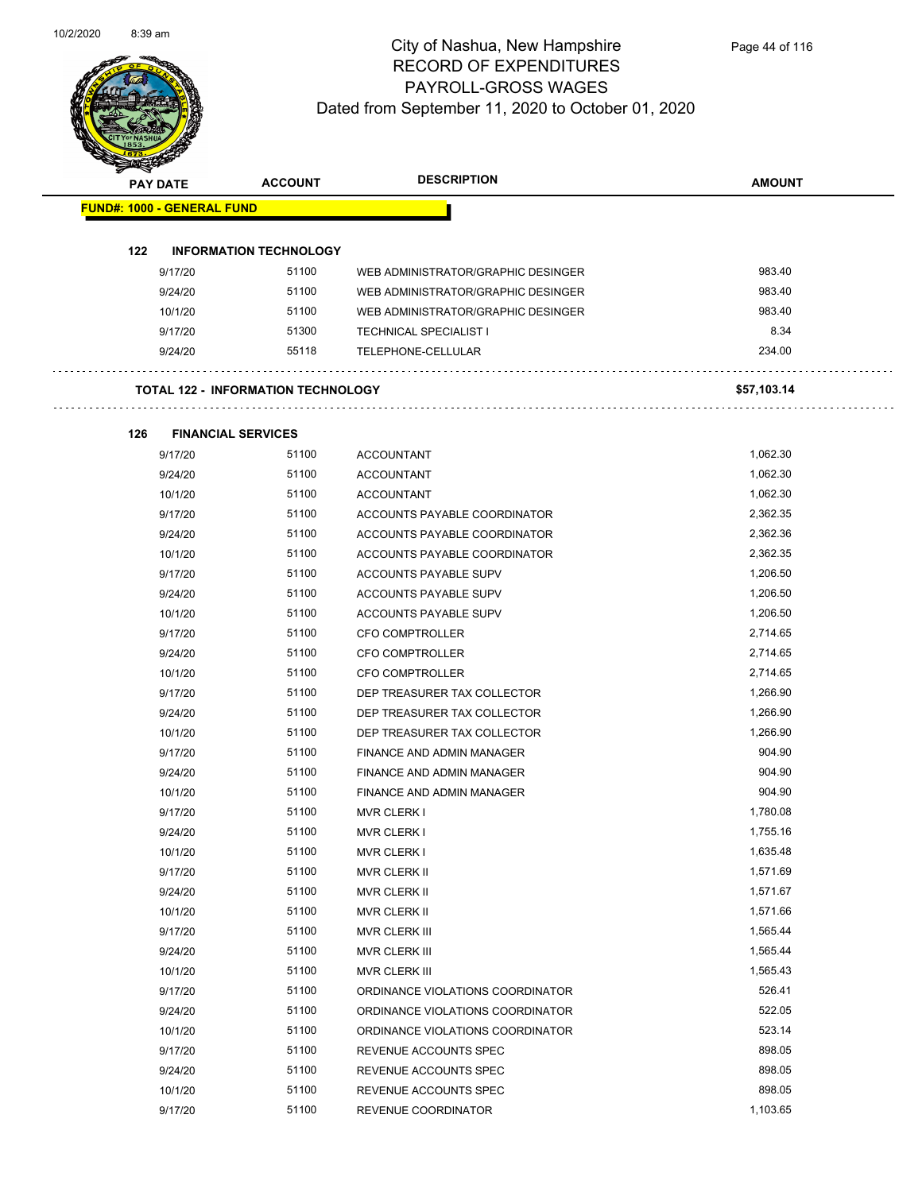# City of Nashua, New Hampshire
## RECORD OF EXPENDITURES
## PAYROLL-GROSS WAGES
## Dated from September 11, 2020 to October 01, 2020

| PAY DATE | ACCOUNT | DESCRIPTION | AMOUNT |
|---|---|---|---|
| **FUND#: 1000 - GENERAL FUND** | | | |
| **122 INFORMATION TECHNOLOGY** | | | |
| 9/17/20 | 51100 | WEB ADMINISTRATOR/GRAPHIC DESINGER | 983.40 |
| 9/24/20 | 51100 | WEB ADMINISTRATOR/GRAPHIC DESINGER | 983.40 |
| 10/1/20 | 51100 | WEB ADMINISTRATOR/GRAPHIC DESINGER | 983.40 |
| 9/17/20 | 51300 | TECHNICAL SPECIALIST I | 8.34 |
| 9/24/20 | 55118 | TELEPHONE-CELLULAR | 234.00 |
| **TOTAL 122 - INFORMATION TECHNOLOGY** | | | **$57,103.14** |
| **126 FINANCIAL SERVICES** | | | |
| 9/17/20 | 51100 | ACCOUNTANT | 1,062.30 |
| 9/24/20 | 51100 | ACCOUNTANT | 1,062.30 |
| 10/1/20 | 51100 | ACCOUNTANT | 1,062.30 |
| 9/17/20 | 51100 | ACCOUNTS PAYABLE COORDINATOR | 2,362.35 |
| 9/24/20 | 51100 | ACCOUNTS PAYABLE COORDINATOR | 2,362.36 |
| 10/1/20 | 51100 | ACCOUNTS PAYABLE COORDINATOR | 2,362.35 |
| 9/17/20 | 51100 | ACCOUNTS PAYABLE SUPV | 1,206.50 |
| 9/24/20 | 51100 | ACCOUNTS PAYABLE SUPV | 1,206.50 |
| 10/1/20 | 51100 | ACCOUNTS PAYABLE SUPV | 1,206.50 |
| 9/17/20 | 51100 | CFO COMPTROLLER | 2,714.65 |
| 9/24/20 | 51100 | CFO COMPTROLLER | 2,714.65 |
| 10/1/20 | 51100 | CFO COMPTROLLER | 2,714.65 |
| 9/17/20 | 51100 | DEP TREASURER TAX COLLECTOR | 1,266.90 |
| 9/24/20 | 51100 | DEP TREASURER TAX COLLECTOR | 1,266.90 |
| 10/1/20 | 51100 | DEP TREASURER TAX COLLECTOR | 1,266.90 |
| 9/17/20 | 51100 | FINANCE AND ADMIN MANAGER | 904.90 |
| 9/24/20 | 51100 | FINANCE AND ADMIN MANAGER | 904.90 |
| 10/1/20 | 51100 | FINANCE AND ADMIN MANAGER | 904.90 |
| 9/17/20 | 51100 | MVR CLERK I | 1,780.08 |
| 9/24/20 | 51100 | MVR CLERK I | 1,755.16 |
| 10/1/20 | 51100 | MVR CLERK I | 1,635.48 |
| 9/17/20 | 51100 | MVR CLERK II | 1,571.69 |
| 9/24/20 | 51100 | MVR CLERK II | 1,571.67 |
| 10/1/20 | 51100 | MVR CLERK II | 1,571.66 |
| 9/17/20 | 51100 | MVR CLERK III | 1,565.44 |
| 9/24/20 | 51100 | MVR CLERK III | 1,565.44 |
| 10/1/20 | 51100 | MVR CLERK III | 1,565.43 |
| 9/17/20 | 51100 | ORDINANCE VIOLATIONS COORDINATOR | 526.41 |
| 9/24/20 | 51100 | ORDINANCE VIOLATIONS COORDINATOR | 522.05 |
| 10/1/20 | 51100 | ORDINANCE VIOLATIONS COORDINATOR | 523.14 |
| 9/17/20 | 51100 | REVENUE ACCOUNTS SPEC | 898.05 |
| 9/24/20 | 51100 | REVENUE ACCOUNTS SPEC | 898.05 |
| 10/1/20 | 51100 | REVENUE ACCOUNTS SPEC | 898.05 |
| 9/17/20 | 51100 | REVENUE COORDINATOR | 1,103.65 |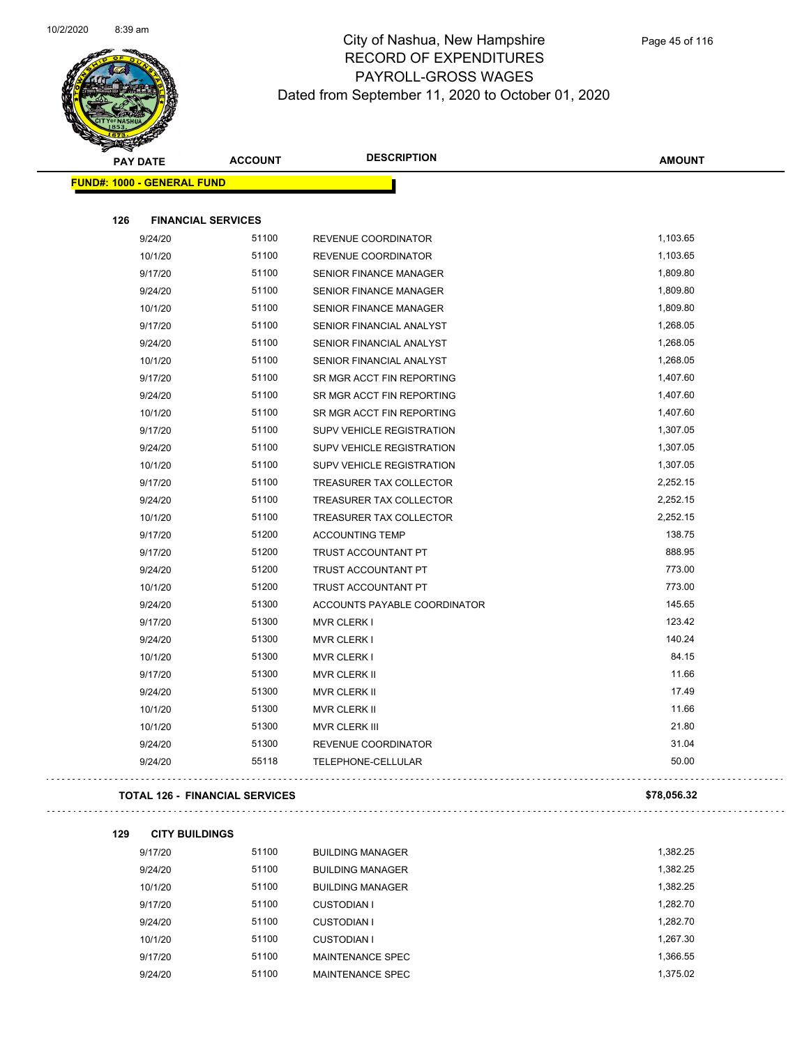# City of Nashua, New Hampshire
## RECORD OF EXPENDITURES
## PAYROLL-GROSS WAGES
## Dated from September 11, 2020 to October 01, 2020

| PAY DATE | ACCOUNT | DESCRIPTION | AMOUNT |
|---|---|---|---|

**FUND#: 1000 - GENERAL FUND**

**126 FINANCIAL SERVICES**

| PAY DATE | ACCOUNT | DESCRIPTION | AMOUNT |
|---|---|---|---|
| 9/24/20 | 51100 | REVENUE COORDINATOR | 1,103.65 |
| 10/1/20 | 51100 | REVENUE COORDINATOR | 1,103.65 |
| 9/17/20 | 51100 | SENIOR FINANCE MANAGER | 1,809.80 |
| 9/24/20 | 51100 | SENIOR FINANCE MANAGER | 1,809.80 |
| 10/1/20 | 51100 | SENIOR FINANCE MANAGER | 1,809.80 |
| 9/17/20 | 51100 | SENIOR FINANCIAL ANALYST | 1,268.05 |
| 9/24/20 | 51100 | SENIOR FINANCIAL ANALYST | 1,268.05 |
| 10/1/20 | 51100 | SENIOR FINANCIAL ANALYST | 1,268.05 |
| 9/17/20 | 51100 | SR MGR ACCT FIN REPORTING | 1,407.60 |
| 9/24/20 | 51100 | SR MGR ACCT FIN REPORTING | 1,407.60 |
| 10/1/20 | 51100 | SR MGR ACCT FIN REPORTING | 1,407.60 |
| 9/17/20 | 51100 | SUPV VEHICLE REGISTRATION | 1,307.05 |
| 9/24/20 | 51100 | SUPV VEHICLE REGISTRATION | 1,307.05 |
| 10/1/20 | 51100 | SUPV VEHICLE REGISTRATION | 1,307.05 |
| 9/17/20 | 51100 | TREASURER TAX COLLECTOR | 2,252.15 |
| 9/24/20 | 51100 | TREASURER TAX COLLECTOR | 2,252.15 |
| 10/1/20 | 51100 | TREASURER TAX COLLECTOR | 2,252.15 |
| 9/17/20 | 51200 | ACCOUNTING TEMP | 138.75 |
| 9/17/20 | 51200 | TRUST ACCOUNTANT PT | 888.95 |
| 9/24/20 | 51200 | TRUST ACCOUNTANT PT | 773.00 |
| 10/1/20 | 51200 | TRUST ACCOUNTANT PT | 773.00 |
| 9/24/20 | 51300 | ACCOUNTS PAYABLE COORDINATOR | 145.65 |
| 9/17/20 | 51300 | MVR CLERK I | 123.42 |
| 9/24/20 | 51300 | MVR CLERK I | 140.24 |
| 10/1/20 | 51300 | MVR CLERK I | 84.15 |
| 9/17/20 | 51300 | MVR CLERK II | 11.66 |
| 9/24/20 | 51300 | MVR CLERK II | 17.49 |
| 10/1/20 | 51300 | MVR CLERK II | 11.66 |
| 10/1/20 | 51300 | MVR CLERK III | 21.80 |
| 9/24/20 | 51300 | REVENUE COORDINATOR | 31.04 |
| 9/24/20 | 55118 | TELEPHONE-CELLULAR | 50.00 |

**TOTAL 126 - FINANCIAL SERVICES** **$78,056.32**

**129 CITY BUILDINGS**

| PAY DATE | ACCOUNT | DESCRIPTION | AMOUNT |
|---|---|---|---|
| 9/17/20 | 51100 | BUILDING MANAGER | 1,382.25 |
| 9/24/20 | 51100 | BUILDING MANAGER | 1,382.25 |
| 10/1/20 | 51100 | BUILDING MANAGER | 1,382.25 |
| 9/17/20 | 51100 | CUSTODIAN I | 1,282.70 |
| 9/24/20 | 51100 | CUSTODIAN I | 1,282.70 |
| 10/1/20 | 51100 | CUSTODIAN I | 1,267.30 |
| 9/17/20 | 51100 | MAINTENANCE SPEC | 1,366.55 |
| 9/24/20 | 51100 | MAINTENANCE SPEC | 1,375.02 |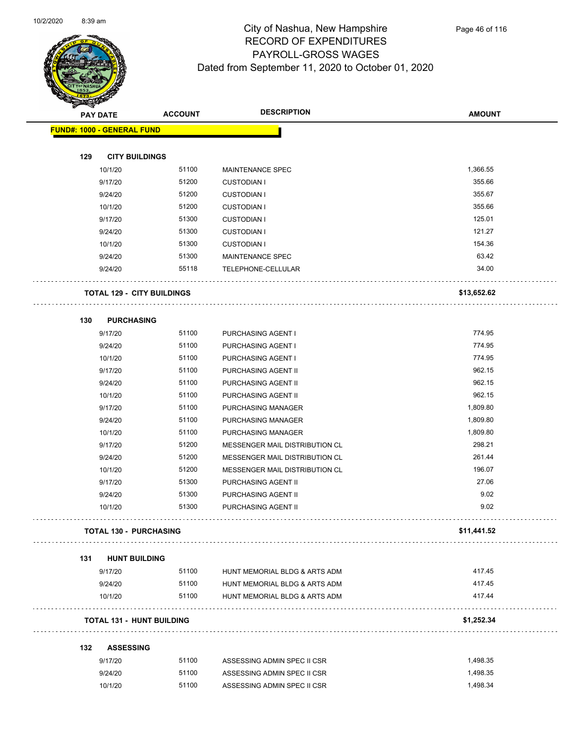# City of Nashua, New Hampshire
## RECORD OF EXPENDITURES
## PAYROLL-GROSS WAGES
## Dated from September 11, 2020 to October 01, 2020

| PAY DATE | ACCOUNT | DESCRIPTION | AMOUNT |
|---|---|---|---|
| **FUND#: 1000 - GENERAL FUND** | | | |
| **129 CITY BUILDINGS** | | | |
| 10/1/20 | 51100 | MAINTENANCE SPEC | 1,366.55 |
| 9/17/20 | 51200 | CUSTODIAN I | 355.66 |
| 9/24/20 | 51200 | CUSTODIAN I | 355.67 |
| 10/1/20 | 51200 | CUSTODIAN I | 355.66 |
| 9/17/20 | 51300 | CUSTODIAN I | 125.01 |
| 9/24/20 | 51300 | CUSTODIAN I | 121.27 |
| 10/1/20 | 51300 | CUSTODIAN I | 154.36 |
| 9/24/20 | 51300 | MAINTENANCE SPEC | 63.42 |
| 9/24/20 | 55118 | TELEPHONE-CELLULAR | 34.00 |
| **TOTAL 129 - CITY BUILDINGS** | | | **$13,652.62** |
| **130 PURCHASING** | | | |
| 9/17/20 | 51100 | PURCHASING AGENT I | 774.95 |
| 9/24/20 | 51100 | PURCHASING AGENT I | 774.95 |
| 10/1/20 | 51100 | PURCHASING AGENT I | 774.95 |
| 9/17/20 | 51100 | PURCHASING AGENT II | 962.15 |
| 9/24/20 | 51100 | PURCHASING AGENT II | 962.15 |
| 10/1/20 | 51100 | PURCHASING AGENT II | 962.15 |
| 9/17/20 | 51100 | PURCHASING MANAGER | 1,809.80 |
| 9/24/20 | 51100 | PURCHASING MANAGER | 1,809.80 |
| 10/1/20 | 51100 | PURCHASING MANAGER | 1,809.80 |
| 9/17/20 | 51200 | MESSENGER MAIL DISTRIBUTION CL | 298.21 |
| 9/24/20 | 51200 | MESSENGER MAIL DISTRIBUTION CL | 261.44 |
| 10/1/20 | 51200 | MESSENGER MAIL DISTRIBUTION CL | 196.07 |
| 9/17/20 | 51300 | PURCHASING AGENT II | 27.06 |
| 9/24/20 | 51300 | PURCHASING AGENT II | 9.02 |
| 10/1/20 | 51300 | PURCHASING AGENT II | 9.02 |
| **TOTAL 130 - PURCHASING** | | | **$11,441.52** |
| **131 HUNT BUILDING** | | | |
| 9/17/20 | 51100 | HUNT MEMORIAL BLDG & ARTS ADM | 417.45 |
| 9/24/20 | 51100 | HUNT MEMORIAL BLDG & ARTS ADM | 417.45 |
| 10/1/20 | 51100 | HUNT MEMORIAL BLDG & ARTS ADM | 417.44 |
| **TOTAL 131 - HUNT BUILDING** | | | **$1,252.34** |
| **132 ASSESSING** | | | |
| 9/17/20 | 51100 | ASSESSING ADMIN SPEC II CSR | 1,498.35 |
| 9/24/20 | 51100 | ASSESSING ADMIN SPEC II CSR | 1,498.35 |
| 10/1/20 | 51100 | ASSESSING ADMIN SPEC II CSR | 1,498.34 |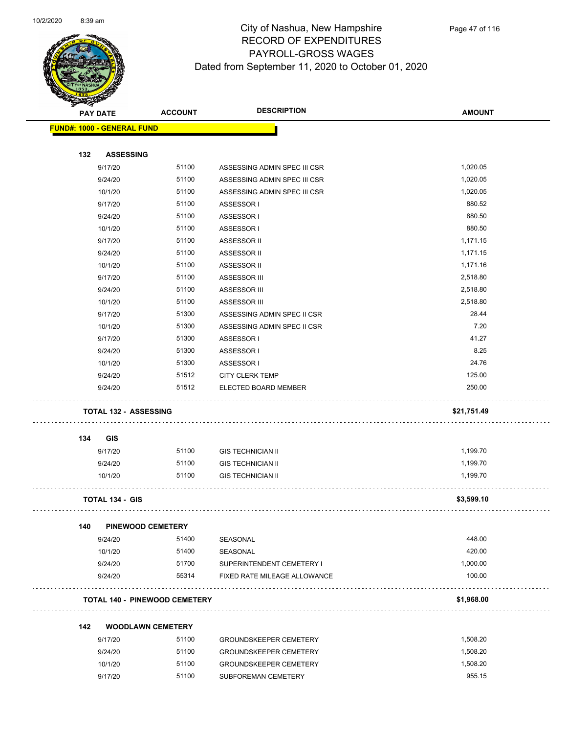# City of Nashua, New Hampshire
## RECORD OF EXPENDITURES
## PAYROLL-GROSS WAGES
## Dated from September 11, 2020 to October 01, 2020

**FUND#: 1000 - GENERAL FUND**

### 132 ASSESSING

| PAY DATE | ACCOUNT | DESCRIPTION | AMOUNT |
|---|---|---|---|
| 9/17/20 | 51100 | ASSESSING ADMIN SPEC III CSR | 1,020.05 |
| 9/24/20 | 51100 | ASSESSING ADMIN SPEC III CSR | 1,020.05 |
| 10/1/20 | 51100 | ASSESSING ADMIN SPEC III CSR | 1,020.05 |
| 9/17/20 | 51100 | ASSESSOR I | 880.52 |
| 9/24/20 | 51100 | ASSESSOR I | 880.50 |
| 10/1/20 | 51100 | ASSESSOR I | 880.50 |
| 9/17/20 | 51100 | ASSESSOR II | 1,171.15 |
| 9/24/20 | 51100 | ASSESSOR II | 1,171.15 |
| 10/1/20 | 51100 | ASSESSOR II | 1,171.16 |
| 9/17/20 | 51100 | ASSESSOR III | 2,518.80 |
| 9/24/20 | 51100 | ASSESSOR III | 2,518.80 |
| 10/1/20 | 51100 | ASSESSOR III | 2,518.80 |
| 9/17/20 | 51300 | ASSESSING ADMIN SPEC II CSR | 28.44 |
| 10/1/20 | 51300 | ASSESSING ADMIN SPEC II CSR | 7.20 |
| 9/17/20 | 51300 | ASSESSOR I | 41.27 |
| 9/24/20 | 51300 | ASSESSOR I | 8.25 |
| 10/1/20 | 51300 | ASSESSOR I | 24.76 |
| 9/24/20 | 51512 | CITY CLERK TEMP | 125.00 |
| 9/24/20 | 51512 | ELECTED BOARD MEMBER | 250.00 |

**TOTAL 132 - ASSESSING** **$21,751.49**

### 134 GIS

| PAY DATE | ACCOUNT | DESCRIPTION | AMOUNT |
|---|---|---|---|
| 9/17/20 | 51100 | GIS TECHNICIAN II | 1,199.70 |
| 9/24/20 | 51100 | GIS TECHNICIAN II | 1,199.70 |
| 10/1/20 | 51100 | GIS TECHNICIAN II | 1,199.70 |

**TOTAL 134 - GIS** **$3,599.10**

### 140 PINEWOOD CEMETERY

| PAY DATE | ACCOUNT | DESCRIPTION | AMOUNT |
|---|---|---|---|
| 9/24/20 | 51400 | SEASONAL | 448.00 |
| 10/1/20 | 51400 | SEASONAL | 420.00 |
| 9/24/20 | 51700 | SUPERINTENDENT CEMETERY I | 1,000.00 |
| 9/24/20 | 55314 | FIXED RATE MILEAGE ALLOWANCE | 100.00 |

**TOTAL 140 - PINEWOOD CEMETERY** **$1,968.00**

### 142 WOODLAWN CEMETERY

| PAY DATE | ACCOUNT | DESCRIPTION | AMOUNT |
|---|---|---|---|
| 9/17/20 | 51100 | GROUNDSKEEPER CEMETERY | 1,508.20 |
| 9/24/20 | 51100 | GROUNDSKEEPER CEMETERY | 1,508.20 |
| 10/1/20 | 51100 | GROUNDSKEEPER CEMETERY | 1,508.20 |
| 9/17/20 | 51100 | SUBFOREMAN CEMETERY | 955.15 |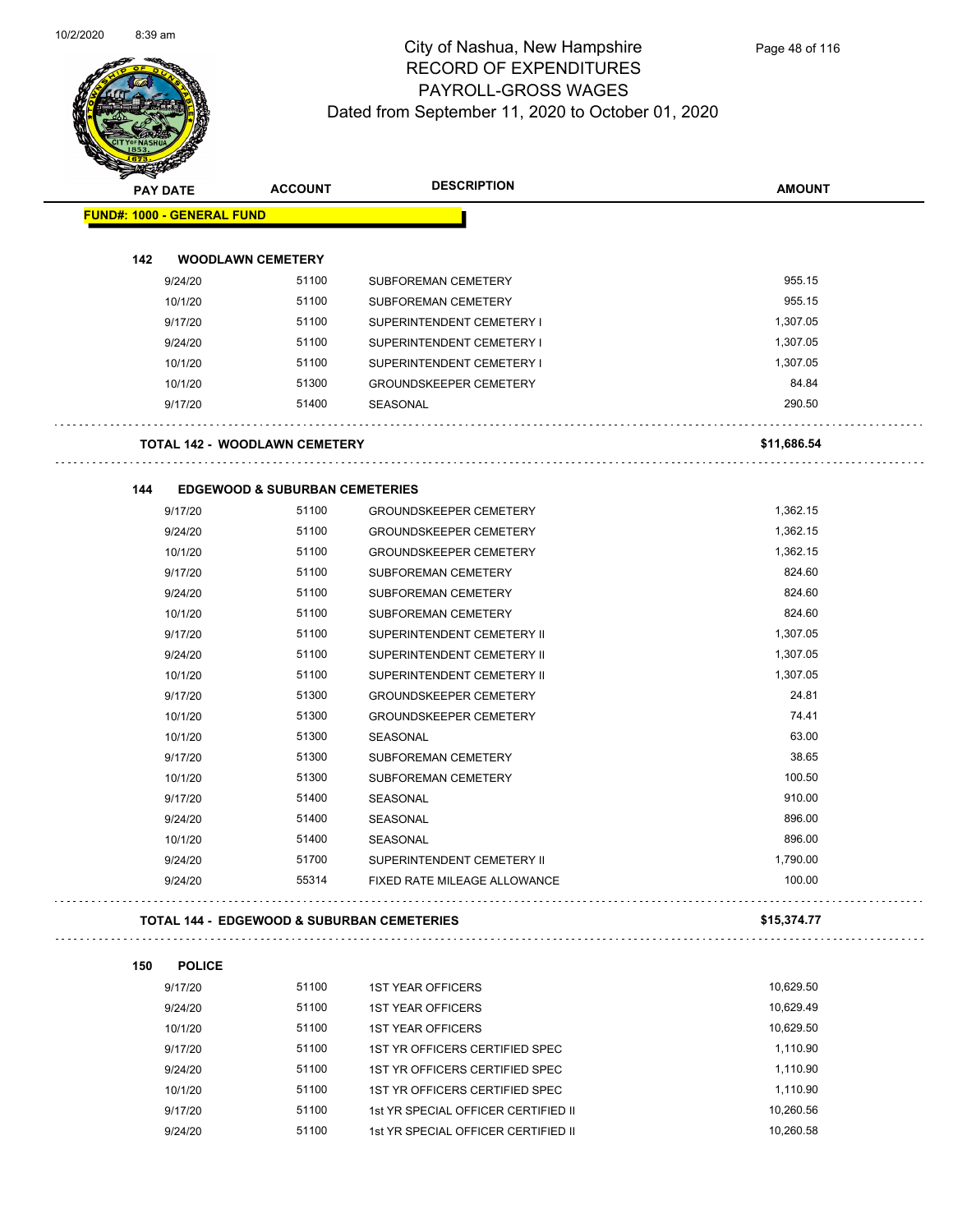# City of Nashua, New Hampshire
## RECORD OF EXPENDITURES
## PAYROLL-GROSS WAGES
### Dated from September 11, 2020 to October 01, 2020

| PAY DATE | ACCOUNT | DESCRIPTION | AMOUNT |
|---|---|---|---|

**FUND#: 1000 - GENERAL FUND**

**142 WOODLAWN CEMETERY**

| PAY DATE | ACCOUNT | DESCRIPTION | AMOUNT |
|---|---|---|---|
| 9/24/20 | 51100 | SUBFOREMAN CEMETERY | 955.15 |
| 10/1/20 | 51100 | SUBFOREMAN CEMETERY | 955.15 |
| 9/17/20 | 51100 | SUPERINTENDENT CEMETERY I | 1,307.05 |
| 9/24/20 | 51100 | SUPERINTENDENT CEMETERY I | 1,307.05 |
| 10/1/20 | 51100 | SUPERINTENDENT CEMETERY I | 1,307.05 |
| 10/1/20 | 51300 | GROUNDSKEEPER CEMETERY | 84.84 |
| 9/17/20 | 51400 | SEASONAL | 290.50 |

**TOTAL 142 - WOODLAWN CEMETERY** **$11,686.54**

**144 EDGEWOOD & SUBURBAN CEMETERIES**

| PAY DATE | ACCOUNT | DESCRIPTION | AMOUNT |
|---|---|---|---|
| 9/17/20 | 51100 | GROUNDSKEEPER CEMETERY | 1,362.15 |
| 9/24/20 | 51100 | GROUNDSKEEPER CEMETERY | 1,362.15 |
| 10/1/20 | 51100 | GROUNDSKEEPER CEMETERY | 1,362.15 |
| 9/17/20 | 51100 | SUBFOREMAN CEMETERY | 824.60 |
| 9/24/20 | 51100 | SUBFOREMAN CEMETERY | 824.60 |
| 10/1/20 | 51100 | SUBFOREMAN CEMETERY | 824.60 |
| 9/17/20 | 51100 | SUPERINTENDENT CEMETERY II | 1,307.05 |
| 9/24/20 | 51100 | SUPERINTENDENT CEMETERY II | 1,307.05 |
| 10/1/20 | 51100 | SUPERINTENDENT CEMETERY II | 1,307.05 |
| 9/17/20 | 51300 | GROUNDSKEEPER CEMETERY | 24.81 |
| 10/1/20 | 51300 | GROUNDSKEEPER CEMETERY | 74.41 |
| 10/1/20 | 51300 | SEASONAL | 63.00 |
| 9/17/20 | 51300 | SUBFOREMAN CEMETERY | 38.65 |
| 10/1/20 | 51300 | SUBFOREMAN CEMETERY | 100.50 |
| 9/17/20 | 51400 | SEASONAL | 910.00 |
| 9/24/20 | 51400 | SEASONAL | 896.00 |
| 10/1/20 | 51400 | SEASONAL | 896.00 |
| 9/24/20 | 51700 | SUPERINTENDENT CEMETERY II | 1,790.00 |
| 9/24/20 | 55314 | FIXED RATE MILEAGE ALLOWANCE | 100.00 |

**TOTAL 144 - EDGEWOOD & SUBURBAN CEMETERIES** **$15,374.77**

**150 POLICE**

| PAY DATE | ACCOUNT | DESCRIPTION | AMOUNT |
|---|---|---|---|
| 9/17/20 | 51100 | 1ST YEAR OFFICERS | 10,629.50 |
| 9/24/20 | 51100 | 1ST YEAR OFFICERS | 10,629.49 |
| 10/1/20 | 51100 | 1ST YEAR OFFICERS | 10,629.50 |
| 9/17/20 | 51100 | 1ST YR OFFICERS CERTIFIED SPEC | 1,110.90 |
| 9/24/20 | 51100 | 1ST YR OFFICERS CERTIFIED SPEC | 1,110.90 |
| 10/1/20 | 51100 | 1ST YR OFFICERS CERTIFIED SPEC | 1,110.90 |
| 9/17/20 | 51100 | 1st YR SPECIAL OFFICER CERTIFIED II | 10,260.56 |
| 9/24/20 | 51100 | 1st YR SPECIAL OFFICER CERTIFIED II | 10,260.58 |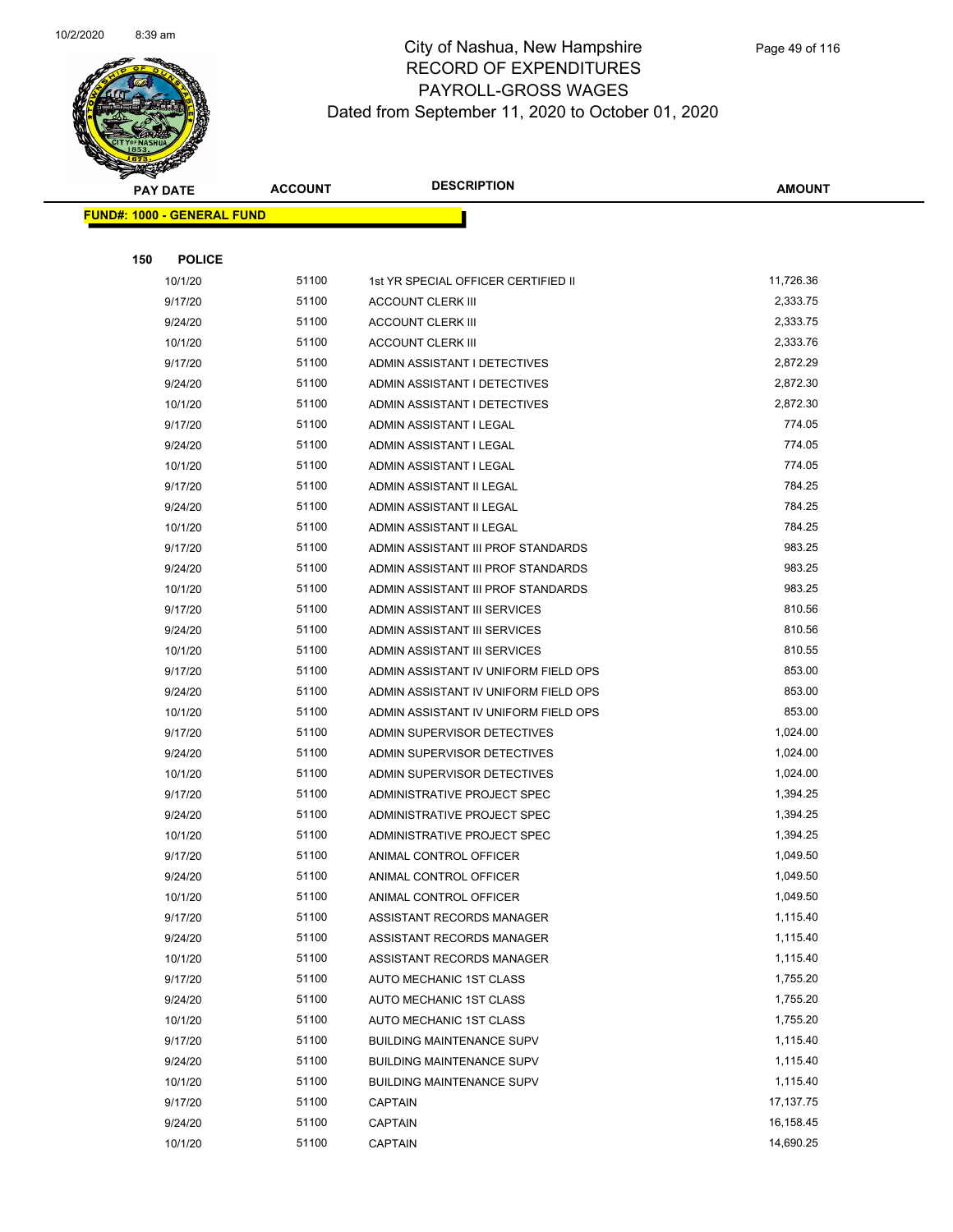# City of Nashua, New Hampshire
## RECORD OF EXPENDITURES
## PAYROLL-GROSS WAGES
### Dated from September 11, 2020 to October 01, 2020

| PAY DATE | ACCOUNT | DESCRIPTION | AMOUNT |
|---|---|---|---|
| **FUND#: 1000 - GENERAL FUND** | | | |
| **150 POLICE** | | | |
| 10/1/20 | 51100 | 1st YR SPECIAL OFFICER CERTIFIED II | 11,726.36 |
| 9/17/20 | 51100 | ACCOUNT CLERK III | 2,333.75 |
| 9/24/20 | 51100 | ACCOUNT CLERK III | 2,333.75 |
| 10/1/20 | 51100 | ACCOUNT CLERK III | 2,333.76 |
| 9/17/20 | 51100 | ADMIN ASSISTANT I DETECTIVES | 2,872.29 |
| 9/24/20 | 51100 | ADMIN ASSISTANT I DETECTIVES | 2,872.30 |
| 10/1/20 | 51100 | ADMIN ASSISTANT I DETECTIVES | 2,872.30 |
| 9/17/20 | 51100 | ADMIN ASSISTANT I LEGAL | 774.05 |
| 9/24/20 | 51100 | ADMIN ASSISTANT I LEGAL | 774.05 |
| 10/1/20 | 51100 | ADMIN ASSISTANT I LEGAL | 774.05 |
| 9/17/20 | 51100 | ADMIN ASSISTANT II LEGAL | 784.25 |
| 9/24/20 | 51100 | ADMIN ASSISTANT II LEGAL | 784.25 |
| 10/1/20 | 51100 | ADMIN ASSISTANT II LEGAL | 784.25 |
| 9/17/20 | 51100 | ADMIN ASSISTANT III PROF STANDARDS | 983.25 |
| 9/24/20 | 51100 | ADMIN ASSISTANT III PROF STANDARDS | 983.25 |
| 10/1/20 | 51100 | ADMIN ASSISTANT III PROF STANDARDS | 983.25 |
| 9/17/20 | 51100 | ADMIN ASSISTANT III SERVICES | 810.56 |
| 9/24/20 | 51100 | ADMIN ASSISTANT III SERVICES | 810.56 |
| 10/1/20 | 51100 | ADMIN ASSISTANT III SERVICES | 810.55 |
| 9/17/20 | 51100 | ADMIN ASSISTANT IV UNIFORM FIELD OPS | 853.00 |
| 9/24/20 | 51100 | ADMIN ASSISTANT IV UNIFORM FIELD OPS | 853.00 |
| 10/1/20 | 51100 | ADMIN ASSISTANT IV UNIFORM FIELD OPS | 853.00 |
| 9/17/20 | 51100 | ADMIN SUPERVISOR DETECTIVES | 1,024.00 |
| 9/24/20 | 51100 | ADMIN SUPERVISOR DETECTIVES | 1,024.00 |
| 10/1/20 | 51100 | ADMIN SUPERVISOR DETECTIVES | 1,024.00 |
| 9/17/20 | 51100 | ADMINISTRATIVE PROJECT SPEC | 1,394.25 |
| 9/24/20 | 51100 | ADMINISTRATIVE PROJECT SPEC | 1,394.25 |
| 10/1/20 | 51100 | ADMINISTRATIVE PROJECT SPEC | 1,394.25 |
| 9/17/20 | 51100 | ANIMAL CONTROL OFFICER | 1,049.50 |
| 9/24/20 | 51100 | ANIMAL CONTROL OFFICER | 1,049.50 |
| 10/1/20 | 51100 | ANIMAL CONTROL OFFICER | 1,049.50 |
| 9/17/20 | 51100 | ASSISTANT RECORDS MANAGER | 1,115.40 |
| 9/24/20 | 51100 | ASSISTANT RECORDS MANAGER | 1,115.40 |
| 10/1/20 | 51100 | ASSISTANT RECORDS MANAGER | 1,115.40 |
| 9/17/20 | 51100 | AUTO MECHANIC 1ST CLASS | 1,755.20 |
| 9/24/20 | 51100 | AUTO MECHANIC 1ST CLASS | 1,755.20 |
| 10/1/20 | 51100 | AUTO MECHANIC 1ST CLASS | 1,755.20 |
| 9/17/20 | 51100 | BUILDING MAINTENANCE SUPV | 1,115.40 |
| 9/24/20 | 51100 | BUILDING MAINTENANCE SUPV | 1,115.40 |
| 10/1/20 | 51100 | BUILDING MAINTENANCE SUPV | 1,115.40 |
| 9/17/20 | 51100 | CAPTAIN | 17,137.75 |
| 9/24/20 | 51100 | CAPTAIN | 16,158.45 |
| 10/1/20 | 51100 | CAPTAIN | 14,690.25 |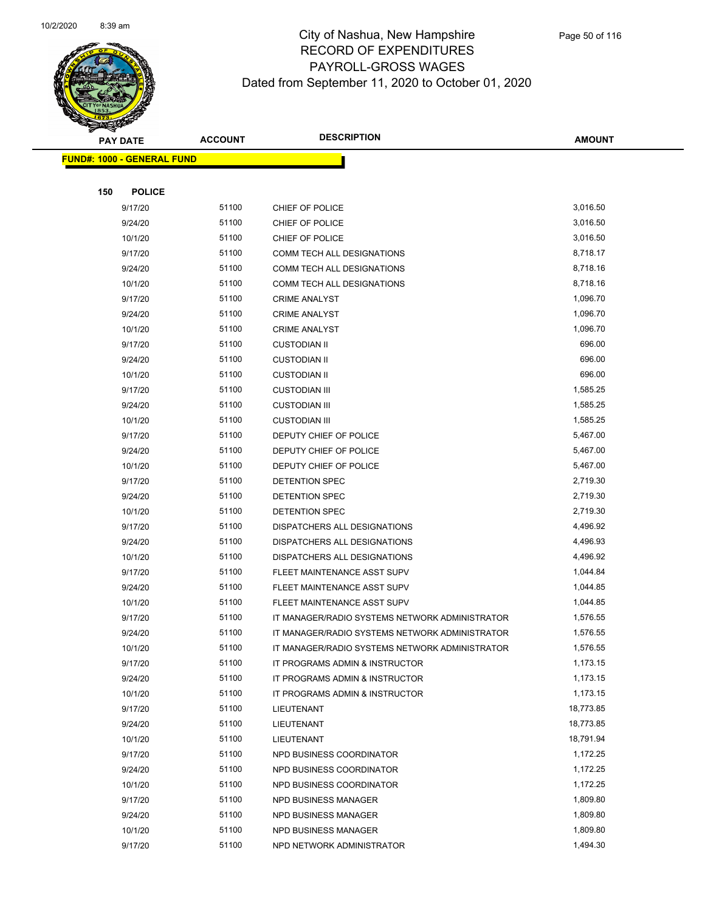# City of Nashua, New Hampshire
## RECORD OF EXPENDITURES
## PAYROLL-GROSS WAGES
### Dated from September 11, 2020 to October 01, 2020

**FUND#: 1000 - GENERAL FUND**

**150 POLICE**

| PAY DATE | ACCOUNT | DESCRIPTION | AMOUNT |
|---|---|---|---|
| 9/17/20 | 51100 | CHIEF OF POLICE | 3,016.50 |
| 9/24/20 | 51100 | CHIEF OF POLICE | 3,016.50 |
| 10/1/20 | 51100 | CHIEF OF POLICE | 3,016.50 |
| 9/17/20 | 51100 | COMM TECH ALL DESIGNATIONS | 8,718.17 |
| 9/24/20 | 51100 | COMM TECH ALL DESIGNATIONS | 8,718.16 |
| 10/1/20 | 51100 | COMM TECH ALL DESIGNATIONS | 8,718.16 |
| 9/17/20 | 51100 | CRIME ANALYST | 1,096.70 |
| 9/24/20 | 51100 | CRIME ANALYST | 1,096.70 |
| 10/1/20 | 51100 | CRIME ANALYST | 1,096.70 |
| 9/17/20 | 51100 | CUSTODIAN II | 696.00 |
| 9/24/20 | 51100 | CUSTODIAN II | 696.00 |
| 10/1/20 | 51100 | CUSTODIAN II | 696.00 |
| 9/17/20 | 51100 | CUSTODIAN III | 1,585.25 |
| 9/24/20 | 51100 | CUSTODIAN III | 1,585.25 |
| 10/1/20 | 51100 | CUSTODIAN III | 1,585.25 |
| 9/17/20 | 51100 | DEPUTY CHIEF OF POLICE | 5,467.00 |
| 9/24/20 | 51100 | DEPUTY CHIEF OF POLICE | 5,467.00 |
| 10/1/20 | 51100 | DEPUTY CHIEF OF POLICE | 5,467.00 |
| 9/17/20 | 51100 | DETENTION SPEC | 2,719.30 |
| 9/24/20 | 51100 | DETENTION SPEC | 2,719.30 |
| 10/1/20 | 51100 | DETENTION SPEC | 2,719.30 |
| 9/17/20 | 51100 | DISPATCHERS ALL DESIGNATIONS | 4,496.92 |
| 9/24/20 | 51100 | DISPATCHERS ALL DESIGNATIONS | 4,496.93 |
| 10/1/20 | 51100 | DISPATCHERS ALL DESIGNATIONS | 4,496.92 |
| 9/17/20 | 51100 | FLEET MAINTENANCE ASST SUPV | 1,044.84 |
| 9/24/20 | 51100 | FLEET MAINTENANCE ASST SUPV | 1,044.85 |
| 10/1/20 | 51100 | FLEET MAINTENANCE ASST SUPV | 1,044.85 |
| 9/17/20 | 51100 | IT MANAGER/RADIO SYSTEMS NETWORK ADMINISTRATOR | 1,576.55 |
| 9/24/20 | 51100 | IT MANAGER/RADIO SYSTEMS NETWORK ADMINISTRATOR | 1,576.55 |
| 10/1/20 | 51100 | IT MANAGER/RADIO SYSTEMS NETWORK ADMINISTRATOR | 1,576.55 |
| 9/17/20 | 51100 | IT PROGRAMS ADMIN & INSTRUCTOR | 1,173.15 |
| 9/24/20 | 51100 | IT PROGRAMS ADMIN & INSTRUCTOR | 1,173.15 |
| 10/1/20 | 51100 | IT PROGRAMS ADMIN & INSTRUCTOR | 1,173.15 |
| 9/17/20 | 51100 | LIEUTENANT | 18,773.85 |
| 9/24/20 | 51100 | LIEUTENANT | 18,773.85 |
| 10/1/20 | 51100 | LIEUTENANT | 18,791.94 |
| 9/17/20 | 51100 | NPD BUSINESS COORDINATOR | 1,172.25 |
| 9/24/20 | 51100 | NPD BUSINESS COORDINATOR | 1,172.25 |
| 10/1/20 | 51100 | NPD BUSINESS COORDINATOR | 1,172.25 |
| 9/17/20 | 51100 | NPD BUSINESS MANAGER | 1,809.80 |
| 9/24/20 | 51100 | NPD BUSINESS MANAGER | 1,809.80 |
| 10/1/20 | 51100 | NPD BUSINESS MANAGER | 1,809.80 |
| 9/17/20 | 51100 | NPD NETWORK ADMINISTRATOR | 1,494.30 |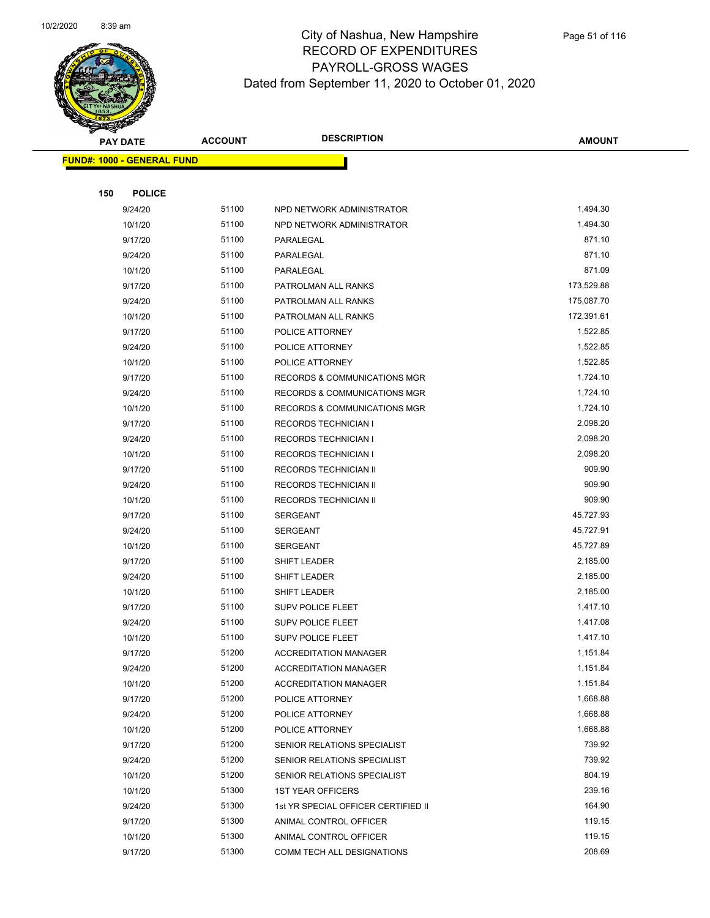# City of Nashua, New Hampshire
## RECORD OF EXPENDITURES
## PAYROLL-GROSS WAGES
## Dated from September 11, 2020 to October 01, 2020

**FUND#: 1000 - GENERAL FUND**

**150 POLICE**

| PAY DATE | ACCOUNT | DESCRIPTION | AMOUNT |
|---|---|---|---|
| 9/24/20 | 51100 | NPD NETWORK ADMINISTRATOR | 1,494.30 |
| 10/1/20 | 51100 | NPD NETWORK ADMINISTRATOR | 1,494.30 |
| 9/17/20 | 51100 | PARALEGAL | 871.10 |
| 9/24/20 | 51100 | PARALEGAL | 871.10 |
| 10/1/20 | 51100 | PARALEGAL | 871.09 |
| 9/17/20 | 51100 | PATROLMAN ALL RANKS | 173,529.88 |
| 9/24/20 | 51100 | PATROLMAN ALL RANKS | 175,087.70 |
| 10/1/20 | 51100 | PATROLMAN ALL RANKS | 172,391.61 |
| 9/17/20 | 51100 | POLICE ATTORNEY | 1,522.85 |
| 9/24/20 | 51100 | POLICE ATTORNEY | 1,522.85 |
| 10/1/20 | 51100 | POLICE ATTORNEY | 1,522.85 |
| 9/17/20 | 51100 | RECORDS & COMMUNICATIONS MGR | 1,724.10 |
| 9/24/20 | 51100 | RECORDS & COMMUNICATIONS MGR | 1,724.10 |
| 10/1/20 | 51100 | RECORDS & COMMUNICATIONS MGR | 1,724.10 |
| 9/17/20 | 51100 | RECORDS TECHNICIAN I | 2,098.20 |
| 9/24/20 | 51100 | RECORDS TECHNICIAN I | 2,098.20 |
| 10/1/20 | 51100 | RECORDS TECHNICIAN I | 2,098.20 |
| 9/17/20 | 51100 | RECORDS TECHNICIAN II | 909.90 |
| 9/24/20 | 51100 | RECORDS TECHNICIAN II | 909.90 |
| 10/1/20 | 51100 | RECORDS TECHNICIAN II | 909.90 |
| 9/17/20 | 51100 | SERGEANT | 45,727.93 |
| 9/24/20 | 51100 | SERGEANT | 45,727.91 |
| 10/1/20 | 51100 | SERGEANT | 45,727.89 |
| 9/17/20 | 51100 | SHIFT LEADER | 2,185.00 |
| 9/24/20 | 51100 | SHIFT LEADER | 2,185.00 |
| 10/1/20 | 51100 | SHIFT LEADER | 2,185.00 |
| 9/17/20 | 51100 | SUPV POLICE FLEET | 1,417.10 |
| 9/24/20 | 51100 | SUPV POLICE FLEET | 1,417.08 |
| 10/1/20 | 51100 | SUPV POLICE FLEET | 1,417.10 |
| 9/17/20 | 51200 | ACCREDITATION MANAGER | 1,151.84 |
| 9/24/20 | 51200 | ACCREDITATION MANAGER | 1,151.84 |
| 10/1/20 | 51200 | ACCREDITATION MANAGER | 1,151.84 |
| 9/17/20 | 51200 | POLICE ATTORNEY | 1,668.88 |
| 9/24/20 | 51200 | POLICE ATTORNEY | 1,668.88 |
| 10/1/20 | 51200 | POLICE ATTORNEY | 1,668.88 |
| 9/17/20 | 51200 | SENIOR RELATIONS SPECIALIST | 739.92 |
| 9/24/20 | 51200 | SENIOR RELATIONS SPECIALIST | 739.92 |
| 10/1/20 | 51200 | SENIOR RELATIONS SPECIALIST | 804.19 |
| 10/1/20 | 51300 | 1ST YEAR OFFICERS | 239.16 |
| 9/24/20 | 51300 | 1st YR SPECIAL OFFICER CERTIFIED II | 164.90 |
| 9/17/20 | 51300 | ANIMAL CONTROL OFFICER | 119.15 |
| 10/1/20 | 51300 | ANIMAL CONTROL OFFICER | 119.15 |
| 9/17/20 | 51300 | COMM TECH ALL DESIGNATIONS | 208.69 |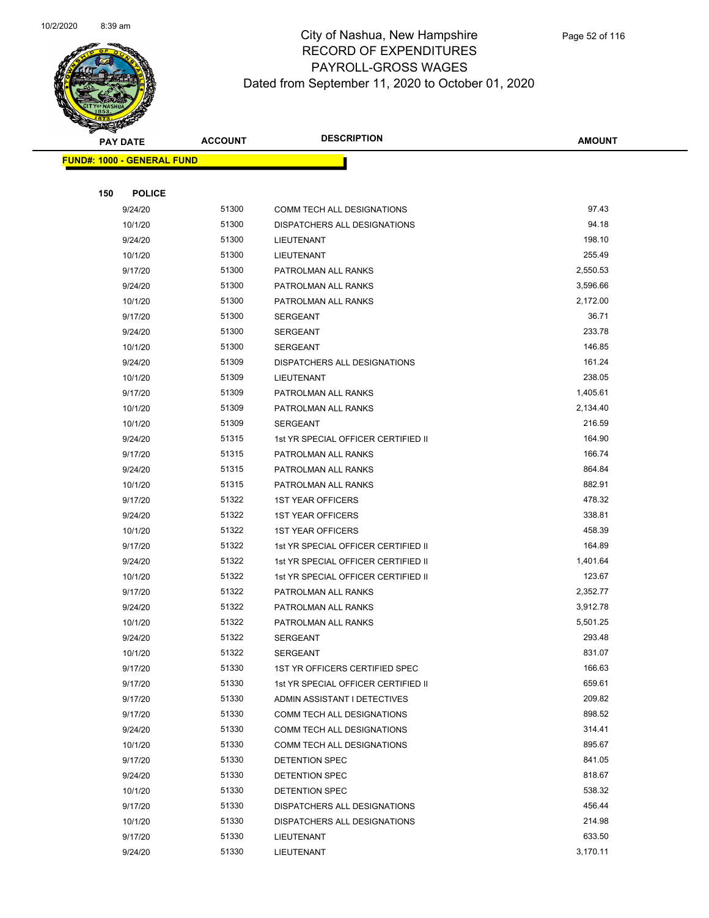# City of Nashua, New Hampshire
## RECORD OF EXPENDITURES
## PAYROLL-GROSS WAGES
### Dated from September 11, 2020 to October 01, 2020

**FUND#: 1000 - GENERAL FUND**

**150 POLICE**

| PAY DATE | ACCOUNT | DESCRIPTION | AMOUNT |
|---|---|---|---|
| 9/24/20 | 51300 | COMM TECH ALL DESIGNATIONS | 97.43 |
| 10/1/20 | 51300 | DISPATCHERS ALL DESIGNATIONS | 94.18 |
| 9/24/20 | 51300 | LIEUTENANT | 198.10 |
| 10/1/20 | 51300 | LIEUTENANT | 255.49 |
| 9/17/20 | 51300 | PATROLMAN ALL RANKS | 2,550.53 |
| 9/24/20 | 51300 | PATROLMAN ALL RANKS | 3,596.66 |
| 10/1/20 | 51300 | PATROLMAN ALL RANKS | 2,172.00 |
| 9/17/20 | 51300 | SERGEANT | 36.71 |
| 9/24/20 | 51300 | SERGEANT | 233.78 |
| 10/1/20 | 51300 | SERGEANT | 146.85 |
| 9/24/20 | 51309 | DISPATCHERS ALL DESIGNATIONS | 161.24 |
| 10/1/20 | 51309 | LIEUTENANT | 238.05 |
| 9/17/20 | 51309 | PATROLMAN ALL RANKS | 1,405.61 |
| 10/1/20 | 51309 | PATROLMAN ALL RANKS | 2,134.40 |
| 10/1/20 | 51309 | SERGEANT | 216.59 |
| 9/24/20 | 51315 | 1st YR SPECIAL OFFICER CERTIFIED II | 164.90 |
| 9/17/20 | 51315 | PATROLMAN ALL RANKS | 166.74 |
| 9/24/20 | 51315 | PATROLMAN ALL RANKS | 864.84 |
| 10/1/20 | 51315 | PATROLMAN ALL RANKS | 882.91 |
| 9/17/20 | 51322 | 1ST YEAR OFFICERS | 478.32 |
| 9/24/20 | 51322 | 1ST YEAR OFFICERS | 338.81 |
| 10/1/20 | 51322 | 1ST YEAR OFFICERS | 458.39 |
| 9/17/20 | 51322 | 1st YR SPECIAL OFFICER CERTIFIED II | 164.89 |
| 9/24/20 | 51322 | 1st YR SPECIAL OFFICER CERTIFIED II | 1,401.64 |
| 10/1/20 | 51322 | 1st YR SPECIAL OFFICER CERTIFIED II | 123.67 |
| 9/17/20 | 51322 | PATROLMAN ALL RANKS | 2,352.77 |
| 9/24/20 | 51322 | PATROLMAN ALL RANKS | 3,912.78 |
| 10/1/20 | 51322 | PATROLMAN ALL RANKS | 5,501.25 |
| 9/24/20 | 51322 | SERGEANT | 293.48 |
| 10/1/20 | 51322 | SERGEANT | 831.07 |
| 9/17/20 | 51330 | 1ST YR OFFICERS CERTIFIED SPEC | 166.63 |
| 9/17/20 | 51330 | 1st YR SPECIAL OFFICER CERTIFIED II | 659.61 |
| 9/17/20 | 51330 | ADMIN ASSISTANT I DETECTIVES | 209.82 |
| 9/17/20 | 51330 | COMM TECH ALL DESIGNATIONS | 898.52 |
| 9/24/20 | 51330 | COMM TECH ALL DESIGNATIONS | 314.41 |
| 10/1/20 | 51330 | COMM TECH ALL DESIGNATIONS | 895.67 |
| 9/17/20 | 51330 | DETENTION SPEC | 841.05 |
| 9/24/20 | 51330 | DETENTION SPEC | 818.67 |
| 10/1/20 | 51330 | DETENTION SPEC | 538.32 |
| 9/17/20 | 51330 | DISPATCHERS ALL DESIGNATIONS | 456.44 |
| 10/1/20 | 51330 | DISPATCHERS ALL DESIGNATIONS | 214.98 |
| 9/17/20 | 51330 | LIEUTENANT | 633.50 |
| 9/24/20 | 51330 | LIEUTENANT | 3,170.11 |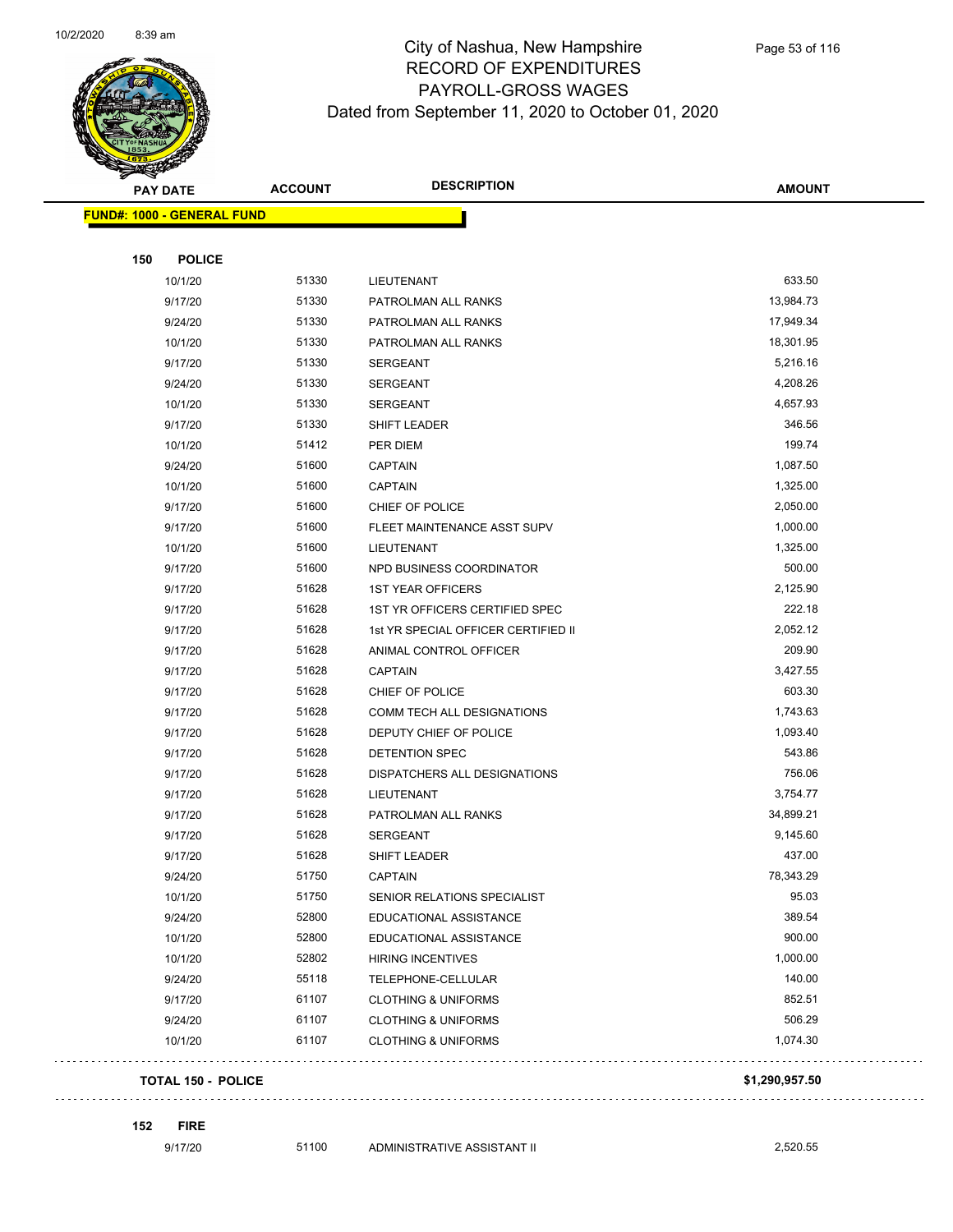# City of Nashua, New Hampshire
## RECORD OF EXPENDITURES
## PAYROLL-GROSS WAGES
## Dated from September 11, 2020 to October 01, 2020

| PAY DATE | ACCOUNT | DESCRIPTION | AMOUNT |
|---|---|---|---|
| **FUND#: 1000 - GENERAL FUND** | | | |
| **150 POLICE** | | | |
| 10/1/20 | 51330 | LIEUTENANT | 633.50 |
| 9/17/20 | 51330 | PATROLMAN ALL RANKS | 13,984.73 |
| 9/24/20 | 51330 | PATROLMAN ALL RANKS | 17,949.34 |
| 10/1/20 | 51330 | PATROLMAN ALL RANKS | 18,301.95 |
| 9/17/20 | 51330 | SERGEANT | 5,216.16 |
| 9/24/20 | 51330 | SERGEANT | 4,208.26 |
| 10/1/20 | 51330 | SERGEANT | 4,657.93 |
| 9/17/20 | 51330 | SHIFT LEADER | 346.56 |
| 10/1/20 | 51412 | PER DIEM | 199.74 |
| 9/24/20 | 51600 | CAPTAIN | 1,087.50 |
| 10/1/20 | 51600 | CAPTAIN | 1,325.00 |
| 9/17/20 | 51600 | CHIEF OF POLICE | 2,050.00 |
| 9/17/20 | 51600 | FLEET MAINTENANCE ASST SUPV | 1,000.00 |
| 10/1/20 | 51600 | LIEUTENANT | 1,325.00 |
| 9/17/20 | 51600 | NPD BUSINESS COORDINATOR | 500.00 |
| 9/17/20 | 51628 | 1ST YEAR OFFICERS | 2,125.90 |
| 9/17/20 | 51628 | 1ST YR OFFICERS CERTIFIED SPEC | 222.18 |
| 9/17/20 | 51628 | 1st YR SPECIAL OFFICER CERTIFIED II | 2,052.12 |
| 9/17/20 | 51628 | ANIMAL CONTROL OFFICER | 209.90 |
| 9/17/20 | 51628 | CAPTAIN | 3,427.55 |
| 9/17/20 | 51628 | CHIEF OF POLICE | 603.30 |
| 9/17/20 | 51628 | COMM TECH ALL DESIGNATIONS | 1,743.63 |
| 9/17/20 | 51628 | DEPUTY CHIEF OF POLICE | 1,093.40 |
| 9/17/20 | 51628 | DETENTION SPEC | 543.86 |
| 9/17/20 | 51628 | DISPATCHERS ALL DESIGNATIONS | 756.06 |
| 9/17/20 | 51628 | LIEUTENANT | 3,754.77 |
| 9/17/20 | 51628 | PATROLMAN ALL RANKS | 34,899.21 |
| 9/17/20 | 51628 | SERGEANT | 9,145.60 |
| 9/17/20 | 51628 | SHIFT LEADER | 437.00 |
| 9/24/20 | 51750 | CAPTAIN | 78,343.29 |
| 10/1/20 | 51750 | SENIOR RELATIONS SPECIALIST | 95.03 |
| 9/24/20 | 52800 | EDUCATIONAL ASSISTANCE | 389.54 |
| 10/1/20 | 52800 | EDUCATIONAL ASSISTANCE | 900.00 |
| 10/1/20 | 52802 | HIRING INCENTIVES | 1,000.00 |
| 9/24/20 | 55118 | TELEPHONE-CELLULAR | 140.00 |
| 9/17/20 | 61107 | CLOTHING & UNIFORMS | 852.51 |
| 9/24/20 | 61107 | CLOTHING & UNIFORMS | 506.29 |
| 10/1/20 | 61107 | CLOTHING & UNIFORMS | 1,074.30 |
| **TOTAL 150 - POLICE** | | | **$1,290,957.50** |
| **152 FIRE** | | | |
| 9/17/20 | 51100 | ADMINISTRATIVE ASSISTANT II | 2,520.55 |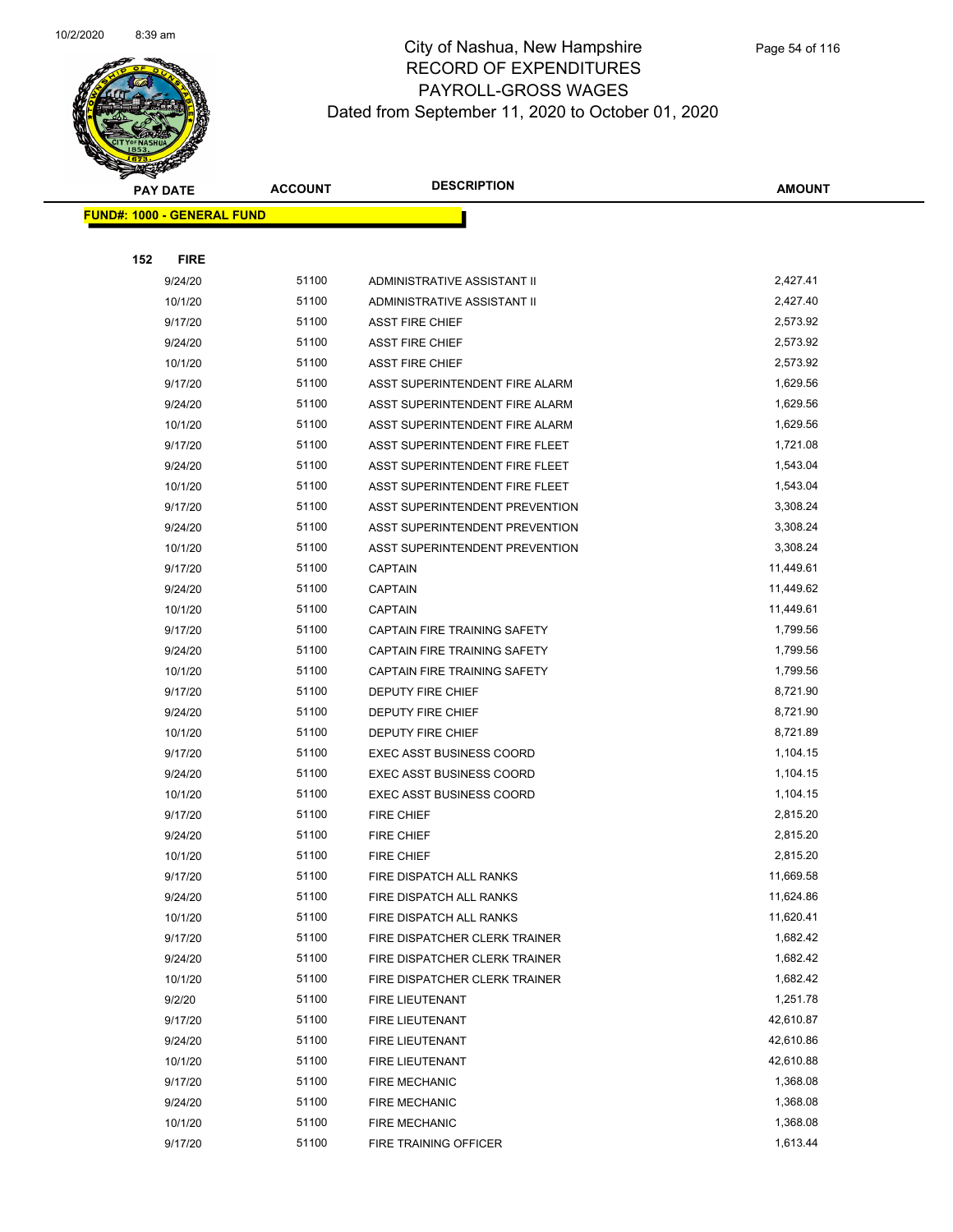# City of Nashua, New Hampshire
## RECORD OF EXPENDITURES
## PAYROLL-GROSS WAGES
## Dated from September 11, 2020 to October 01, 2020

| PAY DATE | ACCOUNT | DESCRIPTION | AMOUNT |
|---|---|---|---|
| **FUND#: 1000 - GENERAL FUND** | | | |
| **152 FIRE** | | | |
| 9/24/20 | 51100 | ADMINISTRATIVE ASSISTANT II | 2,427.41 |
| 10/1/20 | 51100 | ADMINISTRATIVE ASSISTANT II | 2,427.40 |
| 9/17/20 | 51100 | ASST FIRE CHIEF | 2,573.92 |
| 9/24/20 | 51100 | ASST FIRE CHIEF | 2,573.92 |
| 10/1/20 | 51100 | ASST FIRE CHIEF | 2,573.92 |
| 9/17/20 | 51100 | ASST SUPERINTENDENT FIRE ALARM | 1,629.56 |
| 9/24/20 | 51100 | ASST SUPERINTENDENT FIRE ALARM | 1,629.56 |
| 10/1/20 | 51100 | ASST SUPERINTENDENT FIRE ALARM | 1,629.56 |
| 9/17/20 | 51100 | ASST SUPERINTENDENT FIRE FLEET | 1,721.08 |
| 9/24/20 | 51100 | ASST SUPERINTENDENT FIRE FLEET | 1,543.04 |
| 10/1/20 | 51100 | ASST SUPERINTENDENT FIRE FLEET | 1,543.04 |
| 9/17/20 | 51100 | ASST SUPERINTENDENT PREVENTION | 3,308.24 |
| 9/24/20 | 51100 | ASST SUPERINTENDENT PREVENTION | 3,308.24 |
| 10/1/20 | 51100 | ASST SUPERINTENDENT PREVENTION | 3,308.24 |
| 9/17/20 | 51100 | CAPTAIN | 11,449.61 |
| 9/24/20 | 51100 | CAPTAIN | 11,449.62 |
| 10/1/20 | 51100 | CAPTAIN | 11,449.61 |
| 9/17/20 | 51100 | CAPTAIN FIRE TRAINING SAFETY | 1,799.56 |
| 9/24/20 | 51100 | CAPTAIN FIRE TRAINING SAFETY | 1,799.56 |
| 10/1/20 | 51100 | CAPTAIN FIRE TRAINING SAFETY | 1,799.56 |
| 9/17/20 | 51100 | DEPUTY FIRE CHIEF | 8,721.90 |
| 9/24/20 | 51100 | DEPUTY FIRE CHIEF | 8,721.90 |
| 10/1/20 | 51100 | DEPUTY FIRE CHIEF | 8,721.89 |
| 9/17/20 | 51100 | EXEC ASST BUSINESS COORD | 1,104.15 |
| 9/24/20 | 51100 | EXEC ASST BUSINESS COORD | 1,104.15 |
| 10/1/20 | 51100 | EXEC ASST BUSINESS COORD | 1,104.15 |
| 9/17/20 | 51100 | FIRE CHIEF | 2,815.20 |
| 9/24/20 | 51100 | FIRE CHIEF | 2,815.20 |
| 10/1/20 | 51100 | FIRE CHIEF | 2,815.20 |
| 9/17/20 | 51100 | FIRE DISPATCH ALL RANKS | 11,669.58 |
| 9/24/20 | 51100 | FIRE DISPATCH ALL RANKS | 11,624.86 |
| 10/1/20 | 51100 | FIRE DISPATCH ALL RANKS | 11,620.41 |
| 9/17/20 | 51100 | FIRE DISPATCHER CLERK TRAINER | 1,682.42 |
| 9/24/20 | 51100 | FIRE DISPATCHER CLERK TRAINER | 1,682.42 |
| 10/1/20 | 51100 | FIRE DISPATCHER CLERK TRAINER | 1,682.42 |
| 9/2/20 | 51100 | FIRE LIEUTENANT | 1,251.78 |
| 9/17/20 | 51100 | FIRE LIEUTENANT | 42,610.87 |
| 9/24/20 | 51100 | FIRE LIEUTENANT | 42,610.86 |
| 10/1/20 | 51100 | FIRE LIEUTENANT | 42,610.88 |
| 9/17/20 | 51100 | FIRE MECHANIC | 1,368.08 |
| 9/24/20 | 51100 | FIRE MECHANIC | 1,368.08 |
| 10/1/20 | 51100 | FIRE MECHANIC | 1,368.08 |
| 9/17/20 | 51100 | FIRE TRAINING OFFICER | 1,613.44 |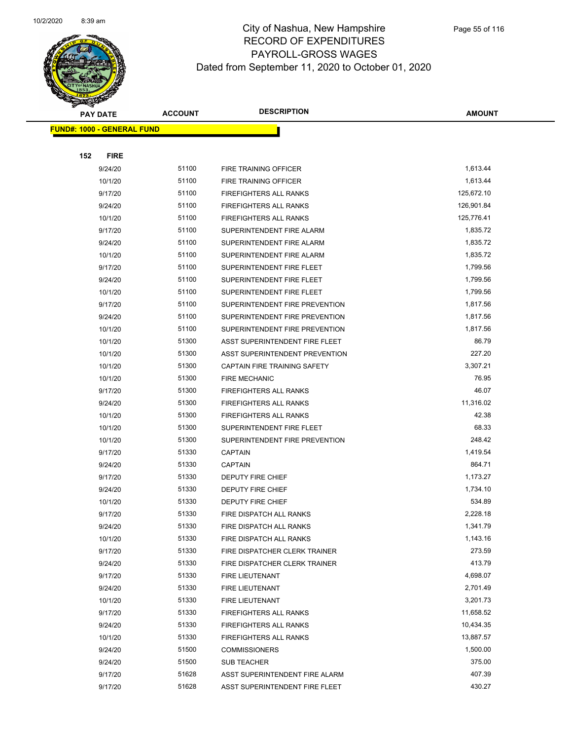# City of Nashua, New Hampshire
## RECORD OF EXPENDITURES
## PAYROLL-GROSS WAGES
## Dated from September 11, 2020 to October 01, 2020

| PAY DATE | ACCOUNT | DESCRIPTION | AMOUNT |
|---|---|---|---|
| **FUND#: 1000 - GENERAL FUND** | | | |
| **152 FIRE** | | | |
| 9/24/20 | 51100 | FIRE TRAINING OFFICER | 1,613.44 |
| 10/1/20 | 51100 | FIRE TRAINING OFFICER | 1,613.44 |
| 9/17/20 | 51100 | FIREFIGHTERS ALL RANKS | 125,672.10 |
| 9/24/20 | 51100 | FIREFIGHTERS ALL RANKS | 126,901.84 |
| 10/1/20 | 51100 | FIREFIGHTERS ALL RANKS | 125,776.41 |
| 9/17/20 | 51100 | SUPERINTENDENT FIRE ALARM | 1,835.72 |
| 9/24/20 | 51100 | SUPERINTENDENT FIRE ALARM | 1,835.72 |
| 10/1/20 | 51100 | SUPERINTENDENT FIRE ALARM | 1,835.72 |
| 9/17/20 | 51100 | SUPERINTENDENT FIRE FLEET | 1,799.56 |
| 9/24/20 | 51100 | SUPERINTENDENT FIRE FLEET | 1,799.56 |
| 10/1/20 | 51100 | SUPERINTENDENT FIRE FLEET | 1,799.56 |
| 9/17/20 | 51100 | SUPERINTENDENT FIRE PREVENTION | 1,817.56 |
| 9/24/20 | 51100 | SUPERINTENDENT FIRE PREVENTION | 1,817.56 |
| 10/1/20 | 51100 | SUPERINTENDENT FIRE PREVENTION | 1,817.56 |
| 10/1/20 | 51300 | ASST SUPERINTENDENT FIRE FLEET | 86.79 |
| 10/1/20 | 51300 | ASST SUPERINTENDENT PREVENTION | 227.20 |
| 10/1/20 | 51300 | CAPTAIN FIRE TRAINING SAFETY | 3,307.21 |
| 10/1/20 | 51300 | FIRE MECHANIC | 76.95 |
| 9/17/20 | 51300 | FIREFIGHTERS ALL RANKS | 46.07 |
| 9/24/20 | 51300 | FIREFIGHTERS ALL RANKS | 11,316.02 |
| 10/1/20 | 51300 | FIREFIGHTERS ALL RANKS | 42.38 |
| 10/1/20 | 51300 | SUPERINTENDENT FIRE FLEET | 68.33 |
| 10/1/20 | 51300 | SUPERINTENDENT FIRE PREVENTION | 248.42 |
| 9/17/20 | 51330 | CAPTAIN | 1,419.54 |
| 9/24/20 | 51330 | CAPTAIN | 864.71 |
| 9/17/20 | 51330 | DEPUTY FIRE CHIEF | 1,173.27 |
| 9/24/20 | 51330 | DEPUTY FIRE CHIEF | 1,734.10 |
| 10/1/20 | 51330 | DEPUTY FIRE CHIEF | 534.89 |
| 9/17/20 | 51330 | FIRE DISPATCH ALL RANKS | 2,228.18 |
| 9/24/20 | 51330 | FIRE DISPATCH ALL RANKS | 1,341.79 |
| 10/1/20 | 51330 | FIRE DISPATCH ALL RANKS | 1,143.16 |
| 9/17/20 | 51330 | FIRE DISPATCHER CLERK TRAINER | 273.59 |
| 9/24/20 | 51330 | FIRE DISPATCHER CLERK TRAINER | 413.79 |
| 9/17/20 | 51330 | FIRE LIEUTENANT | 4,698.07 |
| 9/24/20 | 51330 | FIRE LIEUTENANT | 2,701.49 |
| 10/1/20 | 51330 | FIRE LIEUTENANT | 3,201.73 |
| 9/17/20 | 51330 | FIREFIGHTERS ALL RANKS | 11,658.52 |
| 9/24/20 | 51330 | FIREFIGHTERS ALL RANKS | 10,434.35 |
| 10/1/20 | 51330 | FIREFIGHTERS ALL RANKS | 13,887.57 |
| 9/24/20 | 51500 | COMMISSIONERS | 1,500.00 |
| 9/24/20 | 51500 | SUB TEACHER | 375.00 |
| 9/17/20 | 51628 | ASST SUPERINTENDENT FIRE ALARM | 407.39 |
| 9/17/20 | 51628 | ASST SUPERINTENDENT FIRE FLEET | 430.27 |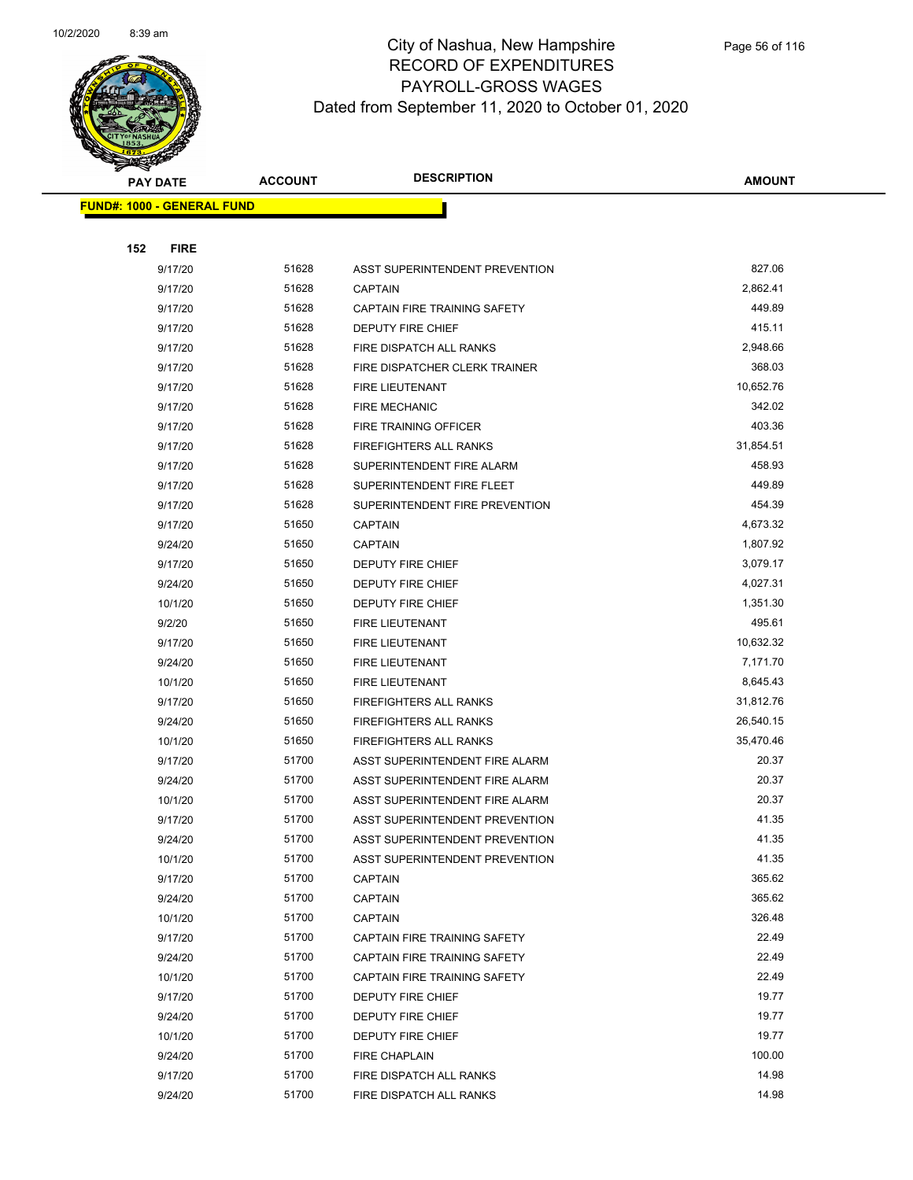# City of Nashua, New Hampshire
## RECORD OF EXPENDITURES
## PAYROLL-GROSS WAGES
## Dated from September 11, 2020 to October 01, 2020

| PAY DATE | ACCOUNT | DESCRIPTION | AMOUNT |
|---|---|---|---|
| **FUND#: 1000 - GENERAL FUND** | | | |
| **152 FIRE** | | | |
| 9/17/20 | 51628 | ASST SUPERINTENDENT PREVENTION | 827.06 |
| 9/17/20 | 51628 | CAPTAIN | 2,862.41 |
| 9/17/20 | 51628 | CAPTAIN FIRE TRAINING SAFETY | 449.89 |
| 9/17/20 | 51628 | DEPUTY FIRE CHIEF | 415.11 |
| 9/17/20 | 51628 | FIRE DISPATCH ALL RANKS | 2,948.66 |
| 9/17/20 | 51628 | FIRE DISPATCHER CLERK TRAINER | 368.03 |
| 9/17/20 | 51628 | FIRE LIEUTENANT | 10,652.76 |
| 9/17/20 | 51628 | FIRE MECHANIC | 342.02 |
| 9/17/20 | 51628 | FIRE TRAINING OFFICER | 403.36 |
| 9/17/20 | 51628 | FIREFIGHTERS ALL RANKS | 31,854.51 |
| 9/17/20 | 51628 | SUPERINTENDENT FIRE ALARM | 458.93 |
| 9/17/20 | 51628 | SUPERINTENDENT FIRE FLEET | 449.89 |
| 9/17/20 | 51628 | SUPERINTENDENT FIRE PREVENTION | 454.39 |
| 9/17/20 | 51650 | CAPTAIN | 4,673.32 |
| 9/24/20 | 51650 | CAPTAIN | 1,807.92 |
| 9/17/20 | 51650 | DEPUTY FIRE CHIEF | 3,079.17 |
| 9/24/20 | 51650 | DEPUTY FIRE CHIEF | 4,027.31 |
| 10/1/20 | 51650 | DEPUTY FIRE CHIEF | 1,351.30 |
| 9/2/20 | 51650 | FIRE LIEUTENANT | 495.61 |
| 9/17/20 | 51650 | FIRE LIEUTENANT | 10,632.32 |
| 9/24/20 | 51650 | FIRE LIEUTENANT | 7,171.70 |
| 10/1/20 | 51650 | FIRE LIEUTENANT | 8,645.43 |
| 9/17/20 | 51650 | FIREFIGHTERS ALL RANKS | 31,812.76 |
| 9/24/20 | 51650 | FIREFIGHTERS ALL RANKS | 26,540.15 |
| 10/1/20 | 51650 | FIREFIGHTERS ALL RANKS | 35,470.46 |
| 9/17/20 | 51700 | ASST SUPERINTENDENT FIRE ALARM | 20.37 |
| 9/24/20 | 51700 | ASST SUPERINTENDENT FIRE ALARM | 20.37 |
| 10/1/20 | 51700 | ASST SUPERINTENDENT FIRE ALARM | 20.37 |
| 9/17/20 | 51700 | ASST SUPERINTENDENT PREVENTION | 41.35 |
| 9/24/20 | 51700 | ASST SUPERINTENDENT PREVENTION | 41.35 |
| 10/1/20 | 51700 | ASST SUPERINTENDENT PREVENTION | 41.35 |
| 9/17/20 | 51700 | CAPTAIN | 365.62 |
| 9/24/20 | 51700 | CAPTAIN | 365.62 |
| 10/1/20 | 51700 | CAPTAIN | 326.48 |
| 9/17/20 | 51700 | CAPTAIN FIRE TRAINING SAFETY | 22.49 |
| 9/24/20 | 51700 | CAPTAIN FIRE TRAINING SAFETY | 22.49 |
| 10/1/20 | 51700 | CAPTAIN FIRE TRAINING SAFETY | 22.49 |
| 9/17/20 | 51700 | DEPUTY FIRE CHIEF | 19.77 |
| 9/24/20 | 51700 | DEPUTY FIRE CHIEF | 19.77 |
| 10/1/20 | 51700 | DEPUTY FIRE CHIEF | 19.77 |
| 9/24/20 | 51700 | FIRE CHAPLAIN | 100.00 |
| 9/17/20 | 51700 | FIRE DISPATCH ALL RANKS | 14.98 |
| 9/24/20 | 51700 | FIRE DISPATCH ALL RANKS | 14.98 |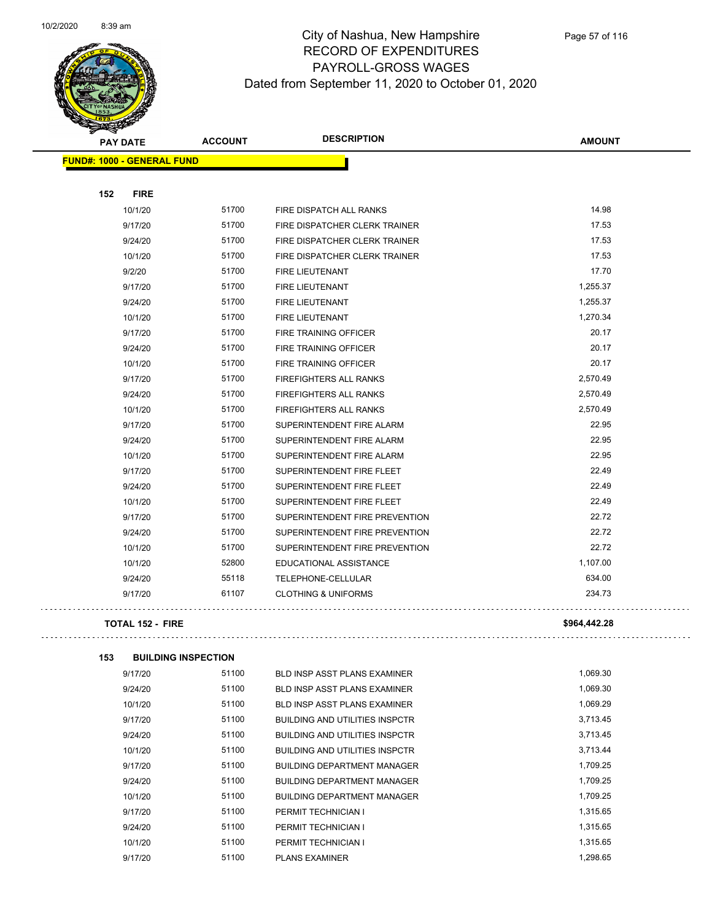# City of Nashua, New Hampshire
## RECORD OF EXPENDITURES
## PAYROLL-GROSS WAGES
### Dated from September 11, 2020 to October 01, 2020

| PAY DATE | ACCOUNT | DESCRIPTION | AMOUNT |
|---|---|---|---|
| **FUND#: 1000 - GENERAL FUND** | | | |
| **152 FIRE** | | | |
| 10/1/20 | 51700 | FIRE DISPATCH ALL RANKS | 14.98 |
| 9/17/20 | 51700 | FIRE DISPATCHER CLERK TRAINER | 17.53 |
| 9/24/20 | 51700 | FIRE DISPATCHER CLERK TRAINER | 17.53 |
| 10/1/20 | 51700 | FIRE DISPATCHER CLERK TRAINER | 17.53 |
| 9/2/20 | 51700 | FIRE LIEUTENANT | 17.70 |
| 9/17/20 | 51700 | FIRE LIEUTENANT | 1,255.37 |
| 9/24/20 | 51700 | FIRE LIEUTENANT | 1,255.37 |
| 10/1/20 | 51700 | FIRE LIEUTENANT | 1,270.34 |
| 9/17/20 | 51700 | FIRE TRAINING OFFICER | 20.17 |
| 9/24/20 | 51700 | FIRE TRAINING OFFICER | 20.17 |
| 10/1/20 | 51700 | FIRE TRAINING OFFICER | 20.17 |
| 9/17/20 | 51700 | FIREFIGHTERS ALL RANKS | 2,570.49 |
| 9/24/20 | 51700 | FIREFIGHTERS ALL RANKS | 2,570.49 |
| 10/1/20 | 51700 | FIREFIGHTERS ALL RANKS | 2,570.49 |
| 9/17/20 | 51700 | SUPERINTENDENT FIRE ALARM | 22.95 |
| 9/24/20 | 51700 | SUPERINTENDENT FIRE ALARM | 22.95 |
| 10/1/20 | 51700 | SUPERINTENDENT FIRE ALARM | 22.95 |
| 9/17/20 | 51700 | SUPERINTENDENT FIRE FLEET | 22.49 |
| 9/24/20 | 51700 | SUPERINTENDENT FIRE FLEET | 22.49 |
| 10/1/20 | 51700 | SUPERINTENDENT FIRE FLEET | 22.49 |
| 9/17/20 | 51700 | SUPERINTENDENT FIRE PREVENTION | 22.72 |
| 9/24/20 | 51700 | SUPERINTENDENT FIRE PREVENTION | 22.72 |
| 10/1/20 | 51700 | SUPERINTENDENT FIRE PREVENTION | 22.72 |
| 10/1/20 | 52800 | EDUCATIONAL ASSISTANCE | 1,107.00 |
| 9/24/20 | 55118 | TELEPHONE-CELLULAR | 634.00 |
| 9/17/20 | 61107 | CLOTHING & UNIFORMS | 234.73 |
| **TOTAL 152 - FIRE** | | | **$964,442.28** |
| **153 BUILDING INSPECTION** | | | |
| 9/17/20 | 51100 | BLD INSP ASST PLANS EXAMINER | 1,069.30 |
| 9/24/20 | 51100 | BLD INSP ASST PLANS EXAMINER | 1,069.30 |
| 10/1/20 | 51100 | BLD INSP ASST PLANS EXAMINER | 1,069.29 |
| 9/17/20 | 51100 | BUILDING AND UTILITIES INSPCTR | 3,713.45 |
| 9/24/20 | 51100 | BUILDING AND UTILITIES INSPCTR | 3,713.45 |
| 10/1/20 | 51100 | BUILDING AND UTILITIES INSPCTR | 3,713.44 |
| 9/17/20 | 51100 | BUILDING DEPARTMENT MANAGER | 1,709.25 |
| 9/24/20 | 51100 | BUILDING DEPARTMENT MANAGER | 1,709.25 |
| 10/1/20 | 51100 | BUILDING DEPARTMENT MANAGER | 1,709.25 |
| 9/17/20 | 51100 | PERMIT TECHNICIAN I | 1,315.65 |
| 9/24/20 | 51100 | PERMIT TECHNICIAN I | 1,315.65 |
| 10/1/20 | 51100 | PERMIT TECHNICIAN I | 1,315.65 |
| 9/17/20 | 51100 | PLANS EXAMINER | 1,298.65 |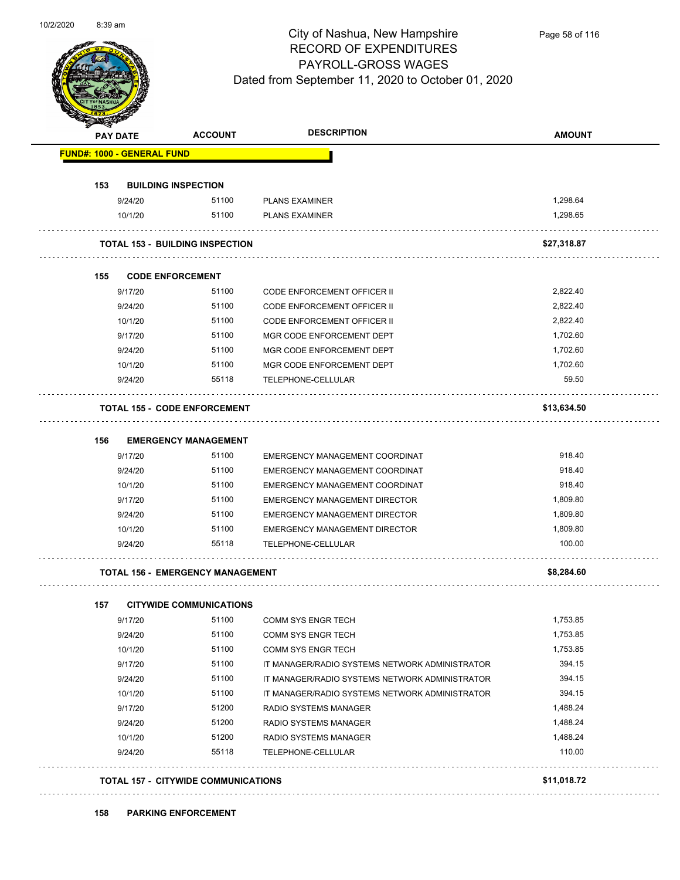# City of Nashua, New Hampshire
## RECORD OF EXPENDITURES
## PAYROLL-GROSS WAGES
## Dated from September 11, 2020 to October 01, 2020

| PAY DATE | ACCOUNT | DESCRIPTION | AMOUNT |
|---|---|---|---|
| **FUND#: 1000 - GENERAL FUND** | | | |
| **153 BUILDING INSPECTION** | | | |
| 9/24/20 | 51100 | PLANS EXAMINER | 1,298.64 |
| 10/1/20 | 51100 | PLANS EXAMINER | 1,298.65 |
| **TOTAL 153 - BUILDING INSPECTION** | | | **$27,318.87** |
| **155 CODE ENFORCEMENT** | | | |
| 9/17/20 | 51100 | CODE ENFORCEMENT OFFICER II | 2,822.40 |
| 9/24/20 | 51100 | CODE ENFORCEMENT OFFICER II | 2,822.40 |
| 10/1/20 | 51100 | CODE ENFORCEMENT OFFICER II | 2,822.40 |
| 9/17/20 | 51100 | MGR CODE ENFORCEMENT DEPT | 1,702.60 |
| 9/24/20 | 51100 | MGR CODE ENFORCEMENT DEPT | 1,702.60 |
| 10/1/20 | 51100 | MGR CODE ENFORCEMENT DEPT | 1,702.60 |
| 9/24/20 | 55118 | TELEPHONE-CELLULAR | 59.50 |
| **TOTAL 155 - CODE ENFORCEMENT** | | | **$13,634.50** |
| **156 EMERGENCY MANAGEMENT** | | | |
| 9/17/20 | 51100 | EMERGENCY MANAGEMENT COORDINAT | 918.40 |
| 9/24/20 | 51100 | EMERGENCY MANAGEMENT COORDINAT | 918.40 |
| 10/1/20 | 51100 | EMERGENCY MANAGEMENT COORDINAT | 918.40 |
| 9/17/20 | 51100 | EMERGENCY MANAGEMENT DIRECTOR | 1,809.80 |
| 9/24/20 | 51100 | EMERGENCY MANAGEMENT DIRECTOR | 1,809.80 |
| 10/1/20 | 51100 | EMERGENCY MANAGEMENT DIRECTOR | 1,809.80 |
| 9/24/20 | 55118 | TELEPHONE-CELLULAR | 100.00 |
| **TOTAL 156 - EMERGENCY MANAGEMENT** | | | **$8,284.60** |
| **157 CITYWIDE COMMUNICATIONS** | | | |
| 9/17/20 | 51100 | COMM SYS ENGR TECH | 1,753.85 |
| 9/24/20 | 51100 | COMM SYS ENGR TECH | 1,753.85 |
| 10/1/20 | 51100 | COMM SYS ENGR TECH | 1,753.85 |
| 9/17/20 | 51100 | IT MANAGER/RADIO SYSTEMS NETWORK ADMINISTRATOR | 394.15 |
| 9/24/20 | 51100 | IT MANAGER/RADIO SYSTEMS NETWORK ADMINISTRATOR | 394.15 |
| 10/1/20 | 51100 | IT MANAGER/RADIO SYSTEMS NETWORK ADMINISTRATOR | 394.15 |
| 9/17/20 | 51200 | RADIO SYSTEMS MANAGER | 1,488.24 |
| 9/24/20 | 51200 | RADIO SYSTEMS MANAGER | 1,488.24 |
| 10/1/20 | 51200 | RADIO SYSTEMS MANAGER | 1,488.24 |
| 9/24/20 | 55118 | TELEPHONE-CELLULAR | 110.00 |
| **TOTAL 157 - CITYWIDE COMMUNICATIONS** | | | **$11,018.72** |
| **158 PARKING ENFORCEMENT** | | | |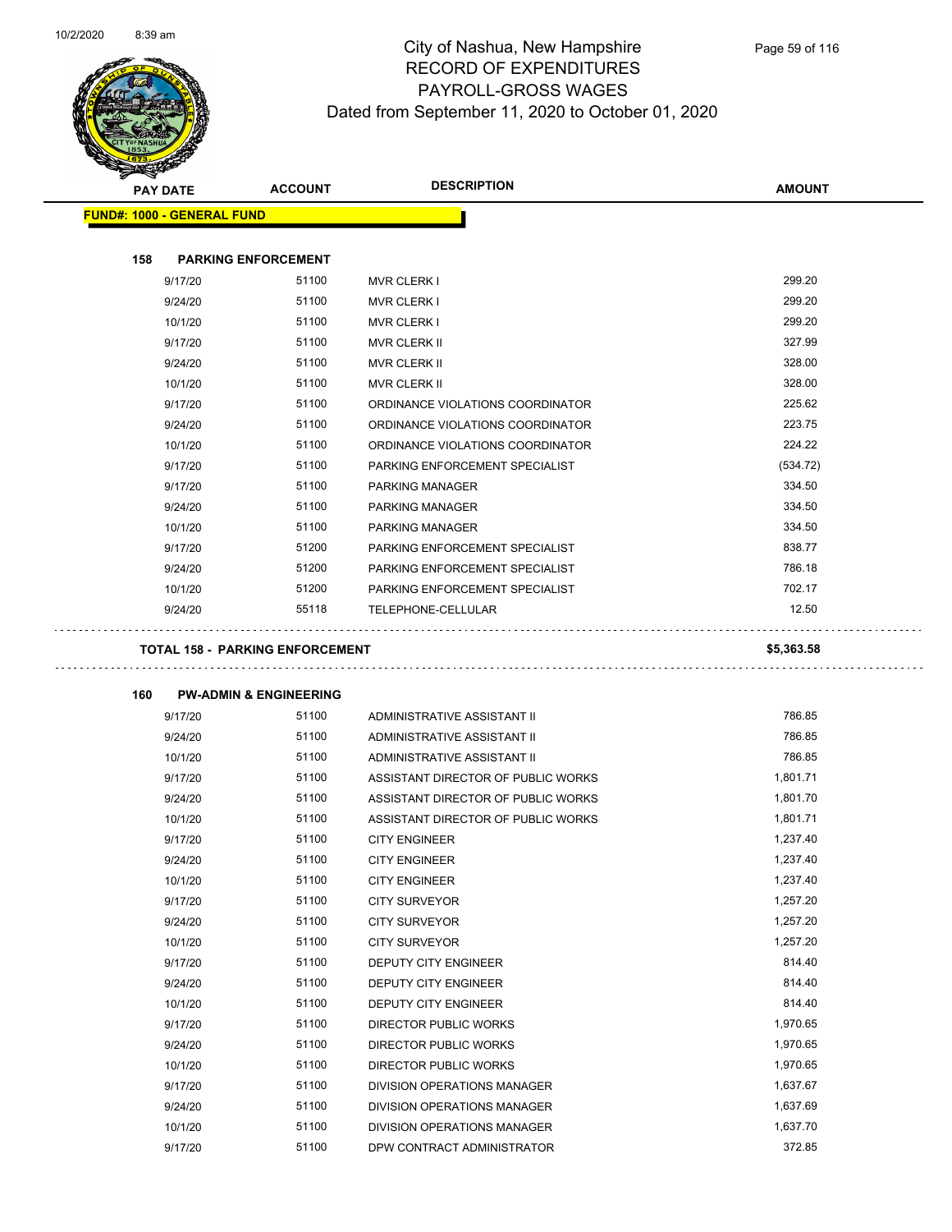# City of Nashua, New Hampshire
## RECORD OF EXPENDITURES
## PAYROLL-GROSS WAGES
## Dated from September 11, 2020 to October 01, 2020

**FUND#: 1000 - GENERAL FUND**

### 158 PARKING ENFORCEMENT

| PAY DATE | ACCOUNT | DESCRIPTION | AMOUNT |
|---|---|---|---|
| 9/17/20 | 51100 | MVR CLERK I | 299.20 |
| 9/24/20 | 51100 | MVR CLERK I | 299.20 |
| 10/1/20 | 51100 | MVR CLERK I | 299.20 |
| 9/17/20 | 51100 | MVR CLERK II | 327.99 |
| 9/24/20 | 51100 | MVR CLERK II | 328.00 |
| 10/1/20 | 51100 | MVR CLERK II | 328.00 |
| 9/17/20 | 51100 | ORDINANCE VIOLATIONS COORDINATOR | 225.62 |
| 9/24/20 | 51100 | ORDINANCE VIOLATIONS COORDINATOR | 223.75 |
| 10/1/20 | 51100 | ORDINANCE VIOLATIONS COORDINATOR | 224.22 |
| 9/17/20 | 51100 | PARKING ENFORCEMENT SPECIALIST | (534.72) |
| 9/17/20 | 51100 | PARKING MANAGER | 334.50 |
| 9/24/20 | 51100 | PARKING MANAGER | 334.50 |
| 10/1/20 | 51100 | PARKING MANAGER | 334.50 |
| 9/17/20 | 51200 | PARKING ENFORCEMENT SPECIALIST | 838.77 |
| 9/24/20 | 51200 | PARKING ENFORCEMENT SPECIALIST | 786.18 |
| 10/1/20 | 51200 | PARKING ENFORCEMENT SPECIALIST | 702.17 |
| 9/24/20 | 55118 | TELEPHONE-CELLULAR | 12.50 |

**TOTAL 158 - PARKING ENFORCEMENT** **$5,363.58**

### 160 PW-ADMIN & ENGINEERING

| PAY DATE | ACCOUNT | DESCRIPTION | AMOUNT |
|---|---|---|---|
| 9/17/20 | 51100 | ADMINISTRATIVE ASSISTANT II | 786.85 |
| 9/24/20 | 51100 | ADMINISTRATIVE ASSISTANT II | 786.85 |
| 10/1/20 | 51100 | ADMINISTRATIVE ASSISTANT II | 786.85 |
| 9/17/20 | 51100 | ASSISTANT DIRECTOR OF PUBLIC WORKS | 1,801.71 |
| 9/24/20 | 51100 | ASSISTANT DIRECTOR OF PUBLIC WORKS | 1,801.70 |
| 10/1/20 | 51100 | ASSISTANT DIRECTOR OF PUBLIC WORKS | 1,801.71 |
| 9/17/20 | 51100 | CITY ENGINEER | 1,237.40 |
| 9/24/20 | 51100 | CITY ENGINEER | 1,237.40 |
| 10/1/20 | 51100 | CITY ENGINEER | 1,237.40 |
| 9/17/20 | 51100 | CITY SURVEYOR | 1,257.20 |
| 9/24/20 | 51100 | CITY SURVEYOR | 1,257.20 |
| 10/1/20 | 51100 | CITY SURVEYOR | 1,257.20 |
| 9/17/20 | 51100 | DEPUTY CITY ENGINEER | 814.40 |
| 9/24/20 | 51100 | DEPUTY CITY ENGINEER | 814.40 |
| 10/1/20 | 51100 | DEPUTY CITY ENGINEER | 814.40 |
| 9/17/20 | 51100 | DIRECTOR PUBLIC WORKS | 1,970.65 |
| 9/24/20 | 51100 | DIRECTOR PUBLIC WORKS | 1,970.65 |
| 10/1/20 | 51100 | DIRECTOR PUBLIC WORKS | 1,970.65 |
| 9/17/20 | 51100 | DIVISION OPERATIONS MANAGER | 1,637.67 |
| 9/24/20 | 51100 | DIVISION OPERATIONS MANAGER | 1,637.69 |
| 10/1/20 | 51100 | DIVISION OPERATIONS MANAGER | 1,637.70 |
| 9/17/20 | 51100 | DPW CONTRACT ADMINISTRATOR | 372.85 |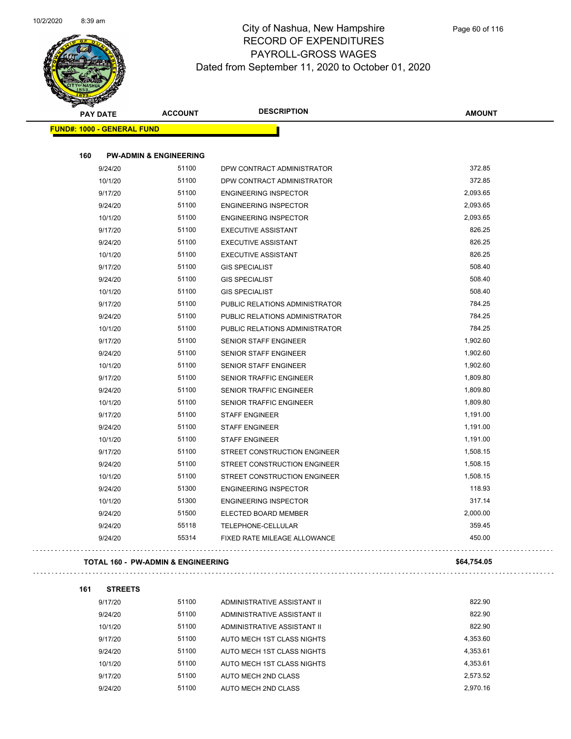# City of Nashua, New Hampshire
## RECORD OF EXPENDITURES
## PAYROLL-GROSS WAGES
### Dated from September 11, 2020 to October 01, 2020

| PAY DATE | ACCOUNT | DESCRIPTION | AMOUNT |
|---|---|---|---|
| **FUND#: 1000 - GENERAL FUND** | | | |
| **160 PW-ADMIN & ENGINEERING** | | | |
| 9/24/20 | 51100 | DPW CONTRACT ADMINISTRATOR | 372.85 |
| 10/1/20 | 51100 | DPW CONTRACT ADMINISTRATOR | 372.85 |
| 9/17/20 | 51100 | ENGINEERING INSPECTOR | 2,093.65 |
| 9/24/20 | 51100 | ENGINEERING INSPECTOR | 2,093.65 |
| 10/1/20 | 51100 | ENGINEERING INSPECTOR | 2,093.65 |
| 9/17/20 | 51100 | EXECUTIVE ASSISTANT | 826.25 |
| 9/24/20 | 51100 | EXECUTIVE ASSISTANT | 826.25 |
| 10/1/20 | 51100 | EXECUTIVE ASSISTANT | 826.25 |
| 9/17/20 | 51100 | GIS SPECIALIST | 508.40 |
| 9/24/20 | 51100 | GIS SPECIALIST | 508.40 |
| 10/1/20 | 51100 | GIS SPECIALIST | 508.40 |
| 9/17/20 | 51100 | PUBLIC RELATIONS ADMINISTRATOR | 784.25 |
| 9/24/20 | 51100 | PUBLIC RELATIONS ADMINISTRATOR | 784.25 |
| 10/1/20 | 51100 | PUBLIC RELATIONS ADMINISTRATOR | 784.25 |
| 9/17/20 | 51100 | SENIOR STAFF ENGINEER | 1,902.60 |
| 9/24/20 | 51100 | SENIOR STAFF ENGINEER | 1,902.60 |
| 10/1/20 | 51100 | SENIOR STAFF ENGINEER | 1,902.60 |
| 9/17/20 | 51100 | SENIOR TRAFFIC ENGINEER | 1,809.80 |
| 9/24/20 | 51100 | SENIOR TRAFFIC ENGINEER | 1,809.80 |
| 10/1/20 | 51100 | SENIOR TRAFFIC ENGINEER | 1,809.80 |
| 9/17/20 | 51100 | STAFF ENGINEER | 1,191.00 |
| 9/24/20 | 51100 | STAFF ENGINEER | 1,191.00 |
| 10/1/20 | 51100 | STAFF ENGINEER | 1,191.00 |
| 9/17/20 | 51100 | STREET CONSTRUCTION ENGINEER | 1,508.15 |
| 9/24/20 | 51100 | STREET CONSTRUCTION ENGINEER | 1,508.15 |
| 10/1/20 | 51100 | STREET CONSTRUCTION ENGINEER | 1,508.15 |
| 9/24/20 | 51300 | ENGINEERING INSPECTOR | 118.93 |
| 10/1/20 | 51300 | ENGINEERING INSPECTOR | 317.14 |
| 9/24/20 | 51500 | ELECTED BOARD MEMBER | 2,000.00 |
| 9/24/20 | 55118 | TELEPHONE-CELLULAR | 359.45 |
| 9/24/20 | 55314 | FIXED RATE MILEAGE ALLOWANCE | 450.00 |
| **TOTAL 160 - PW-ADMIN & ENGINEERING** | | | **$64,754.05** |
| **161 STREETS** | | | |
| 9/17/20 | 51100 | ADMINISTRATIVE ASSISTANT II | 822.90 |
| 9/24/20 | 51100 | ADMINISTRATIVE ASSISTANT II | 822.90 |
| 10/1/20 | 51100 | ADMINISTRATIVE ASSISTANT II | 822.90 |
| 9/17/20 | 51100 | AUTO MECH 1ST CLASS NIGHTS | 4,353.60 |
| 9/24/20 | 51100 | AUTO MECH 1ST CLASS NIGHTS | 4,353.61 |
| 10/1/20 | 51100 | AUTO MECH 1ST CLASS NIGHTS | 4,353.61 |
| 9/17/20 | 51100 | AUTO MECH 2ND CLASS | 2,573.52 |
| 9/24/20 | 51100 | AUTO MECH 2ND CLASS | 2,970.16 |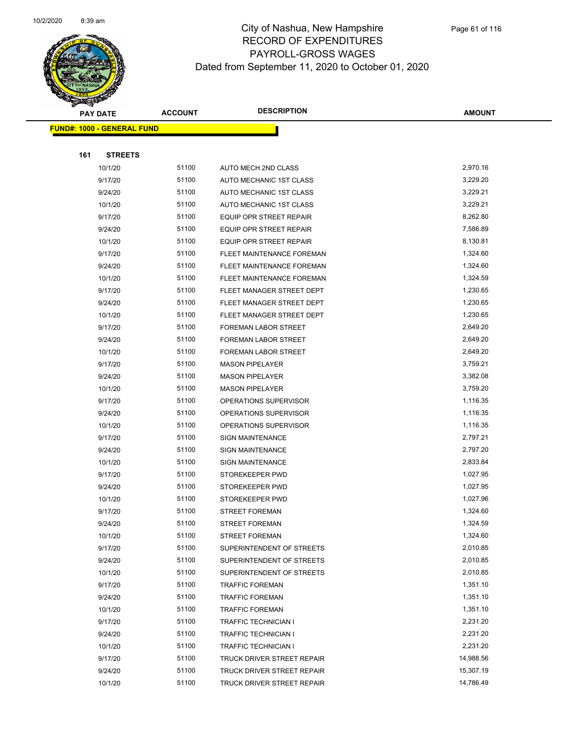# City of Nashua, New Hampshire
## RECORD OF EXPENDITURES
## PAYROLL-GROSS WAGES
### Dated from September 11, 2020 to October 01, 2020

| PAY DATE | ACCOUNT | DESCRIPTION | AMOUNT |
|---|---|---|---|
| **FUND#: 1000 - GENERAL FUND** | | | |
| **161 STREETS** | | | |
| 10/1/20 | 51100 | AUTO MECH 2ND CLASS | 2,970.16 |
| 9/17/20 | 51100 | AUTO MECHANIC 1ST CLASS | 3,229.20 |
| 9/24/20 | 51100 | AUTO MECHANIC 1ST CLASS | 3,229.21 |
| 10/1/20 | 51100 | AUTO MECHANIC 1ST CLASS | 3,229.21 |
| 9/17/20 | 51100 | EQUIP OPR STREET REPAIR | 8,262.80 |
| 9/24/20 | 51100 | EQUIP OPR STREET REPAIR | 7,586.89 |
| 10/1/20 | 51100 | EQUIP OPR STREET REPAIR | 8,130.81 |
| 9/17/20 | 51100 | FLEET MAINTENANCE FOREMAN | 1,324.60 |
| 9/24/20 | 51100 | FLEET MAINTENANCE FOREMAN | 1,324.60 |
| 10/1/20 | 51100 | FLEET MAINTENANCE FOREMAN | 1,324.59 |
| 9/17/20 | 51100 | FLEET MANAGER STREET DEPT | 1,230.65 |
| 9/24/20 | 51100 | FLEET MANAGER STREET DEPT | 1,230.65 |
| 10/1/20 | 51100 | FLEET MANAGER STREET DEPT | 1,230.65 |
| 9/17/20 | 51100 | FOREMAN LABOR STREET | 2,649.20 |
| 9/24/20 | 51100 | FOREMAN LABOR STREET | 2,649.20 |
| 10/1/20 | 51100 | FOREMAN LABOR STREET | 2,649.20 |
| 9/17/20 | 51100 | MASON PIPELAYER | 3,759.21 |
| 9/24/20 | 51100 | MASON PIPELAYER | 3,382.08 |
| 10/1/20 | 51100 | MASON PIPELAYER | 3,759.20 |
| 9/17/20 | 51100 | OPERATIONS SUPERVISOR | 1,116.35 |
| 9/24/20 | 51100 | OPERATIONS SUPERVISOR | 1,116.35 |
| 10/1/20 | 51100 | OPERATIONS SUPERVISOR | 1,116.35 |
| 9/17/20 | 51100 | SIGN MAINTENANCE | 2,797.21 |
| 9/24/20 | 51100 | SIGN MAINTENANCE | 2,797.20 |
| 10/1/20 | 51100 | SIGN MAINTENANCE | 2,833.84 |
| 9/17/20 | 51100 | STOREKEEPER PWD | 1,027.95 |
| 9/24/20 | 51100 | STOREKEEPER PWD | 1,027.95 |
| 10/1/20 | 51100 | STOREKEEPER PWD | 1,027.96 |
| 9/17/20 | 51100 | STREET FOREMAN | 1,324.60 |
| 9/24/20 | 51100 | STREET FOREMAN | 1,324.59 |
| 10/1/20 | 51100 | STREET FOREMAN | 1,324.60 |
| 9/17/20 | 51100 | SUPERINTENDENT OF STREETS | 2,010.85 |
| 9/24/20 | 51100 | SUPERINTENDENT OF STREETS | 2,010.85 |
| 10/1/20 | 51100 | SUPERINTENDENT OF STREETS | 2,010.85 |
| 9/17/20 | 51100 | TRAFFIC FOREMAN | 1,351.10 |
| 9/24/20 | 51100 | TRAFFIC FOREMAN | 1,351.10 |
| 10/1/20 | 51100 | TRAFFIC FOREMAN | 1,351.10 |
| 9/17/20 | 51100 | TRAFFIC TECHNICIAN I | 2,231.20 |
| 9/24/20 | 51100 | TRAFFIC TECHNICIAN I | 2,231.20 |
| 10/1/20 | 51100 | TRAFFIC TECHNICIAN I | 2,231.20 |
| 9/17/20 | 51100 | TRUCK DRIVER STREET REPAIR | 14,988.56 |
| 9/24/20 | 51100 | TRUCK DRIVER STREET REPAIR | 15,307.19 |
| 10/1/20 | 51100 | TRUCK DRIVER STREET REPAIR | 14,786.49 |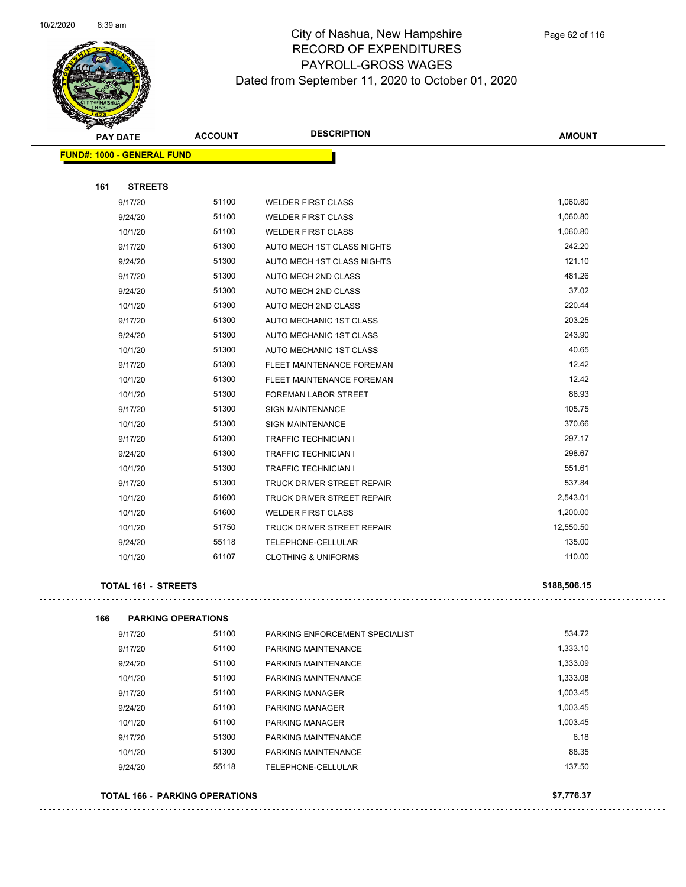# City of Nashua, New Hampshire
## RECORD OF EXPENDITURES
## PAYROLL-GROSS WAGES
## Dated from September 11, 2020 to October 01, 2020

**FUND#: 1000 - GENERAL FUND**

### 161 STREETS

| PAY DATE | ACCOUNT | DESCRIPTION | AMOUNT |
|---|---|---|---|
| 9/17/20 | 51100 | WELDER FIRST CLASS | 1,060.80 |
| 9/24/20 | 51100 | WELDER FIRST CLASS | 1,060.80 |
| 10/1/20 | 51100 | WELDER FIRST CLASS | 1,060.80 |
| 9/17/20 | 51300 | AUTO MECH 1ST CLASS NIGHTS | 242.20 |
| 9/24/20 | 51300 | AUTO MECH 1ST CLASS NIGHTS | 121.10 |
| 9/17/20 | 51300 | AUTO MECH 2ND CLASS | 481.26 |
| 9/24/20 | 51300 | AUTO MECH 2ND CLASS | 37.02 |
| 10/1/20 | 51300 | AUTO MECH 2ND CLASS | 220.44 |
| 9/17/20 | 51300 | AUTO MECHANIC 1ST CLASS | 203.25 |
| 9/24/20 | 51300 | AUTO MECHANIC 1ST CLASS | 243.90 |
| 10/1/20 | 51300 | AUTO MECHANIC 1ST CLASS | 40.65 |
| 9/17/20 | 51300 | FLEET MAINTENANCE FOREMAN | 12.42 |
| 10/1/20 | 51300 | FLEET MAINTENANCE FOREMAN | 12.42 |
| 10/1/20 | 51300 | FOREMAN LABOR STREET | 86.93 |
| 9/17/20 | 51300 | SIGN MAINTENANCE | 105.75 |
| 10/1/20 | 51300 | SIGN MAINTENANCE | 370.66 |
| 9/17/20 | 51300 | TRAFFIC TECHNICIAN I | 297.17 |
| 9/24/20 | 51300 | TRAFFIC TECHNICIAN I | 298.67 |
| 10/1/20 | 51300 | TRAFFIC TECHNICIAN I | 551.61 |
| 9/17/20 | 51300 | TRUCK DRIVER STREET REPAIR | 537.84 |
| 10/1/20 | 51600 | TRUCK DRIVER STREET REPAIR | 2,543.01 |
| 10/1/20 | 51600 | WELDER FIRST CLASS | 1,200.00 |
| 10/1/20 | 51750 | TRUCK DRIVER STREET REPAIR | 12,550.50 |
| 9/24/20 | 55118 | TELEPHONE-CELLULAR | 135.00 |
| 10/1/20 | 61107 | CLOTHING & UNIFORMS | 110.00 |

**TOTAL 161 - STREETS** **$188,506.15**

### 166 PARKING OPERATIONS

| PAY DATE | ACCOUNT | DESCRIPTION | AMOUNT |
|---|---|---|---|
| 9/17/20 | 51100 | PARKING ENFORCEMENT SPECIALIST | 534.72 |
| 9/17/20 | 51100 | PARKING MAINTENANCE | 1,333.10 |
| 9/24/20 | 51100 | PARKING MAINTENANCE | 1,333.09 |
| 10/1/20 | 51100 | PARKING MAINTENANCE | 1,333.08 |
| 9/17/20 | 51100 | PARKING MANAGER | 1,003.45 |
| 9/24/20 | 51100 | PARKING MANAGER | 1,003.45 |
| 10/1/20 | 51100 | PARKING MANAGER | 1,003.45 |
| 9/17/20 | 51300 | PARKING MAINTENANCE | 6.18 |
| 10/1/20 | 51300 | PARKING MAINTENANCE | 88.35 |
| 9/24/20 | 55118 | TELEPHONE-CELLULAR | 137.50 |

**TOTAL 166 - PARKING OPERATIONS** **$7,776.37**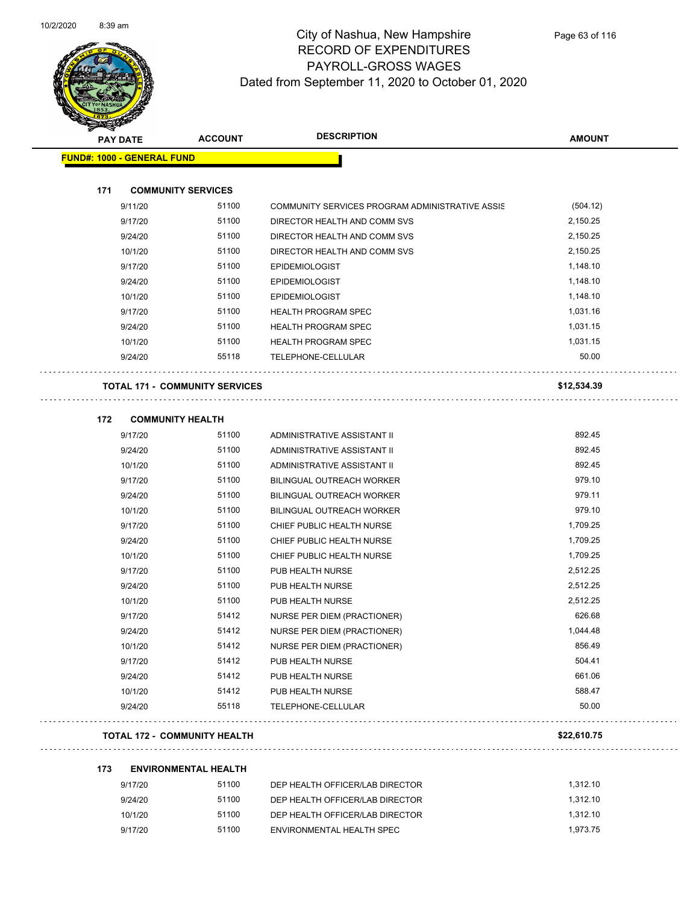# City of Nashua, New Hampshire
## RECORD OF EXPENDITURES
## PAYROLL-GROSS WAGES
### Dated from September 11, 2020 to October 01, 2020

| PAY DATE | ACCOUNT | DESCRIPTION | AMOUNT |
|---|---|---|---|
| **FUND#: 1000 - GENERAL FUND** | | | |
| **171 COMMUNITY SERVICES** | | | |
| 9/11/20 | 51100 | COMMUNITY SERVICES PROGRAM ADMINISTRATIVE ASSIS | (504.12) |
| 9/17/20 | 51100 | DIRECTOR HEALTH AND COMM SVS | 2,150.25 |
| 9/24/20 | 51100 | DIRECTOR HEALTH AND COMM SVS | 2,150.25 |
| 10/1/20 | 51100 | DIRECTOR HEALTH AND COMM SVS | 2,150.25 |
| 9/17/20 | 51100 | EPIDEMIOLOGIST | 1,148.10 |
| 9/24/20 | 51100 | EPIDEMIOLOGIST | 1,148.10 |
| 10/1/20 | 51100 | EPIDEMIOLOGIST | 1,148.10 |
| 9/17/20 | 51100 | HEALTH PROGRAM SPEC | 1,031.16 |
| 9/24/20 | 51100 | HEALTH PROGRAM SPEC | 1,031.15 |
| 10/1/20 | 51100 | HEALTH PROGRAM SPEC | 1,031.15 |
| 9/24/20 | 55118 | TELEPHONE-CELLULAR | 50.00 |
| **TOTAL 171 - COMMUNITY SERVICES** | | | **$12,534.39** |
| **172 COMMUNITY HEALTH** | | | |
| 9/17/20 | 51100 | ADMINISTRATIVE ASSISTANT II | 892.45 |
| 9/24/20 | 51100 | ADMINISTRATIVE ASSISTANT II | 892.45 |
| 10/1/20 | 51100 | ADMINISTRATIVE ASSISTANT II | 892.45 |
| 9/17/20 | 51100 | BILINGUAL OUTREACH WORKER | 979.10 |
| 9/24/20 | 51100 | BILINGUAL OUTREACH WORKER | 979.11 |
| 10/1/20 | 51100 | BILINGUAL OUTREACH WORKER | 979.10 |
| 9/17/20 | 51100 | CHIEF PUBLIC HEALTH NURSE | 1,709.25 |
| 9/24/20 | 51100 | CHIEF PUBLIC HEALTH NURSE | 1,709.25 |
| 10/1/20 | 51100 | CHIEF PUBLIC HEALTH NURSE | 1,709.25 |
| 9/17/20 | 51100 | PUB HEALTH NURSE | 2,512.25 |
| 9/24/20 | 51100 | PUB HEALTH NURSE | 2,512.25 |
| 10/1/20 | 51100 | PUB HEALTH NURSE | 2,512.25 |
| 9/17/20 | 51412 | NURSE PER DIEM (PRACTIONER) | 626.68 |
| 9/24/20 | 51412 | NURSE PER DIEM (PRACTIONER) | 1,044.48 |
| 10/1/20 | 51412 | NURSE PER DIEM (PRACTIONER) | 856.49 |
| 9/17/20 | 51412 | PUB HEALTH NURSE | 504.41 |
| 9/24/20 | 51412 | PUB HEALTH NURSE | 661.06 |
| 10/1/20 | 51412 | PUB HEALTH NURSE | 588.47 |
| 9/24/20 | 55118 | TELEPHONE-CELLULAR | 50.00 |
| **TOTAL 172 - COMMUNITY HEALTH** | | | **$22,610.75** |
| **173 ENVIRONMENTAL HEALTH** | | | |
| 9/17/20 | 51100 | DEP HEALTH OFFICER/LAB DIRECTOR | 1,312.10 |
| 9/24/20 | 51100 | DEP HEALTH OFFICER/LAB DIRECTOR | 1,312.10 |
| 10/1/20 | 51100 | DEP HEALTH OFFICER/LAB DIRECTOR | 1,312.10 |
| 9/17/20 | 51100 | ENVIRONMENTAL HEALTH SPEC | 1,973.75 |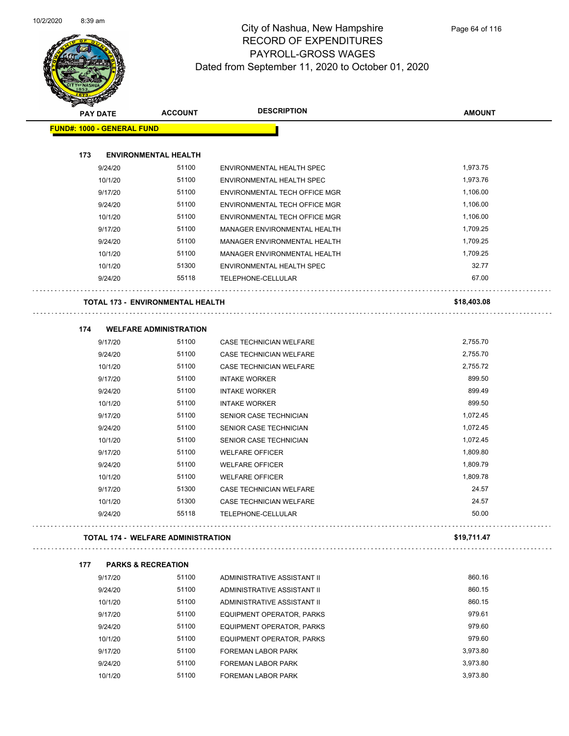# City of Nashua, New Hampshire
## RECORD OF EXPENDITURES
## PAYROLL-GROSS WAGES
## Dated from September 11, 2020 to October 01, 2020

| PAY DATE | ACCOUNT | DESCRIPTION | AMOUNT |
|---|---|---|---|
| **FUND#: 1000 - GENERAL FUND** | | | |
| **173 ENVIRONMENTAL HEALTH** | | | |
| 9/24/20 | 51100 | ENVIRONMENTAL HEALTH SPEC | 1,973.75 |
| 10/1/20 | 51100 | ENVIRONMENTAL HEALTH SPEC | 1,973.76 |
| 9/17/20 | 51100 | ENVIRONMENTAL TECH OFFICE MGR | 1,106.00 |
| 9/24/20 | 51100 | ENVIRONMENTAL TECH OFFICE MGR | 1,106.00 |
| 10/1/20 | 51100 | ENVIRONMENTAL TECH OFFICE MGR | 1,106.00 |
| 9/17/20 | 51100 | MANAGER ENVIRONMENTAL HEALTH | 1,709.25 |
| 9/24/20 | 51100 | MANAGER ENVIRONMENTAL HEALTH | 1,709.25 |
| 10/1/20 | 51100 | MANAGER ENVIRONMENTAL HEALTH | 1,709.25 |
| 10/1/20 | 51300 | ENVIRONMENTAL HEALTH SPEC | 32.77 |
| 9/24/20 | 55118 | TELEPHONE-CELLULAR | 67.00 |
| **TOTAL 173 - ENVIRONMENTAL HEALTH** | | | **$18,403.08** |
| **174 WELFARE ADMINISTRATION** | | | |
| 9/17/20 | 51100 | CASE TECHNICIAN WELFARE | 2,755.70 |
| 9/24/20 | 51100 | CASE TECHNICIAN WELFARE | 2,755.70 |
| 10/1/20 | 51100 | CASE TECHNICIAN WELFARE | 2,755.72 |
| 9/17/20 | 51100 | INTAKE WORKER | 899.50 |
| 9/24/20 | 51100 | INTAKE WORKER | 899.49 |
| 10/1/20 | 51100 | INTAKE WORKER | 899.50 |
| 9/17/20 | 51100 | SENIOR CASE TECHNICIAN | 1,072.45 |
| 9/24/20 | 51100 | SENIOR CASE TECHNICIAN | 1,072.45 |
| 10/1/20 | 51100 | SENIOR CASE TECHNICIAN | 1,072.45 |
| 9/17/20 | 51100 | WELFARE OFFICER | 1,809.80 |
| 9/24/20 | 51100 | WELFARE OFFICER | 1,809.79 |
| 10/1/20 | 51100 | WELFARE OFFICER | 1,809.78 |
| 9/17/20 | 51300 | CASE TECHNICIAN WELFARE | 24.57 |
| 10/1/20 | 51300 | CASE TECHNICIAN WELFARE | 24.57 |
| 9/24/20 | 55118 | TELEPHONE-CELLULAR | 50.00 |
| **TOTAL 174 - WELFARE ADMINISTRATION** | | | **$19,711.47** |
| **177 PARKS & RECREATION** | | | |
| 9/17/20 | 51100 | ADMINISTRATIVE ASSISTANT II | 860.16 |
| 9/24/20 | 51100 | ADMINISTRATIVE ASSISTANT II | 860.15 |
| 10/1/20 | 51100 | ADMINISTRATIVE ASSISTANT II | 860.15 |
| 9/17/20 | 51100 | EQUIPMENT OPERATOR, PARKS | 979.61 |
| 9/24/20 | 51100 | EQUIPMENT OPERATOR, PARKS | 979.60 |
| 10/1/20 | 51100 | EQUIPMENT OPERATOR, PARKS | 979.60 |
| 9/17/20 | 51100 | FOREMAN LABOR PARK | 3,973.80 |
| 9/24/20 | 51100 | FOREMAN LABOR PARK | 3,973.80 |
| 10/1/20 | 51100 | FOREMAN LABOR PARK | 3,973.80 |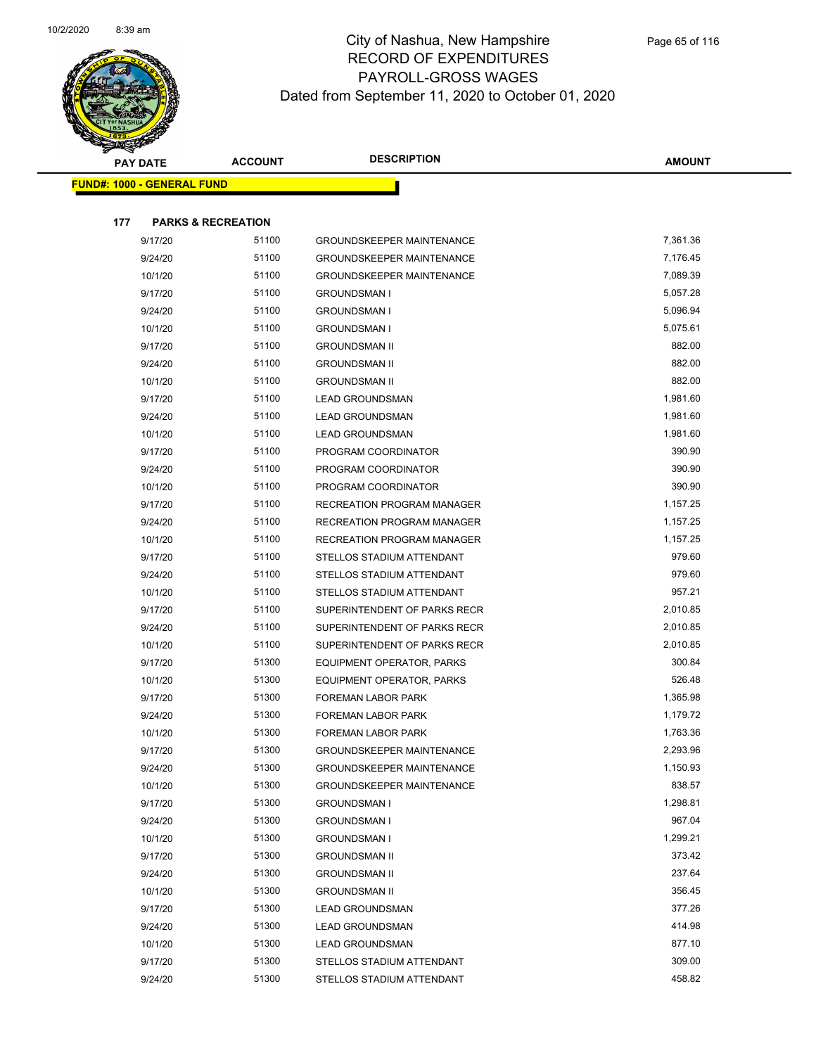# City of Nashua, New Hampshire
## RECORD OF EXPENDITURES
## PAYROLL-GROSS WAGES
## Dated from September 11, 2020 to October 01, 2020

| PAY DATE | ACCOUNT | DESCRIPTION | AMOUNT |
|---|---|---|---|
| **FUND#: 1000 - GENERAL FUND** | | | |
| **177 PARKS & RECREATION** | | | |
| 9/17/20 | 51100 | GROUNDSKEEPER MAINTENANCE | 7,361.36 |
| 9/24/20 | 51100 | GROUNDSKEEPER MAINTENANCE | 7,176.45 |
| 10/1/20 | 51100 | GROUNDSKEEPER MAINTENANCE | 7,089.39 |
| 9/17/20 | 51100 | GROUNDSMAN I | 5,057.28 |
| 9/24/20 | 51100 | GROUNDSMAN I | 5,096.94 |
| 10/1/20 | 51100 | GROUNDSMAN I | 5,075.61 |
| 9/17/20 | 51100 | GROUNDSMAN II | 882.00 |
| 9/24/20 | 51100 | GROUNDSMAN II | 882.00 |
| 10/1/20 | 51100 | GROUNDSMAN II | 882.00 |
| 9/17/20 | 51100 | LEAD GROUNDSMAN | 1,981.60 |
| 9/24/20 | 51100 | LEAD GROUNDSMAN | 1,981.60 |
| 10/1/20 | 51100 | LEAD GROUNDSMAN | 1,981.60 |
| 9/17/20 | 51100 | PROGRAM COORDINATOR | 390.90 |
| 9/24/20 | 51100 | PROGRAM COORDINATOR | 390.90 |
| 10/1/20 | 51100 | PROGRAM COORDINATOR | 390.90 |
| 9/17/20 | 51100 | RECREATION PROGRAM MANAGER | 1,157.25 |
| 9/24/20 | 51100 | RECREATION PROGRAM MANAGER | 1,157.25 |
| 10/1/20 | 51100 | RECREATION PROGRAM MANAGER | 1,157.25 |
| 9/17/20 | 51100 | STELLOS STADIUM ATTENDANT | 979.60 |
| 9/24/20 | 51100 | STELLOS STADIUM ATTENDANT | 979.60 |
| 10/1/20 | 51100 | STELLOS STADIUM ATTENDANT | 957.21 |
| 9/17/20 | 51100 | SUPERINTENDENT OF PARKS RECR | 2,010.85 |
| 9/24/20 | 51100 | SUPERINTENDENT OF PARKS RECR | 2,010.85 |
| 10/1/20 | 51100 | SUPERINTENDENT OF PARKS RECR | 2,010.85 |
| 9/17/20 | 51300 | EQUIPMENT OPERATOR, PARKS | 300.84 |
| 10/1/20 | 51300 | EQUIPMENT OPERATOR, PARKS | 526.48 |
| 9/17/20 | 51300 | FOREMAN LABOR PARK | 1,365.98 |
| 9/24/20 | 51300 | FOREMAN LABOR PARK | 1,179.72 |
| 10/1/20 | 51300 | FOREMAN LABOR PARK | 1,763.36 |
| 9/17/20 | 51300 | GROUNDSKEEPER MAINTENANCE | 2,293.96 |
| 9/24/20 | 51300 | GROUNDSKEEPER MAINTENANCE | 1,150.93 |
| 10/1/20 | 51300 | GROUNDSKEEPER MAINTENANCE | 838.57 |
| 9/17/20 | 51300 | GROUNDSMAN I | 1,298.81 |
| 9/24/20 | 51300 | GROUNDSMAN I | 967.04 |
| 10/1/20 | 51300 | GROUNDSMAN I | 1,299.21 |
| 9/17/20 | 51300 | GROUNDSMAN II | 373.42 |
| 9/24/20 | 51300 | GROUNDSMAN II | 237.64 |
| 10/1/20 | 51300 | GROUNDSMAN II | 356.45 |
| 9/17/20 | 51300 | LEAD GROUNDSMAN | 377.26 |
| 9/24/20 | 51300 | LEAD GROUNDSMAN | 414.98 |
| 10/1/20 | 51300 | LEAD GROUNDSMAN | 877.10 |
| 9/17/20 | 51300 | STELLOS STADIUM ATTENDANT | 309.00 |
| 9/24/20 | 51300 | STELLOS STADIUM ATTENDANT | 458.82 |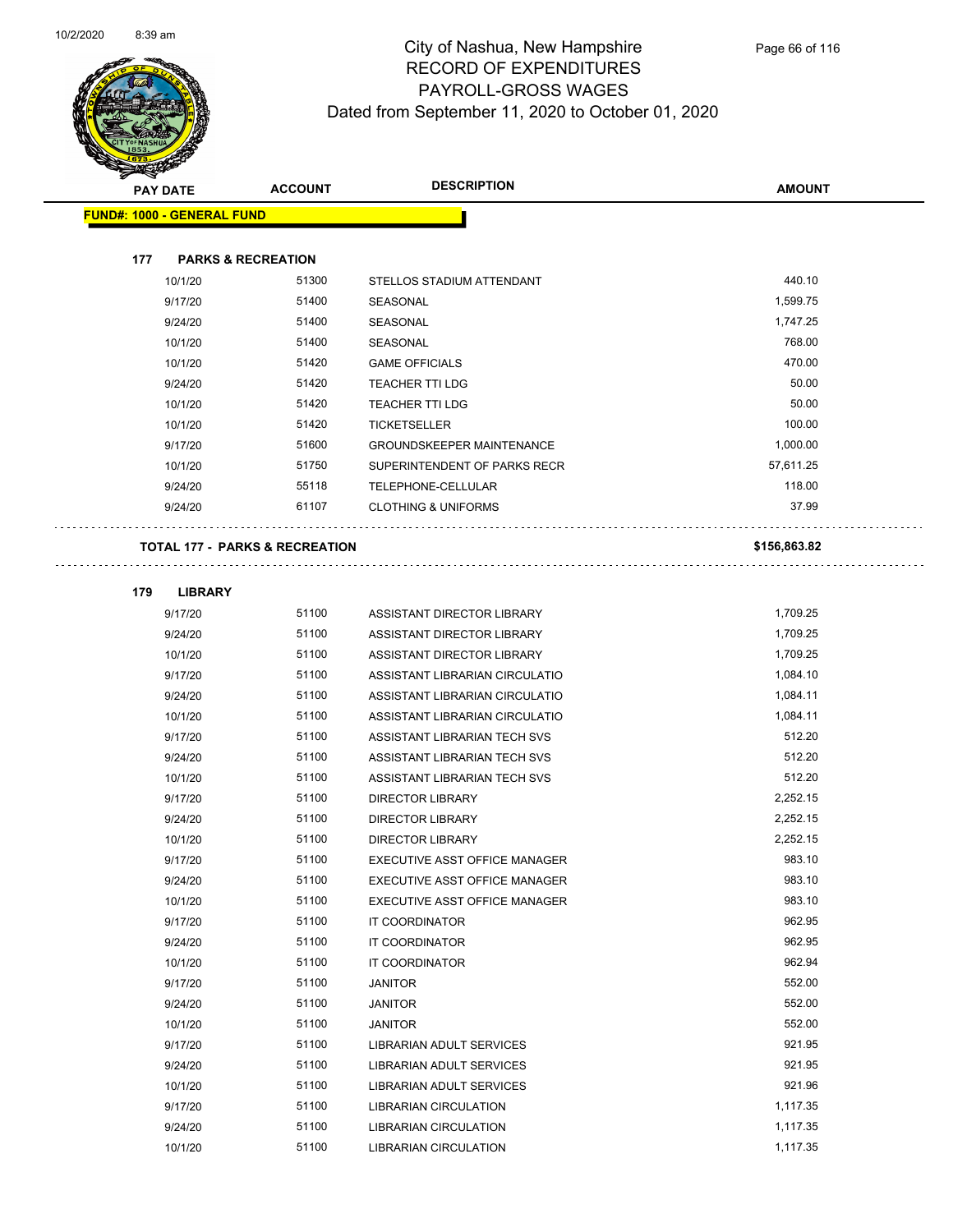# City of Nashua, New Hampshire
## RECORD OF EXPENDITURES
## PAYROLL-GROSS WAGES
## Dated from September 11, 2020 to October 01, 2020

| PAY DATE | ACCOUNT | DESCRIPTION | AMOUNT |
|---|---|---|---|

**FUND#: 1000 - GENERAL FUND**

**177 PARKS & RECREATION**

| PAY DATE | ACCOUNT | DESCRIPTION | AMOUNT |
|---|---|---|---|
| 10/1/20 | 51300 | STELLOS STADIUM ATTENDANT | 440.10 |
| 9/17/20 | 51400 | SEASONAL | 1,599.75 |
| 9/24/20 | 51400 | SEASONAL | 1,747.25 |
| 10/1/20 | 51400 | SEASONAL | 768.00 |
| 10/1/20 | 51420 | GAME OFFICIALS | 470.00 |
| 9/24/20 | 51420 | TEACHER TTI LDG | 50.00 |
| 10/1/20 | 51420 | TEACHER TTI LDG | 50.00 |
| 10/1/20 | 51420 | TICKETSELLER | 100.00 |
| 9/17/20 | 51600 | GROUNDSKEEPER MAINTENANCE | 1,000.00 |
| 10/1/20 | 51750 | SUPERINTENDENT OF PARKS RECR | 57,611.25 |
| 9/24/20 | 55118 | TELEPHONE-CELLULAR | 118.00 |
| 9/24/20 | 61107 | CLOTHING & UNIFORMS | 37.99 |

**TOTAL 177 - PARKS & RECREATION** **$156,863.82**

**179 LIBRARY**

| PAY DATE | ACCOUNT | DESCRIPTION | AMOUNT |
|---|---|---|---|
| 9/17/20 | 51100 | ASSISTANT DIRECTOR LIBRARY | 1,709.25 |
| 9/24/20 | 51100 | ASSISTANT DIRECTOR LIBRARY | 1,709.25 |
| 10/1/20 | 51100 | ASSISTANT DIRECTOR LIBRARY | 1,709.25 |
| 9/17/20 | 51100 | ASSISTANT LIBRARIAN CIRCULATIO | 1,084.10 |
| 9/24/20 | 51100 | ASSISTANT LIBRARIAN CIRCULATIO | 1,084.11 |
| 10/1/20 | 51100 | ASSISTANT LIBRARIAN CIRCULATIO | 1,084.11 |
| 9/17/20 | 51100 | ASSISTANT LIBRARIAN TECH SVS | 512.20 |
| 9/24/20 | 51100 | ASSISTANT LIBRARIAN TECH SVS | 512.20 |
| 10/1/20 | 51100 | ASSISTANT LIBRARIAN TECH SVS | 512.20 |
| 9/17/20 | 51100 | DIRECTOR LIBRARY | 2,252.15 |
| 9/24/20 | 51100 | DIRECTOR LIBRARY | 2,252.15 |
| 10/1/20 | 51100 | DIRECTOR LIBRARY | 2,252.15 |
| 9/17/20 | 51100 | EXECUTIVE ASST OFFICE MANAGER | 983.10 |
| 9/24/20 | 51100 | EXECUTIVE ASST OFFICE MANAGER | 983.10 |
| 10/1/20 | 51100 | EXECUTIVE ASST OFFICE MANAGER | 983.10 |
| 9/17/20 | 51100 | IT COORDINATOR | 962.95 |
| 9/24/20 | 51100 | IT COORDINATOR | 962.95 |
| 10/1/20 | 51100 | IT COORDINATOR | 962.94 |
| 9/17/20 | 51100 | JANITOR | 552.00 |
| 9/24/20 | 51100 | JANITOR | 552.00 |
| 10/1/20 | 51100 | JANITOR | 552.00 |
| 9/17/20 | 51100 | LIBRARIAN ADULT SERVICES | 921.95 |
| 9/24/20 | 51100 | LIBRARIAN ADULT SERVICES | 921.95 |
| 10/1/20 | 51100 | LIBRARIAN ADULT SERVICES | 921.96 |
| 9/17/20 | 51100 | LIBRARIAN CIRCULATION | 1,117.35 |
| 9/24/20 | 51100 | LIBRARIAN CIRCULATION | 1,117.35 |
| 10/1/20 | 51100 | LIBRARIAN CIRCULATION | 1,117.35 |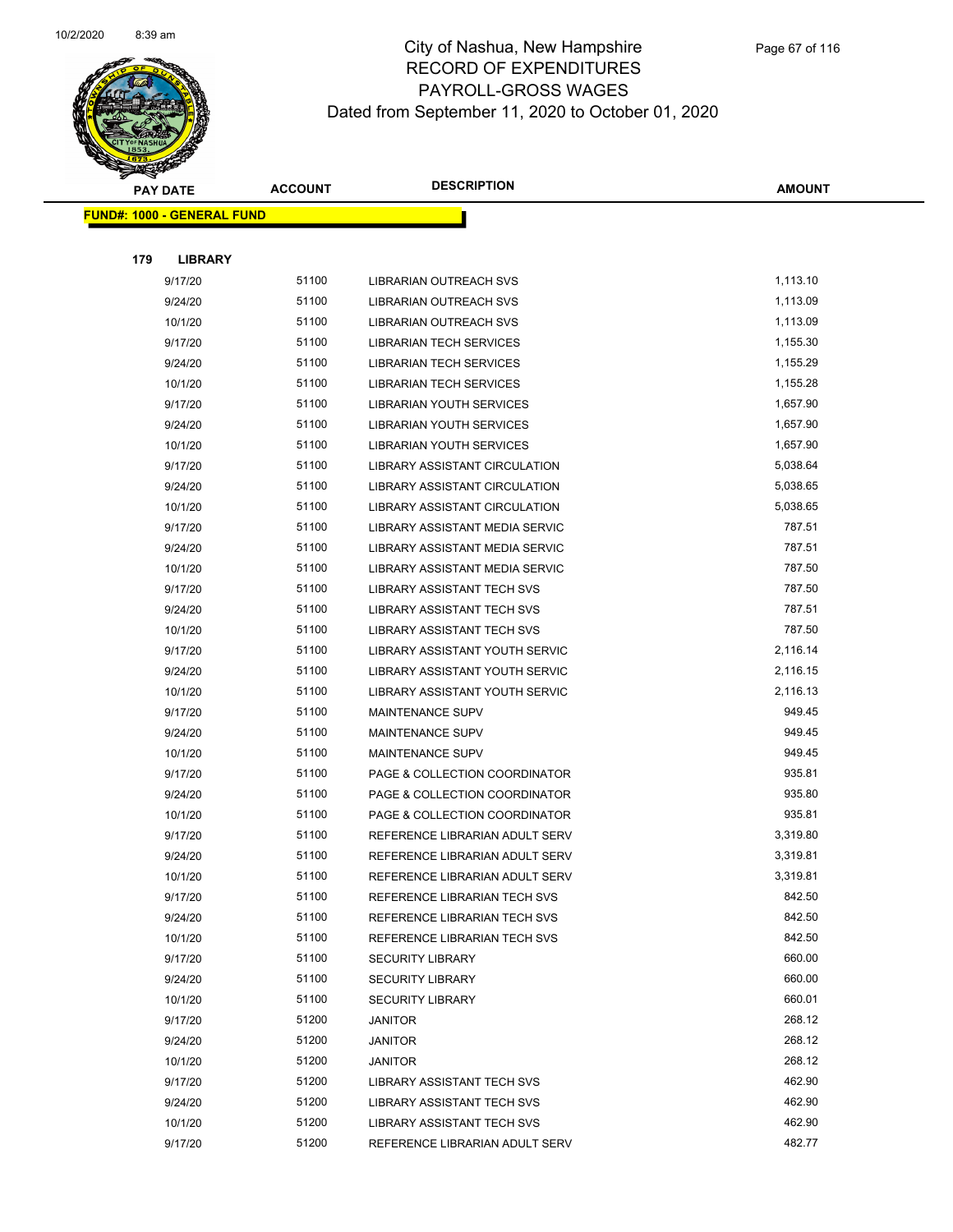City of Nashua, New Hampshire
RECORD OF EXPENDITURES
PAYROLL-GROSS WAGES
Dated from September 11, 2020 to October 01, 2020

| PAY DATE | ACCOUNT | DESCRIPTION | AMOUNT |
|---|---|---|---|
| **FUND#: 1000 - GENERAL FUND** | | | |
| **179 LIBRARY** | | | |
| 9/17/20 | 51100 | LIBRARIAN OUTREACH SVS | 1,113.10 |
| 9/24/20 | 51100 | LIBRARIAN OUTREACH SVS | 1,113.09 |
| 10/1/20 | 51100 | LIBRARIAN OUTREACH SVS | 1,113.09 |
| 9/17/20 | 51100 | LIBRARIAN TECH SERVICES | 1,155.30 |
| 9/24/20 | 51100 | LIBRARIAN TECH SERVICES | 1,155.29 |
| 10/1/20 | 51100 | LIBRARIAN TECH SERVICES | 1,155.28 |
| 9/17/20 | 51100 | LIBRARIAN YOUTH SERVICES | 1,657.90 |
| 9/24/20 | 51100 | LIBRARIAN YOUTH SERVICES | 1,657.90 |
| 10/1/20 | 51100 | LIBRARIAN YOUTH SERVICES | 1,657.90 |
| 9/17/20 | 51100 | LIBRARY ASSISTANT CIRCULATION | 5,038.64 |
| 9/24/20 | 51100 | LIBRARY ASSISTANT CIRCULATION | 5,038.65 |
| 10/1/20 | 51100 | LIBRARY ASSISTANT CIRCULATION | 5,038.65 |
| 9/17/20 | 51100 | LIBRARY ASSISTANT MEDIA SERVIC | 787.51 |
| 9/24/20 | 51100 | LIBRARY ASSISTANT MEDIA SERVIC | 787.51 |
| 10/1/20 | 51100 | LIBRARY ASSISTANT MEDIA SERVIC | 787.50 |
| 9/17/20 | 51100 | LIBRARY ASSISTANT TECH SVS | 787.50 |
| 9/24/20 | 51100 | LIBRARY ASSISTANT TECH SVS | 787.51 |
| 10/1/20 | 51100 | LIBRARY ASSISTANT TECH SVS | 787.50 |
| 9/17/20 | 51100 | LIBRARY ASSISTANT YOUTH SERVIC | 2,116.14 |
| 9/24/20 | 51100 | LIBRARY ASSISTANT YOUTH SERVIC | 2,116.15 |
| 10/1/20 | 51100 | LIBRARY ASSISTANT YOUTH SERVIC | 2,116.13 |
| 9/17/20 | 51100 | MAINTENANCE SUPV | 949.45 |
| 9/24/20 | 51100 | MAINTENANCE SUPV | 949.45 |
| 10/1/20 | 51100 | MAINTENANCE SUPV | 949.45 |
| 9/17/20 | 51100 | PAGE & COLLECTION COORDINATOR | 935.81 |
| 9/24/20 | 51100 | PAGE & COLLECTION COORDINATOR | 935.80 |
| 10/1/20 | 51100 | PAGE & COLLECTION COORDINATOR | 935.81 |
| 9/17/20 | 51100 | REFERENCE LIBRARIAN ADULT SERV | 3,319.80 |
| 9/24/20 | 51100 | REFERENCE LIBRARIAN ADULT SERV | 3,319.81 |
| 10/1/20 | 51100 | REFERENCE LIBRARIAN ADULT SERV | 3,319.81 |
| 9/17/20 | 51100 | REFERENCE LIBRARIAN TECH SVS | 842.50 |
| 9/24/20 | 51100 | REFERENCE LIBRARIAN TECH SVS | 842.50 |
| 10/1/20 | 51100 | REFERENCE LIBRARIAN TECH SVS | 842.50 |
| 9/17/20 | 51100 | SECURITY LIBRARY | 660.00 |
| 9/24/20 | 51100 | SECURITY LIBRARY | 660.00 |
| 10/1/20 | 51100 | SECURITY LIBRARY | 660.01 |
| 9/17/20 | 51200 | JANITOR | 268.12 |
| 9/24/20 | 51200 | JANITOR | 268.12 |
| 10/1/20 | 51200 | JANITOR | 268.12 |
| 9/17/20 | 51200 | LIBRARY ASSISTANT TECH SVS | 462.90 |
| 9/24/20 | 51200 | LIBRARY ASSISTANT TECH SVS | 462.90 |
| 10/1/20 | 51200 | LIBRARY ASSISTANT TECH SVS | 462.90 |
| 9/17/20 | 51200 | REFERENCE LIBRARIAN ADULT SERV | 482.77 |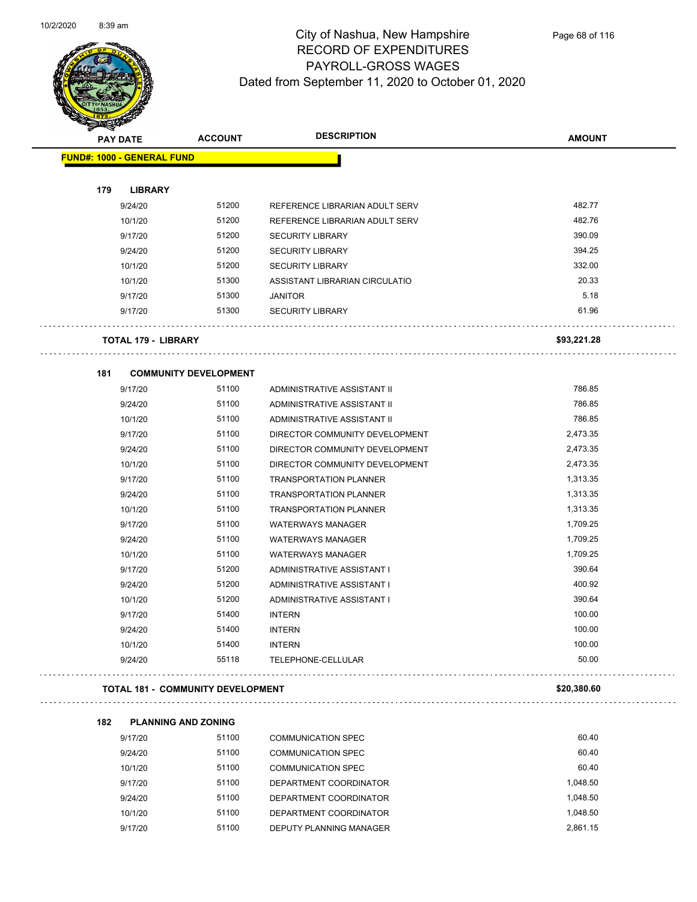# City of Nashua, New Hampshire
# RECORD OF EXPENDITURES
# PAYROLL-GROSS WAGES
## Dated from September 11, 2020 to October 01, 2020

| PAY DATE | ACCOUNT | DESCRIPTION | AMOUNT |
|---|---|---|---|
| **FUND#: 1000 - GENERAL FUND** | | | |
| **179 LIBRARY** | | | |
| 9/24/20 | 51200 | REFERENCE LIBRARIAN ADULT SERV | 482.77 |
| 10/1/20 | 51200 | REFERENCE LIBRARIAN ADULT SERV | 482.76 |
| 9/17/20 | 51200 | SECURITY LIBRARY | 390.09 |
| 9/24/20 | 51200 | SECURITY LIBRARY | 394.25 |
| 10/1/20 | 51200 | SECURITY LIBRARY | 332.00 |
| 10/1/20 | 51300 | ASSISTANT LIBRARIAN CIRCULATIO | 20.33 |
| 9/17/20 | 51300 | JANITOR | 5.18 |
| 9/17/20 | 51300 | SECURITY LIBRARY | 61.96 |
| **TOTAL 179 - LIBRARY** | | | **$93,221.28** |
| **181 COMMUNITY DEVELOPMENT** | | | |
| 9/17/20 | 51100 | ADMINISTRATIVE ASSISTANT II | 786.85 |
| 9/24/20 | 51100 | ADMINISTRATIVE ASSISTANT II | 786.85 |
| 10/1/20 | 51100 | ADMINISTRATIVE ASSISTANT II | 786.85 |
| 9/17/20 | 51100 | DIRECTOR COMMUNITY DEVELOPMENT | 2,473.35 |
| 9/24/20 | 51100 | DIRECTOR COMMUNITY DEVELOPMENT | 2,473.35 |
| 10/1/20 | 51100 | DIRECTOR COMMUNITY DEVELOPMENT | 2,473.35 |
| 9/17/20 | 51100 | TRANSPORTATION PLANNER | 1,313.35 |
| 9/24/20 | 51100 | TRANSPORTATION PLANNER | 1,313.35 |
| 10/1/20 | 51100 | TRANSPORTATION PLANNER | 1,313.35 |
| 9/17/20 | 51100 | WATERWAYS MANAGER | 1,709.25 |
| 9/24/20 | 51100 | WATERWAYS MANAGER | 1,709.25 |
| 10/1/20 | 51100 | WATERWAYS MANAGER | 1,709.25 |
| 9/17/20 | 51200 | ADMINISTRATIVE ASSISTANT I | 390.64 |
| 9/24/20 | 51200 | ADMINISTRATIVE ASSISTANT I | 400.92 |
| 10/1/20 | 51200 | ADMINISTRATIVE ASSISTANT I | 390.64 |
| 9/17/20 | 51400 | INTERN | 100.00 |
| 9/24/20 | 51400 | INTERN | 100.00 |
| 10/1/20 | 51400 | INTERN | 100.00 |
| 9/24/20 | 55118 | TELEPHONE-CELLULAR | 50.00 |
| **TOTAL 181 - COMMUNITY DEVELOPMENT** | | | **$20,380.60** |
| **182 PLANNING AND ZONING** | | | |
| 9/17/20 | 51100 | COMMUNICATION SPEC | 60.40 |
| 9/24/20 | 51100 | COMMUNICATION SPEC | 60.40 |
| 10/1/20 | 51100 | COMMUNICATION SPEC | 60.40 |
| 9/17/20 | 51100 | DEPARTMENT COORDINATOR | 1,048.50 |
| 9/24/20 | 51100 | DEPARTMENT COORDINATOR | 1,048.50 |
| 10/1/20 | 51100 | DEPARTMENT COORDINATOR | 1,048.50 |
| 9/17/20 | 51100 | DEPUTY PLANNING MANAGER | 2,861.15 |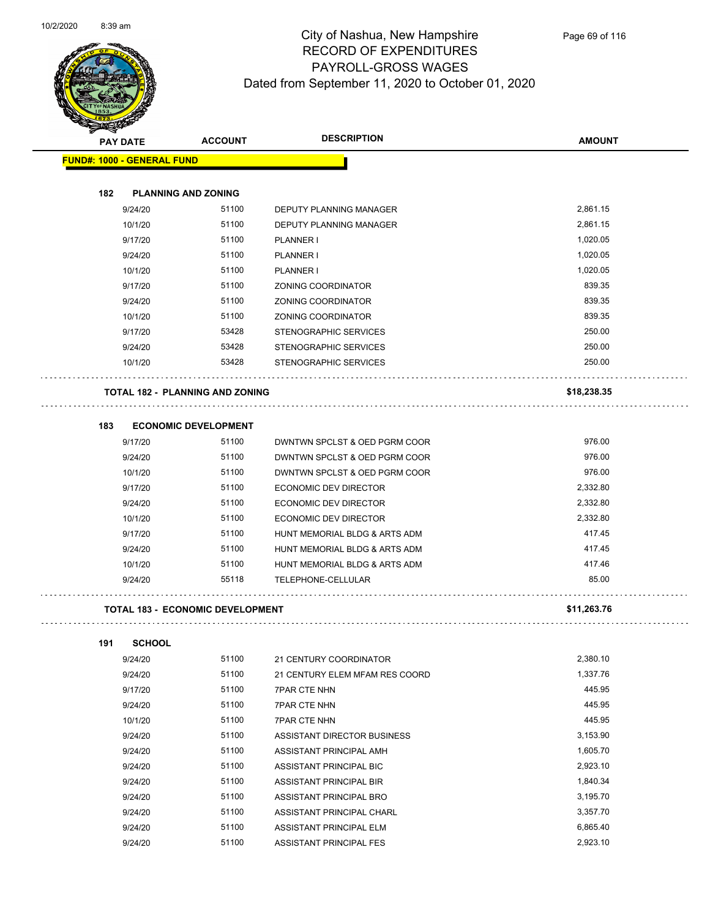# City of Nashua, New Hampshire
## RECORD OF EXPENDITURES
## PAYROLL-GROSS WAGES
## Dated from September 11, 2020 to October 01, 2020

| PAY DATE | ACCOUNT | DESCRIPTION | AMOUNT |
|---|---|---|---|
| **FUND#: 1000 - GENERAL FUND** | | | |
| **182 PLANNING AND ZONING** | | | |
| 9/24/20 | 51100 | DEPUTY PLANNING MANAGER | 2,861.15 |
| 10/1/20 | 51100 | DEPUTY PLANNING MANAGER | 2,861.15 |
| 9/17/20 | 51100 | PLANNER I | 1,020.05 |
| 9/24/20 | 51100 | PLANNER I | 1,020.05 |
| 10/1/20 | 51100 | PLANNER I | 1,020.05 |
| 9/17/20 | 51100 | ZONING COORDINATOR | 839.35 |
| 9/24/20 | 51100 | ZONING COORDINATOR | 839.35 |
| 10/1/20 | 51100 | ZONING COORDINATOR | 839.35 |
| 9/17/20 | 53428 | STENOGRAPHIC SERVICES | 250.00 |
| 9/24/20 | 53428 | STENOGRAPHIC SERVICES | 250.00 |
| 10/1/20 | 53428 | STENOGRAPHIC SERVICES | 250.00 |
| **TOTAL 182 - PLANNING AND ZONING** | | | **$18,238.35** |
| **183 ECONOMIC DEVELOPMENT** | | | |
| 9/17/20 | 51100 | DWNTWN SPCLST & OED PGRM COOR | 976.00 |
| 9/24/20 | 51100 | DWNTWN SPCLST & OED PGRM COOR | 976.00 |
| 10/1/20 | 51100 | DWNTWN SPCLST & OED PGRM COOR | 976.00 |
| 9/17/20 | 51100 | ECONOMIC DEV DIRECTOR | 2,332.80 |
| 9/24/20 | 51100 | ECONOMIC DEV DIRECTOR | 2,332.80 |
| 10/1/20 | 51100 | ECONOMIC DEV DIRECTOR | 2,332.80 |
| 9/17/20 | 51100 | HUNT MEMORIAL BLDG & ARTS ADM | 417.45 |
| 9/24/20 | 51100 | HUNT MEMORIAL BLDG & ARTS ADM | 417.45 |
| 10/1/20 | 51100 | HUNT MEMORIAL BLDG & ARTS ADM | 417.46 |
| 9/24/20 | 55118 | TELEPHONE-CELLULAR | 85.00 |
| **TOTAL 183 - ECONOMIC DEVELOPMENT** | | | **$11,263.76** |
| **191 SCHOOL** | | | |
| 9/24/20 | 51100 | 21 CENTURY COORDINATOR | 2,380.10 |
| 9/24/20 | 51100 | 21 CENTURY ELEM MFAM RES COORD | 1,337.76 |
| 9/17/20 | 51100 | 7PAR CTE NHN | 445.95 |
| 9/24/20 | 51100 | 7PAR CTE NHN | 445.95 |
| 10/1/20 | 51100 | 7PAR CTE NHN | 445.95 |
| 9/24/20 | 51100 | ASSISTANT DIRECTOR BUSINESS | 3,153.90 |
| 9/24/20 | 51100 | ASSISTANT PRINCIPAL AMH | 1,605.70 |
| 9/24/20 | 51100 | ASSISTANT PRINCIPAL BIC | 2,923.10 |
| 9/24/20 | 51100 | ASSISTANT PRINCIPAL BIR | 1,840.34 |
| 9/24/20 | 51100 | ASSISTANT PRINCIPAL BRO | 3,195.70 |
| 9/24/20 | 51100 | ASSISTANT PRINCIPAL CHARL | 3,357.70 |
| 9/24/20 | 51100 | ASSISTANT PRINCIPAL ELM | 6,865.40 |
| 9/24/20 | 51100 | ASSISTANT PRINCIPAL FES | 2,923.10 |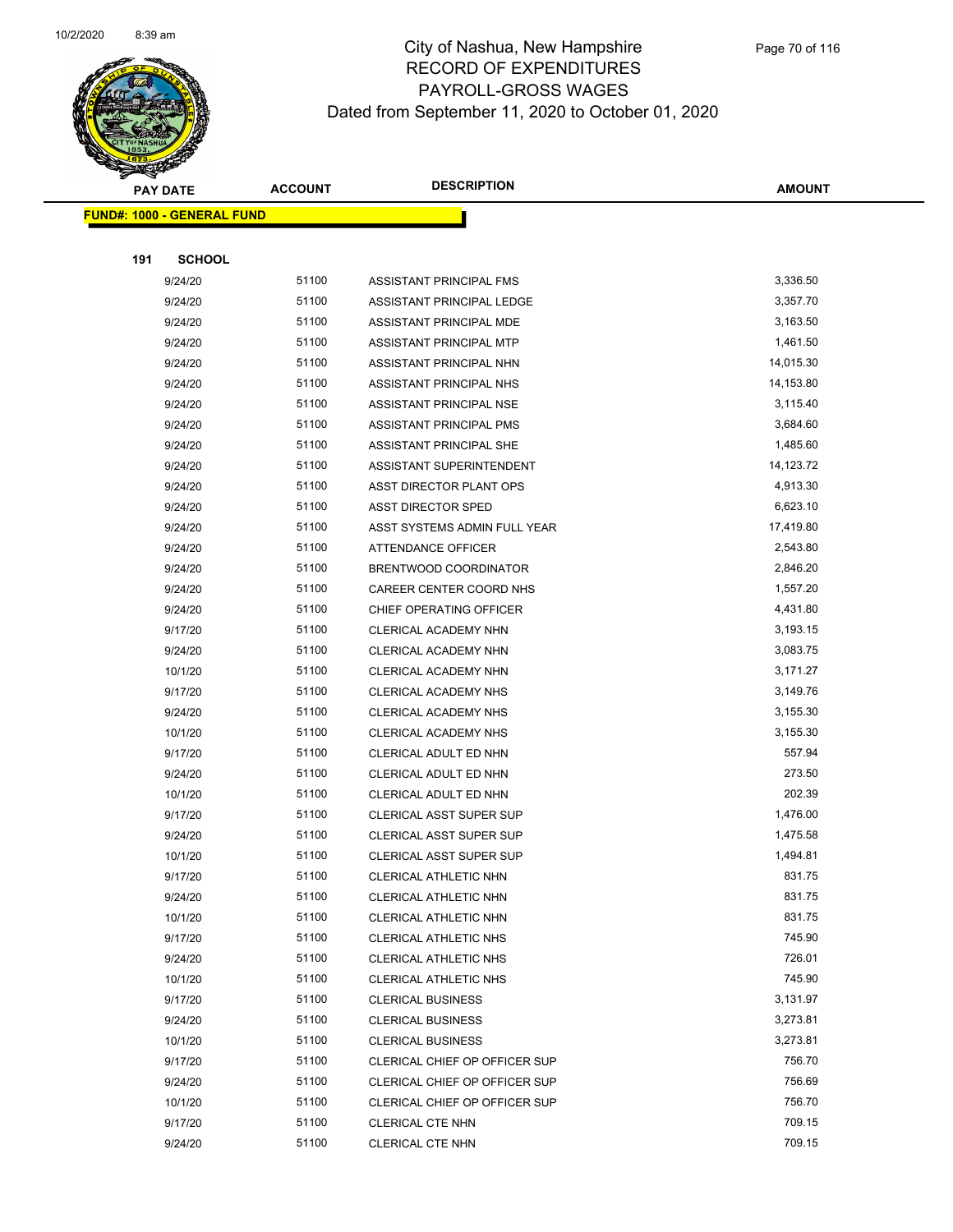# City of Nashua, New Hampshire
## RECORD OF EXPENDITURES
## PAYROLL-GROSS WAGES
### Dated from September 11, 2020 to October 01, 2020

**FUND#: 1000 - GENERAL FUND**

**191 SCHOOL**

| PAY DATE | ACCOUNT | DESCRIPTION | AMOUNT |
|---|---|---|---|
| 9/24/20 | 51100 | ASSISTANT PRINCIPAL FMS | 3,336.50 |
| 9/24/20 | 51100 | ASSISTANT PRINCIPAL LEDGE | 3,357.70 |
| 9/24/20 | 51100 | ASSISTANT PRINCIPAL MDE | 3,163.50 |
| 9/24/20 | 51100 | ASSISTANT PRINCIPAL MTP | 1,461.50 |
| 9/24/20 | 51100 | ASSISTANT PRINCIPAL NHN | 14,015.30 |
| 9/24/20 | 51100 | ASSISTANT PRINCIPAL NHS | 14,153.80 |
| 9/24/20 | 51100 | ASSISTANT PRINCIPAL NSE | 3,115.40 |
| 9/24/20 | 51100 | ASSISTANT PRINCIPAL PMS | 3,684.60 |
| 9/24/20 | 51100 | ASSISTANT PRINCIPAL SHE | 1,485.60 |
| 9/24/20 | 51100 | ASSISTANT SUPERINTENDENT | 14,123.72 |
| 9/24/20 | 51100 | ASST DIRECTOR PLANT OPS | 4,913.30 |
| 9/24/20 | 51100 | ASST DIRECTOR SPED | 6,623.10 |
| 9/24/20 | 51100 | ASST SYSTEMS ADMIN FULL YEAR | 17,419.80 |
| 9/24/20 | 51100 | ATTENDANCE OFFICER | 2,543.80 |
| 9/24/20 | 51100 | BRENTWOOD COORDINATOR | 2,846.20 |
| 9/24/20 | 51100 | CAREER CENTER COORD NHS | 1,557.20 |
| 9/24/20 | 51100 | CHIEF OPERATING OFFICER | 4,431.80 |
| 9/17/20 | 51100 | CLERICAL ACADEMY NHN | 3,193.15 |
| 9/24/20 | 51100 | CLERICAL ACADEMY NHN | 3,083.75 |
| 10/1/20 | 51100 | CLERICAL ACADEMY NHN | 3,171.27 |
| 9/17/20 | 51100 | CLERICAL ACADEMY NHS | 3,149.76 |
| 9/24/20 | 51100 | CLERICAL ACADEMY NHS | 3,155.30 |
| 10/1/20 | 51100 | CLERICAL ACADEMY NHS | 3,155.30 |
| 9/17/20 | 51100 | CLERICAL ADULT ED NHN | 557.94 |
| 9/24/20 | 51100 | CLERICAL ADULT ED NHN | 273.50 |
| 10/1/20 | 51100 | CLERICAL ADULT ED NHN | 202.39 |
| 9/17/20 | 51100 | CLERICAL ASST SUPER SUP | 1,476.00 |
| 9/24/20 | 51100 | CLERICAL ASST SUPER SUP | 1,475.58 |
| 10/1/20 | 51100 | CLERICAL ASST SUPER SUP | 1,494.81 |
| 9/17/20 | 51100 | CLERICAL ATHLETIC NHN | 831.75 |
| 9/24/20 | 51100 | CLERICAL ATHLETIC NHN | 831.75 |
| 10/1/20 | 51100 | CLERICAL ATHLETIC NHN | 831.75 |
| 9/17/20 | 51100 | CLERICAL ATHLETIC NHS | 745.90 |
| 9/24/20 | 51100 | CLERICAL ATHLETIC NHS | 726.01 |
| 10/1/20 | 51100 | CLERICAL ATHLETIC NHS | 745.90 |
| 9/17/20 | 51100 | CLERICAL BUSINESS | 3,131.97 |
| 9/24/20 | 51100 | CLERICAL BUSINESS | 3,273.81 |
| 10/1/20 | 51100 | CLERICAL BUSINESS | 3,273.81 |
| 9/17/20 | 51100 | CLERICAL CHIEF OP OFFICER SUP | 756.70 |
| 9/24/20 | 51100 | CLERICAL CHIEF OP OFFICER SUP | 756.69 |
| 10/1/20 | 51100 | CLERICAL CHIEF OP OFFICER SUP | 756.70 |
| 9/17/20 | 51100 | CLERICAL CTE NHN | 709.15 |
| 9/24/20 | 51100 | CLERICAL CTE NHN | 709.15 |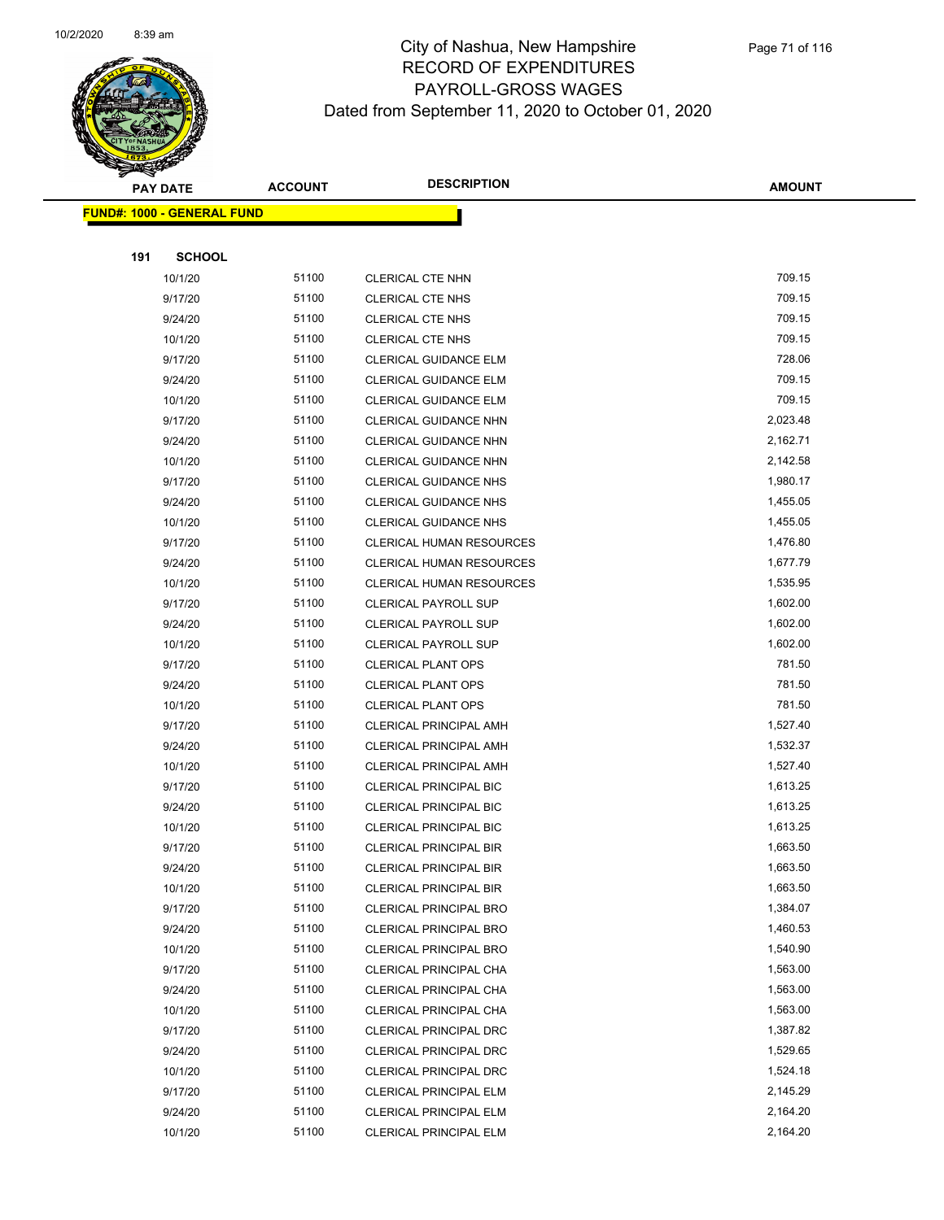# City of Nashua, New Hampshire
# RECORD OF EXPENDITURES
# PAYROLL-GROSS WAGES
# Dated from September 11, 2020 to October 01, 2020

**FUND#: 1000 - GENERAL FUND**

**191 SCHOOL**

| PAY DATE | ACCOUNT | DESCRIPTION | AMOUNT |
|---|---|---|---|
| 10/1/20 | 51100 | CLERICAL CTE NHN | 709.15 |
| 9/17/20 | 51100 | CLERICAL CTE NHS | 709.15 |
| 9/24/20 | 51100 | CLERICAL CTE NHS | 709.15 |
| 10/1/20 | 51100 | CLERICAL CTE NHS | 709.15 |
| 9/17/20 | 51100 | CLERICAL GUIDANCE ELM | 728.06 |
| 9/24/20 | 51100 | CLERICAL GUIDANCE ELM | 709.15 |
| 10/1/20 | 51100 | CLERICAL GUIDANCE ELM | 709.15 |
| 9/17/20 | 51100 | CLERICAL GUIDANCE NHN | 2,023.48 |
| 9/24/20 | 51100 | CLERICAL GUIDANCE NHN | 2,162.71 |
| 10/1/20 | 51100 | CLERICAL GUIDANCE NHN | 2,142.58 |
| 9/17/20 | 51100 | CLERICAL GUIDANCE NHS | 1,980.17 |
| 9/24/20 | 51100 | CLERICAL GUIDANCE NHS | 1,455.05 |
| 10/1/20 | 51100 | CLERICAL GUIDANCE NHS | 1,455.05 |
| 9/17/20 | 51100 | CLERICAL HUMAN RESOURCES | 1,476.80 |
| 9/24/20 | 51100 | CLERICAL HUMAN RESOURCES | 1,677.79 |
| 10/1/20 | 51100 | CLERICAL HUMAN RESOURCES | 1,535.95 |
| 9/17/20 | 51100 | CLERICAL PAYROLL SUP | 1,602.00 |
| 9/24/20 | 51100 | CLERICAL PAYROLL SUP | 1,602.00 |
| 10/1/20 | 51100 | CLERICAL PAYROLL SUP | 1,602.00 |
| 9/17/20 | 51100 | CLERICAL PLANT OPS | 781.50 |
| 9/24/20 | 51100 | CLERICAL PLANT OPS | 781.50 |
| 10/1/20 | 51100 | CLERICAL PLANT OPS | 781.50 |
| 9/17/20 | 51100 | CLERICAL PRINCIPAL AMH | 1,527.40 |
| 9/24/20 | 51100 | CLERICAL PRINCIPAL AMH | 1,532.37 |
| 10/1/20 | 51100 | CLERICAL PRINCIPAL AMH | 1,527.40 |
| 9/17/20 | 51100 | CLERICAL PRINCIPAL BIC | 1,613.25 |
| 9/24/20 | 51100 | CLERICAL PRINCIPAL BIC | 1,613.25 |
| 10/1/20 | 51100 | CLERICAL PRINCIPAL BIC | 1,613.25 |
| 9/17/20 | 51100 | CLERICAL PRINCIPAL BIR | 1,663.50 |
| 9/24/20 | 51100 | CLERICAL PRINCIPAL BIR | 1,663.50 |
| 10/1/20 | 51100 | CLERICAL PRINCIPAL BIR | 1,663.50 |
| 9/17/20 | 51100 | CLERICAL PRINCIPAL BRO | 1,384.07 |
| 9/24/20 | 51100 | CLERICAL PRINCIPAL BRO | 1,460.53 |
| 10/1/20 | 51100 | CLERICAL PRINCIPAL BRO | 1,540.90 |
| 9/17/20 | 51100 | CLERICAL PRINCIPAL CHA | 1,563.00 |
| 9/24/20 | 51100 | CLERICAL PRINCIPAL CHA | 1,563.00 |
| 10/1/20 | 51100 | CLERICAL PRINCIPAL CHA | 1,563.00 |
| 9/17/20 | 51100 | CLERICAL PRINCIPAL DRC | 1,387.82 |
| 9/24/20 | 51100 | CLERICAL PRINCIPAL DRC | 1,529.65 |
| 10/1/20 | 51100 | CLERICAL PRINCIPAL DRC | 1,524.18 |
| 9/17/20 | 51100 | CLERICAL PRINCIPAL ELM | 2,145.29 |
| 9/24/20 | 51100 | CLERICAL PRINCIPAL ELM | 2,164.20 |
| 10/1/20 | 51100 | CLERICAL PRINCIPAL ELM | 2,164.20 |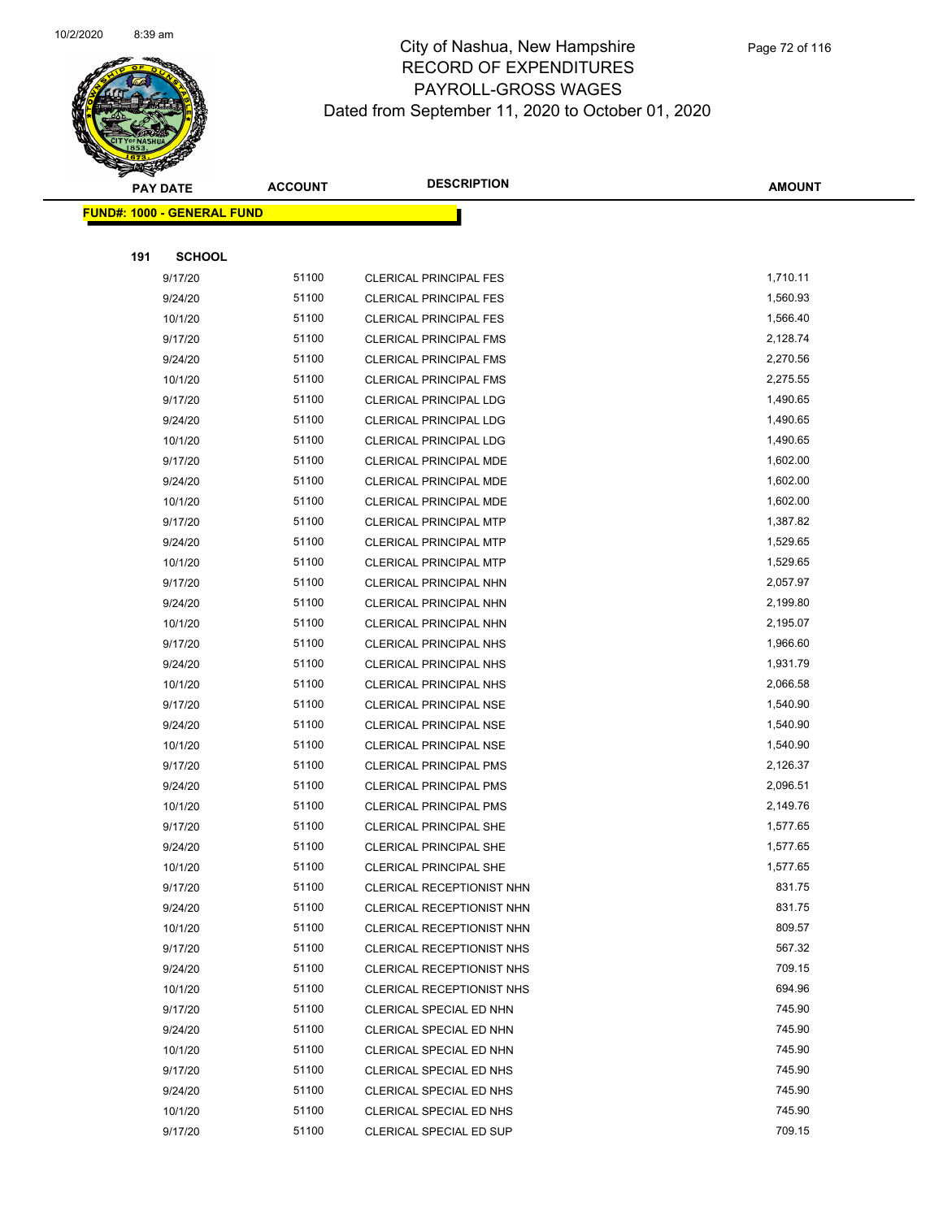# City of Nashua, New Hampshire
## RECORD OF EXPENDITURES
## PAYROLL-GROSS WAGES
## Dated from September 11, 2020 to October 01, 2020

**FUND#: 1000 - GENERAL FUND**

**191 SCHOOL**

| PAY DATE | ACCOUNT | DESCRIPTION | AMOUNT |
|---|---|---|---|
| 9/17/20 | 51100 | CLERICAL PRINCIPAL FES | 1,710.11 |
| 9/24/20 | 51100 | CLERICAL PRINCIPAL FES | 1,560.93 |
| 10/1/20 | 51100 | CLERICAL PRINCIPAL FES | 1,566.40 |
| 9/17/20 | 51100 | CLERICAL PRINCIPAL FMS | 2,128.74 |
| 9/24/20 | 51100 | CLERICAL PRINCIPAL FMS | 2,270.56 |
| 10/1/20 | 51100 | CLERICAL PRINCIPAL FMS | 2,275.55 |
| 9/17/20 | 51100 | CLERICAL PRINCIPAL LDG | 1,490.65 |
| 9/24/20 | 51100 | CLERICAL PRINCIPAL LDG | 1,490.65 |
| 10/1/20 | 51100 | CLERICAL PRINCIPAL LDG | 1,490.65 |
| 9/17/20 | 51100 | CLERICAL PRINCIPAL MDE | 1,602.00 |
| 9/24/20 | 51100 | CLERICAL PRINCIPAL MDE | 1,602.00 |
| 10/1/20 | 51100 | CLERICAL PRINCIPAL MDE | 1,602.00 |
| 9/17/20 | 51100 | CLERICAL PRINCIPAL MTP | 1,387.82 |
| 9/24/20 | 51100 | CLERICAL PRINCIPAL MTP | 1,529.65 |
| 10/1/20 | 51100 | CLERICAL PRINCIPAL MTP | 1,529.65 |
| 9/17/20 | 51100 | CLERICAL PRINCIPAL NHN | 2,057.97 |
| 9/24/20 | 51100 | CLERICAL PRINCIPAL NHN | 2,199.80 |
| 10/1/20 | 51100 | CLERICAL PRINCIPAL NHN | 2,195.07 |
| 9/17/20 | 51100 | CLERICAL PRINCIPAL NHS | 1,966.60 |
| 9/24/20 | 51100 | CLERICAL PRINCIPAL NHS | 1,931.79 |
| 10/1/20 | 51100 | CLERICAL PRINCIPAL NHS | 2,066.58 |
| 9/17/20 | 51100 | CLERICAL PRINCIPAL NSE | 1,540.90 |
| 9/24/20 | 51100 | CLERICAL PRINCIPAL NSE | 1,540.90 |
| 10/1/20 | 51100 | CLERICAL PRINCIPAL NSE | 1,540.90 |
| 9/17/20 | 51100 | CLERICAL PRINCIPAL PMS | 2,126.37 |
| 9/24/20 | 51100 | CLERICAL PRINCIPAL PMS | 2,096.51 |
| 10/1/20 | 51100 | CLERICAL PRINCIPAL PMS | 2,149.76 |
| 9/17/20 | 51100 | CLERICAL PRINCIPAL SHE | 1,577.65 |
| 9/24/20 | 51100 | CLERICAL PRINCIPAL SHE | 1,577.65 |
| 10/1/20 | 51100 | CLERICAL PRINCIPAL SHE | 1,577.65 |
| 9/17/20 | 51100 | CLERICAL RECEPTIONIST NHN | 831.75 |
| 9/24/20 | 51100 | CLERICAL RECEPTIONIST NHN | 831.75 |
| 10/1/20 | 51100 | CLERICAL RECEPTIONIST NHN | 809.57 |
| 9/17/20 | 51100 | CLERICAL RECEPTIONIST NHS | 567.32 |
| 9/24/20 | 51100 | CLERICAL RECEPTIONIST NHS | 709.15 |
| 10/1/20 | 51100 | CLERICAL RECEPTIONIST NHS | 694.96 |
| 9/17/20 | 51100 | CLERICAL SPECIAL ED NHN | 745.90 |
| 9/24/20 | 51100 | CLERICAL SPECIAL ED NHN | 745.90 |
| 10/1/20 | 51100 | CLERICAL SPECIAL ED NHN | 745.90 |
| 9/17/20 | 51100 | CLERICAL SPECIAL ED NHS | 745.90 |
| 9/24/20 | 51100 | CLERICAL SPECIAL ED NHS | 745.90 |
| 10/1/20 | 51100 | CLERICAL SPECIAL ED NHS | 745.90 |
| 9/17/20 | 51100 | CLERICAL SPECIAL ED SUP | 709.15 |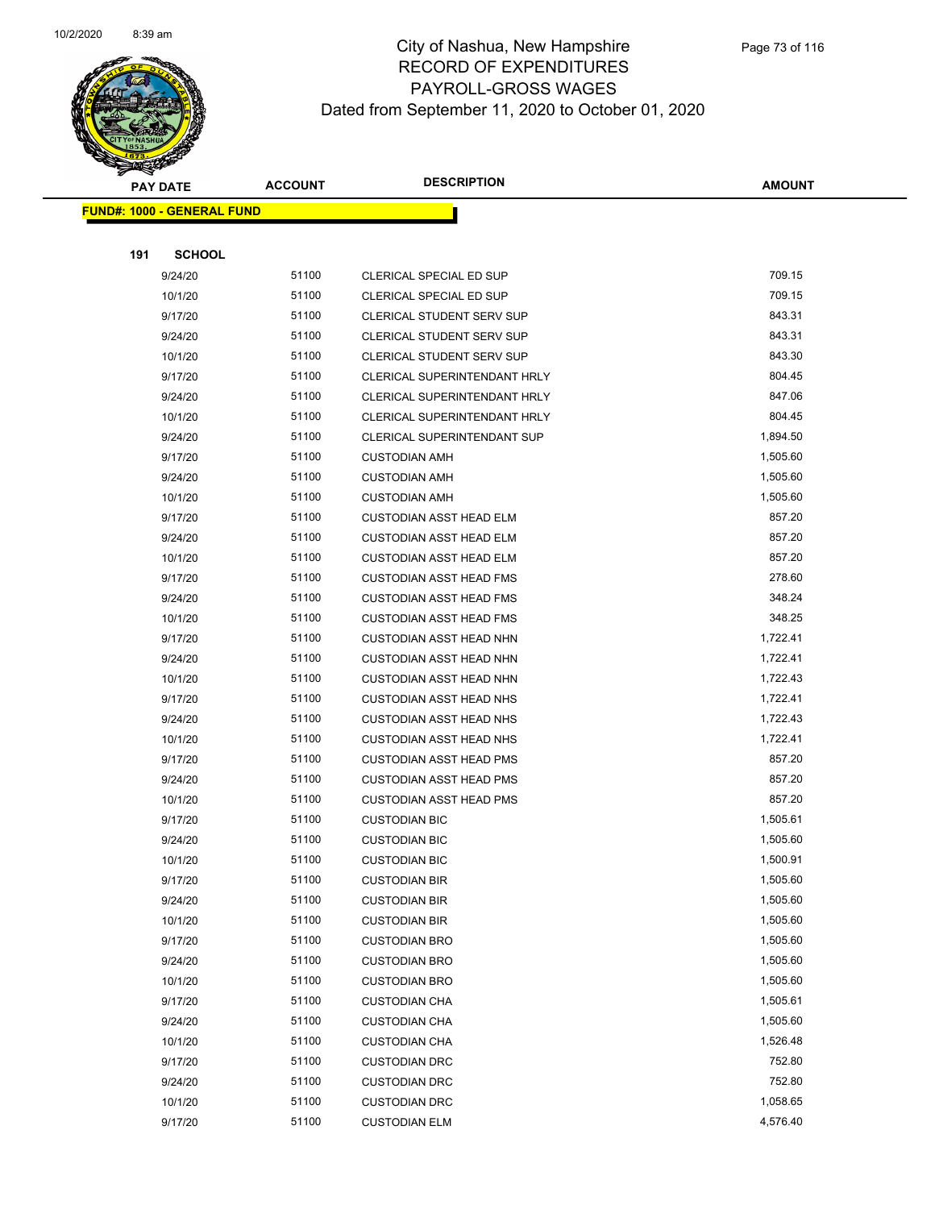# City of Nashua, New Hampshire
## RECORD OF EXPENDITURES
## PAYROLL-GROSS WAGES
### Dated from September 11, 2020 to October 01, 2020

| PAY DATE | ACCOUNT | DESCRIPTION | AMOUNT |
|---|---|---|---|
| **FUND#: 1000 - GENERAL FUND** | | | |
| **191 SCHOOL** | | | |
| 9/24/20 | 51100 | CLERICAL SPECIAL ED SUP | 709.15 |
| 10/1/20 | 51100 | CLERICAL SPECIAL ED SUP | 709.15 |
| 9/17/20 | 51100 | CLERICAL STUDENT SERV SUP | 843.31 |
| 9/24/20 | 51100 | CLERICAL STUDENT SERV SUP | 843.31 |
| 10/1/20 | 51100 | CLERICAL STUDENT SERV SUP | 843.30 |
| 9/17/20 | 51100 | CLERICAL SUPERINTENDANT HRLY | 804.45 |
| 9/24/20 | 51100 | CLERICAL SUPERINTENDANT HRLY | 847.06 |
| 10/1/20 | 51100 | CLERICAL SUPERINTENDANT HRLY | 804.45 |
| 9/24/20 | 51100 | CLERICAL SUPERINTENDANT SUP | 1,894.50 |
| 9/17/20 | 51100 | CUSTODIAN AMH | 1,505.60 |
| 9/24/20 | 51100 | CUSTODIAN AMH | 1,505.60 |
| 10/1/20 | 51100 | CUSTODIAN AMH | 1,505.60 |
| 9/17/20 | 51100 | CUSTODIAN ASST HEAD ELM | 857.20 |
| 9/24/20 | 51100 | CUSTODIAN ASST HEAD ELM | 857.20 |
| 10/1/20 | 51100 | CUSTODIAN ASST HEAD ELM | 857.20 |
| 9/17/20 | 51100 | CUSTODIAN ASST HEAD FMS | 278.60 |
| 9/24/20 | 51100 | CUSTODIAN ASST HEAD FMS | 348.24 |
| 10/1/20 | 51100 | CUSTODIAN ASST HEAD FMS | 348.25 |
| 9/17/20 | 51100 | CUSTODIAN ASST HEAD NHN | 1,722.41 |
| 9/24/20 | 51100 | CUSTODIAN ASST HEAD NHN | 1,722.41 |
| 10/1/20 | 51100 | CUSTODIAN ASST HEAD NHN | 1,722.43 |
| 9/17/20 | 51100 | CUSTODIAN ASST HEAD NHS | 1,722.41 |
| 9/24/20 | 51100 | CUSTODIAN ASST HEAD NHS | 1,722.43 |
| 10/1/20 | 51100 | CUSTODIAN ASST HEAD NHS | 1,722.41 |
| 9/17/20 | 51100 | CUSTODIAN ASST HEAD PMS | 857.20 |
| 9/24/20 | 51100 | CUSTODIAN ASST HEAD PMS | 857.20 |
| 10/1/20 | 51100 | CUSTODIAN ASST HEAD PMS | 857.20 |
| 9/17/20 | 51100 | CUSTODIAN BIC | 1,505.61 |
| 9/24/20 | 51100 | CUSTODIAN BIC | 1,505.60 |
| 10/1/20 | 51100 | CUSTODIAN BIC | 1,500.91 |
| 9/17/20 | 51100 | CUSTODIAN BIR | 1,505.60 |
| 9/24/20 | 51100 | CUSTODIAN BIR | 1,505.60 |
| 10/1/20 | 51100 | CUSTODIAN BIR | 1,505.60 |
| 9/17/20 | 51100 | CUSTODIAN BRO | 1,505.60 |
| 9/24/20 | 51100 | CUSTODIAN BRO | 1,505.60 |
| 10/1/20 | 51100 | CUSTODIAN BRO | 1,505.60 |
| 9/17/20 | 51100 | CUSTODIAN CHA | 1,505.61 |
| 9/24/20 | 51100 | CUSTODIAN CHA | 1,505.60 |
| 10/1/20 | 51100 | CUSTODIAN CHA | 1,526.48 |
| 9/17/20 | 51100 | CUSTODIAN DRC | 752.80 |
| 9/24/20 | 51100 | CUSTODIAN DRC | 752.80 |
| 10/1/20 | 51100 | CUSTODIAN DRC | 1,058.65 |
| 9/17/20 | 51100 | CUSTODIAN ELM | 4,576.40 |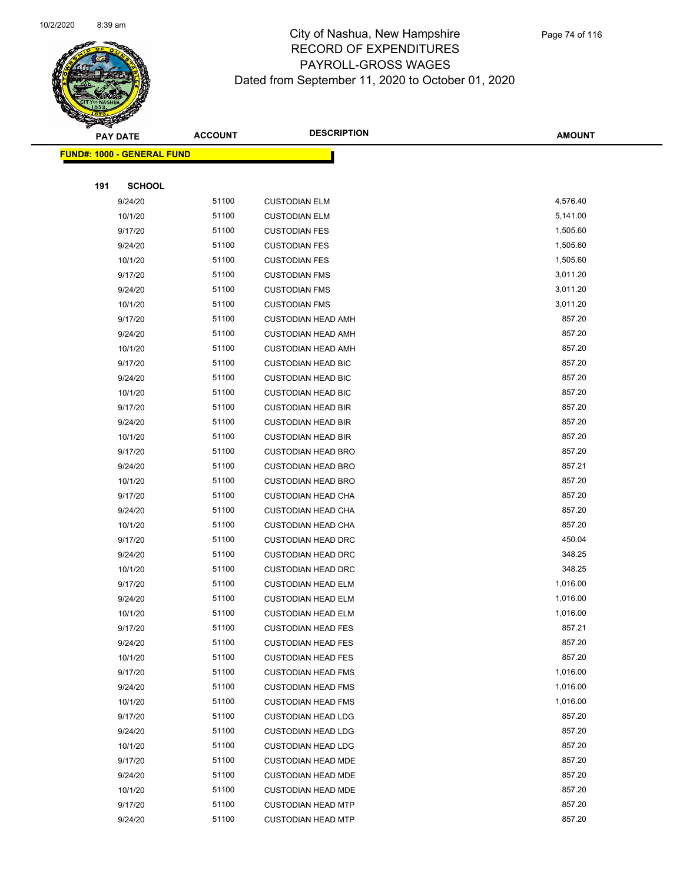# City of Nashua, New Hampshire
## RECORD OF EXPENDITURES
## PAYROLL-GROSS WAGES
### Dated from September 11, 2020 to October 01, 2020

| PAY DATE | ACCOUNT | DESCRIPTION | AMOUNT |
|---|---|---|---|
| **FUND#: 1000 - GENERAL FUND** | | | |
| **191 SCHOOL** | | | |
| 9/24/20 | 51100 | CUSTODIAN ELM | 4,576.40 |
| 10/1/20 | 51100 | CUSTODIAN ELM | 5,141.00 |
| 9/17/20 | 51100 | CUSTODIAN FES | 1,505.60 |
| 9/24/20 | 51100 | CUSTODIAN FES | 1,505.60 |
| 10/1/20 | 51100 | CUSTODIAN FES | 1,505.60 |
| 9/17/20 | 51100 | CUSTODIAN FMS | 3,011.20 |
| 9/24/20 | 51100 | CUSTODIAN FMS | 3,011.20 |
| 10/1/20 | 51100 | CUSTODIAN FMS | 3,011.20 |
| 9/17/20 | 51100 | CUSTODIAN HEAD AMH | 857.20 |
| 9/24/20 | 51100 | CUSTODIAN HEAD AMH | 857.20 |
| 10/1/20 | 51100 | CUSTODIAN HEAD AMH | 857.20 |
| 9/17/20 | 51100 | CUSTODIAN HEAD BIC | 857.20 |
| 9/24/20 | 51100 | CUSTODIAN HEAD BIC | 857.20 |
| 10/1/20 | 51100 | CUSTODIAN HEAD BIC | 857.20 |
| 9/17/20 | 51100 | CUSTODIAN HEAD BIR | 857.20 |
| 9/24/20 | 51100 | CUSTODIAN HEAD BIR | 857.20 |
| 10/1/20 | 51100 | CUSTODIAN HEAD BIR | 857.20 |
| 9/17/20 | 51100 | CUSTODIAN HEAD BRO | 857.20 |
| 9/24/20 | 51100 | CUSTODIAN HEAD BRO | 857.21 |
| 10/1/20 | 51100 | CUSTODIAN HEAD BRO | 857.20 |
| 9/17/20 | 51100 | CUSTODIAN HEAD CHA | 857.20 |
| 9/24/20 | 51100 | CUSTODIAN HEAD CHA | 857.20 |
| 10/1/20 | 51100 | CUSTODIAN HEAD CHA | 857.20 |
| 9/17/20 | 51100 | CUSTODIAN HEAD DRC | 450.04 |
| 9/24/20 | 51100 | CUSTODIAN HEAD DRC | 348.25 |
| 10/1/20 | 51100 | CUSTODIAN HEAD DRC | 348.25 |
| 9/17/20 | 51100 | CUSTODIAN HEAD ELM | 1,016.00 |
| 9/24/20 | 51100 | CUSTODIAN HEAD ELM | 1,016.00 |
| 10/1/20 | 51100 | CUSTODIAN HEAD ELM | 1,016.00 |
| 9/17/20 | 51100 | CUSTODIAN HEAD FES | 857.21 |
| 9/24/20 | 51100 | CUSTODIAN HEAD FES | 857.20 |
| 10/1/20 | 51100 | CUSTODIAN HEAD FES | 857.20 |
| 9/17/20 | 51100 | CUSTODIAN HEAD FMS | 1,016.00 |
| 9/24/20 | 51100 | CUSTODIAN HEAD FMS | 1,016.00 |
| 10/1/20 | 51100 | CUSTODIAN HEAD FMS | 1,016.00 |
| 9/17/20 | 51100 | CUSTODIAN HEAD LDG | 857.20 |
| 9/24/20 | 51100 | CUSTODIAN HEAD LDG | 857.20 |
| 10/1/20 | 51100 | CUSTODIAN HEAD LDG | 857.20 |
| 9/17/20 | 51100 | CUSTODIAN HEAD MDE | 857.20 |
| 9/24/20 | 51100 | CUSTODIAN HEAD MDE | 857.20 |
| 10/1/20 | 51100 | CUSTODIAN HEAD MDE | 857.20 |
| 9/17/20 | 51100 | CUSTODIAN HEAD MTP | 857.20 |
| 9/24/20 | 51100 | CUSTODIAN HEAD MTP | 857.20 |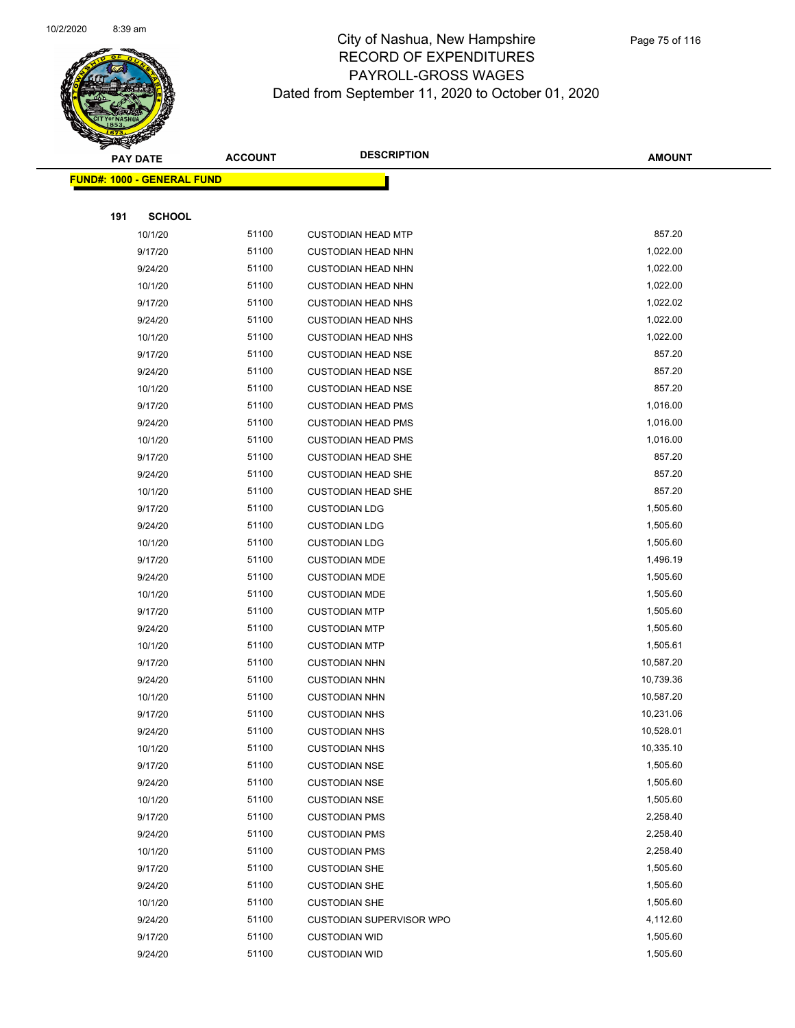City of Nashua, New Hampshire
RECORD OF EXPENDITURES
PAYROLL-GROSS WAGES
Dated from September 11, 2020 to October 01, 2020

| PAY DATE | ACCOUNT | DESCRIPTION | AMOUNT |
|---|---|---|---|
| **FUND#: 1000 - GENERAL FUND** | | | |
| **191 SCHOOL** | | | |
| 10/1/20 | 51100 | CUSTODIAN HEAD MTP | 857.20 |
| 9/17/20 | 51100 | CUSTODIAN HEAD NHN | 1,022.00 |
| 9/24/20 | 51100 | CUSTODIAN HEAD NHN | 1,022.00 |
| 10/1/20 | 51100 | CUSTODIAN HEAD NHN | 1,022.00 |
| 9/17/20 | 51100 | CUSTODIAN HEAD NHS | 1,022.02 |
| 9/24/20 | 51100 | CUSTODIAN HEAD NHS | 1,022.00 |
| 10/1/20 | 51100 | CUSTODIAN HEAD NHS | 1,022.00 |
| 9/17/20 | 51100 | CUSTODIAN HEAD NSE | 857.20 |
| 9/24/20 | 51100 | CUSTODIAN HEAD NSE | 857.20 |
| 10/1/20 | 51100 | CUSTODIAN HEAD NSE | 857.20 |
| 9/17/20 | 51100 | CUSTODIAN HEAD PMS | 1,016.00 |
| 9/24/20 | 51100 | CUSTODIAN HEAD PMS | 1,016.00 |
| 10/1/20 | 51100 | CUSTODIAN HEAD PMS | 1,016.00 |
| 9/17/20 | 51100 | CUSTODIAN HEAD SHE | 857.20 |
| 9/24/20 | 51100 | CUSTODIAN HEAD SHE | 857.20 |
| 10/1/20 | 51100 | CUSTODIAN HEAD SHE | 857.20 |
| 9/17/20 | 51100 | CUSTODIAN LDG | 1,505.60 |
| 9/24/20 | 51100 | CUSTODIAN LDG | 1,505.60 |
| 10/1/20 | 51100 | CUSTODIAN LDG | 1,505.60 |
| 9/17/20 | 51100 | CUSTODIAN MDE | 1,496.19 |
| 9/24/20 | 51100 | CUSTODIAN MDE | 1,505.60 |
| 10/1/20 | 51100 | CUSTODIAN MDE | 1,505.60 |
| 9/17/20 | 51100 | CUSTODIAN MTP | 1,505.60 |
| 9/24/20 | 51100 | CUSTODIAN MTP | 1,505.60 |
| 10/1/20 | 51100 | CUSTODIAN MTP | 1,505.61 |
| 9/17/20 | 51100 | CUSTODIAN NHN | 10,587.20 |
| 9/24/20 | 51100 | CUSTODIAN NHN | 10,739.36 |
| 10/1/20 | 51100 | CUSTODIAN NHN | 10,587.20 |
| 9/17/20 | 51100 | CUSTODIAN NHS | 10,231.06 |
| 9/24/20 | 51100 | CUSTODIAN NHS | 10,528.01 |
| 10/1/20 | 51100 | CUSTODIAN NHS | 10,335.10 |
| 9/17/20 | 51100 | CUSTODIAN NSE | 1,505.60 |
| 9/24/20 | 51100 | CUSTODIAN NSE | 1,505.60 |
| 10/1/20 | 51100 | CUSTODIAN NSE | 1,505.60 |
| 9/17/20 | 51100 | CUSTODIAN PMS | 2,258.40 |
| 9/24/20 | 51100 | CUSTODIAN PMS | 2,258.40 |
| 10/1/20 | 51100 | CUSTODIAN PMS | 2,258.40 |
| 9/17/20 | 51100 | CUSTODIAN SHE | 1,505.60 |
| 9/24/20 | 51100 | CUSTODIAN SHE | 1,505.60 |
| 10/1/20 | 51100 | CUSTODIAN SHE | 1,505.60 |
| 9/24/20 | 51100 | CUSTODIAN SUPERVISOR WPO | 4,112.60 |
| 9/17/20 | 51100 | CUSTODIAN WID | 1,505.60 |
| 9/24/20 | 51100 | CUSTODIAN WID | 1,505.60 |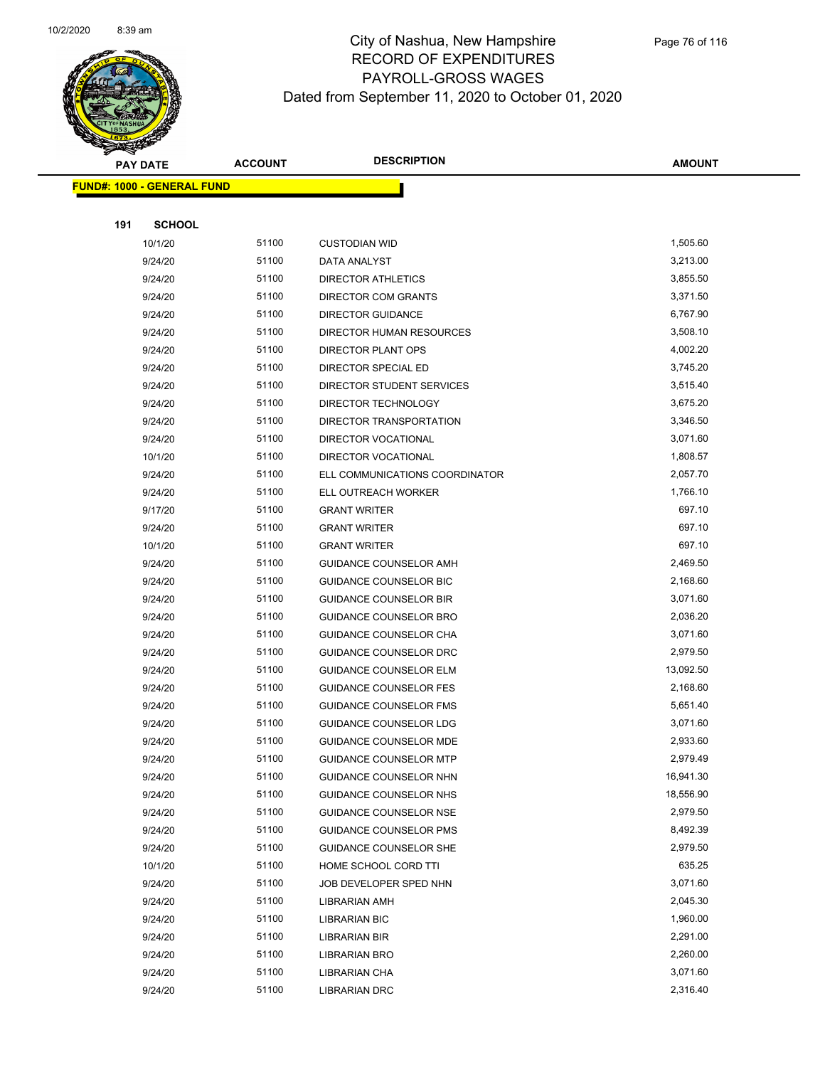# City of Nashua, New Hampshire
## RECORD OF EXPENDITURES
## PAYROLL-GROSS WAGES
## Dated from September 11, 2020 to October 01, 2020

| PAY DATE | ACCOUNT | DESCRIPTION | AMOUNT |
|---|---|---|---|

**FUND#: 1000 - GENERAL FUND**

**191 SCHOOL**

| PAY DATE | ACCOUNT | DESCRIPTION | AMOUNT |
|---|---|---|---|
| 10/1/20 | 51100 | CUSTODIAN WID | 1,505.60 |
| 9/24/20 | 51100 | DATA ANALYST | 3,213.00 |
| 9/24/20 | 51100 | DIRECTOR ATHLETICS | 3,855.50 |
| 9/24/20 | 51100 | DIRECTOR COM GRANTS | 3,371.50 |
| 9/24/20 | 51100 | DIRECTOR GUIDANCE | 6,767.90 |
| 9/24/20 | 51100 | DIRECTOR HUMAN RESOURCES | 3,508.10 |
| 9/24/20 | 51100 | DIRECTOR PLANT OPS | 4,002.20 |
| 9/24/20 | 51100 | DIRECTOR SPECIAL ED | 3,745.20 |
| 9/24/20 | 51100 | DIRECTOR STUDENT SERVICES | 3,515.40 |
| 9/24/20 | 51100 | DIRECTOR TECHNOLOGY | 3,675.20 |
| 9/24/20 | 51100 | DIRECTOR TRANSPORTATION | 3,346.50 |
| 9/24/20 | 51100 | DIRECTOR VOCATIONAL | 3,071.60 |
| 10/1/20 | 51100 | DIRECTOR VOCATIONAL | 1,808.57 |
| 9/24/20 | 51100 | ELL COMMUNICATIONS COORDINATOR | 2,057.70 |
| 9/24/20 | 51100 | ELL OUTREACH WORKER | 1,766.10 |
| 9/17/20 | 51100 | GRANT WRITER | 697.10 |
| 9/24/20 | 51100 | GRANT WRITER | 697.10 |
| 10/1/20 | 51100 | GRANT WRITER | 697.10 |
| 9/24/20 | 51100 | GUIDANCE COUNSELOR AMH | 2,469.50 |
| 9/24/20 | 51100 | GUIDANCE COUNSELOR BIC | 2,168.60 |
| 9/24/20 | 51100 | GUIDANCE COUNSELOR BIR | 3,071.60 |
| 9/24/20 | 51100 | GUIDANCE COUNSELOR BRO | 2,036.20 |
| 9/24/20 | 51100 | GUIDANCE COUNSELOR CHA | 3,071.60 |
| 9/24/20 | 51100 | GUIDANCE COUNSELOR DRC | 2,979.50 |
| 9/24/20 | 51100 | GUIDANCE COUNSELOR ELM | 13,092.50 |
| 9/24/20 | 51100 | GUIDANCE COUNSELOR FES | 2,168.60 |
| 9/24/20 | 51100 | GUIDANCE COUNSELOR FMS | 5,651.40 |
| 9/24/20 | 51100 | GUIDANCE COUNSELOR LDG | 3,071.60 |
| 9/24/20 | 51100 | GUIDANCE COUNSELOR MDE | 2,933.60 |
| 9/24/20 | 51100 | GUIDANCE COUNSELOR MTP | 2,979.49 |
| 9/24/20 | 51100 | GUIDANCE COUNSELOR NHN | 16,941.30 |
| 9/24/20 | 51100 | GUIDANCE COUNSELOR NHS | 18,556.90 |
| 9/24/20 | 51100 | GUIDANCE COUNSELOR NSE | 2,979.50 |
| 9/24/20 | 51100 | GUIDANCE COUNSELOR PMS | 8,492.39 |
| 9/24/20 | 51100 | GUIDANCE COUNSELOR SHE | 2,979.50 |
| 10/1/20 | 51100 | HOME SCHOOL CORD TTI | 635.25 |
| 9/24/20 | 51100 | JOB DEVELOPER SPED NHN | 3,071.60 |
| 9/24/20 | 51100 | LIBRARIAN AMH | 2,045.30 |
| 9/24/20 | 51100 | LIBRARIAN BIC | 1,960.00 |
| 9/24/20 | 51100 | LIBRARIAN BIR | 2,291.00 |
| 9/24/20 | 51100 | LIBRARIAN BRO | 2,260.00 |
| 9/24/20 | 51100 | LIBRARIAN CHA | 3,071.60 |
| 9/24/20 | 51100 | LIBRARIAN DRC | 2,316.40 |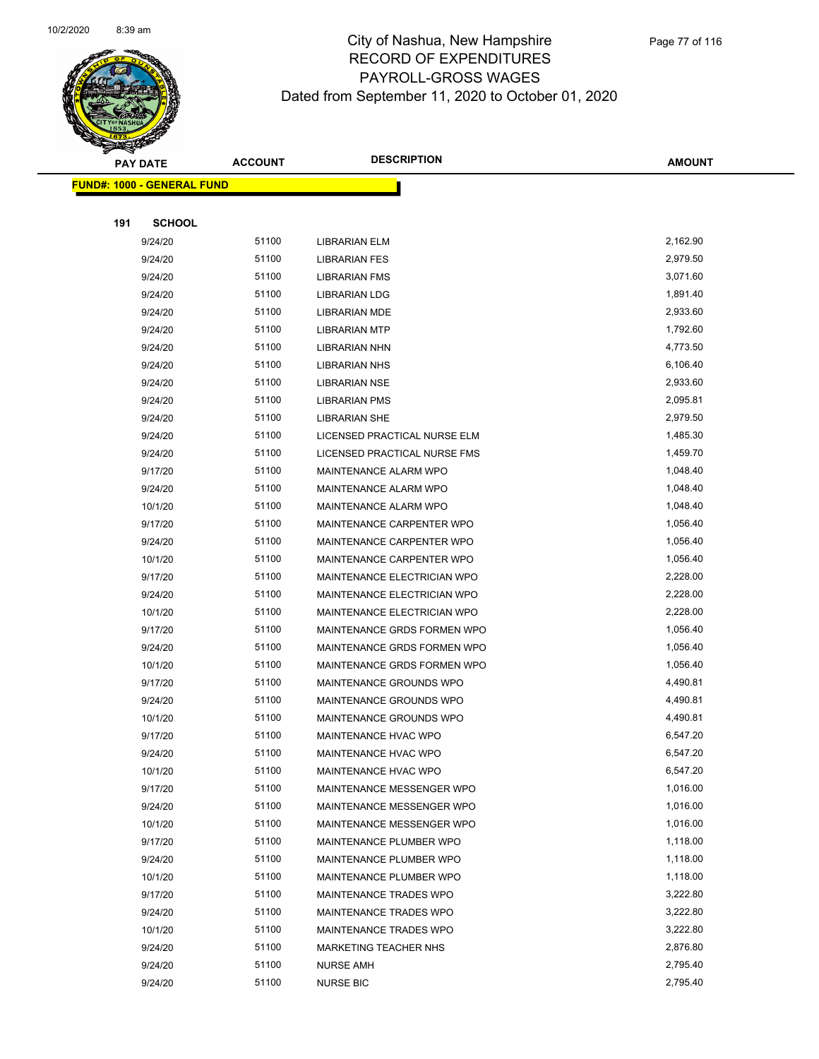# City of Nashua, New Hampshire
## RECORD OF EXPENDITURES
## PAYROLL-GROSS WAGES
## Dated from September 11, 2020 to October 01, 2020

| PAY DATE | ACCOUNT | DESCRIPTION | AMOUNT |
|---|---|---|---|
| **FUND#: 1000 - GENERAL FUND** | | | |
| **191 SCHOOL** | | | |
| 9/24/20 | 51100 | LIBRARIAN ELM | 2,162.90 |
| 9/24/20 | 51100 | LIBRARIAN FES | 2,979.50 |
| 9/24/20 | 51100 | LIBRARIAN FMS | 3,071.60 |
| 9/24/20 | 51100 | LIBRARIAN LDG | 1,891.40 |
| 9/24/20 | 51100 | LIBRARIAN MDE | 2,933.60 |
| 9/24/20 | 51100 | LIBRARIAN MTP | 1,792.60 |
| 9/24/20 | 51100 | LIBRARIAN NHN | 4,773.50 |
| 9/24/20 | 51100 | LIBRARIAN NHS | 6,106.40 |
| 9/24/20 | 51100 | LIBRARIAN NSE | 2,933.60 |
| 9/24/20 | 51100 | LIBRARIAN PMS | 2,095.81 |
| 9/24/20 | 51100 | LIBRARIAN SHE | 2,979.50 |
| 9/24/20 | 51100 | LICENSED PRACTICAL NURSE ELM | 1,485.30 |
| 9/24/20 | 51100 | LICENSED PRACTICAL NURSE FMS | 1,459.70 |
| 9/17/20 | 51100 | MAINTENANCE ALARM WPO | 1,048.40 |
| 9/24/20 | 51100 | MAINTENANCE ALARM WPO | 1,048.40 |
| 10/1/20 | 51100 | MAINTENANCE ALARM WPO | 1,048.40 |
| 9/17/20 | 51100 | MAINTENANCE CARPENTER WPO | 1,056.40 |
| 9/24/20 | 51100 | MAINTENANCE CARPENTER WPO | 1,056.40 |
| 10/1/20 | 51100 | MAINTENANCE CARPENTER WPO | 1,056.40 |
| 9/17/20 | 51100 | MAINTENANCE ELECTRICIAN WPO | 2,228.00 |
| 9/24/20 | 51100 | MAINTENANCE ELECTRICIAN WPO | 2,228.00 |
| 10/1/20 | 51100 | MAINTENANCE ELECTRICIAN WPO | 2,228.00 |
| 9/17/20 | 51100 | MAINTENANCE GRDS FORMEN WPO | 1,056.40 |
| 9/24/20 | 51100 | MAINTENANCE GRDS FORMEN WPO | 1,056.40 |
| 10/1/20 | 51100 | MAINTENANCE GRDS FORMEN WPO | 1,056.40 |
| 9/17/20 | 51100 | MAINTENANCE GROUNDS WPO | 4,490.81 |
| 9/24/20 | 51100 | MAINTENANCE GROUNDS WPO | 4,490.81 |
| 10/1/20 | 51100 | MAINTENANCE GROUNDS WPO | 4,490.81 |
| 9/17/20 | 51100 | MAINTENANCE HVAC WPO | 6,547.20 |
| 9/24/20 | 51100 | MAINTENANCE HVAC WPO | 6,547.20 |
| 10/1/20 | 51100 | MAINTENANCE HVAC WPO | 6,547.20 |
| 9/17/20 | 51100 | MAINTENANCE MESSENGER WPO | 1,016.00 |
| 9/24/20 | 51100 | MAINTENANCE MESSENGER WPO | 1,016.00 |
| 10/1/20 | 51100 | MAINTENANCE MESSENGER WPO | 1,016.00 |
| 9/17/20 | 51100 | MAINTENANCE PLUMBER WPO | 1,118.00 |
| 9/24/20 | 51100 | MAINTENANCE PLUMBER WPO | 1,118.00 |
| 10/1/20 | 51100 | MAINTENANCE PLUMBER WPO | 1,118.00 |
| 9/17/20 | 51100 | MAINTENANCE TRADES WPO | 3,222.80 |
| 9/24/20 | 51100 | MAINTENANCE TRADES WPO | 3,222.80 |
| 10/1/20 | 51100 | MAINTENANCE TRADES WPO | 3,222.80 |
| 9/24/20 | 51100 | MARKETING TEACHER NHS | 2,876.80 |
| 9/24/20 | 51100 | NURSE AMH | 2,795.40 |
| 9/24/20 | 51100 | NURSE BIC | 2,795.40 |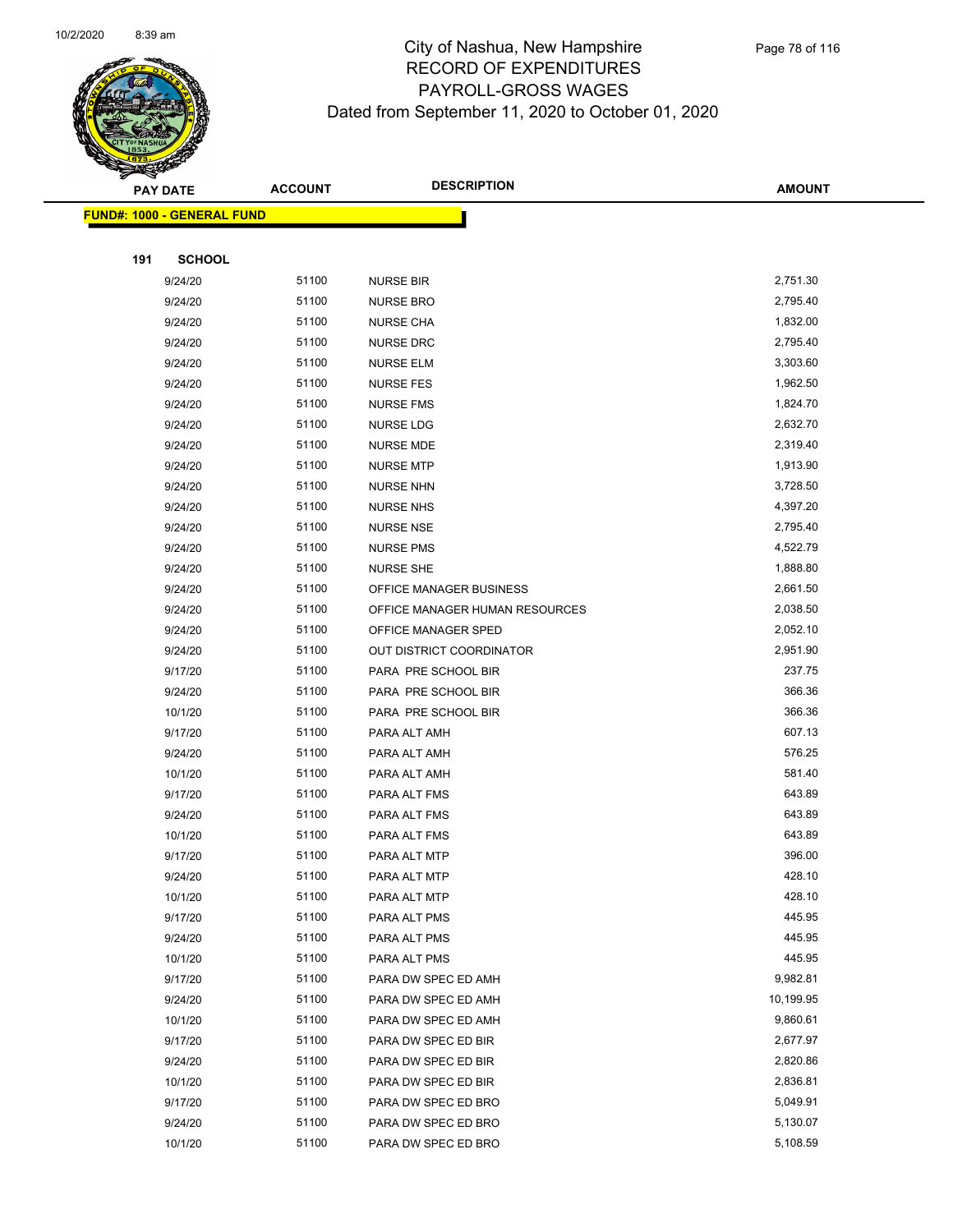City of Nashua, New Hampshire
RECORD OF EXPENDITURES
PAYROLL-GROSS WAGES
Dated from September 11, 2020 to October 01, 2020

| PAY DATE | ACCOUNT | DESCRIPTION | AMOUNT |
|---|---|---|---|
| **FUND#: 1000 - GENERAL FUND** | | | |
| **191 SCHOOL** | | | |
| 9/24/20 | 51100 | NURSE BIR | 2,751.30 |
| 9/24/20 | 51100 | NURSE BRO | 2,795.40 |
| 9/24/20 | 51100 | NURSE CHA | 1,832.00 |
| 9/24/20 | 51100 | NURSE DRC | 2,795.40 |
| 9/24/20 | 51100 | NURSE ELM | 3,303.60 |
| 9/24/20 | 51100 | NURSE FES | 1,962.50 |
| 9/24/20 | 51100 | NURSE FMS | 1,824.70 |
| 9/24/20 | 51100 | NURSE LDG | 2,632.70 |
| 9/24/20 | 51100 | NURSE MDE | 2,319.40 |
| 9/24/20 | 51100 | NURSE MTP | 1,913.90 |
| 9/24/20 | 51100 | NURSE NHN | 3,728.50 |
| 9/24/20 | 51100 | NURSE NHS | 4,397.20 |
| 9/24/20 | 51100 | NURSE NSE | 2,795.40 |
| 9/24/20 | 51100 | NURSE PMS | 4,522.79 |
| 9/24/20 | 51100 | NURSE SHE | 1,888.80 |
| 9/24/20 | 51100 | OFFICE MANAGER BUSINESS | 2,661.50 |
| 9/24/20 | 51100 | OFFICE MANAGER HUMAN RESOURCES | 2,038.50 |
| 9/24/20 | 51100 | OFFICE MANAGER SPED | 2,052.10 |
| 9/24/20 | 51100 | OUT DISTRICT COORDINATOR | 2,951.90 |
| 9/17/20 | 51100 | PARA PRE SCHOOL BIR | 237.75 |
| 9/24/20 | 51100 | PARA PRE SCHOOL BIR | 366.36 |
| 10/1/20 | 51100 | PARA PRE SCHOOL BIR | 366.36 |
| 9/17/20 | 51100 | PARA ALT AMH | 607.13 |
| 9/24/20 | 51100 | PARA ALT AMH | 576.25 |
| 10/1/20 | 51100 | PARA ALT AMH | 581.40 |
| 9/17/20 | 51100 | PARA ALT FMS | 643.89 |
| 9/24/20 | 51100 | PARA ALT FMS | 643.89 |
| 10/1/20 | 51100 | PARA ALT FMS | 643.89 |
| 9/17/20 | 51100 | PARA ALT MTP | 396.00 |
| 9/24/20 | 51100 | PARA ALT MTP | 428.10 |
| 10/1/20 | 51100 | PARA ALT MTP | 428.10 |
| 9/17/20 | 51100 | PARA ALT PMS | 445.95 |
| 9/24/20 | 51100 | PARA ALT PMS | 445.95 |
| 10/1/20 | 51100 | PARA ALT PMS | 445.95 |
| 9/17/20 | 51100 | PARA DW SPEC ED AMH | 9,982.81 |
| 9/24/20 | 51100 | PARA DW SPEC ED AMH | 10,199.95 |
| 10/1/20 | 51100 | PARA DW SPEC ED AMH | 9,860.61 |
| 9/17/20 | 51100 | PARA DW SPEC ED BIR | 2,677.97 |
| 9/24/20 | 51100 | PARA DW SPEC ED BIR | 2,820.86 |
| 10/1/20 | 51100 | PARA DW SPEC ED BIR | 2,836.81 |
| 9/17/20 | 51100 | PARA DW SPEC ED BRO | 5,049.91 |
| 9/24/20 | 51100 | PARA DW SPEC ED BRO | 5,130.07 |
| 10/1/20 | 51100 | PARA DW SPEC ED BRO | 5,108.59 |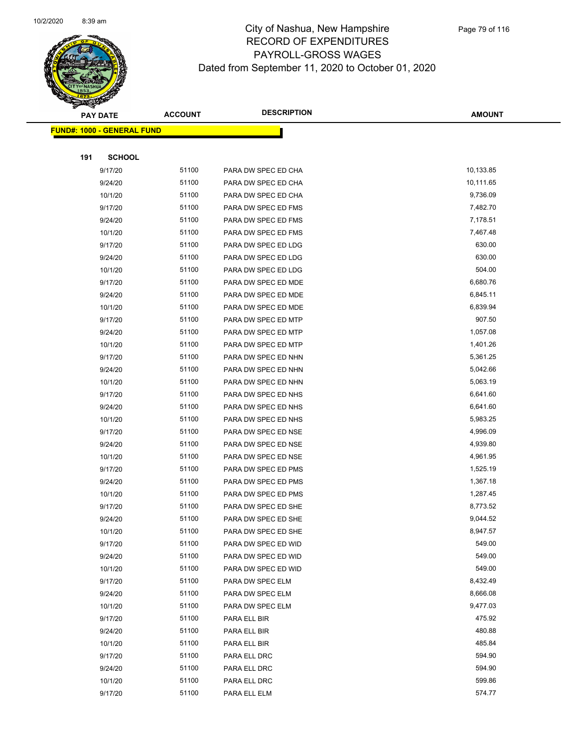# City of Nashua, New Hampshire
## RECORD OF EXPENDITURES
## PAYROLL-GROSS WAGES
## Dated from September 11, 2020 to October 01, 2020

| PAY DATE | ACCOUNT | DESCRIPTION | AMOUNT |
|---|---|---|---|
| **FUND#: 1000 - GENERAL FUND** | | | |
| **191 SCHOOL** | | | |
| 9/17/20 | 51100 | PARA DW SPEC ED CHA | 10,133.85 |
| 9/24/20 | 51100 | PARA DW SPEC ED CHA | 10,111.65 |
| 10/1/20 | 51100 | PARA DW SPEC ED CHA | 9,736.09 |
| 9/17/20 | 51100 | PARA DW SPEC ED FMS | 7,482.70 |
| 9/24/20 | 51100 | PARA DW SPEC ED FMS | 7,178.51 |
| 10/1/20 | 51100 | PARA DW SPEC ED FMS | 7,467.48 |
| 9/17/20 | 51100 | PARA DW SPEC ED LDG | 630.00 |
| 9/24/20 | 51100 | PARA DW SPEC ED LDG | 630.00 |
| 10/1/20 | 51100 | PARA DW SPEC ED LDG | 504.00 |
| 9/17/20 | 51100 | PARA DW SPEC ED MDE | 6,680.76 |
| 9/24/20 | 51100 | PARA DW SPEC ED MDE | 6,845.11 |
| 10/1/20 | 51100 | PARA DW SPEC ED MDE | 6,839.94 |
| 9/17/20 | 51100 | PARA DW SPEC ED MTP | 907.50 |
| 9/24/20 | 51100 | PARA DW SPEC ED MTP | 1,057.08 |
| 10/1/20 | 51100 | PARA DW SPEC ED MTP | 1,401.26 |
| 9/17/20 | 51100 | PARA DW SPEC ED NHN | 5,361.25 |
| 9/24/20 | 51100 | PARA DW SPEC ED NHN | 5,042.66 |
| 10/1/20 | 51100 | PARA DW SPEC ED NHN | 5,063.19 |
| 9/17/20 | 51100 | PARA DW SPEC ED NHS | 6,641.60 |
| 9/24/20 | 51100 | PARA DW SPEC ED NHS | 6,641.60 |
| 10/1/20 | 51100 | PARA DW SPEC ED NHS | 5,983.25 |
| 9/17/20 | 51100 | PARA DW SPEC ED NSE | 4,996.09 |
| 9/24/20 | 51100 | PARA DW SPEC ED NSE | 4,939.80 |
| 10/1/20 | 51100 | PARA DW SPEC ED NSE | 4,961.95 |
| 9/17/20 | 51100 | PARA DW SPEC ED PMS | 1,525.19 |
| 9/24/20 | 51100 | PARA DW SPEC ED PMS | 1,367.18 |
| 10/1/20 | 51100 | PARA DW SPEC ED PMS | 1,287.45 |
| 9/17/20 | 51100 | PARA DW SPEC ED SHE | 8,773.52 |
| 9/24/20 | 51100 | PARA DW SPEC ED SHE | 9,044.52 |
| 10/1/20 | 51100 | PARA DW SPEC ED SHE | 8,947.57 |
| 9/17/20 | 51100 | PARA DW SPEC ED WID | 549.00 |
| 9/24/20 | 51100 | PARA DW SPEC ED WID | 549.00 |
| 10/1/20 | 51100 | PARA DW SPEC ED WID | 549.00 |
| 9/17/20 | 51100 | PARA DW SPEC ELM | 8,432.49 |
| 9/24/20 | 51100 | PARA DW SPEC ELM | 8,666.08 |
| 10/1/20 | 51100 | PARA DW SPEC ELM | 9,477.03 |
| 9/17/20 | 51100 | PARA ELL BIR | 475.92 |
| 9/24/20 | 51100 | PARA ELL BIR | 480.88 |
| 10/1/20 | 51100 | PARA ELL BIR | 485.84 |
| 9/17/20 | 51100 | PARA ELL DRC | 594.90 |
| 9/24/20 | 51100 | PARA ELL DRC | 594.90 |
| 10/1/20 | 51100 | PARA ELL DRC | 599.86 |
| 9/17/20 | 51100 | PARA ELL ELM | 574.77 |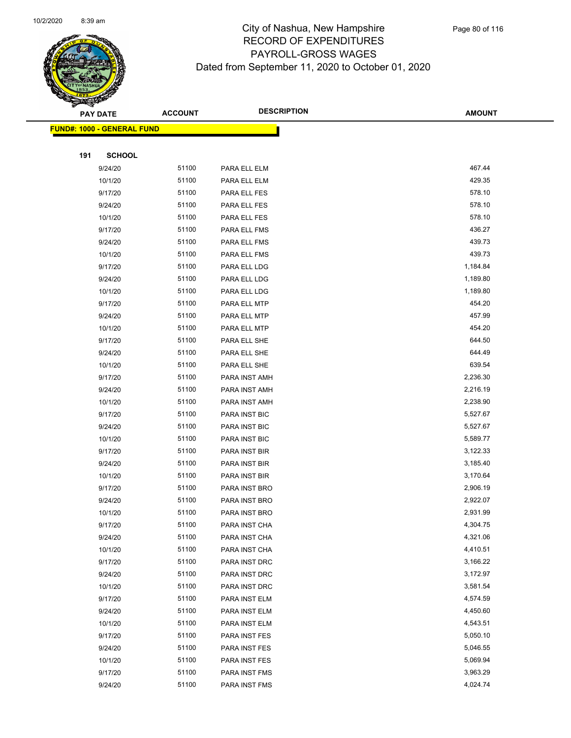# City of Nashua, New Hampshire
## RECORD OF EXPENDITURES
## PAYROLL-GROSS WAGES
## Dated from September 11, 2020 to October 01, 2020

**FUND#: 1000 - GENERAL FUND**

**191 SCHOOL**

| PAY DATE | ACCOUNT | DESCRIPTION | AMOUNT |
|---|---|---|---|
| 9/24/20 | 51100 | PARA ELL ELM | 467.44 |
| 10/1/20 | 51100 | PARA ELL ELM | 429.35 |
| 9/17/20 | 51100 | PARA ELL FES | 578.10 |
| 9/24/20 | 51100 | PARA ELL FES | 578.10 |
| 10/1/20 | 51100 | PARA ELL FES | 578.10 |
| 9/17/20 | 51100 | PARA ELL FMS | 436.27 |
| 9/24/20 | 51100 | PARA ELL FMS | 439.73 |
| 10/1/20 | 51100 | PARA ELL FMS | 439.73 |
| 9/17/20 | 51100 | PARA ELL LDG | 1,184.84 |
| 9/24/20 | 51100 | PARA ELL LDG | 1,189.80 |
| 10/1/20 | 51100 | PARA ELL LDG | 1,189.80 |
| 9/17/20 | 51100 | PARA ELL MTP | 454.20 |
| 9/24/20 | 51100 | PARA ELL MTP | 457.99 |
| 10/1/20 | 51100 | PARA ELL MTP | 454.20 |
| 9/17/20 | 51100 | PARA ELL SHE | 644.50 |
| 9/24/20 | 51100 | PARA ELL SHE | 644.49 |
| 10/1/20 | 51100 | PARA ELL SHE | 639.54 |
| 9/17/20 | 51100 | PARA INST AMH | 2,236.30 |
| 9/24/20 | 51100 | PARA INST AMH | 2,216.19 |
| 10/1/20 | 51100 | PARA INST AMH | 2,238.90 |
| 9/17/20 | 51100 | PARA INST BIC | 5,527.67 |
| 9/24/20 | 51100 | PARA INST BIC | 5,527.67 |
| 10/1/20 | 51100 | PARA INST BIC | 5,589.77 |
| 9/17/20 | 51100 | PARA INST BIR | 3,122.33 |
| 9/24/20 | 51100 | PARA INST BIR | 3,185.40 |
| 10/1/20 | 51100 | PARA INST BIR | 3,170.64 |
| 9/17/20 | 51100 | PARA INST BRO | 2,906.19 |
| 9/24/20 | 51100 | PARA INST BRO | 2,922.07 |
| 10/1/20 | 51100 | PARA INST BRO | 2,931.99 |
| 9/17/20 | 51100 | PARA INST CHA | 4,304.75 |
| 9/24/20 | 51100 | PARA INST CHA | 4,321.06 |
| 10/1/20 | 51100 | PARA INST CHA | 4,410.51 |
| 9/17/20 | 51100 | PARA INST DRC | 3,166.22 |
| 9/24/20 | 51100 | PARA INST DRC | 3,172.97 |
| 10/1/20 | 51100 | PARA INST DRC | 3,581.54 |
| 9/17/20 | 51100 | PARA INST ELM | 4,574.59 |
| 9/24/20 | 51100 | PARA INST ELM | 4,450.60 |
| 10/1/20 | 51100 | PARA INST ELM | 4,543.51 |
| 9/17/20 | 51100 | PARA INST FES | 5,050.10 |
| 9/24/20 | 51100 | PARA INST FES | 5,046.55 |
| 10/1/20 | 51100 | PARA INST FES | 5,069.94 |
| 9/17/20 | 51100 | PARA INST FMS | 3,963.29 |
| 9/24/20 | 51100 | PARA INST FMS | 4,024.74 |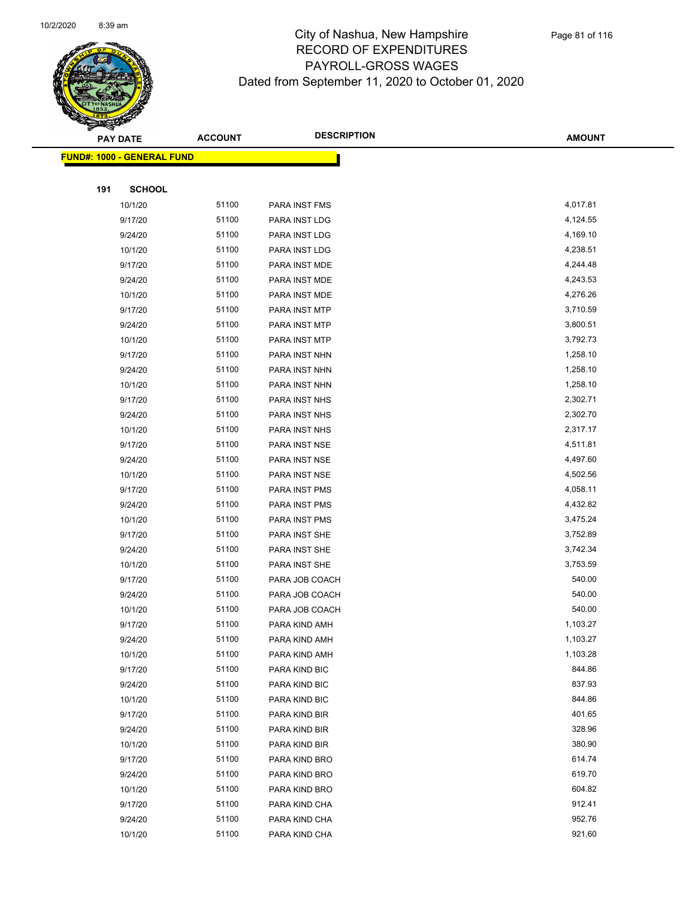# City of Nashua, New Hampshire
## RECORD OF EXPENDITURES
## PAYROLL-GROSS WAGES
### Dated from September 11, 2020 to October 01, 2020

| PAY DATE | ACCOUNT | DESCRIPTION | AMOUNT |
|---|---|---|---|
| **FUND#: 1000 - GENERAL FUND** | | | |
| **191 SCHOOL** | | | |
| 10/1/20 | 51100 | PARA INST FMS | 4,017.81 |
| 9/17/20 | 51100 | PARA INST LDG | 4,124.55 |
| 9/24/20 | 51100 | PARA INST LDG | 4,169.10 |
| 10/1/20 | 51100 | PARA INST LDG | 4,238.51 |
| 9/17/20 | 51100 | PARA INST MDE | 4,244.48 |
| 9/24/20 | 51100 | PARA INST MDE | 4,243.53 |
| 10/1/20 | 51100 | PARA INST MDE | 4,276.26 |
| 9/17/20 | 51100 | PARA INST MTP | 3,710.59 |
| 9/24/20 | 51100 | PARA INST MTP | 3,800.51 |
| 10/1/20 | 51100 | PARA INST MTP | 3,792.73 |
| 9/17/20 | 51100 | PARA INST NHN | 1,258.10 |
| 9/24/20 | 51100 | PARA INST NHN | 1,258.10 |
| 10/1/20 | 51100 | PARA INST NHN | 1,258.10 |
| 9/17/20 | 51100 | PARA INST NHS | 2,302.71 |
| 9/24/20 | 51100 | PARA INST NHS | 2,302.70 |
| 10/1/20 | 51100 | PARA INST NHS | 2,317.17 |
| 9/17/20 | 51100 | PARA INST NSE | 4,511.81 |
| 9/24/20 | 51100 | PARA INST NSE | 4,497.60 |
| 10/1/20 | 51100 | PARA INST NSE | 4,502.56 |
| 9/17/20 | 51100 | PARA INST PMS | 4,058.11 |
| 9/24/20 | 51100 | PARA INST PMS | 4,432.82 |
| 10/1/20 | 51100 | PARA INST PMS | 3,475.24 |
| 9/17/20 | 51100 | PARA INST SHE | 3,752.89 |
| 9/24/20 | 51100 | PARA INST SHE | 3,742.34 |
| 10/1/20 | 51100 | PARA INST SHE | 3,753.59 |
| 9/17/20 | 51100 | PARA JOB COACH | 540.00 |
| 9/24/20 | 51100 | PARA JOB COACH | 540.00 |
| 10/1/20 | 51100 | PARA JOB COACH | 540.00 |
| 9/17/20 | 51100 | PARA KIND AMH | 1,103.27 |
| 9/24/20 | 51100 | PARA KIND AMH | 1,103.27 |
| 10/1/20 | 51100 | PARA KIND AMH | 1,103.28 |
| 9/17/20 | 51100 | PARA KIND BIC | 844.86 |
| 9/24/20 | 51100 | PARA KIND BIC | 837.93 |
| 10/1/20 | 51100 | PARA KIND BIC | 844.86 |
| 9/17/20 | 51100 | PARA KIND BIR | 401.65 |
| 9/24/20 | 51100 | PARA KIND BIR | 328.96 |
| 10/1/20 | 51100 | PARA KIND BIR | 380.90 |
| 9/17/20 | 51100 | PARA KIND BRO | 614.74 |
| 9/24/20 | 51100 | PARA KIND BRO | 619.70 |
| 10/1/20 | 51100 | PARA KIND BRO | 604.82 |
| 9/17/20 | 51100 | PARA KIND CHA | 912.41 |
| 9/24/20 | 51100 | PARA KIND CHA | 952.76 |
| 10/1/20 | 51100 | PARA KIND CHA | 921.60 |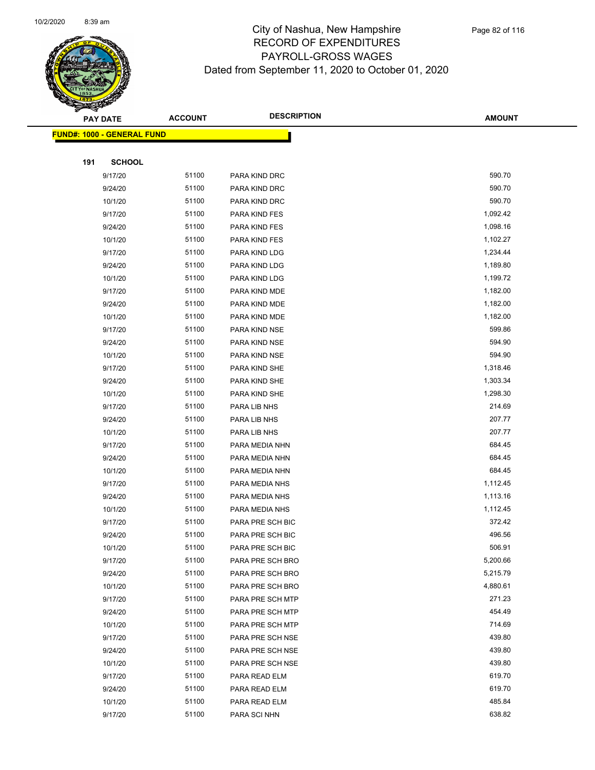# City of Nashua, New Hampshire
## RECORD OF EXPENDITURES
## PAYROLL-GROSS WAGES
### Dated from September 11, 2020 to October 01, 2020

**FUND#: 1000 - GENERAL FUND**

**191 SCHOOL**

| PAY DATE | ACCOUNT | DESCRIPTION | AMOUNT |
|---|---|---|---|
| 9/17/20 | 51100 | PARA KIND DRC | 590.70 |
| 9/24/20 | 51100 | PARA KIND DRC | 590.70 |
| 10/1/20 | 51100 | PARA KIND DRC | 590.70 |
| 9/17/20 | 51100 | PARA KIND FES | 1,092.42 |
| 9/24/20 | 51100 | PARA KIND FES | 1,098.16 |
| 10/1/20 | 51100 | PARA KIND FES | 1,102.27 |
| 9/17/20 | 51100 | PARA KIND LDG | 1,234.44 |
| 9/24/20 | 51100 | PARA KIND LDG | 1,189.80 |
| 10/1/20 | 51100 | PARA KIND LDG | 1,199.72 |
| 9/17/20 | 51100 | PARA KIND MDE | 1,182.00 |
| 9/24/20 | 51100 | PARA KIND MDE | 1,182.00 |
| 10/1/20 | 51100 | PARA KIND MDE | 1,182.00 |
| 9/17/20 | 51100 | PARA KIND NSE | 599.86 |
| 9/24/20 | 51100 | PARA KIND NSE | 594.90 |
| 10/1/20 | 51100 | PARA KIND NSE | 594.90 |
| 9/17/20 | 51100 | PARA KIND SHE | 1,318.46 |
| 9/24/20 | 51100 | PARA KIND SHE | 1,303.34 |
| 10/1/20 | 51100 | PARA KIND SHE | 1,298.30 |
| 9/17/20 | 51100 | PARA LIB NHS | 214.69 |
| 9/24/20 | 51100 | PARA LIB NHS | 207.77 |
| 10/1/20 | 51100 | PARA LIB NHS | 207.77 |
| 9/17/20 | 51100 | PARA MEDIA NHN | 684.45 |
| 9/24/20 | 51100 | PARA MEDIA NHN | 684.45 |
| 10/1/20 | 51100 | PARA MEDIA NHN | 684.45 |
| 9/17/20 | 51100 | PARA MEDIA NHS | 1,112.45 |
| 9/24/20 | 51100 | PARA MEDIA NHS | 1,113.16 |
| 10/1/20 | 51100 | PARA MEDIA NHS | 1,112.45 |
| 9/17/20 | 51100 | PARA PRE SCH BIC | 372.42 |
| 9/24/20 | 51100 | PARA PRE SCH BIC | 496.56 |
| 10/1/20 | 51100 | PARA PRE SCH BIC | 506.91 |
| 9/17/20 | 51100 | PARA PRE SCH BRO | 5,200.66 |
| 9/24/20 | 51100 | PARA PRE SCH BRO | 5,215.79 |
| 10/1/20 | 51100 | PARA PRE SCH BRO | 4,880.61 |
| 9/17/20 | 51100 | PARA PRE SCH MTP | 271.23 |
| 9/24/20 | 51100 | PARA PRE SCH MTP | 454.49 |
| 10/1/20 | 51100 | PARA PRE SCH MTP | 714.69 |
| 9/17/20 | 51100 | PARA PRE SCH NSE | 439.80 |
| 9/24/20 | 51100 | PARA PRE SCH NSE | 439.80 |
| 10/1/20 | 51100 | PARA PRE SCH NSE | 439.80 |
| 9/17/20 | 51100 | PARA READ ELM | 619.70 |
| 9/24/20 | 51100 | PARA READ ELM | 619.70 |
| 10/1/20 | 51100 | PARA READ ELM | 485.84 |
| 9/17/20 | 51100 | PARA SCI NHN | 638.82 |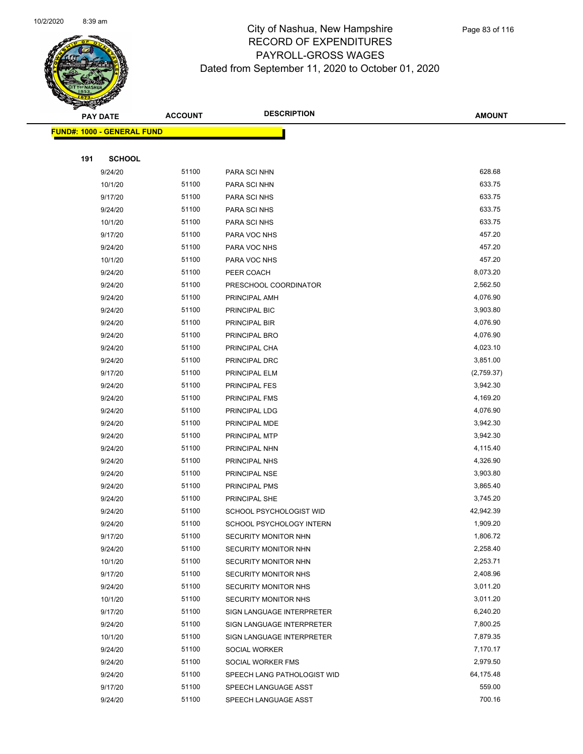# City of Nashua, New Hampshire
## RECORD OF EXPENDITURES
## PAYROLL-GROSS WAGES
## Dated from September 11, 2020 to October 01, 2020

| PAY DATE | ACCOUNT | DESCRIPTION | AMOUNT |
|---|---|---|---|
| **FUND#: 1000 - GENERAL FUND** | | | |
| **191 SCHOOL** | | | |
| 9/24/20 | 51100 | PARA SCI NHN | 628.68 |
| 10/1/20 | 51100 | PARA SCI NHN | 633.75 |
| 9/17/20 | 51100 | PARA SCI NHS | 633.75 |
| 9/24/20 | 51100 | PARA SCI NHS | 633.75 |
| 10/1/20 | 51100 | PARA SCI NHS | 633.75 |
| 9/17/20 | 51100 | PARA VOC NHS | 457.20 |
| 9/24/20 | 51100 | PARA VOC NHS | 457.20 |
| 10/1/20 | 51100 | PARA VOC NHS | 457.20 |
| 9/24/20 | 51100 | PEER COACH | 8,073.20 |
| 9/24/20 | 51100 | PRESCHOOL COORDINATOR | 2,562.50 |
| 9/24/20 | 51100 | PRINCIPAL AMH | 4,076.90 |
| 9/24/20 | 51100 | PRINCIPAL BIC | 3,903.80 |
| 9/24/20 | 51100 | PRINCIPAL BIR | 4,076.90 |
| 9/24/20 | 51100 | PRINCIPAL BRO | 4,076.90 |
| 9/24/20 | 51100 | PRINCIPAL CHA | 4,023.10 |
| 9/24/20 | 51100 | PRINCIPAL DRC | 3,851.00 |
| 9/17/20 | 51100 | PRINCIPAL ELM | (2,759.37) |
| 9/24/20 | 51100 | PRINCIPAL FES | 3,942.30 |
| 9/24/20 | 51100 | PRINCIPAL FMS | 4,169.20 |
| 9/24/20 | 51100 | PRINCIPAL LDG | 4,076.90 |
| 9/24/20 | 51100 | PRINCIPAL MDE | 3,942.30 |
| 9/24/20 | 51100 | PRINCIPAL MTP | 3,942.30 |
| 9/24/20 | 51100 | PRINCIPAL NHN | 4,115.40 |
| 9/24/20 | 51100 | PRINCIPAL NHS | 4,326.90 |
| 9/24/20 | 51100 | PRINCIPAL NSE | 3,903.80 |
| 9/24/20 | 51100 | PRINCIPAL PMS | 3,865.40 |
| 9/24/20 | 51100 | PRINCIPAL SHE | 3,745.20 |
| 9/24/20 | 51100 | SCHOOL PSYCHOLOGIST WID | 42,942.39 |
| 9/24/20 | 51100 | SCHOOL PSYCHOLOGY INTERN | 1,909.20 |
| 9/17/20 | 51100 | SECURITY MONITOR NHN | 1,806.72 |
| 9/24/20 | 51100 | SECURITY MONITOR NHN | 2,258.40 |
| 10/1/20 | 51100 | SECURITY MONITOR NHN | 2,253.71 |
| 9/17/20 | 51100 | SECURITY MONITOR NHS | 2,408.96 |
| 9/24/20 | 51100 | SECURITY MONITOR NHS | 3,011.20 |
| 10/1/20 | 51100 | SECURITY MONITOR NHS | 3,011.20 |
| 9/17/20 | 51100 | SIGN LANGUAGE INTERPRETER | 6,240.20 |
| 9/24/20 | 51100 | SIGN LANGUAGE INTERPRETER | 7,800.25 |
| 10/1/20 | 51100 | SIGN LANGUAGE INTERPRETER | 7,879.35 |
| 9/24/20 | 51100 | SOCIAL WORKER | 7,170.17 |
| 9/24/20 | 51100 | SOCIAL WORKER FMS | 2,979.50 |
| 9/24/20 | 51100 | SPEECH LANG PATHOLOGIST WID | 64,175.48 |
| 9/17/20 | 51100 | SPEECH LANGUAGE ASST | 559.00 |
| 9/24/20 | 51100 | SPEECH LANGUAGE ASST | 700.16 |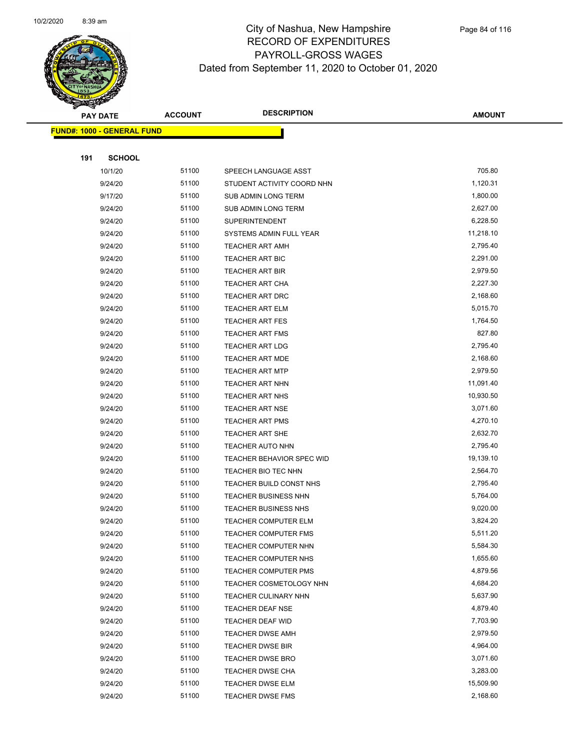# City of Nashua, New Hampshire
## RECORD OF EXPENDITURES
## PAYROLL-GROSS WAGES
## Dated from September 11, 2020 to October 01, 2020

**FUND#: 1000 - GENERAL FUND**

**191 SCHOOL**

| PAY DATE | ACCOUNT | DESCRIPTION | AMOUNT |
|---|---|---|---|
| 10/1/20 | 51100 | SPEECH LANGUAGE ASST | 705.80 |
| 9/24/20 | 51100 | STUDENT ACTIVITY COORD NHN | 1,120.31 |
| 9/17/20 | 51100 | SUB ADMIN LONG TERM | 1,800.00 |
| 9/24/20 | 51100 | SUB ADMIN LONG TERM | 2,627.00 |
| 9/24/20 | 51100 | SUPERINTENDENT | 6,228.50 |
| 9/24/20 | 51100 | SYSTEMS ADMIN FULL YEAR | 11,218.10 |
| 9/24/20 | 51100 | TEACHER ART AMH | 2,795.40 |
| 9/24/20 | 51100 | TEACHER ART BIC | 2,291.00 |
| 9/24/20 | 51100 | TEACHER ART BIR | 2,979.50 |
| 9/24/20 | 51100 | TEACHER ART CHA | 2,227.30 |
| 9/24/20 | 51100 | TEACHER ART DRC | 2,168.60 |
| 9/24/20 | 51100 | TEACHER ART ELM | 5,015.70 |
| 9/24/20 | 51100 | TEACHER ART FES | 1,764.50 |
| 9/24/20 | 51100 | TEACHER ART FMS | 827.80 |
| 9/24/20 | 51100 | TEACHER ART LDG | 2,795.40 |
| 9/24/20 | 51100 | TEACHER ART MDE | 2,168.60 |
| 9/24/20 | 51100 | TEACHER ART MTP | 2,979.50 |
| 9/24/20 | 51100 | TEACHER ART NHN | 11,091.40 |
| 9/24/20 | 51100 | TEACHER ART NHS | 10,930.50 |
| 9/24/20 | 51100 | TEACHER ART NSE | 3,071.60 |
| 9/24/20 | 51100 | TEACHER ART PMS | 4,270.10 |
| 9/24/20 | 51100 | TEACHER ART SHE | 2,632.70 |
| 9/24/20 | 51100 | TEACHER AUTO NHN | 2,795.40 |
| 9/24/20 | 51100 | TEACHER BEHAVIOR SPEC WID | 19,139.10 |
| 9/24/20 | 51100 | TEACHER BIO TEC NHN | 2,564.70 |
| 9/24/20 | 51100 | TEACHER BUILD CONST NHS | 2,795.40 |
| 9/24/20 | 51100 | TEACHER BUSINESS NHN | 5,764.00 |
| 9/24/20 | 51100 | TEACHER BUSINESS NHS | 9,020.00 |
| 9/24/20 | 51100 | TEACHER COMPUTER ELM | 3,824.20 |
| 9/24/20 | 51100 | TEACHER COMPUTER FMS | 5,511.20 |
| 9/24/20 | 51100 | TEACHER COMPUTER NHN | 5,584.30 |
| 9/24/20 | 51100 | TEACHER COMPUTER NHS | 1,655.60 |
| 9/24/20 | 51100 | TEACHER COMPUTER PMS | 4,879.56 |
| 9/24/20 | 51100 | TEACHER COSMETOLOGY NHN | 4,684.20 |
| 9/24/20 | 51100 | TEACHER CULINARY NHN | 5,637.90 |
| 9/24/20 | 51100 | TEACHER DEAF NSE | 4,879.40 |
| 9/24/20 | 51100 | TEACHER DEAF WID | 7,703.90 |
| 9/24/20 | 51100 | TEACHER DWSE AMH | 2,979.50 |
| 9/24/20 | 51100 | TEACHER DWSE BIR | 4,964.00 |
| 9/24/20 | 51100 | TEACHER DWSE BRO | 3,071.60 |
| 9/24/20 | 51100 | TEACHER DWSE CHA | 3,283.00 |
| 9/24/20 | 51100 | TEACHER DWSE ELM | 15,509.90 |
| 9/24/20 | 51100 | TEACHER DWSE FMS | 2,168.60 |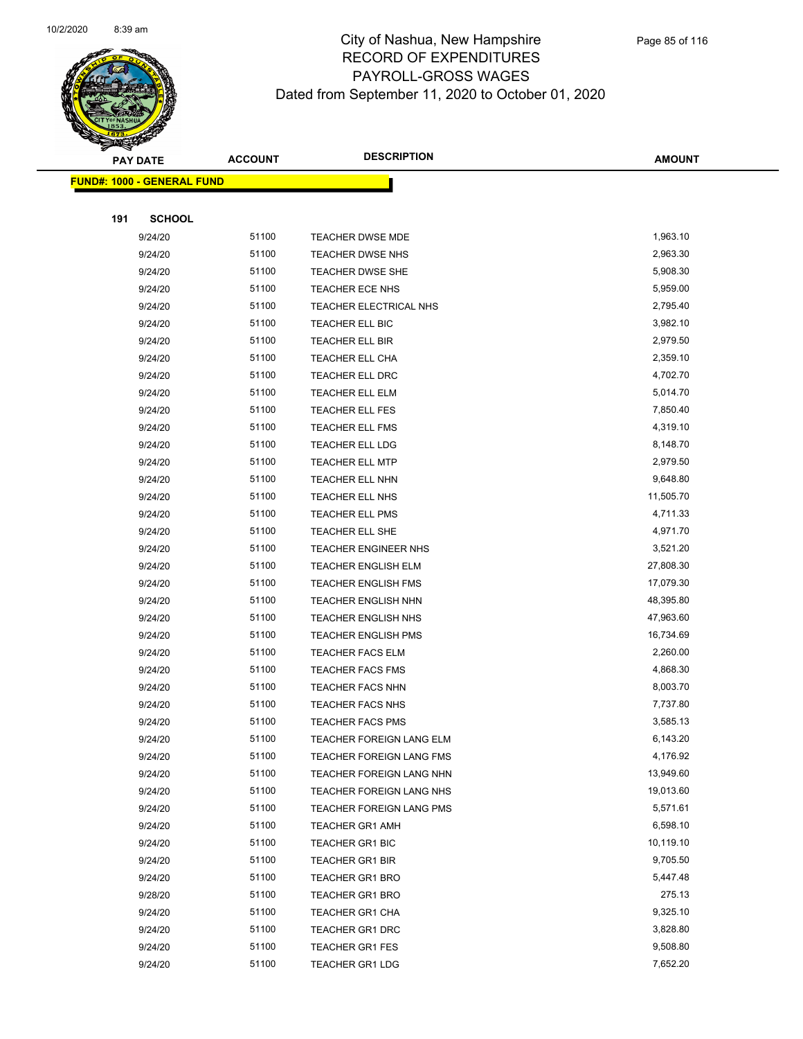# City of Nashua, New Hampshire
# RECORD OF EXPENDITURES
# PAYROLL-GROSS WAGES
# Dated from September 11, 2020 to October 01, 2020

**FUND#: 1000 - GENERAL FUND**

**191 SCHOOL**

| PAY DATE | ACCOUNT | DESCRIPTION | AMOUNT |
|---|---|---|---|
| 9/24/20 | 51100 | TEACHER DWSE MDE | 1,963.10 |
| 9/24/20 | 51100 | TEACHER DWSE NHS | 2,963.30 |
| 9/24/20 | 51100 | TEACHER DWSE SHE | 5,908.30 |
| 9/24/20 | 51100 | TEACHER ECE NHS | 5,959.00 |
| 9/24/20 | 51100 | TEACHER ELECTRICAL NHS | 2,795.40 |
| 9/24/20 | 51100 | TEACHER ELL BIC | 3,982.10 |
| 9/24/20 | 51100 | TEACHER ELL BIR | 2,979.50 |
| 9/24/20 | 51100 | TEACHER ELL CHA | 2,359.10 |
| 9/24/20 | 51100 | TEACHER ELL DRC | 4,702.70 |
| 9/24/20 | 51100 | TEACHER ELL ELM | 5,014.70 |
| 9/24/20 | 51100 | TEACHER ELL FES | 7,850.40 |
| 9/24/20 | 51100 | TEACHER ELL FMS | 4,319.10 |
| 9/24/20 | 51100 | TEACHER ELL LDG | 8,148.70 |
| 9/24/20 | 51100 | TEACHER ELL MTP | 2,979.50 |
| 9/24/20 | 51100 | TEACHER ELL NHN | 9,648.80 |
| 9/24/20 | 51100 | TEACHER ELL NHS | 11,505.70 |
| 9/24/20 | 51100 | TEACHER ELL PMS | 4,711.33 |
| 9/24/20 | 51100 | TEACHER ELL SHE | 4,971.70 |
| 9/24/20 | 51100 | TEACHER ENGINEER NHS | 3,521.20 |
| 9/24/20 | 51100 | TEACHER ENGLISH ELM | 27,808.30 |
| 9/24/20 | 51100 | TEACHER ENGLISH FMS | 17,079.30 |
| 9/24/20 | 51100 | TEACHER ENGLISH NHN | 48,395.80 |
| 9/24/20 | 51100 | TEACHER ENGLISH NHS | 47,963.60 |
| 9/24/20 | 51100 | TEACHER ENGLISH PMS | 16,734.69 |
| 9/24/20 | 51100 | TEACHER FACS ELM | 2,260.00 |
| 9/24/20 | 51100 | TEACHER FACS FMS | 4,868.30 |
| 9/24/20 | 51100 | TEACHER FACS NHN | 8,003.70 |
| 9/24/20 | 51100 | TEACHER FACS NHS | 7,737.80 |
| 9/24/20 | 51100 | TEACHER FACS PMS | 3,585.13 |
| 9/24/20 | 51100 | TEACHER FOREIGN LANG ELM | 6,143.20 |
| 9/24/20 | 51100 | TEACHER FOREIGN LANG FMS | 4,176.92 |
| 9/24/20 | 51100 | TEACHER FOREIGN LANG NHN | 13,949.60 |
| 9/24/20 | 51100 | TEACHER FOREIGN LANG NHS | 19,013.60 |
| 9/24/20 | 51100 | TEACHER FOREIGN LANG PMS | 5,571.61 |
| 9/24/20 | 51100 | TEACHER GR1 AMH | 6,598.10 |
| 9/24/20 | 51100 | TEACHER GR1 BIC | 10,119.10 |
| 9/24/20 | 51100 | TEACHER GR1 BIR | 9,705.50 |
| 9/24/20 | 51100 | TEACHER GR1 BRO | 5,447.48 |
| 9/28/20 | 51100 | TEACHER GR1 BRO | 275.13 |
| 9/24/20 | 51100 | TEACHER GR1 CHA | 9,325.10 |
| 9/24/20 | 51100 | TEACHER GR1 DRC | 3,828.80 |
| 9/24/20 | 51100 | TEACHER GR1 FES | 9,508.80 |
| 9/24/20 | 51100 | TEACHER GR1 LDG | 7,652.20 |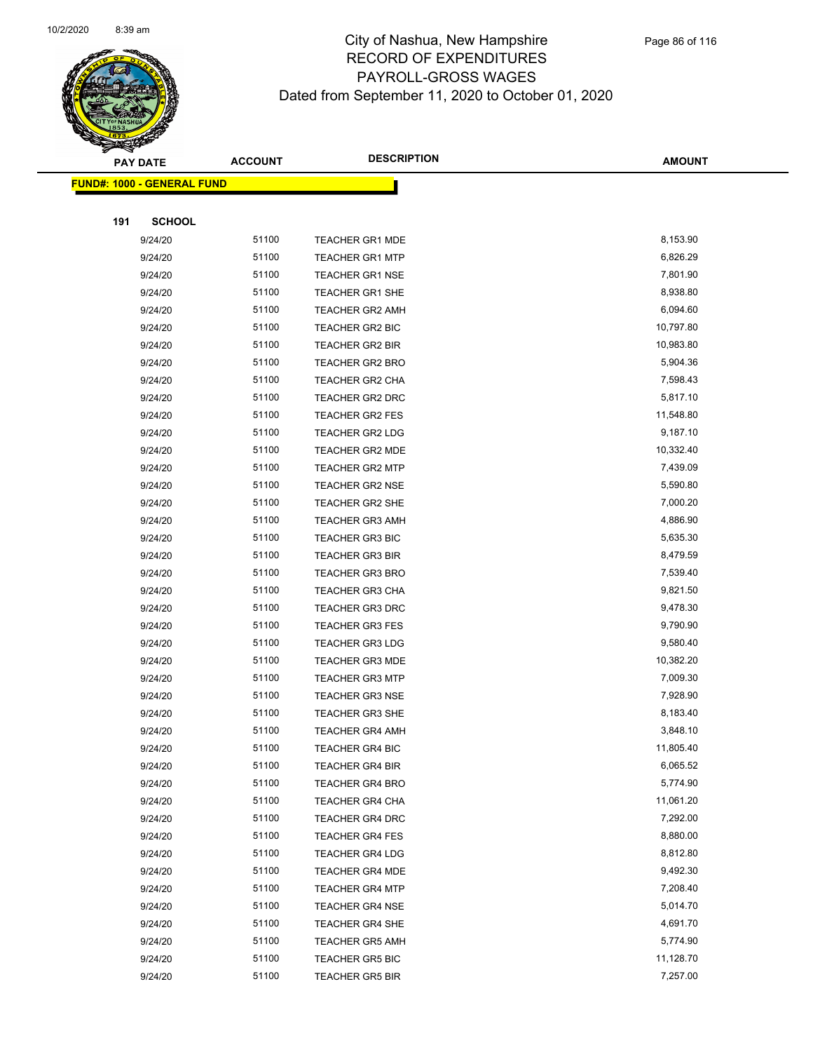City of Nashua, New Hampshire
RECORD OF EXPENDITURES
PAYROLL-GROSS WAGES
Dated from September 11, 2020 to October 01, 2020

| PAY DATE | ACCOUNT | DESCRIPTION | AMOUNT |
|---|---|---|---|
| **FUND#: 1000 - GENERAL FUND** | | | |
| **191 SCHOOL** | | | |
| 9/24/20 | 51100 | TEACHER GR1 MDE | 8,153.90 |
| 9/24/20 | 51100 | TEACHER GR1 MTP | 6,826.29 |
| 9/24/20 | 51100 | TEACHER GR1 NSE | 7,801.90 |
| 9/24/20 | 51100 | TEACHER GR1 SHE | 8,938.80 |
| 9/24/20 | 51100 | TEACHER GR2 AMH | 6,094.60 |
| 9/24/20 | 51100 | TEACHER GR2 BIC | 10,797.80 |
| 9/24/20 | 51100 | TEACHER GR2 BIR | 10,983.80 |
| 9/24/20 | 51100 | TEACHER GR2 BRO | 5,904.36 |
| 9/24/20 | 51100 | TEACHER GR2 CHA | 7,598.43 |
| 9/24/20 | 51100 | TEACHER GR2 DRC | 5,817.10 |
| 9/24/20 | 51100 | TEACHER GR2 FES | 11,548.80 |
| 9/24/20 | 51100 | TEACHER GR2 LDG | 9,187.10 |
| 9/24/20 | 51100 | TEACHER GR2 MDE | 10,332.40 |
| 9/24/20 | 51100 | TEACHER GR2 MTP | 7,439.09 |
| 9/24/20 | 51100 | TEACHER GR2 NSE | 5,590.80 |
| 9/24/20 | 51100 | TEACHER GR2 SHE | 7,000.20 |
| 9/24/20 | 51100 | TEACHER GR3 AMH | 4,886.90 |
| 9/24/20 | 51100 | TEACHER GR3 BIC | 5,635.30 |
| 9/24/20 | 51100 | TEACHER GR3 BIR | 8,479.59 |
| 9/24/20 | 51100 | TEACHER GR3 BRO | 7,539.40 |
| 9/24/20 | 51100 | TEACHER GR3 CHA | 9,821.50 |
| 9/24/20 | 51100 | TEACHER GR3 DRC | 9,478.30 |
| 9/24/20 | 51100 | TEACHER GR3 FES | 9,790.90 |
| 9/24/20 | 51100 | TEACHER GR3 LDG | 9,580.40 |
| 9/24/20 | 51100 | TEACHER GR3 MDE | 10,382.20 |
| 9/24/20 | 51100 | TEACHER GR3 MTP | 7,009.30 |
| 9/24/20 | 51100 | TEACHER GR3 NSE | 7,928.90 |
| 9/24/20 | 51100 | TEACHER GR3 SHE | 8,183.40 |
| 9/24/20 | 51100 | TEACHER GR4 AMH | 3,848.10 |
| 9/24/20 | 51100 | TEACHER GR4 BIC | 11,805.40 |
| 9/24/20 | 51100 | TEACHER GR4 BIR | 6,065.52 |
| 9/24/20 | 51100 | TEACHER GR4 BRO | 5,774.90 |
| 9/24/20 | 51100 | TEACHER GR4 CHA | 11,061.20 |
| 9/24/20 | 51100 | TEACHER GR4 DRC | 7,292.00 |
| 9/24/20 | 51100 | TEACHER GR4 FES | 8,880.00 |
| 9/24/20 | 51100 | TEACHER GR4 LDG | 8,812.80 |
| 9/24/20 | 51100 | TEACHER GR4 MDE | 9,492.30 |
| 9/24/20 | 51100 | TEACHER GR4 MTP | 7,208.40 |
| 9/24/20 | 51100 | TEACHER GR4 NSE | 5,014.70 |
| 9/24/20 | 51100 | TEACHER GR4 SHE | 4,691.70 |
| 9/24/20 | 51100 | TEACHER GR5 AMH | 5,774.90 |
| 9/24/20 | 51100 | TEACHER GR5 BIC | 11,128.70 |
| 9/24/20 | 51100 | TEACHER GR5 BIR | 7,257.00 |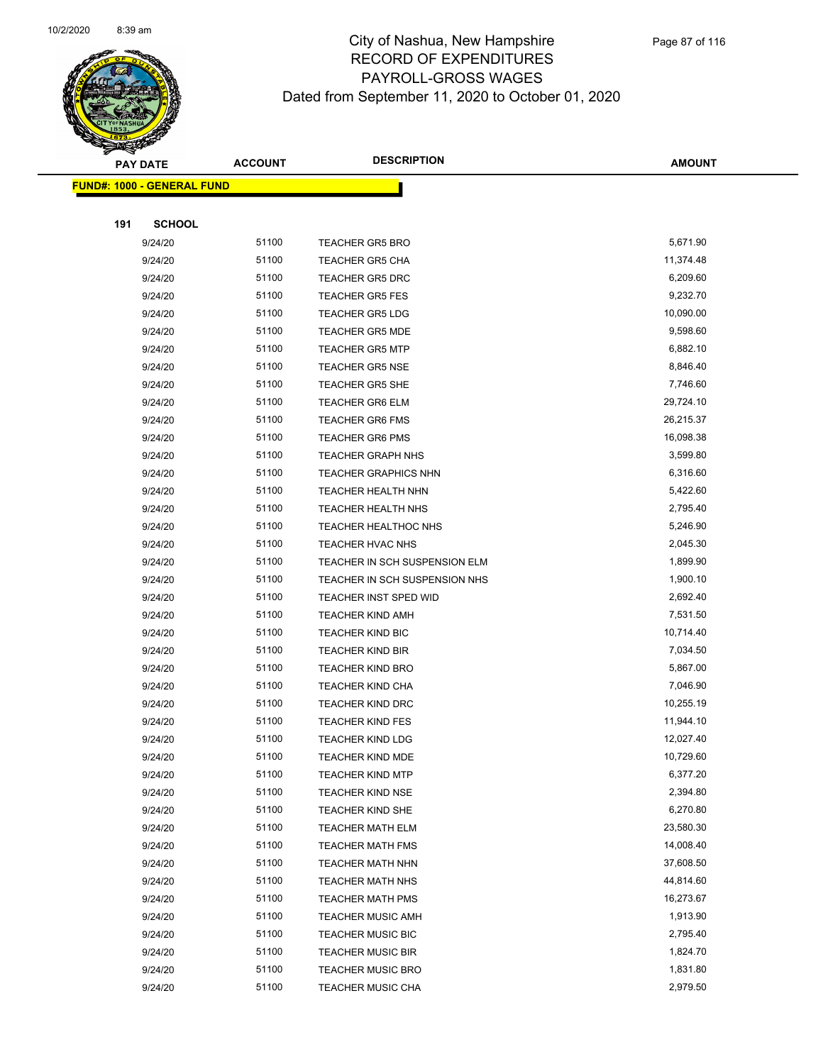# City of Nashua, New Hampshire
## RECORD OF EXPENDITURES
## PAYROLL-GROSS WAGES
## Dated from September 11, 2020 to October 01, 2020

**FUND#: 1000 - GENERAL FUND**

**191 SCHOOL**

| PAY DATE | ACCOUNT | DESCRIPTION | AMOUNT |
|---|---|---|---|
| 9/24/20 | 51100 | TEACHER GR5 BRO | 5,671.90 |
| 9/24/20 | 51100 | TEACHER GR5 CHA | 11,374.48 |
| 9/24/20 | 51100 | TEACHER GR5 DRC | 6,209.60 |
| 9/24/20 | 51100 | TEACHER GR5 FES | 9,232.70 |
| 9/24/20 | 51100 | TEACHER GR5 LDG | 10,090.00 |
| 9/24/20 | 51100 | TEACHER GR5 MDE | 9,598.60 |
| 9/24/20 | 51100 | TEACHER GR5 MTP | 6,882.10 |
| 9/24/20 | 51100 | TEACHER GR5 NSE | 8,846.40 |
| 9/24/20 | 51100 | TEACHER GR5 SHE | 7,746.60 |
| 9/24/20 | 51100 | TEACHER GR6 ELM | 29,724.10 |
| 9/24/20 | 51100 | TEACHER GR6 FMS | 26,215.37 |
| 9/24/20 | 51100 | TEACHER GR6 PMS | 16,098.38 |
| 9/24/20 | 51100 | TEACHER GRAPH NHS | 3,599.80 |
| 9/24/20 | 51100 | TEACHER GRAPHICS NHN | 6,316.60 |
| 9/24/20 | 51100 | TEACHER HEALTH NHN | 5,422.60 |
| 9/24/20 | 51100 | TEACHER HEALTH NHS | 2,795.40 |
| 9/24/20 | 51100 | TEACHER HEALTHOC NHS | 5,246.90 |
| 9/24/20 | 51100 | TEACHER HVAC NHS | 2,045.30 |
| 9/24/20 | 51100 | TEACHER IN SCH SUSPENSION ELM | 1,899.90 |
| 9/24/20 | 51100 | TEACHER IN SCH SUSPENSION NHS | 1,900.10 |
| 9/24/20 | 51100 | TEACHER INST SPED WID | 2,692.40 |
| 9/24/20 | 51100 | TEACHER KIND AMH | 7,531.50 |
| 9/24/20 | 51100 | TEACHER KIND BIC | 10,714.40 |
| 9/24/20 | 51100 | TEACHER KIND BIR | 7,034.50 |
| 9/24/20 | 51100 | TEACHER KIND BRO | 5,867.00 |
| 9/24/20 | 51100 | TEACHER KIND CHA | 7,046.90 |
| 9/24/20 | 51100 | TEACHER KIND DRC | 10,255.19 |
| 9/24/20 | 51100 | TEACHER KIND FES | 11,944.10 |
| 9/24/20 | 51100 | TEACHER KIND LDG | 12,027.40 |
| 9/24/20 | 51100 | TEACHER KIND MDE | 10,729.60 |
| 9/24/20 | 51100 | TEACHER KIND MTP | 6,377.20 |
| 9/24/20 | 51100 | TEACHER KIND NSE | 2,394.80 |
| 9/24/20 | 51100 | TEACHER KIND SHE | 6,270.80 |
| 9/24/20 | 51100 | TEACHER MATH ELM | 23,580.30 |
| 9/24/20 | 51100 | TEACHER MATH FMS | 14,008.40 |
| 9/24/20 | 51100 | TEACHER MATH NHN | 37,608.50 |
| 9/24/20 | 51100 | TEACHER MATH NHS | 44,814.60 |
| 9/24/20 | 51100 | TEACHER MATH PMS | 16,273.67 |
| 9/24/20 | 51100 | TEACHER MUSIC AMH | 1,913.90 |
| 9/24/20 | 51100 | TEACHER MUSIC BIC | 2,795.40 |
| 9/24/20 | 51100 | TEACHER MUSIC BIR | 1,824.70 |
| 9/24/20 | 51100 | TEACHER MUSIC BRO | 1,831.80 |
| 9/24/20 | 51100 | TEACHER MUSIC CHA | 2,979.50 |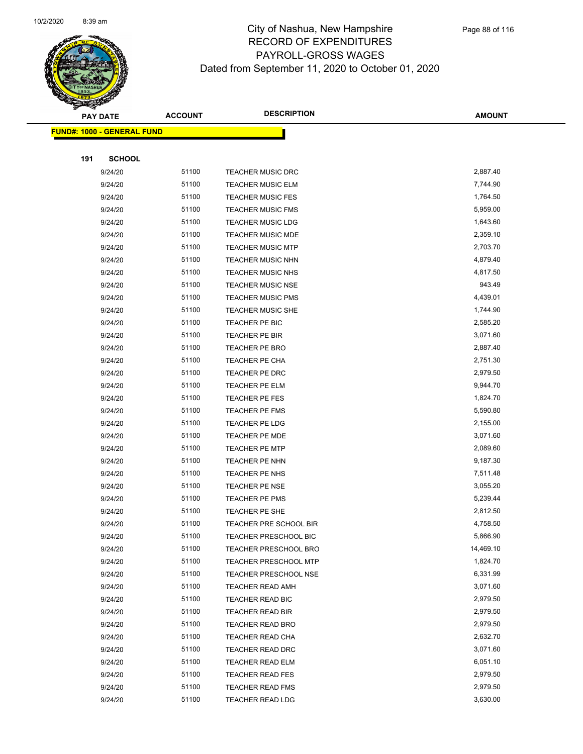# City of Nashua, New Hampshire
## RECORD OF EXPENDITURES
## PAYROLL-GROSS WAGES
## Dated from September 11, 2020 to October 01, 2020

| PAY DATE | ACCOUNT | DESCRIPTION | AMOUNT |
|---|---|---|---|
| **FUND#: 1000 - GENERAL FUND** | | | |
| **191 SCHOOL** | | | |
| 9/24/20 | 51100 | TEACHER MUSIC DRC | 2,887.40 |
| 9/24/20 | 51100 | TEACHER MUSIC ELM | 7,744.90 |
| 9/24/20 | 51100 | TEACHER MUSIC FES | 1,764.50 |
| 9/24/20 | 51100 | TEACHER MUSIC FMS | 5,959.00 |
| 9/24/20 | 51100 | TEACHER MUSIC LDG | 1,643.60 |
| 9/24/20 | 51100 | TEACHER MUSIC MDE | 2,359.10 |
| 9/24/20 | 51100 | TEACHER MUSIC MTP | 2,703.70 |
| 9/24/20 | 51100 | TEACHER MUSIC NHN | 4,879.40 |
| 9/24/20 | 51100 | TEACHER MUSIC NHS | 4,817.50 |
| 9/24/20 | 51100 | TEACHER MUSIC NSE | 943.49 |
| 9/24/20 | 51100 | TEACHER MUSIC PMS | 4,439.01 |
| 9/24/20 | 51100 | TEACHER MUSIC SHE | 1,744.90 |
| 9/24/20 | 51100 | TEACHER PE BIC | 2,585.20 |
| 9/24/20 | 51100 | TEACHER PE BIR | 3,071.60 |
| 9/24/20 | 51100 | TEACHER PE BRO | 2,887.40 |
| 9/24/20 | 51100 | TEACHER PE CHA | 2,751.30 |
| 9/24/20 | 51100 | TEACHER PE DRC | 2,979.50 |
| 9/24/20 | 51100 | TEACHER PE ELM | 9,944.70 |
| 9/24/20 | 51100 | TEACHER PE FES | 1,824.70 |
| 9/24/20 | 51100 | TEACHER PE FMS | 5,590.80 |
| 9/24/20 | 51100 | TEACHER PE LDG | 2,155.00 |
| 9/24/20 | 51100 | TEACHER PE MDE | 3,071.60 |
| 9/24/20 | 51100 | TEACHER PE MTP | 2,089.60 |
| 9/24/20 | 51100 | TEACHER PE NHN | 9,187.30 |
| 9/24/20 | 51100 | TEACHER PE NHS | 7,511.48 |
| 9/24/20 | 51100 | TEACHER PE NSE | 3,055.20 |
| 9/24/20 | 51100 | TEACHER PE PMS | 5,239.44 |
| 9/24/20 | 51100 | TEACHER PE SHE | 2,812.50 |
| 9/24/20 | 51100 | TEACHER PRE SCHOOL BIR | 4,758.50 |
| 9/24/20 | 51100 | TEACHER PRESCHOOL BIC | 5,866.90 |
| 9/24/20 | 51100 | TEACHER PRESCHOOL BRO | 14,469.10 |
| 9/24/20 | 51100 | TEACHER PRESCHOOL MTP | 1,824.70 |
| 9/24/20 | 51100 | TEACHER PRESCHOOL NSE | 6,331.99 |
| 9/24/20 | 51100 | TEACHER READ AMH | 3,071.60 |
| 9/24/20 | 51100 | TEACHER READ BIC | 2,979.50 |
| 9/24/20 | 51100 | TEACHER READ BIR | 2,979.50 |
| 9/24/20 | 51100 | TEACHER READ BRO | 2,979.50 |
| 9/24/20 | 51100 | TEACHER READ CHA | 2,632.70 |
| 9/24/20 | 51100 | TEACHER READ DRC | 3,071.60 |
| 9/24/20 | 51100 | TEACHER READ ELM | 6,051.10 |
| 9/24/20 | 51100 | TEACHER READ FES | 2,979.50 |
| 9/24/20 | 51100 | TEACHER READ FMS | 2,979.50 |
| 9/24/20 | 51100 | TEACHER READ LDG | 3,630.00 |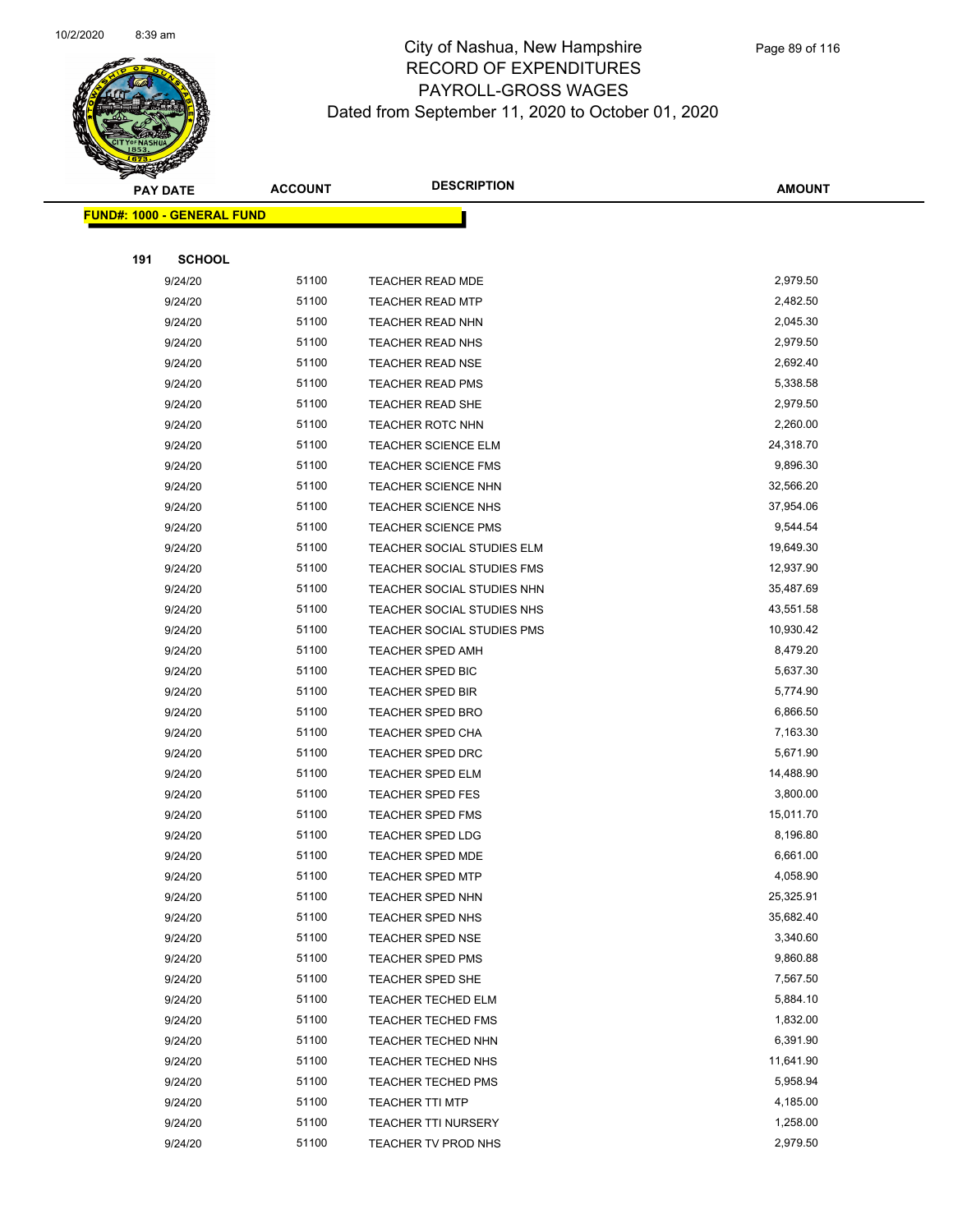# City of Nashua, New Hampshire
## RECORD OF EXPENDITURES
## PAYROLL-GROSS WAGES
## Dated from September 11, 2020 to October 01, 2020

**FUND#: 1000 - GENERAL FUND**

**191 SCHOOL**

| PAY DATE | ACCOUNT | DESCRIPTION | AMOUNT |
|---|---|---|---|
| 9/24/20 | 51100 | TEACHER READ MDE | 2,979.50 |
| 9/24/20 | 51100 | TEACHER READ MTP | 2,482.50 |
| 9/24/20 | 51100 | TEACHER READ NHN | 2,045.30 |
| 9/24/20 | 51100 | TEACHER READ NHS | 2,979.50 |
| 9/24/20 | 51100 | TEACHER READ NSE | 2,692.40 |
| 9/24/20 | 51100 | TEACHER READ PMS | 5,338.58 |
| 9/24/20 | 51100 | TEACHER READ SHE | 2,979.50 |
| 9/24/20 | 51100 | TEACHER ROTC NHN | 2,260.00 |
| 9/24/20 | 51100 | TEACHER SCIENCE ELM | 24,318.70 |
| 9/24/20 | 51100 | TEACHER SCIENCE FMS | 9,896.30 |
| 9/24/20 | 51100 | TEACHER SCIENCE NHN | 32,566.20 |
| 9/24/20 | 51100 | TEACHER SCIENCE NHS | 37,954.06 |
| 9/24/20 | 51100 | TEACHER SCIENCE PMS | 9,544.54 |
| 9/24/20 | 51100 | TEACHER SOCIAL STUDIES ELM | 19,649.30 |
| 9/24/20 | 51100 | TEACHER SOCIAL STUDIES FMS | 12,937.90 |
| 9/24/20 | 51100 | TEACHER SOCIAL STUDIES NHN | 35,487.69 |
| 9/24/20 | 51100 | TEACHER SOCIAL STUDIES NHS | 43,551.58 |
| 9/24/20 | 51100 | TEACHER SOCIAL STUDIES PMS | 10,930.42 |
| 9/24/20 | 51100 | TEACHER SPED AMH | 8,479.20 |
| 9/24/20 | 51100 | TEACHER SPED BIC | 5,637.30 |
| 9/24/20 | 51100 | TEACHER SPED BIR | 5,774.90 |
| 9/24/20 | 51100 | TEACHER SPED BRO | 6,866.50 |
| 9/24/20 | 51100 | TEACHER SPED CHA | 7,163.30 |
| 9/24/20 | 51100 | TEACHER SPED DRC | 5,671.90 |
| 9/24/20 | 51100 | TEACHER SPED ELM | 14,488.90 |
| 9/24/20 | 51100 | TEACHER SPED FES | 3,800.00 |
| 9/24/20 | 51100 | TEACHER SPED FMS | 15,011.70 |
| 9/24/20 | 51100 | TEACHER SPED LDG | 8,196.80 |
| 9/24/20 | 51100 | TEACHER SPED MDE | 6,661.00 |
| 9/24/20 | 51100 | TEACHER SPED MTP | 4,058.90 |
| 9/24/20 | 51100 | TEACHER SPED NHN | 25,325.91 |
| 9/24/20 | 51100 | TEACHER SPED NHS | 35,682.40 |
| 9/24/20 | 51100 | TEACHER SPED NSE | 3,340.60 |
| 9/24/20 | 51100 | TEACHER SPED PMS | 9,860.88 |
| 9/24/20 | 51100 | TEACHER SPED SHE | 7,567.50 |
| 9/24/20 | 51100 | TEACHER TECHED ELM | 5,884.10 |
| 9/24/20 | 51100 | TEACHER TECHED FMS | 1,832.00 |
| 9/24/20 | 51100 | TEACHER TECHED NHN | 6,391.90 |
| 9/24/20 | 51100 | TEACHER TECHED NHS | 11,641.90 |
| 9/24/20 | 51100 | TEACHER TECHED PMS | 5,958.94 |
| 9/24/20 | 51100 | TEACHER TTI MTP | 4,185.00 |
| 9/24/20 | 51100 | TEACHER TTI NURSERY | 1,258.00 |
| 9/24/20 | 51100 | TEACHER TV PROD NHS | 2,979.50 |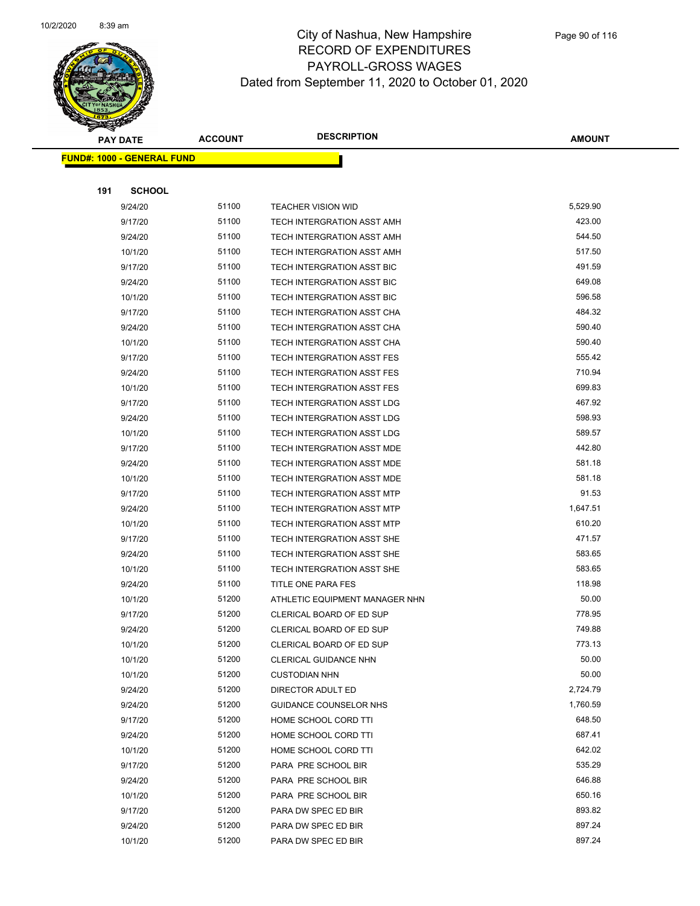# City of Nashua, New Hampshire
## RECORD OF EXPENDITURES
## PAYROLL-GROSS WAGES
## Dated from September 11, 2020 to October 01, 2020

**FUND#: 1000 - GENERAL FUND**

**191 SCHOOL**

| PAY DATE | ACCOUNT | DESCRIPTION | AMOUNT |
|---|---|---|---|
| 9/24/20 | 51100 | TEACHER VISION WID | 5,529.90 |
| 9/17/20 | 51100 | TECH INTERGRATION ASST AMH | 423.00 |
| 9/24/20 | 51100 | TECH INTERGRATION ASST AMH | 544.50 |
| 10/1/20 | 51100 | TECH INTERGRATION ASST AMH | 517.50 |
| 9/17/20 | 51100 | TECH INTERGRATION ASST BIC | 491.59 |
| 9/24/20 | 51100 | TECH INTERGRATION ASST BIC | 649.08 |
| 10/1/20 | 51100 | TECH INTERGRATION ASST BIC | 596.58 |
| 9/17/20 | 51100 | TECH INTERGRATION ASST CHA | 484.32 |
| 9/24/20 | 51100 | TECH INTERGRATION ASST CHA | 590.40 |
| 10/1/20 | 51100 | TECH INTERGRATION ASST CHA | 590.40 |
| 9/17/20 | 51100 | TECH INTERGRATION ASST FES | 555.42 |
| 9/24/20 | 51100 | TECH INTERGRATION ASST FES | 710.94 |
| 10/1/20 | 51100 | TECH INTERGRATION ASST FES | 699.83 |
| 9/17/20 | 51100 | TECH INTERGRATION ASST LDG | 467.92 |
| 9/24/20 | 51100 | TECH INTERGRATION ASST LDG | 598.93 |
| 10/1/20 | 51100 | TECH INTERGRATION ASST LDG | 589.57 |
| 9/17/20 | 51100 | TECH INTERGRATION ASST MDE | 442.80 |
| 9/24/20 | 51100 | TECH INTERGRATION ASST MDE | 581.18 |
| 10/1/20 | 51100 | TECH INTERGRATION ASST MDE | 581.18 |
| 9/17/20 | 51100 | TECH INTERGRATION ASST MTP | 91.53 |
| 9/24/20 | 51100 | TECH INTERGRATION ASST MTP | 1,647.51 |
| 10/1/20 | 51100 | TECH INTERGRATION ASST MTP | 610.20 |
| 9/17/20 | 51100 | TECH INTERGRATION ASST SHE | 471.57 |
| 9/24/20 | 51100 | TECH INTERGRATION ASST SHE | 583.65 |
| 10/1/20 | 51100 | TECH INTERGRATION ASST SHE | 583.65 |
| 9/24/20 | 51100 | TITLE ONE PARA FES | 118.98 |
| 10/1/20 | 51200 | ATHLETIC EQUIPMENT MANAGER NHN | 50.00 |
| 9/17/20 | 51200 | CLERICAL BOARD OF ED SUP | 778.95 |
| 9/24/20 | 51200 | CLERICAL BOARD OF ED SUP | 749.88 |
| 10/1/20 | 51200 | CLERICAL BOARD OF ED SUP | 773.13 |
| 10/1/20 | 51200 | CLERICAL GUIDANCE NHN | 50.00 |
| 10/1/20 | 51200 | CUSTODIAN NHN | 50.00 |
| 9/24/20 | 51200 | DIRECTOR ADULT ED | 2,724.79 |
| 9/24/20 | 51200 | GUIDANCE COUNSELOR NHS | 1,760.59 |
| 9/17/20 | 51200 | HOME SCHOOL CORD TTI | 648.50 |
| 9/24/20 | 51200 | HOME SCHOOL CORD TTI | 687.41 |
| 10/1/20 | 51200 | HOME SCHOOL CORD TTI | 642.02 |
| 9/17/20 | 51200 | PARA PRE SCHOOL BIR | 535.29 |
| 9/24/20 | 51200 | PARA PRE SCHOOL BIR | 646.88 |
| 10/1/20 | 51200 | PARA PRE SCHOOL BIR | 650.16 |
| 9/17/20 | 51200 | PARA DW SPEC ED BIR | 893.82 |
| 9/24/20 | 51200 | PARA DW SPEC ED BIR | 897.24 |
| 10/1/20 | 51200 | PARA DW SPEC ED BIR | 897.24 |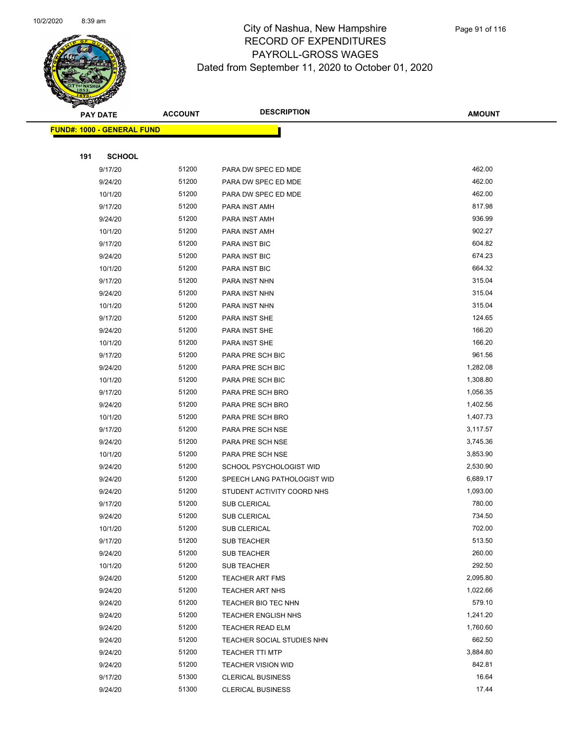# City of Nashua, New Hampshire
## RECORD OF EXPENDITURES
## PAYROLL-GROSS WAGES
### Dated from September 11, 2020 to October 01, 2020

| PAY DATE | ACCOUNT | DESCRIPTION | AMOUNT |
|---|---|---|---|
| **FUND#: 1000 - GENERAL FUND** | | | |
| **191 SCHOOL** | | | |
| 9/17/20 | 51200 | PARA DW SPEC ED MDE | 462.00 |
| 9/24/20 | 51200 | PARA DW SPEC ED MDE | 462.00 |
| 10/1/20 | 51200 | PARA DW SPEC ED MDE | 462.00 |
| 9/17/20 | 51200 | PARA INST AMH | 817.98 |
| 9/24/20 | 51200 | PARA INST AMH | 936.99 |
| 10/1/20 | 51200 | PARA INST AMH | 902.27 |
| 9/17/20 | 51200 | PARA INST BIC | 604.82 |
| 9/24/20 | 51200 | PARA INST BIC | 674.23 |
| 10/1/20 | 51200 | PARA INST BIC | 664.32 |
| 9/17/20 | 51200 | PARA INST NHN | 315.04 |
| 9/24/20 | 51200 | PARA INST NHN | 315.04 |
| 10/1/20 | 51200 | PARA INST NHN | 315.04 |
| 9/17/20 | 51200 | PARA INST SHE | 124.65 |
| 9/24/20 | 51200 | PARA INST SHE | 166.20 |
| 10/1/20 | 51200 | PARA INST SHE | 166.20 |
| 9/17/20 | 51200 | PARA PRE SCH BIC | 961.56 |
| 9/24/20 | 51200 | PARA PRE SCH BIC | 1,282.08 |
| 10/1/20 | 51200 | PARA PRE SCH BIC | 1,308.80 |
| 9/17/20 | 51200 | PARA PRE SCH BRO | 1,056.35 |
| 9/24/20 | 51200 | PARA PRE SCH BRO | 1,402.56 |
| 10/1/20 | 51200 | PARA PRE SCH BRO | 1,407.73 |
| 9/17/20 | 51200 | PARA PRE SCH NSE | 3,117.57 |
| 9/24/20 | 51200 | PARA PRE SCH NSE | 3,745.36 |
| 10/1/20 | 51200 | PARA PRE SCH NSE | 3,853.90 |
| 9/24/20 | 51200 | SCHOOL PSYCHOLOGIST WID | 2,530.90 |
| 9/24/20 | 51200 | SPEECH LANG PATHOLOGIST WID | 6,689.17 |
| 9/24/20 | 51200 | STUDENT ACTIVITY COORD NHS | 1,093.00 |
| 9/17/20 | 51200 | SUB CLERICAL | 780.00 |
| 9/24/20 | 51200 | SUB CLERICAL | 734.50 |
| 10/1/20 | 51200 | SUB CLERICAL | 702.00 |
| 9/17/20 | 51200 | SUB TEACHER | 513.50 |
| 9/24/20 | 51200 | SUB TEACHER | 260.00 |
| 10/1/20 | 51200 | SUB TEACHER | 292.50 |
| 9/24/20 | 51200 | TEACHER ART FMS | 2,095.80 |
| 9/24/20 | 51200 | TEACHER ART NHS | 1,022.66 |
| 9/24/20 | 51200 | TEACHER BIO TEC NHN | 579.10 |
| 9/24/20 | 51200 | TEACHER ENGLISH NHS | 1,241.20 |
| 9/24/20 | 51200 | TEACHER READ ELM | 1,760.60 |
| 9/24/20 | 51200 | TEACHER SOCIAL STUDIES NHN | 662.50 |
| 9/24/20 | 51200 | TEACHER TTI MTP | 3,884.80 |
| 9/24/20 | 51200 | TEACHER VISION WID | 842.81 |
| 9/17/20 | 51300 | CLERICAL BUSINESS | 16.64 |
| 9/24/20 | 51300 | CLERICAL BUSINESS | 17.44 |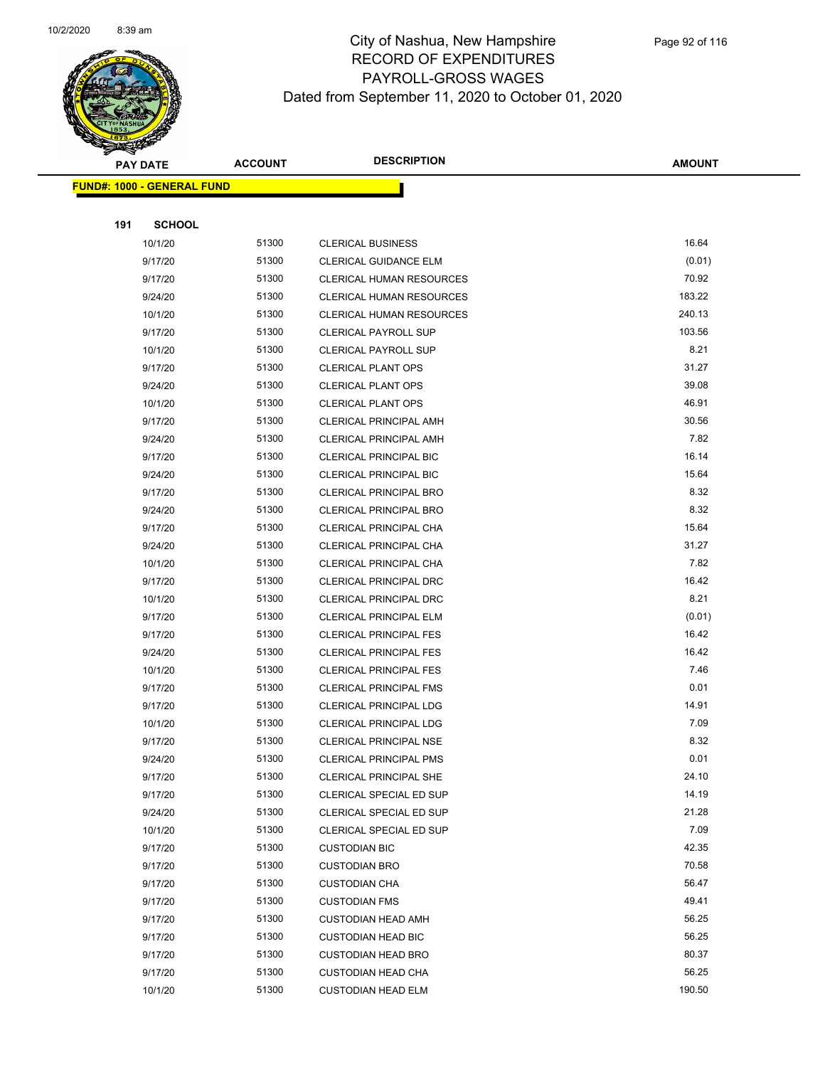City of Nashua, New Hampshire
RECORD OF EXPENDITURES
PAYROLL-GROSS WAGES
Dated from September 11, 2020 to October 01, 2020

| PAY DATE | ACCOUNT | DESCRIPTION | AMOUNT |
|---|---|---|---|

**FUND#: 1000 - GENERAL FUND**

**191 SCHOOL**

| PAY DATE | ACCOUNT | DESCRIPTION | AMOUNT |
|---|---|---|---|
| 10/1/20 | 51300 | CLERICAL BUSINESS | 16.64 |
| 9/17/20 | 51300 | CLERICAL GUIDANCE ELM | (0.01) |
| 9/17/20 | 51300 | CLERICAL HUMAN RESOURCES | 70.92 |
| 9/24/20 | 51300 | CLERICAL HUMAN RESOURCES | 183.22 |
| 10/1/20 | 51300 | CLERICAL HUMAN RESOURCES | 240.13 |
| 9/17/20 | 51300 | CLERICAL PAYROLL SUP | 103.56 |
| 10/1/20 | 51300 | CLERICAL PAYROLL SUP | 8.21 |
| 9/17/20 | 51300 | CLERICAL PLANT OPS | 31.27 |
| 9/24/20 | 51300 | CLERICAL PLANT OPS | 39.08 |
| 10/1/20 | 51300 | CLERICAL PLANT OPS | 46.91 |
| 9/17/20 | 51300 | CLERICAL PRINCIPAL AMH | 30.56 |
| 9/24/20 | 51300 | CLERICAL PRINCIPAL AMH | 7.82 |
| 9/17/20 | 51300 | CLERICAL PRINCIPAL BIC | 16.14 |
| 9/24/20 | 51300 | CLERICAL PRINCIPAL BIC | 15.64 |
| 9/17/20 | 51300 | CLERICAL PRINCIPAL BRO | 8.32 |
| 9/24/20 | 51300 | CLERICAL PRINCIPAL BRO | 8.32 |
| 9/17/20 | 51300 | CLERICAL PRINCIPAL CHA | 15.64 |
| 9/24/20 | 51300 | CLERICAL PRINCIPAL CHA | 31.27 |
| 10/1/20 | 51300 | CLERICAL PRINCIPAL CHA | 7.82 |
| 9/17/20 | 51300 | CLERICAL PRINCIPAL DRC | 16.42 |
| 10/1/20 | 51300 | CLERICAL PRINCIPAL DRC | 8.21 |
| 9/17/20 | 51300 | CLERICAL PRINCIPAL ELM | (0.01) |
| 9/17/20 | 51300 | CLERICAL PRINCIPAL FES | 16.42 |
| 9/24/20 | 51300 | CLERICAL PRINCIPAL FES | 16.42 |
| 10/1/20 | 51300 | CLERICAL PRINCIPAL FES | 7.46 |
| 9/17/20 | 51300 | CLERICAL PRINCIPAL FMS | 0.01 |
| 9/17/20 | 51300 | CLERICAL PRINCIPAL LDG | 14.91 |
| 10/1/20 | 51300 | CLERICAL PRINCIPAL LDG | 7.09 |
| 9/17/20 | 51300 | CLERICAL PRINCIPAL NSE | 8.32 |
| 9/24/20 | 51300 | CLERICAL PRINCIPAL PMS | 0.01 |
| 9/17/20 | 51300 | CLERICAL PRINCIPAL SHE | 24.10 |
| 9/17/20 | 51300 | CLERICAL SPECIAL ED SUP | 14.19 |
| 9/24/20 | 51300 | CLERICAL SPECIAL ED SUP | 21.28 |
| 10/1/20 | 51300 | CLERICAL SPECIAL ED SUP | 7.09 |
| 9/17/20 | 51300 | CUSTODIAN BIC | 42.35 |
| 9/17/20 | 51300 | CUSTODIAN BRO | 70.58 |
| 9/17/20 | 51300 | CUSTODIAN CHA | 56.47 |
| 9/17/20 | 51300 | CUSTODIAN FMS | 49.41 |
| 9/17/20 | 51300 | CUSTODIAN HEAD AMH | 56.25 |
| 9/17/20 | 51300 | CUSTODIAN HEAD BIC | 56.25 |
| 9/17/20 | 51300 | CUSTODIAN HEAD BRO | 80.37 |
| 9/17/20 | 51300 | CUSTODIAN HEAD CHA | 56.25 |
| 10/1/20 | 51300 | CUSTODIAN HEAD ELM | 190.50 |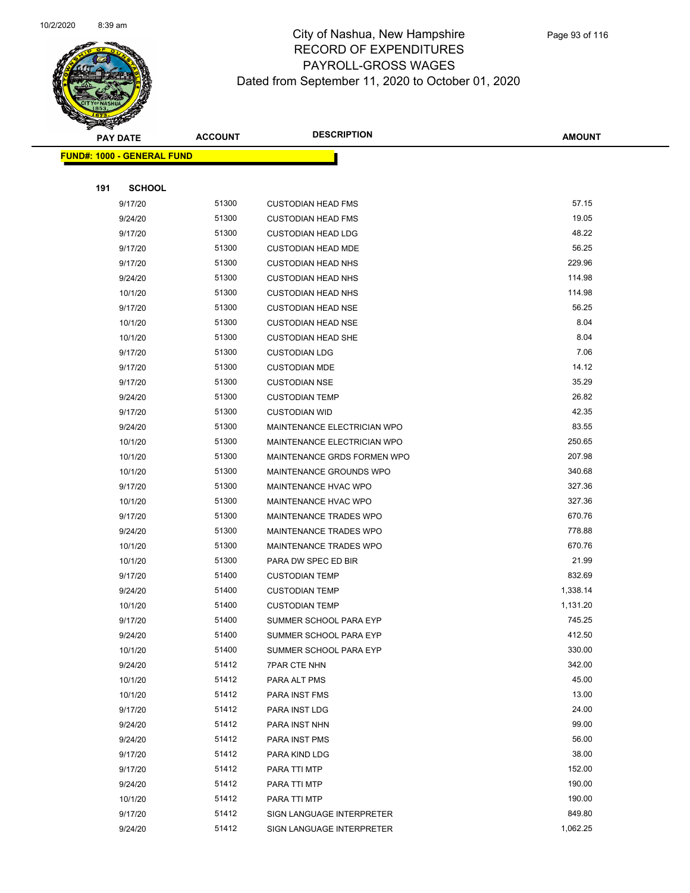City of Nashua, New Hampshire
RECORD OF EXPENDITURES
PAYROLL-GROSS WAGES
Dated from September 11, 2020 to October 01, 2020

| PAY DATE | ACCOUNT | DESCRIPTION | AMOUNT |
|---|---|---|---|

**FUND#: 1000 - GENERAL FUND**

**191 SCHOOL**

| PAY DATE | ACCOUNT | DESCRIPTION | AMOUNT |
|---|---|---|---|
| 9/17/20 | 51300 | CUSTODIAN HEAD FMS | 57.15 |
| 9/24/20 | 51300 | CUSTODIAN HEAD FMS | 19.05 |
| 9/17/20 | 51300 | CUSTODIAN HEAD LDG | 48.22 |
| 9/17/20 | 51300 | CUSTODIAN HEAD MDE | 56.25 |
| 9/17/20 | 51300 | CUSTODIAN HEAD NHS | 229.96 |
| 9/24/20 | 51300 | CUSTODIAN HEAD NHS | 114.98 |
| 10/1/20 | 51300 | CUSTODIAN HEAD NHS | 114.98 |
| 9/17/20 | 51300 | CUSTODIAN HEAD NSE | 56.25 |
| 10/1/20 | 51300 | CUSTODIAN HEAD NSE | 8.04 |
| 10/1/20 | 51300 | CUSTODIAN HEAD SHE | 8.04 |
| 9/17/20 | 51300 | CUSTODIAN LDG | 7.06 |
| 9/17/20 | 51300 | CUSTODIAN MDE | 14.12 |
| 9/17/20 | 51300 | CUSTODIAN NSE | 35.29 |
| 9/24/20 | 51300 | CUSTODIAN TEMP | 26.82 |
| 9/17/20 | 51300 | CUSTODIAN WID | 42.35 |
| 9/24/20 | 51300 | MAINTENANCE ELECTRICIAN WPO | 83.55 |
| 10/1/20 | 51300 | MAINTENANCE ELECTRICIAN WPO | 250.65 |
| 10/1/20 | 51300 | MAINTENANCE GRDS FORMEN WPO | 207.98 |
| 10/1/20 | 51300 | MAINTENANCE GROUNDS WPO | 340.68 |
| 9/17/20 | 51300 | MAINTENANCE HVAC WPO | 327.36 |
| 10/1/20 | 51300 | MAINTENANCE HVAC WPO | 327.36 |
| 9/17/20 | 51300 | MAINTENANCE TRADES WPO | 670.76 |
| 9/24/20 | 51300 | MAINTENANCE TRADES WPO | 778.88 |
| 10/1/20 | 51300 | MAINTENANCE TRADES WPO | 670.76 |
| 10/1/20 | 51300 | PARA DW SPEC ED BIR | 21.99 |
| 9/17/20 | 51400 | CUSTODIAN TEMP | 832.69 |
| 9/24/20 | 51400 | CUSTODIAN TEMP | 1,338.14 |
| 10/1/20 | 51400 | CUSTODIAN TEMP | 1,131.20 |
| 9/17/20 | 51400 | SUMMER SCHOOL PARA EYP | 745.25 |
| 9/24/20 | 51400 | SUMMER SCHOOL PARA EYP | 412.50 |
| 10/1/20 | 51400 | SUMMER SCHOOL PARA EYP | 330.00 |
| 9/24/20 | 51412 | 7PAR CTE NHN | 342.00 |
| 10/1/20 | 51412 | PARA ALT PMS | 45.00 |
| 10/1/20 | 51412 | PARA INST FMS | 13.00 |
| 9/17/20 | 51412 | PARA INST LDG | 24.00 |
| 9/24/20 | 51412 | PARA INST NHN | 99.00 |
| 9/24/20 | 51412 | PARA INST PMS | 56.00 |
| 9/17/20 | 51412 | PARA KIND LDG | 38.00 |
| 9/17/20 | 51412 | PARA TTI MTP | 152.00 |
| 9/24/20 | 51412 | PARA TTI MTP | 190.00 |
| 10/1/20 | 51412 | PARA TTI MTP | 190.00 |
| 9/17/20 | 51412 | SIGN LANGUAGE INTERPRETER | 849.80 |
| 9/24/20 | 51412 | SIGN LANGUAGE INTERPRETER | 1,062.25 |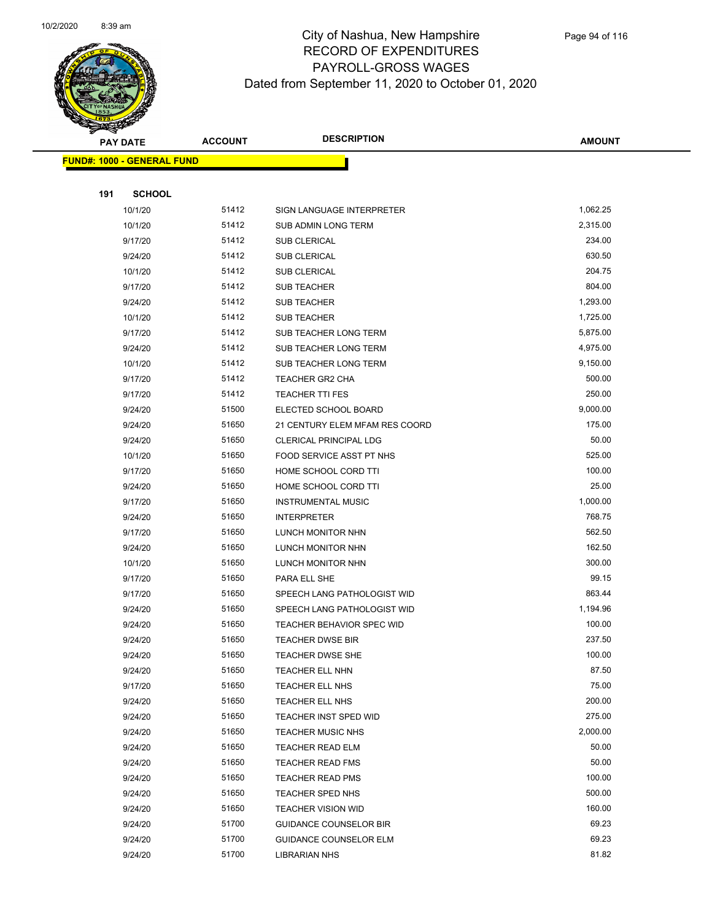# City of Nashua, New Hampshire
## RECORD OF EXPENDITURES
## PAYROLL-GROSS WAGES
## Dated from September 11, 2020 to October 01, 2020

**FUND#: 1000 - GENERAL FUND**

**191 SCHOOL**

| PAY DATE | ACCOUNT | DESCRIPTION | AMOUNT |
|---|---|---|---|
| 10/1/20 | 51412 | SIGN LANGUAGE INTERPRETER | 1,062.25 |
| 10/1/20 | 51412 | SUB ADMIN LONG TERM | 2,315.00 |
| 9/17/20 | 51412 | SUB CLERICAL | 234.00 |
| 9/24/20 | 51412 | SUB CLERICAL | 630.50 |
| 10/1/20 | 51412 | SUB CLERICAL | 204.75 |
| 9/17/20 | 51412 | SUB TEACHER | 804.00 |
| 9/24/20 | 51412 | SUB TEACHER | 1,293.00 |
| 10/1/20 | 51412 | SUB TEACHER | 1,725.00 |
| 9/17/20 | 51412 | SUB TEACHER LONG TERM | 5,875.00 |
| 9/24/20 | 51412 | SUB TEACHER LONG TERM | 4,975.00 |
| 10/1/20 | 51412 | SUB TEACHER LONG TERM | 9,150.00 |
| 9/17/20 | 51412 | TEACHER GR2 CHA | 500.00 |
| 9/17/20 | 51412 | TEACHER TTI FES | 250.00 |
| 9/24/20 | 51500 | ELECTED SCHOOL BOARD | 9,000.00 |
| 9/24/20 | 51650 | 21 CENTURY ELEM MFAM RES COORD | 175.00 |
| 9/24/20 | 51650 | CLERICAL PRINCIPAL LDG | 50.00 |
| 10/1/20 | 51650 | FOOD SERVICE ASST PT NHS | 525.00 |
| 9/17/20 | 51650 | HOME SCHOOL CORD TTI | 100.00 |
| 9/24/20 | 51650 | HOME SCHOOL CORD TTI | 25.00 |
| 9/17/20 | 51650 | INSTRUMENTAL MUSIC | 1,000.00 |
| 9/24/20 | 51650 | INTERPRETER | 768.75 |
| 9/17/20 | 51650 | LUNCH MONITOR NHN | 562.50 |
| 9/24/20 | 51650 | LUNCH MONITOR NHN | 162.50 |
| 10/1/20 | 51650 | LUNCH MONITOR NHN | 300.00 |
| 9/17/20 | 51650 | PARA ELL SHE | 99.15 |
| 9/17/20 | 51650 | SPEECH LANG PATHOLOGIST WID | 863.44 |
| 9/24/20 | 51650 | SPEECH LANG PATHOLOGIST WID | 1,194.96 |
| 9/24/20 | 51650 | TEACHER BEHAVIOR SPEC WID | 100.00 |
| 9/24/20 | 51650 | TEACHER DWSE BIR | 237.50 |
| 9/24/20 | 51650 | TEACHER DWSE SHE | 100.00 |
| 9/24/20 | 51650 | TEACHER ELL NHN | 87.50 |
| 9/17/20 | 51650 | TEACHER ELL NHS | 75.00 |
| 9/24/20 | 51650 | TEACHER ELL NHS | 200.00 |
| 9/24/20 | 51650 | TEACHER INST SPED WID | 275.00 |
| 9/24/20 | 51650 | TEACHER MUSIC NHS | 2,000.00 |
| 9/24/20 | 51650 | TEACHER READ ELM | 50.00 |
| 9/24/20 | 51650 | TEACHER READ FMS | 50.00 |
| 9/24/20 | 51650 | TEACHER READ PMS | 100.00 |
| 9/24/20 | 51650 | TEACHER SPED NHS | 500.00 |
| 9/24/20 | 51650 | TEACHER VISION WID | 160.00 |
| 9/24/20 | 51700 | GUIDANCE COUNSELOR BIR | 69.23 |
| 9/24/20 | 51700 | GUIDANCE COUNSELOR ELM | 69.23 |
| 9/24/20 | 51700 | LIBRARIAN NHS | 81.82 |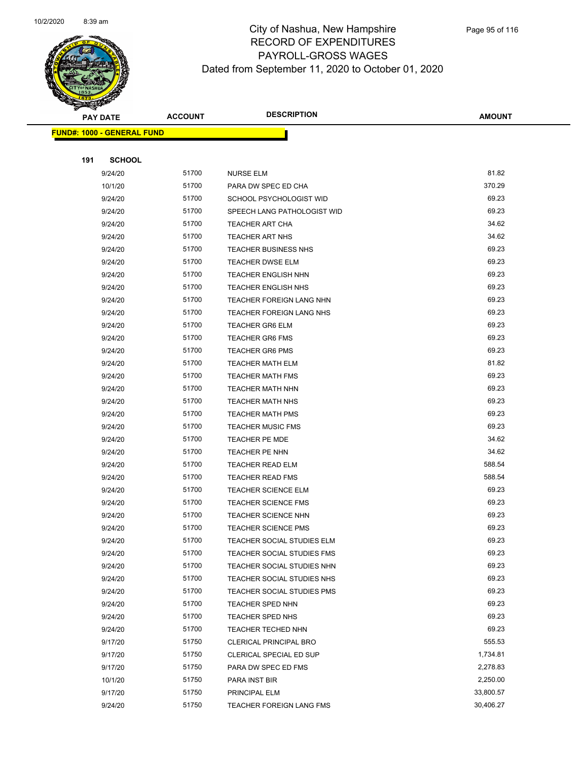# City of Nashua, New Hampshire
## RECORD OF EXPENDITURES
## PAYROLL-GROSS WAGES
### Dated from September 11, 2020 to October 01, 2020

**FUND#: 1000 - GENERAL FUND**

**191 SCHOOL**

| PAY DATE | ACCOUNT | DESCRIPTION | AMOUNT |
|---|---|---|---|
| 9/24/20 | 51700 | NURSE ELM | 81.82 |
| 10/1/20 | 51700 | PARA DW SPEC ED CHA | 370.29 |
| 9/24/20 | 51700 | SCHOOL PSYCHOLOGIST WID | 69.23 |
| 9/24/20 | 51700 | SPEECH LANG PATHOLOGIST WID | 69.23 |
| 9/24/20 | 51700 | TEACHER ART CHA | 34.62 |
| 9/24/20 | 51700 | TEACHER ART NHS | 34.62 |
| 9/24/20 | 51700 | TEACHER BUSINESS NHS | 69.23 |
| 9/24/20 | 51700 | TEACHER DWSE ELM | 69.23 |
| 9/24/20 | 51700 | TEACHER ENGLISH NHN | 69.23 |
| 9/24/20 | 51700 | TEACHER ENGLISH NHS | 69.23 |
| 9/24/20 | 51700 | TEACHER FOREIGN LANG NHN | 69.23 |
| 9/24/20 | 51700 | TEACHER FOREIGN LANG NHS | 69.23 |
| 9/24/20 | 51700 | TEACHER GR6 ELM | 69.23 |
| 9/24/20 | 51700 | TEACHER GR6 FMS | 69.23 |
| 9/24/20 | 51700 | TEACHER GR6 PMS | 69.23 |
| 9/24/20 | 51700 | TEACHER MATH ELM | 81.82 |
| 9/24/20 | 51700 | TEACHER MATH FMS | 69.23 |
| 9/24/20 | 51700 | TEACHER MATH NHN | 69.23 |
| 9/24/20 | 51700 | TEACHER MATH NHS | 69.23 |
| 9/24/20 | 51700 | TEACHER MATH PMS | 69.23 |
| 9/24/20 | 51700 | TEACHER MUSIC FMS | 69.23 |
| 9/24/20 | 51700 | TEACHER PE MDE | 34.62 |
| 9/24/20 | 51700 | TEACHER PE NHN | 34.62 |
| 9/24/20 | 51700 | TEACHER READ ELM | 588.54 |
| 9/24/20 | 51700 | TEACHER READ FMS | 588.54 |
| 9/24/20 | 51700 | TEACHER SCIENCE ELM | 69.23 |
| 9/24/20 | 51700 | TEACHER SCIENCE FMS | 69.23 |
| 9/24/20 | 51700 | TEACHER SCIENCE NHN | 69.23 |
| 9/24/20 | 51700 | TEACHER SCIENCE PMS | 69.23 |
| 9/24/20 | 51700 | TEACHER SOCIAL STUDIES ELM | 69.23 |
| 9/24/20 | 51700 | TEACHER SOCIAL STUDIES FMS | 69.23 |
| 9/24/20 | 51700 | TEACHER SOCIAL STUDIES NHN | 69.23 |
| 9/24/20 | 51700 | TEACHER SOCIAL STUDIES NHS | 69.23 |
| 9/24/20 | 51700 | TEACHER SOCIAL STUDIES PMS | 69.23 |
| 9/24/20 | 51700 | TEACHER SPED NHN | 69.23 |
| 9/24/20 | 51700 | TEACHER SPED NHS | 69.23 |
| 9/24/20 | 51700 | TEACHER TECHED NHN | 69.23 |
| 9/17/20 | 51750 | CLERICAL PRINCIPAL BRO | 555.53 |
| 9/17/20 | 51750 | CLERICAL SPECIAL ED SUP | 1,734.81 |
| 9/17/20 | 51750 | PARA DW SPEC ED FMS | 2,278.83 |
| 10/1/20 | 51750 | PARA INST BIR | 2,250.00 |
| 9/17/20 | 51750 | PRINCIPAL ELM | 33,800.57 |
| 9/24/20 | 51750 | TEACHER FOREIGN LANG FMS | 30,406.27 |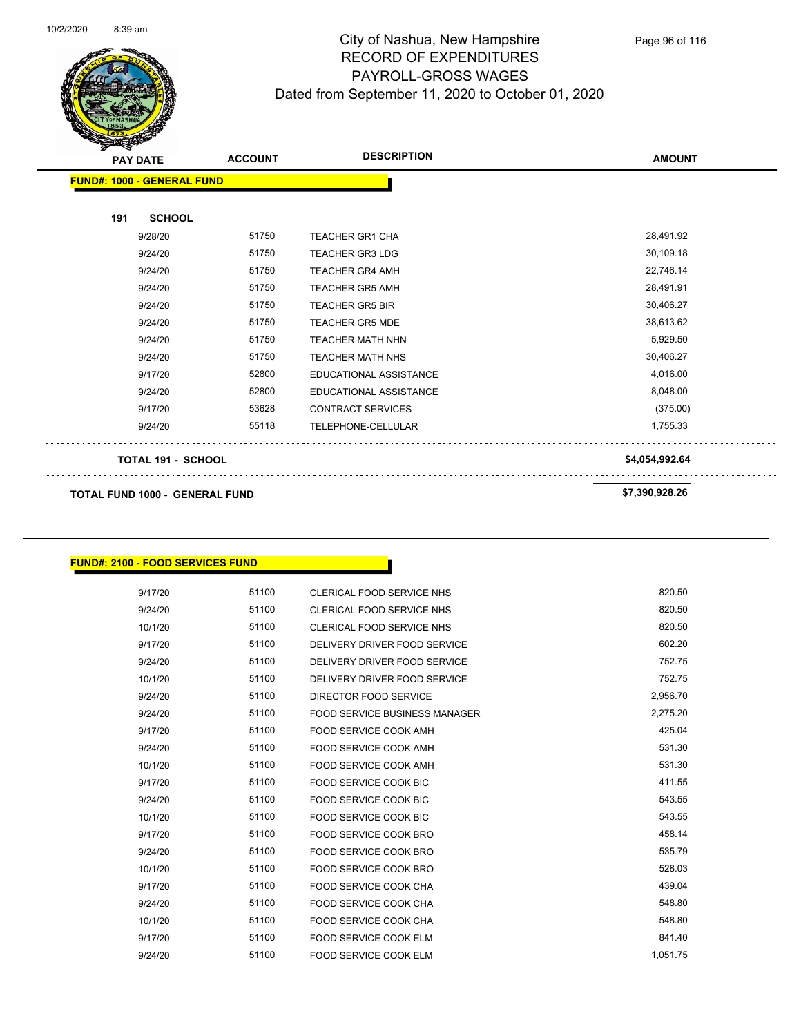# City of Nashua, New Hampshire
## RECORD OF EXPENDITURES
## PAYROLL-GROSS WAGES
## Dated from September 11, 2020 to October 01, 2020

**FUND#: 1000 - GENERAL FUND**

**191 SCHOOL**

| PAY DATE | ACCOUNT | DESCRIPTION | AMOUNT |
|---|---|---|---|
| 9/28/20 | 51750 | TEACHER GR1 CHA | 28,491.92 |
| 9/24/20 | 51750 | TEACHER GR3 LDG | 30,109.18 |
| 9/24/20 | 51750 | TEACHER GR4 AMH | 22,746.14 |
| 9/24/20 | 51750 | TEACHER GR5 AMH | 28,491.91 |
| 9/24/20 | 51750 | TEACHER GR5 BIR | 30,406.27 |
| 9/24/20 | 51750 | TEACHER GR5 MDE | 38,613.62 |
| 9/24/20 | 51750 | TEACHER MATH NHN | 5,929.50 |
| 9/24/20 | 51750 | TEACHER MATH NHS | 30,406.27 |
| 9/17/20 | 52800 | EDUCATIONAL ASSISTANCE | 4,016.00 |
| 9/24/20 | 52800 | EDUCATIONAL ASSISTANCE | 8,048.00 |
| 9/17/20 | 53628 | CONTRACT SERVICES | (375.00) |
| 9/24/20 | 55118 | TELEPHONE-CELLULAR | 1,755.33 |
| **TOTAL 191 - SCHOOL** | | | **$4,054,992.64** |
| **TOTAL FUND 1000 - GENERAL FUND** | | | **$7,390,928.26** |

**FUND#: 2100 - FOOD SERVICES FUND**

| PAY DATE | ACCOUNT | DESCRIPTION | AMOUNT |
|---|---|---|---|
| 9/17/20 | 51100 | CLERICAL FOOD SERVICE NHS | 820.50 |
| 9/24/20 | 51100 | CLERICAL FOOD SERVICE NHS | 820.50 |
| 10/1/20 | 51100 | CLERICAL FOOD SERVICE NHS | 820.50 |
| 9/17/20 | 51100 | DELIVERY DRIVER FOOD SERVICE | 602.20 |
| 9/24/20 | 51100 | DELIVERY DRIVER FOOD SERVICE | 752.75 |
| 10/1/20 | 51100 | DELIVERY DRIVER FOOD SERVICE | 752.75 |
| 9/24/20 | 51100 | DIRECTOR FOOD SERVICE | 2,956.70 |
| 9/24/20 | 51100 | FOOD SERVICE BUSINESS MANAGER | 2,275.20 |
| 9/17/20 | 51100 | FOOD SERVICE COOK AMH | 425.04 |
| 9/24/20 | 51100 | FOOD SERVICE COOK AMH | 531.30 |
| 10/1/20 | 51100 | FOOD SERVICE COOK AMH | 531.30 |
| 9/17/20 | 51100 | FOOD SERVICE COOK BIC | 411.55 |
| 9/24/20 | 51100 | FOOD SERVICE COOK BIC | 543.55 |
| 10/1/20 | 51100 | FOOD SERVICE COOK BIC | 543.55 |
| 9/17/20 | 51100 | FOOD SERVICE COOK BRO | 458.14 |
| 9/24/20 | 51100 | FOOD SERVICE COOK BRO | 535.79 |
| 10/1/20 | 51100 | FOOD SERVICE COOK BRO | 528.03 |
| 9/17/20 | 51100 | FOOD SERVICE COOK CHA | 439.04 |
| 9/24/20 | 51100 | FOOD SERVICE COOK CHA | 548.80 |
| 10/1/20 | 51100 | FOOD SERVICE COOK CHA | 548.80 |
| 9/17/20 | 51100 | FOOD SERVICE COOK ELM | 841.40 |
| 9/24/20 | 51100 | FOOD SERVICE COOK ELM | 1,051.75 |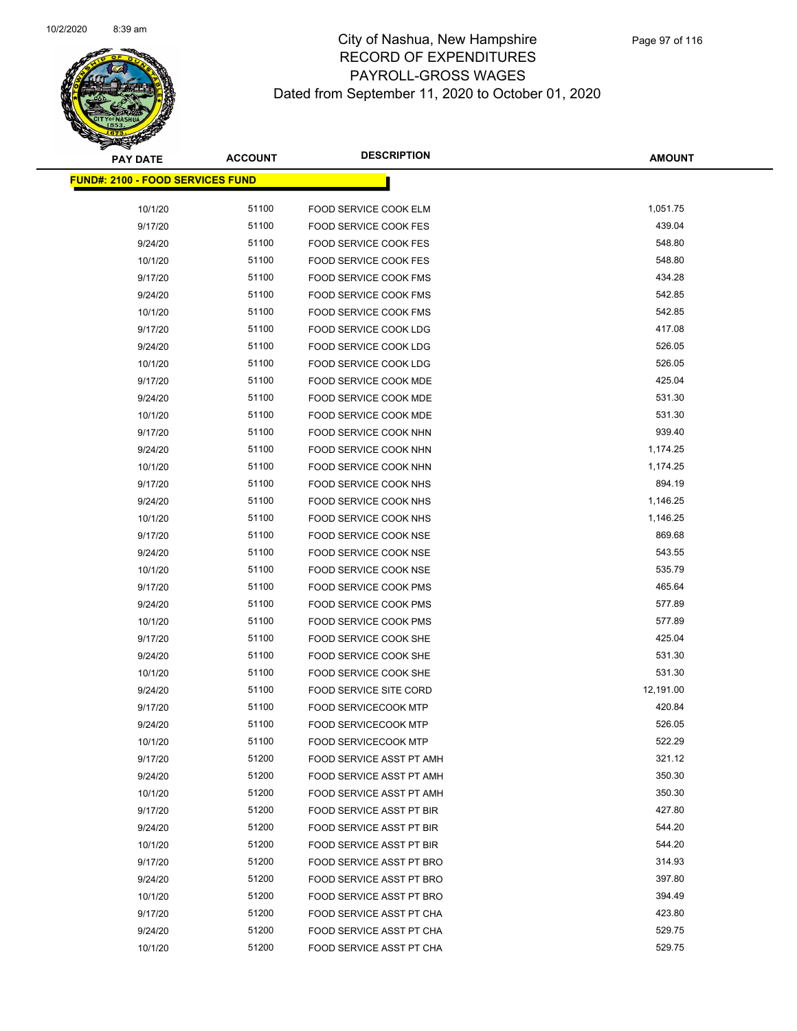# City of Nashua, New Hampshire
## RECORD OF EXPENDITURES
## PAYROLL-GROSS WAGES
## Dated from September 11, 2020 to October 01, 2020

| PAY DATE | ACCOUNT | DESCRIPTION | AMOUNT |
|---|---|---|---|
| **FUND#: 2100 - FOOD SERVICES FUND** | | | |
| 10/1/20 | 51100 | FOOD SERVICE COOK ELM | 1,051.75 |
| 9/17/20 | 51100 | FOOD SERVICE COOK FES | 439.04 |
| 9/24/20 | 51100 | FOOD SERVICE COOK FES | 548.80 |
| 10/1/20 | 51100 | FOOD SERVICE COOK FES | 548.80 |
| 9/17/20 | 51100 | FOOD SERVICE COOK FMS | 434.28 |
| 9/24/20 | 51100 | FOOD SERVICE COOK FMS | 542.85 |
| 10/1/20 | 51100 | FOOD SERVICE COOK FMS | 542.85 |
| 9/17/20 | 51100 | FOOD SERVICE COOK LDG | 417.08 |
| 9/24/20 | 51100 | FOOD SERVICE COOK LDG | 526.05 |
| 10/1/20 | 51100 | FOOD SERVICE COOK LDG | 526.05 |
| 9/17/20 | 51100 | FOOD SERVICE COOK MDE | 425.04 |
| 9/24/20 | 51100 | FOOD SERVICE COOK MDE | 531.30 |
| 10/1/20 | 51100 | FOOD SERVICE COOK MDE | 531.30 |
| 9/17/20 | 51100 | FOOD SERVICE COOK NHN | 939.40 |
| 9/24/20 | 51100 | FOOD SERVICE COOK NHN | 1,174.25 |
| 10/1/20 | 51100 | FOOD SERVICE COOK NHN | 1,174.25 |
| 9/17/20 | 51100 | FOOD SERVICE COOK NHS | 894.19 |
| 9/24/20 | 51100 | FOOD SERVICE COOK NHS | 1,146.25 |
| 10/1/20 | 51100 | FOOD SERVICE COOK NHS | 1,146.25 |
| 9/17/20 | 51100 | FOOD SERVICE COOK NSE | 869.68 |
| 9/24/20 | 51100 | FOOD SERVICE COOK NSE | 543.55 |
| 10/1/20 | 51100 | FOOD SERVICE COOK NSE | 535.79 |
| 9/17/20 | 51100 | FOOD SERVICE COOK PMS | 465.64 |
| 9/24/20 | 51100 | FOOD SERVICE COOK PMS | 577.89 |
| 10/1/20 | 51100 | FOOD SERVICE COOK PMS | 577.89 |
| 9/17/20 | 51100 | FOOD SERVICE COOK SHE | 425.04 |
| 9/24/20 | 51100 | FOOD SERVICE COOK SHE | 531.30 |
| 10/1/20 | 51100 | FOOD SERVICE COOK SHE | 531.30 |
| 9/24/20 | 51100 | FOOD SERVICE SITE CORD | 12,191.00 |
| 9/17/20 | 51100 | FOOD SERVICECOOK MTP | 420.84 |
| 9/24/20 | 51100 | FOOD SERVICECOOK MTP | 526.05 |
| 10/1/20 | 51100 | FOOD SERVICECOOK MTP | 522.29 |
| 9/17/20 | 51200 | FOOD SERVICE ASST PT AMH | 321.12 |
| 9/24/20 | 51200 | FOOD SERVICE ASST PT AMH | 350.30 |
| 10/1/20 | 51200 | FOOD SERVICE ASST PT AMH | 350.30 |
| 9/17/20 | 51200 | FOOD SERVICE ASST PT BIR | 427.80 |
| 9/24/20 | 51200 | FOOD SERVICE ASST PT BIR | 544.20 |
| 10/1/20 | 51200 | FOOD SERVICE ASST PT BIR | 544.20 |
| 9/17/20 | 51200 | FOOD SERVICE ASST PT BRO | 314.93 |
| 9/24/20 | 51200 | FOOD SERVICE ASST PT BRO | 397.80 |
| 10/1/20 | 51200 | FOOD SERVICE ASST PT BRO | 394.49 |
| 9/17/20 | 51200 | FOOD SERVICE ASST PT CHA | 423.80 |
| 9/24/20 | 51200 | FOOD SERVICE ASST PT CHA | 529.75 |
| 10/1/20 | 51200 | FOOD SERVICE ASST PT CHA | 529.75 |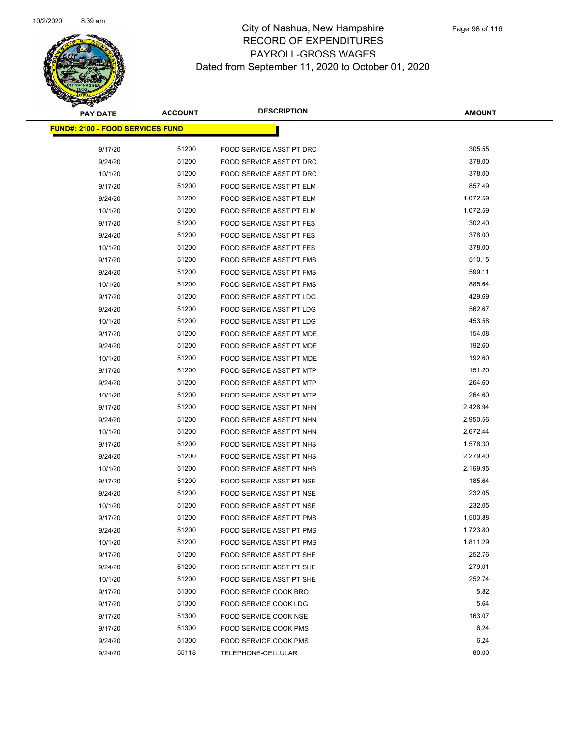# City of Nashua, New Hampshire
## RECORD OF EXPENDITURES
## PAYROLL-GROSS WAGES
## Dated from September 11, 2020 to October 01, 2020

| PAY DATE | ACCOUNT | DESCRIPTION | AMOUNT |
|---|---|---|---|
| **FUND#: 2100 - FOOD SERVICES FUND** | | | |
| 9/17/20 | 51200 | FOOD SERVICE ASST PT DRC | 305.55 |
| 9/24/20 | 51200 | FOOD SERVICE ASST PT DRC | 378.00 |
| 10/1/20 | 51200 | FOOD SERVICE ASST PT DRC | 378.00 |
| 9/17/20 | 51200 | FOOD SERVICE ASST PT ELM | 857.49 |
| 9/24/20 | 51200 | FOOD SERVICE ASST PT ELM | 1,072.59 |
| 10/1/20 | 51200 | FOOD SERVICE ASST PT ELM | 1,072.59 |
| 9/17/20 | 51200 | FOOD SERVICE ASST PT FES | 302.40 |
| 9/24/20 | 51200 | FOOD SERVICE ASST PT FES | 378.00 |
| 10/1/20 | 51200 | FOOD SERVICE ASST PT FES | 378.00 |
| 9/17/20 | 51200 | FOOD SERVICE ASST PT FMS | 510.15 |
| 9/24/20 | 51200 | FOOD SERVICE ASST PT FMS | 599.11 |
| 10/1/20 | 51200 | FOOD SERVICE ASST PT FMS | 885.64 |
| 9/17/20 | 51200 | FOOD SERVICE ASST PT LDG | 429.69 |
| 9/24/20 | 51200 | FOOD SERVICE ASST PT LDG | 562.67 |
| 10/1/20 | 51200 | FOOD SERVICE ASST PT LDG | 453.58 |
| 9/17/20 | 51200 | FOOD SERVICE ASST PT MDE | 154.08 |
| 9/24/20 | 51200 | FOOD SERVICE ASST PT MDE | 192.60 |
| 10/1/20 | 51200 | FOOD SERVICE ASST PT MDE | 192.60 |
| 9/17/20 | 51200 | FOOD SERVICE ASST PT MTP | 151.20 |
| 9/24/20 | 51200 | FOOD SERVICE ASST PT MTP | 264.60 |
| 10/1/20 | 51200 | FOOD SERVICE ASST PT MTP | 264.60 |
| 9/17/20 | 51200 | FOOD SERVICE ASST PT NHN | 2,428.94 |
| 9/24/20 | 51200 | FOOD SERVICE ASST PT NHN | 2,950.56 |
| 10/1/20 | 51200 | FOOD SERVICE ASST PT NHN | 2,672.44 |
| 9/17/20 | 51200 | FOOD SERVICE ASST PT NHS | 1,578.30 |
| 9/24/20 | 51200 | FOOD SERVICE ASST PT NHS | 2,279.40 |
| 10/1/20 | 51200 | FOOD SERVICE ASST PT NHS | 2,169.95 |
| 9/17/20 | 51200 | FOOD SERVICE ASST PT NSE | 185.64 |
| 9/24/20 | 51200 | FOOD SERVICE ASST PT NSE | 232.05 |
| 10/1/20 | 51200 | FOOD SERVICE ASST PT NSE | 232.05 |
| 9/17/20 | 51200 | FOOD SERVICE ASST PT PMS | 1,503.88 |
| 9/24/20 | 51200 | FOOD SERVICE ASST PT PMS | 1,723.80 |
| 10/1/20 | 51200 | FOOD SERVICE ASST PT PMS | 1,811.29 |
| 9/17/20 | 51200 | FOOD SERVICE ASST PT SHE | 252.76 |
| 9/24/20 | 51200 | FOOD SERVICE ASST PT SHE | 279.01 |
| 10/1/20 | 51200 | FOOD SERVICE ASST PT SHE | 252.74 |
| 9/17/20 | 51300 | FOOD SERVICE COOK BRO | 5.82 |
| 9/17/20 | 51300 | FOOD SERVICE COOK LDG | 5.64 |
| 9/17/20 | 51300 | FOOD SERVICE COOK NSE | 163.07 |
| 9/17/20 | 51300 | FOOD SERVICE COOK PMS | 6.24 |
| 9/24/20 | 51300 | FOOD SERVICE COOK PMS | 6.24 |
| 9/24/20 | 55118 | TELEPHONE-CELLULAR | 80.00 |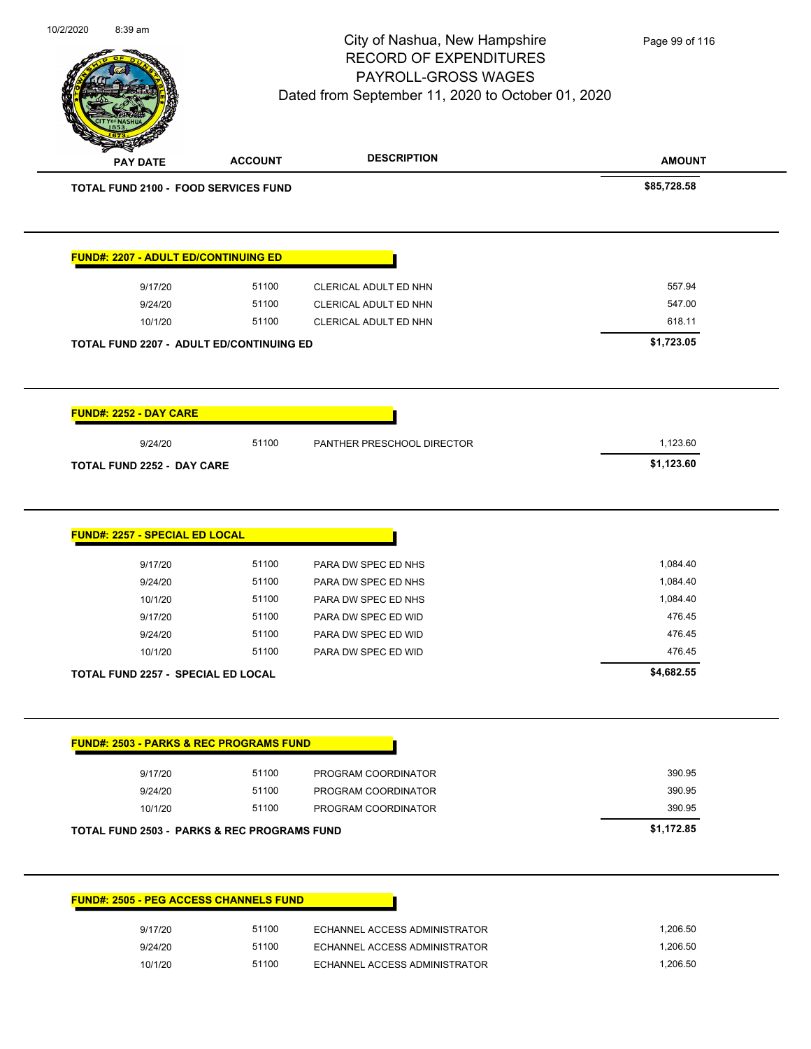# City of Nashua, New Hampshire
## RECORD OF EXPENDITURES
## PAYROLL-GROSS WAGES
### Dated from September 11, 2020 to October 01, 2020

| PAY DATE | ACCOUNT | DESCRIPTION | AMOUNT |
|---|---|---|---|
| **TOTAL FUND 2100 - FOOD SERVICES FUND** | | | **$85,728.58** |

**FUND#: 2207 - ADULT ED/CONTINUING ED**

| PAY DATE | ACCOUNT | DESCRIPTION | AMOUNT |
|---|---|---|---|
| 9/17/20 | 51100 | CLERICAL ADULT ED NHN | 557.94 |
| 9/24/20 | 51100 | CLERICAL ADULT ED NHN | 547.00 |
| 10/1/20 | 51100 | CLERICAL ADULT ED NHN | 618.11 |
| **TOTAL FUND 2207 - ADULT ED/CONTINUING ED** | | | **$1,723.05** |

**FUND#: 2252 - DAY CARE**

| PAY DATE | ACCOUNT | DESCRIPTION | AMOUNT |
|---|---|---|---|
| 9/24/20 | 51100 | PANTHER PRESCHOOL DIRECTOR | 1,123.60 |
| **TOTAL FUND 2252 - DAY CARE** | | | **$1,123.60** |

**FUND#: 2257 - SPECIAL ED LOCAL**

| PAY DATE | ACCOUNT | DESCRIPTION | AMOUNT |
|---|---|---|---|
| 9/17/20 | 51100 | PARA DW SPEC ED NHS | 1,084.40 |
| 9/24/20 | 51100 | PARA DW SPEC ED NHS | 1,084.40 |
| 10/1/20 | 51100 | PARA DW SPEC ED NHS | 1,084.40 |
| 9/17/20 | 51100 | PARA DW SPEC ED WID | 476.45 |
| 9/24/20 | 51100 | PARA DW SPEC ED WID | 476.45 |
| 10/1/20 | 51100 | PARA DW SPEC ED WID | 476.45 |
| **TOTAL FUND 2257 - SPECIAL ED LOCAL** | | | **$4,682.55** |

**FUND#: 2503 - PARKS & REC PROGRAMS FUND**

| PAY DATE | ACCOUNT | DESCRIPTION | AMOUNT |
|---|---|---|---|
| 9/17/20 | 51100 | PROGRAM COORDINATOR | 390.95 |
| 9/24/20 | 51100 | PROGRAM COORDINATOR | 390.95 |
| 10/1/20 | 51100 | PROGRAM COORDINATOR | 390.95 |
| **TOTAL FUND 2503 - PARKS & REC PROGRAMS FUND** | | | **$1,172.85** |

**FUND#: 2505 - PEG ACCESS CHANNELS FUND**

| PAY DATE | ACCOUNT | DESCRIPTION | AMOUNT |
|---|---|---|---|
| 9/17/20 | 51100 | ECHANNEL ACCESS ADMINISTRATOR | 1,206.50 |
| 9/24/20 | 51100 | ECHANNEL ACCESS ADMINISTRATOR | 1,206.50 |
| 10/1/20 | 51100 | ECHANNEL ACCESS ADMINISTRATOR | 1,206.50 |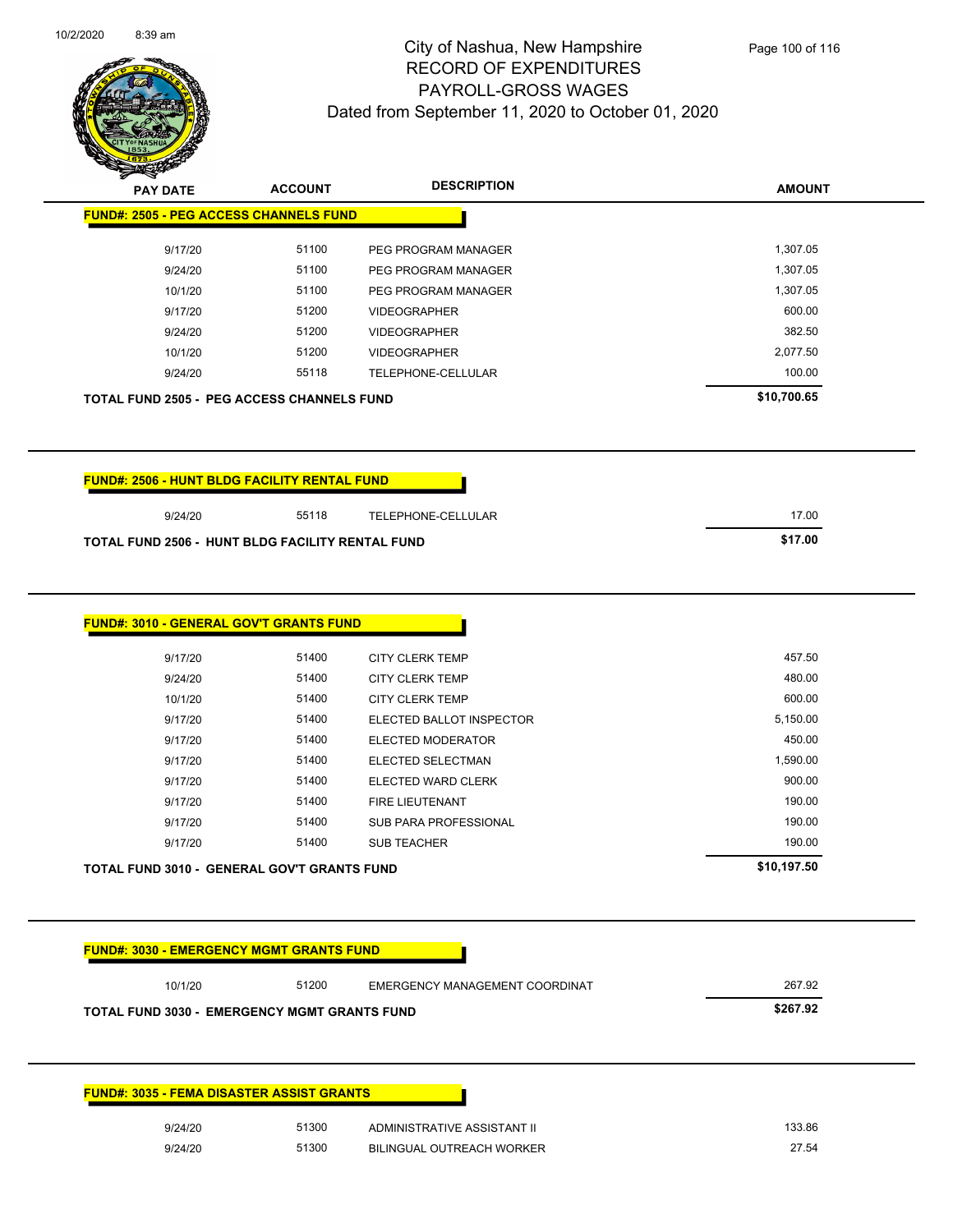# City of Nashua, New Hampshire
## RECORD OF EXPENDITURES
## PAYROLL-GROSS WAGES
### Dated from September 11, 2020 to October 01, 2020

| PAY DATE | ACCOUNT | DESCRIPTION | AMOUNT |
|---|---|---|---|
| **FUND#: 2505 - PEG ACCESS CHANNELS FUND** | | | |
| 9/17/20 | 51100 | PEG PROGRAM MANAGER | 1,307.05 |
| 9/24/20 | 51100 | PEG PROGRAM MANAGER | 1,307.05 |
| 10/1/20 | 51100 | PEG PROGRAM MANAGER | 1,307.05 |
| 9/17/20 | 51200 | VIDEOGRAPHER | 600.00 |
| 9/24/20 | 51200 | VIDEOGRAPHER | 382.50 |
| 10/1/20 | 51200 | VIDEOGRAPHER | 2,077.50 |
| 9/24/20 | 55118 | TELEPHONE-CELLULAR | 100.00 |
| **TOTAL FUND 2505 - PEG ACCESS CHANNELS FUND** | | | **$10,700.65** |

| PAY DATE | ACCOUNT | DESCRIPTION | AMOUNT |
|---|---|---|---|
| **FUND#: 2506 - HUNT BLDG FACILITY RENTAL FUND** | | | |
| 9/24/20 | 55118 | TELEPHONE-CELLULAR | 17.00 |
| **TOTAL FUND 2506 - HUNT BLDG FACILITY RENTAL FUND** | | | **$17.00** |

| PAY DATE | ACCOUNT | DESCRIPTION | AMOUNT |
|---|---|---|---|
| **FUND#: 3010 - GENERAL GOV'T GRANTS FUND** | | | |
| 9/17/20 | 51400 | CITY CLERK TEMP | 457.50 |
| 9/24/20 | 51400 | CITY CLERK TEMP | 480.00 |
| 10/1/20 | 51400 | CITY CLERK TEMP | 600.00 |
| 9/17/20 | 51400 | ELECTED BALLOT INSPECTOR | 5,150.00 |
| 9/17/20 | 51400 | ELECTED MODERATOR | 450.00 |
| 9/17/20 | 51400 | ELECTED SELECTMAN | 1,590.00 |
| 9/17/20 | 51400 | ELECTED WARD CLERK | 900.00 |
| 9/17/20 | 51400 | FIRE LIEUTENANT | 190.00 |
| 9/17/20 | 51400 | SUB PARA PROFESSIONAL | 190.00 |
| 9/17/20 | 51400 | SUB TEACHER | 190.00 |
| **TOTAL FUND 3010 - GENERAL GOV'T GRANTS FUND** | | | **$10,197.50** |

| PAY DATE | ACCOUNT | DESCRIPTION | AMOUNT |
|---|---|---|---|
| **FUND#: 3030 - EMERGENCY MGMT GRANTS FUND** | | | |
| 10/1/20 | 51200 | EMERGENCY MANAGEMENT COORDINAT | 267.92 |
| **TOTAL FUND 3030 - EMERGENCY MGMT GRANTS FUND** | | | **$267.92** |

| PAY DATE | ACCOUNT | DESCRIPTION | AMOUNT |
|---|---|---|---|
| **FUND#: 3035 - FEMA DISASTER ASSIST GRANTS** | | | |
| 9/24/20 | 51300 | ADMINISTRATIVE ASSISTANT II | 133.86 |
| 9/24/20 | 51300 | BILINGUAL OUTREACH WORKER | 27.54 |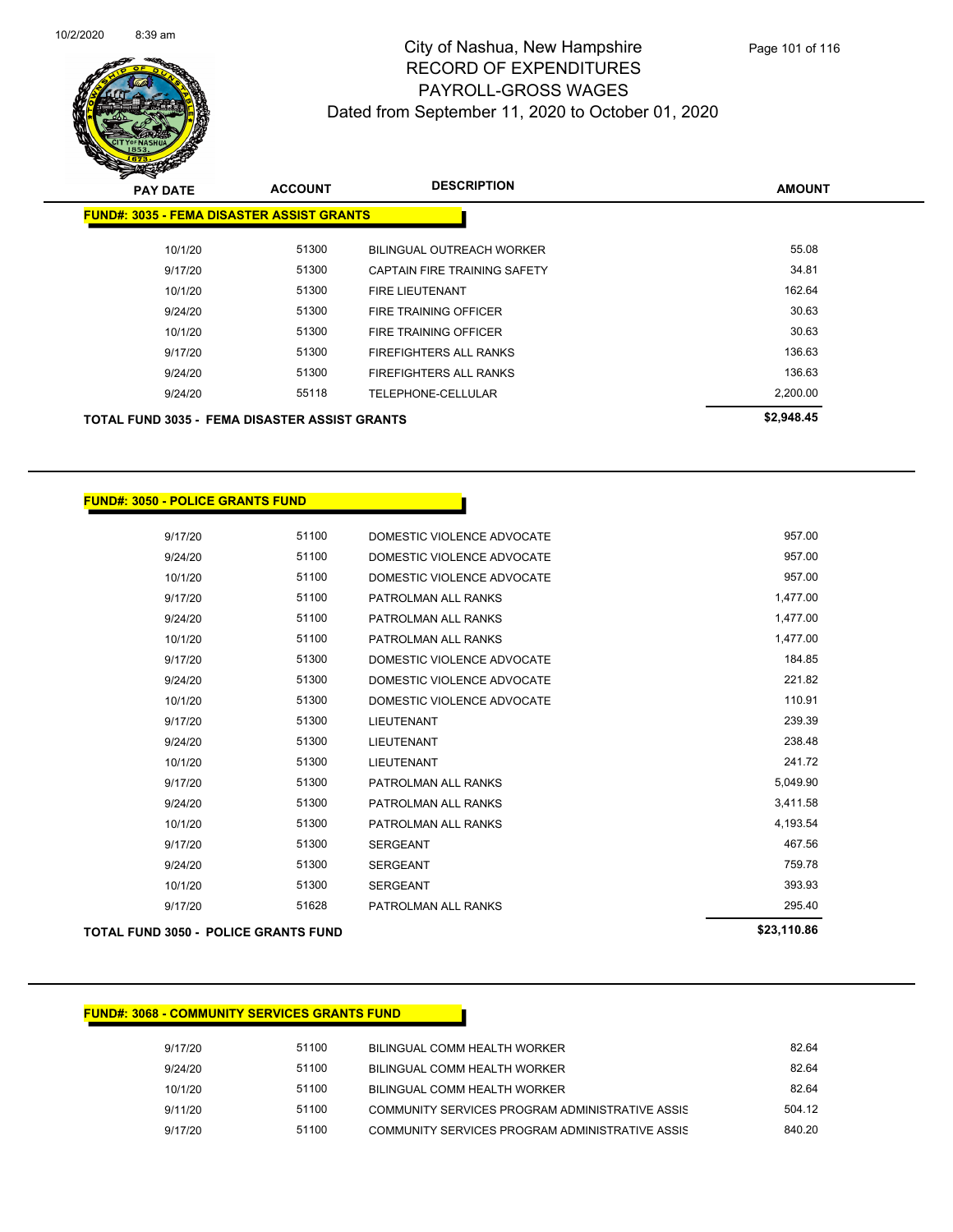# City of Nashua, New Hampshire
## RECORD OF EXPENDITURES
## PAYROLL-GROSS WAGES
## Dated from September 11, 2020 to October 01, 2020

| PAY DATE | ACCOUNT | DESCRIPTION | AMOUNT |
|---|---|---|---|
| **FUND#: 3035 - FEMA DISASTER ASSIST GRANTS** | | | |
| 10/1/20 | 51300 | BILINGUAL OUTREACH WORKER | 55.08 |
| 9/17/20 | 51300 | CAPTAIN FIRE TRAINING SAFETY | 34.81 |
| 10/1/20 | 51300 | FIRE LIEUTENANT | 162.64 |
| 9/24/20 | 51300 | FIRE TRAINING OFFICER | 30.63 |
| 10/1/20 | 51300 | FIRE TRAINING OFFICER | 30.63 |
| 9/17/20 | 51300 | FIREFIGHTERS ALL RANKS | 136.63 |
| 9/24/20 | 51300 | FIREFIGHTERS ALL RANKS | 136.63 |
| 9/24/20 | 55118 | TELEPHONE-CELLULAR | 2,200.00 |
| **TOTAL FUND 3035 - FEMA DISASTER ASSIST GRANTS** | | | **$2,948.45** |

| PAY DATE | ACCOUNT | DESCRIPTION | AMOUNT |
|---|---|---|---|
| **FUND#: 3050 - POLICE GRANTS FUND** | | | |
| 9/17/20 | 51100 | DOMESTIC VIOLENCE ADVOCATE | 957.00 |
| 9/24/20 | 51100 | DOMESTIC VIOLENCE ADVOCATE | 957.00 |
| 10/1/20 | 51100 | DOMESTIC VIOLENCE ADVOCATE | 957.00 |
| 9/17/20 | 51100 | PATROLMAN ALL RANKS | 1,477.00 |
| 9/24/20 | 51100 | PATROLMAN ALL RANKS | 1,477.00 |
| 10/1/20 | 51100 | PATROLMAN ALL RANKS | 1,477.00 |
| 9/17/20 | 51300 | DOMESTIC VIOLENCE ADVOCATE | 184.85 |
| 9/24/20 | 51300 | DOMESTIC VIOLENCE ADVOCATE | 221.82 |
| 10/1/20 | 51300 | DOMESTIC VIOLENCE ADVOCATE | 110.91 |
| 9/17/20 | 51300 | LIEUTENANT | 239.39 |
| 9/24/20 | 51300 | LIEUTENANT | 238.48 |
| 10/1/20 | 51300 | LIEUTENANT | 241.72 |
| 9/17/20 | 51300 | PATROLMAN ALL RANKS | 5,049.90 |
| 9/24/20 | 51300 | PATROLMAN ALL RANKS | 3,411.58 |
| 10/1/20 | 51300 | PATROLMAN ALL RANKS | 4,193.54 |
| 9/17/20 | 51300 | SERGEANT | 467.56 |
| 9/24/20 | 51300 | SERGEANT | 759.78 |
| 10/1/20 | 51300 | SERGEANT | 393.93 |
| 9/17/20 | 51628 | PATROLMAN ALL RANKS | 295.40 |
| **TOTAL FUND 3050 - POLICE GRANTS FUND** | | | **$23,110.86** |

| PAY DATE | ACCOUNT | DESCRIPTION | AMOUNT |
|---|---|---|---|
| **FUND#: 3068 - COMMUNITY SERVICES GRANTS FUND** | | | |
| 9/17/20 | 51100 | BILINGUAL COMM HEALTH WORKER | 82.64 |
| 9/24/20 | 51100 | BILINGUAL COMM HEALTH WORKER | 82.64 |
| 10/1/20 | 51100 | BILINGUAL COMM HEALTH WORKER | 82.64 |
| 9/11/20 | 51100 | COMMUNITY SERVICES PROGRAM ADMINISTRATIVE ASSIS | 504.12 |
| 9/17/20 | 51100 | COMMUNITY SERVICES PROGRAM ADMINISTRATIVE ASSIS | 840.20 |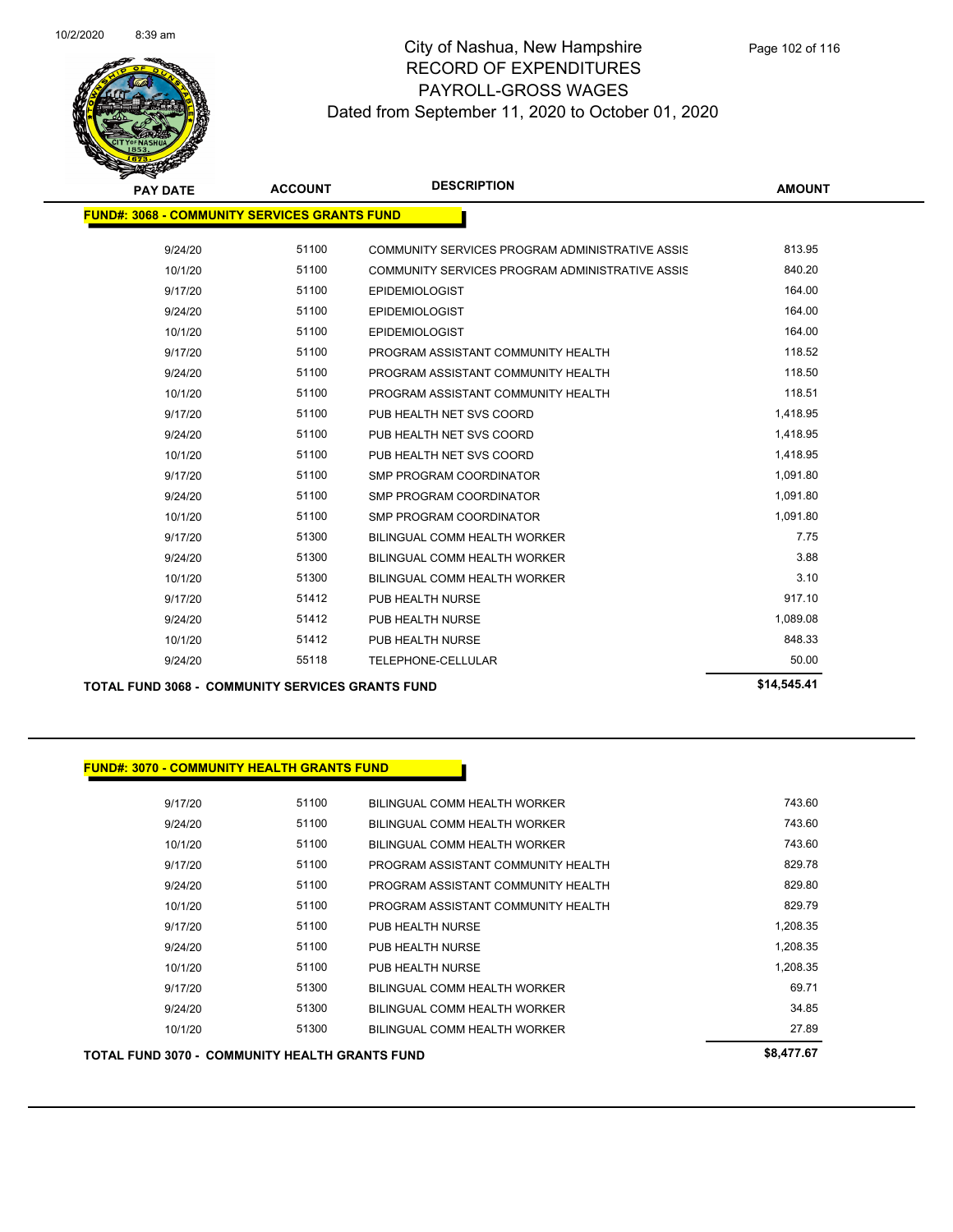# City of Nashua, New Hampshire
## RECORD OF EXPENDITURES
## PAYROLL-GROSS WAGES
### Dated from September 11, 2020 to October 01, 2020

| PAY DATE | ACCOUNT | DESCRIPTION | AMOUNT |
|---|---|---|---|
| **FUND#: 3068 - COMMUNITY SERVICES GRANTS FUND** | | | |
| 9/24/20 | 51100 | COMMUNITY SERVICES PROGRAM ADMINISTRATIVE ASSIS | 813.95 |
| 10/1/20 | 51100 | COMMUNITY SERVICES PROGRAM ADMINISTRATIVE ASSIS | 840.20 |
| 9/17/20 | 51100 | EPIDEMIOLOGIST | 164.00 |
| 9/24/20 | 51100 | EPIDEMIOLOGIST | 164.00 |
| 10/1/20 | 51100 | EPIDEMIOLOGIST | 164.00 |
| 9/17/20 | 51100 | PROGRAM ASSISTANT COMMUNITY HEALTH | 118.52 |
| 9/24/20 | 51100 | PROGRAM ASSISTANT COMMUNITY HEALTH | 118.50 |
| 10/1/20 | 51100 | PROGRAM ASSISTANT COMMUNITY HEALTH | 118.51 |
| 9/17/20 | 51100 | PUB HEALTH NET SVS COORD | 1,418.95 |
| 9/24/20 | 51100 | PUB HEALTH NET SVS COORD | 1,418.95 |
| 10/1/20 | 51100 | PUB HEALTH NET SVS COORD | 1,418.95 |
| 9/17/20 | 51100 | SMP PROGRAM COORDINATOR | 1,091.80 |
| 9/24/20 | 51100 | SMP PROGRAM COORDINATOR | 1,091.80 |
| 10/1/20 | 51100 | SMP PROGRAM COORDINATOR | 1,091.80 |
| 9/17/20 | 51300 | BILINGUAL COMM HEALTH WORKER | 7.75 |
| 9/24/20 | 51300 | BILINGUAL COMM HEALTH WORKER | 3.88 |
| 10/1/20 | 51300 | BILINGUAL COMM HEALTH WORKER | 3.10 |
| 9/17/20 | 51412 | PUB HEALTH NURSE | 917.10 |
| 9/24/20 | 51412 | PUB HEALTH NURSE | 1,089.08 |
| 10/1/20 | 51412 | PUB HEALTH NURSE | 848.33 |
| 9/24/20 | 55118 | TELEPHONE-CELLULAR | 50.00 |
| **TOTAL FUND 3068 - COMMUNITY SERVICES GRANTS FUND** | | | **$14,545.41** |

| PAY DATE | ACCOUNT | DESCRIPTION | AMOUNT |
|---|---|---|---|
| **FUND#: 3070 - COMMUNITY HEALTH GRANTS FUND** | | | |
| 9/17/20 | 51100 | BILINGUAL COMM HEALTH WORKER | 743.60 |
| 9/24/20 | 51100 | BILINGUAL COMM HEALTH WORKER | 743.60 |
| 10/1/20 | 51100 | BILINGUAL COMM HEALTH WORKER | 743.60 |
| 9/17/20 | 51100 | PROGRAM ASSISTANT COMMUNITY HEALTH | 829.78 |
| 9/24/20 | 51100 | PROGRAM ASSISTANT COMMUNITY HEALTH | 829.80 |
| 10/1/20 | 51100 | PROGRAM ASSISTANT COMMUNITY HEALTH | 829.79 |
| 9/17/20 | 51100 | PUB HEALTH NURSE | 1,208.35 |
| 9/24/20 | 51100 | PUB HEALTH NURSE | 1,208.35 |
| 10/1/20 | 51100 | PUB HEALTH NURSE | 1,208.35 |
| 9/17/20 | 51300 | BILINGUAL COMM HEALTH WORKER | 69.71 |
| 9/24/20 | 51300 | BILINGUAL COMM HEALTH WORKER | 34.85 |
| 10/1/20 | 51300 | BILINGUAL COMM HEALTH WORKER | 27.89 |
| **TOTAL FUND 3070 - COMMUNITY HEALTH GRANTS FUND** | | | **$8,477.67** |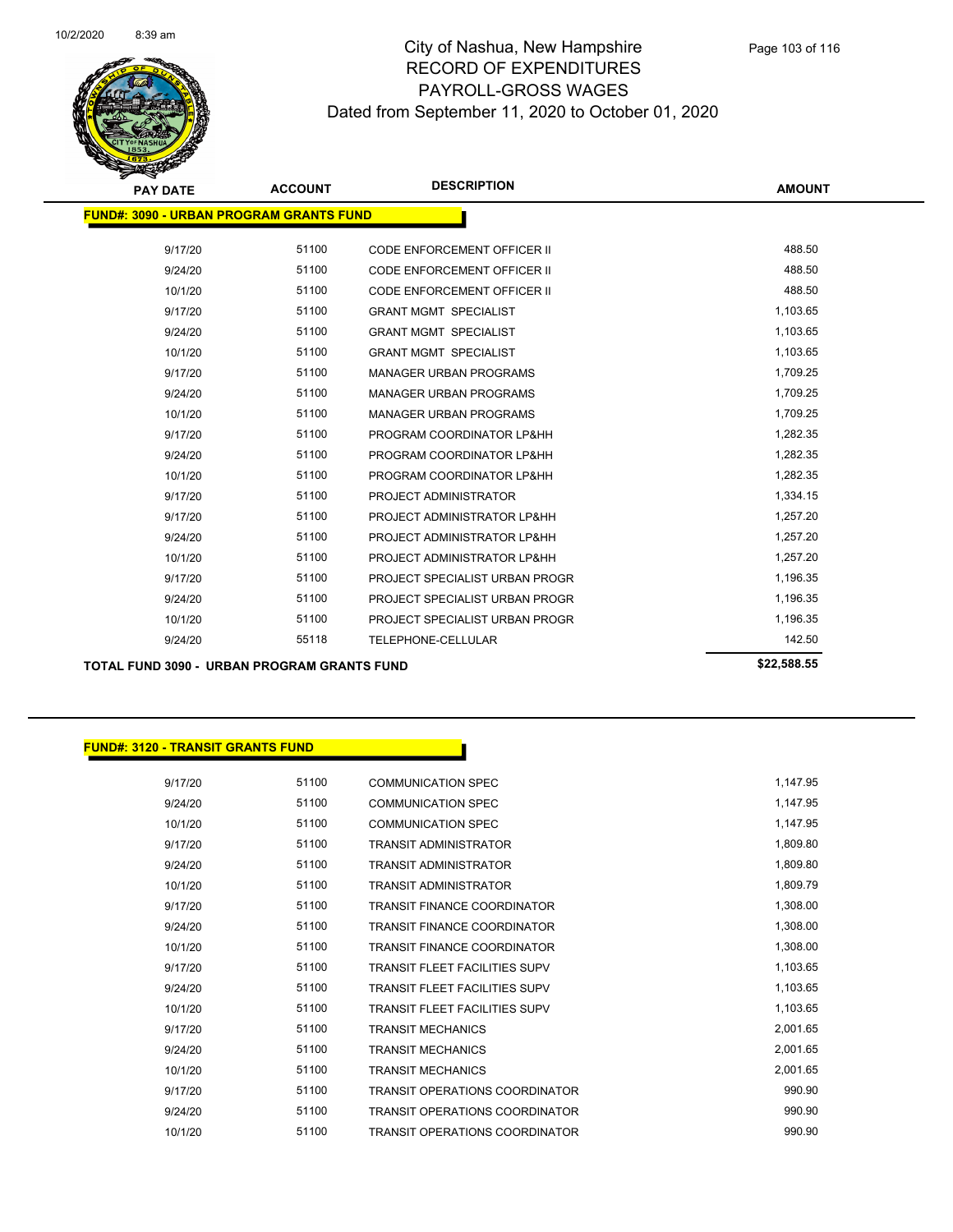# City of Nashua, New Hampshire
## RECORD OF EXPENDITURES
## PAYROLL-GROSS WAGES
### Dated from September 11, 2020 to October 01, 2020

| PAY DATE | ACCOUNT | DESCRIPTION | AMOUNT |
|---|---|---|---|
| **FUND#: 3090 - URBAN PROGRAM GRANTS FUND** | | | |
| 9/17/20 | 51100 | CODE ENFORCEMENT OFFICER II | 488.50 |
| 9/24/20 | 51100 | CODE ENFORCEMENT OFFICER II | 488.50 |
| 10/1/20 | 51100 | CODE ENFORCEMENT OFFICER II | 488.50 |
| 9/17/20 | 51100 | GRANT MGMT SPECIALIST | 1,103.65 |
| 9/24/20 | 51100 | GRANT MGMT SPECIALIST | 1,103.65 |
| 10/1/20 | 51100 | GRANT MGMT SPECIALIST | 1,103.65 |
| 9/17/20 | 51100 | MANAGER URBAN PROGRAMS | 1,709.25 |
| 9/24/20 | 51100 | MANAGER URBAN PROGRAMS | 1,709.25 |
| 10/1/20 | 51100 | MANAGER URBAN PROGRAMS | 1,709.25 |
| 9/17/20 | 51100 | PROGRAM COORDINATOR LP&HH | 1,282.35 |
| 9/24/20 | 51100 | PROGRAM COORDINATOR LP&HH | 1,282.35 |
| 10/1/20 | 51100 | PROGRAM COORDINATOR LP&HH | 1,282.35 |
| 9/17/20 | 51100 | PROJECT ADMINISTRATOR | 1,334.15 |
| 9/17/20 | 51100 | PROJECT ADMINISTRATOR LP&HH | 1,257.20 |
| 9/24/20 | 51100 | PROJECT ADMINISTRATOR LP&HH | 1,257.20 |
| 10/1/20 | 51100 | PROJECT ADMINISTRATOR LP&HH | 1,257.20 |
| 9/17/20 | 51100 | PROJECT SPECIALIST URBAN PROGR | 1,196.35 |
| 9/24/20 | 51100 | PROJECT SPECIALIST URBAN PROGR | 1,196.35 |
| 10/1/20 | 51100 | PROJECT SPECIALIST URBAN PROGR | 1,196.35 |
| 9/24/20 | 55118 | TELEPHONE-CELLULAR | 142.50 |
| **TOTAL FUND 3090 - URBAN PROGRAM GRANTS FUND** | | | **$22,588.55** |

| PAY DATE | ACCOUNT | DESCRIPTION | AMOUNT |
|---|---|---|---|
| **FUND#: 3120 - TRANSIT GRANTS FUND** | | | |
| 9/17/20 | 51100 | COMMUNICATION SPEC | 1,147.95 |
| 9/24/20 | 51100 | COMMUNICATION SPEC | 1,147.95 |
| 10/1/20 | 51100 | COMMUNICATION SPEC | 1,147.95 |
| 9/17/20 | 51100 | TRANSIT ADMINISTRATOR | 1,809.80 |
| 9/24/20 | 51100 | TRANSIT ADMINISTRATOR | 1,809.80 |
| 10/1/20 | 51100 | TRANSIT ADMINISTRATOR | 1,809.79 |
| 9/17/20 | 51100 | TRANSIT FINANCE COORDINATOR | 1,308.00 |
| 9/24/20 | 51100 | TRANSIT FINANCE COORDINATOR | 1,308.00 |
| 10/1/20 | 51100 | TRANSIT FINANCE COORDINATOR | 1,308.00 |
| 9/17/20 | 51100 | TRANSIT FLEET FACILITIES SUPV | 1,103.65 |
| 9/24/20 | 51100 | TRANSIT FLEET FACILITIES SUPV | 1,103.65 |
| 10/1/20 | 51100 | TRANSIT FLEET FACILITIES SUPV | 1,103.65 |
| 9/17/20 | 51100 | TRANSIT MECHANICS | 2,001.65 |
| 9/24/20 | 51100 | TRANSIT MECHANICS | 2,001.65 |
| 10/1/20 | 51100 | TRANSIT MECHANICS | 2,001.65 |
| 9/17/20 | 51100 | TRANSIT OPERATIONS COORDINATOR | 990.90 |
| 9/24/20 | 51100 | TRANSIT OPERATIONS COORDINATOR | 990.90 |
| 10/1/20 | 51100 | TRANSIT OPERATIONS COORDINATOR | 990.90 |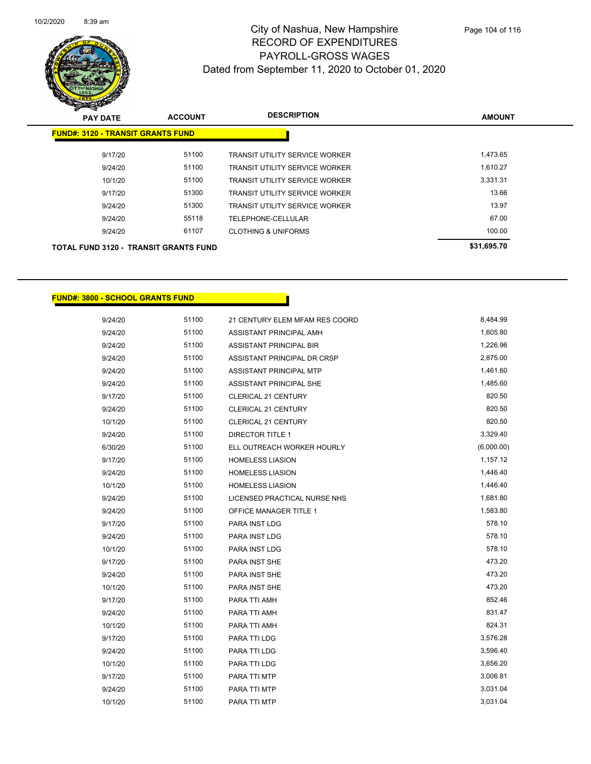# City of Nashua, New Hampshire
## RECORD OF EXPENDITURES
## PAYROLL-GROSS WAGES
## Dated from September 11, 2020 to October 01, 2020

| PAY DATE | ACCOUNT | DESCRIPTION | AMOUNT |
|---|---|---|---|
| **FUND#: 3120 - TRANSIT GRANTS FUND** | | | |
| 9/17/20 | 51100 | TRANSIT UTILITY SERVICE WORKER | 1,473.65 |
| 9/24/20 | 51100 | TRANSIT UTILITY SERVICE WORKER | 1,610.27 |
| 10/1/20 | 51100 | TRANSIT UTILITY SERVICE WORKER | 3,331.31 |
| 9/17/20 | 51300 | TRANSIT UTILITY SERVICE WORKER | 13.66 |
| 9/24/20 | 51300 | TRANSIT UTILITY SERVICE WORKER | 13.97 |
| 9/24/20 | 55118 | TELEPHONE-CELLULAR | 67.00 |
| 9/24/20 | 61107 | CLOTHING & UNIFORMS | 100.00 |
| **TOTAL FUND 3120 - TRANSIT GRANTS FUND** | | | **$31,695.70** |

| PAY DATE | ACCOUNT | DESCRIPTION | AMOUNT |
|---|---|---|---|
| **FUND#: 3800 - SCHOOL GRANTS FUND** | | | |
| 9/24/20 | 51100 | 21 CENTURY ELEM MFAM RES COORD | 8,484.99 |
| 9/24/20 | 51100 | ASSISTANT PRINCIPAL AMH | 1,605.80 |
| 9/24/20 | 51100 | ASSISTANT PRINCIPAL BIR | 1,226.96 |
| 9/24/20 | 51100 | ASSISTANT PRINCIPAL DR CRSP | 2,875.00 |
| 9/24/20 | 51100 | ASSISTANT PRINCIPAL MTP | 1,461.60 |
| 9/24/20 | 51100 | ASSISTANT PRINCIPAL SHE | 1,485.60 |
| 9/17/20 | 51100 | CLERICAL 21 CENTURY | 820.50 |
| 9/24/20 | 51100 | CLERICAL 21 CENTURY | 820.50 |
| 10/1/20 | 51100 | CLERICAL 21 CENTURY | 820.50 |
| 9/24/20 | 51100 | DIRECTOR TITLE 1 | 3,329.40 |
| 6/30/20 | 51100 | ELL OUTREACH WORKER HOURLY | (6,000.00) |
| 9/17/20 | 51100 | HOMELESS LIASION | 1,157.12 |
| 9/24/20 | 51100 | HOMELESS LIASION | 1,446.40 |
| 10/1/20 | 51100 | HOMELESS LIASION | 1,446.40 |
| 9/24/20 | 51100 | LICENSED PRACTICAL NURSE NHS | 1,681.80 |
| 9/24/20 | 51100 | OFFICE MANAGER TITLE 1 | 1,583.80 |
| 9/17/20 | 51100 | PARA INST LDG | 578.10 |
| 9/24/20 | 51100 | PARA INST LDG | 578.10 |
| 10/1/20 | 51100 | PARA INST LDG | 578.10 |
| 9/17/20 | 51100 | PARA INST SHE | 473.20 |
| 9/24/20 | 51100 | PARA INST SHE | 473.20 |
| 10/1/20 | 51100 | PARA INST SHE | 473.20 |
| 9/17/20 | 51100 | PARA TTI AMH | 852.46 |
| 9/24/20 | 51100 | PARA TTI AMH | 831.47 |
| 10/1/20 | 51100 | PARA TTI AMH | 824.31 |
| 9/17/20 | 51100 | PARA TTI LDG | 3,576.28 |
| 9/24/20 | 51100 | PARA TTI LDG | 3,596.40 |
| 10/1/20 | 51100 | PARA TTI LDG | 3,656.20 |
| 9/17/20 | 51100 | PARA TTI MTP | 3,006.81 |
| 9/24/20 | 51100 | PARA TTI MTP | 3,031.04 |
| 10/1/20 | 51100 | PARA TTI MTP | 3,031.04 |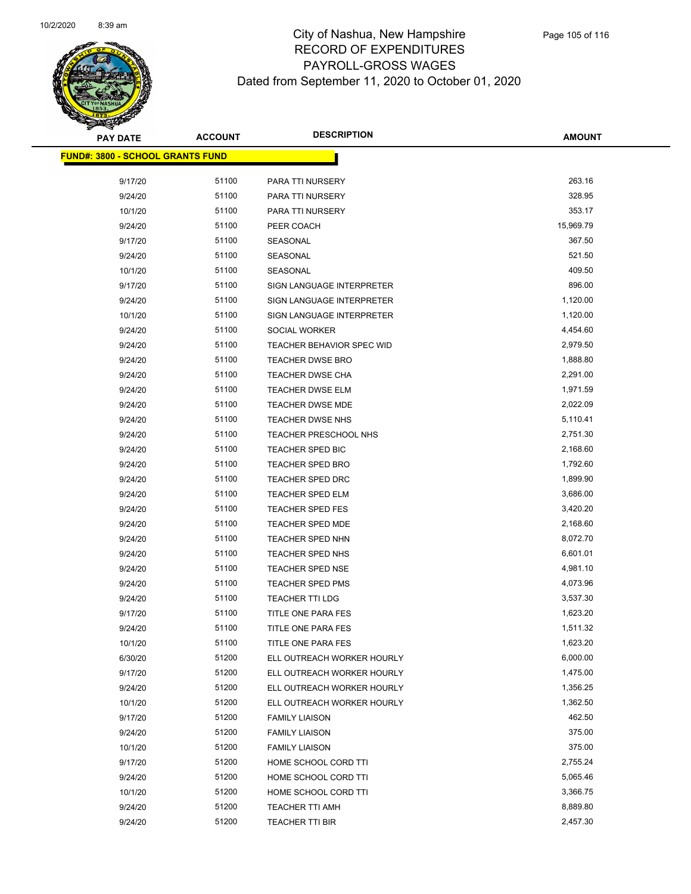# City of Nashua, New Hampshire
## RECORD OF EXPENDITURES
## PAYROLL-GROSS WAGES
### Dated from September 11, 2020 to October 01, 2020

| PAY DATE | ACCOUNT | DESCRIPTION | AMOUNT |
|---|---|---|---|
| **FUND#: 3800 - SCHOOL GRANTS FUND** | | | |
| 9/17/20 | 51100 | PARA TTI NURSERY | 263.16 |
| 9/24/20 | 51100 | PARA TTI NURSERY | 328.95 |
| 10/1/20 | 51100 | PARA TTI NURSERY | 353.17 |
| 9/24/20 | 51100 | PEER COACH | 15,969.79 |
| 9/17/20 | 51100 | SEASONAL | 367.50 |
| 9/24/20 | 51100 | SEASONAL | 521.50 |
| 10/1/20 | 51100 | SEASONAL | 409.50 |
| 9/17/20 | 51100 | SIGN LANGUAGE INTERPRETER | 896.00 |
| 9/24/20 | 51100 | SIGN LANGUAGE INTERPRETER | 1,120.00 |
| 10/1/20 | 51100 | SIGN LANGUAGE INTERPRETER | 1,120.00 |
| 9/24/20 | 51100 | SOCIAL WORKER | 4,454.60 |
| 9/24/20 | 51100 | TEACHER BEHAVIOR SPEC WID | 2,979.50 |
| 9/24/20 | 51100 | TEACHER DWSE BRO | 1,888.80 |
| 9/24/20 | 51100 | TEACHER DWSE CHA | 2,291.00 |
| 9/24/20 | 51100 | TEACHER DWSE ELM | 1,971.59 |
| 9/24/20 | 51100 | TEACHER DWSE MDE | 2,022.09 |
| 9/24/20 | 51100 | TEACHER DWSE NHS | 5,110.41 |
| 9/24/20 | 51100 | TEACHER PRESCHOOL NHS | 2,751.30 |
| 9/24/20 | 51100 | TEACHER SPED BIC | 2,168.60 |
| 9/24/20 | 51100 | TEACHER SPED BRO | 1,792.60 |
| 9/24/20 | 51100 | TEACHER SPED DRC | 1,899.90 |
| 9/24/20 | 51100 | TEACHER SPED ELM | 3,686.00 |
| 9/24/20 | 51100 | TEACHER SPED FES | 3,420.20 |
| 9/24/20 | 51100 | TEACHER SPED MDE | 2,168.60 |
| 9/24/20 | 51100 | TEACHER SPED NHN | 8,072.70 |
| 9/24/20 | 51100 | TEACHER SPED NHS | 6,601.01 |
| 9/24/20 | 51100 | TEACHER SPED NSE | 4,981.10 |
| 9/24/20 | 51100 | TEACHER SPED PMS | 4,073.96 |
| 9/24/20 | 51100 | TEACHER TTI LDG | 3,537.30 |
| 9/17/20 | 51100 | TITLE ONE PARA FES | 1,623.20 |
| 9/24/20 | 51100 | TITLE ONE PARA FES | 1,511.32 |
| 10/1/20 | 51100 | TITLE ONE PARA FES | 1,623.20 |
| 6/30/20 | 51200 | ELL OUTREACH WORKER HOURLY | 6,000.00 |
| 9/17/20 | 51200 | ELL OUTREACH WORKER HOURLY | 1,475.00 |
| 9/24/20 | 51200 | ELL OUTREACH WORKER HOURLY | 1,356.25 |
| 10/1/20 | 51200 | ELL OUTREACH WORKER HOURLY | 1,362.50 |
| 9/17/20 | 51200 | FAMILY LIAISON | 462.50 |
| 9/24/20 | 51200 | FAMILY LIAISON | 375.00 |
| 10/1/20 | 51200 | FAMILY LIAISON | 375.00 |
| 9/17/20 | 51200 | HOME SCHOOL CORD TTI | 2,755.24 |
| 9/24/20 | 51200 | HOME SCHOOL CORD TTI | 5,065.46 |
| 10/1/20 | 51200 | HOME SCHOOL CORD TTI | 3,366.75 |
| 9/24/20 | 51200 | TEACHER TTI AMH | 8,889.80 |
| 9/24/20 | 51200 | TEACHER TTI BIR | 2,457.30 |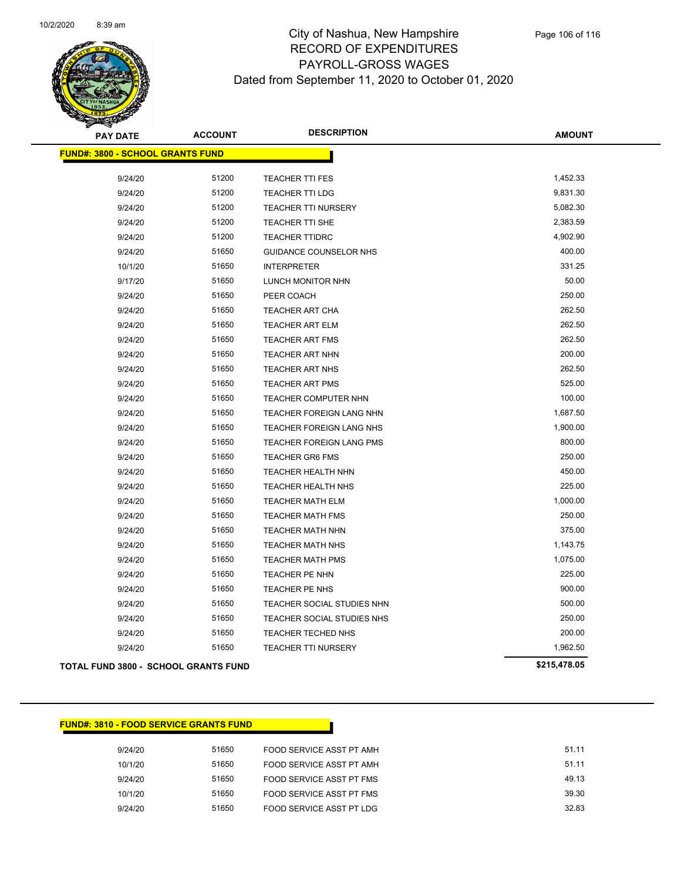# City of Nashua, New Hampshire
## RECORD OF EXPENDITURES
## PAYROLL-GROSS WAGES
## Dated from September 11, 2020 to October 01, 2020

| PAY DATE | ACCOUNT | DESCRIPTION | AMOUNT |
|---|---|---|---|
| **FUND#: 3800 - SCHOOL GRANTS FUND** | | | |
| 9/24/20 | 51200 | TEACHER TTI FES | 1,452.33 |
| 9/24/20 | 51200 | TEACHER TTI LDG | 9,831.30 |
| 9/24/20 | 51200 | TEACHER TTI NURSERY | 5,082.30 |
| 9/24/20 | 51200 | TEACHER TTI SHE | 2,383.59 |
| 9/24/20 | 51200 | TEACHER TTIDRC | 4,902.90 |
| 9/24/20 | 51650 | GUIDANCE COUNSELOR NHS | 400.00 |
| 10/1/20 | 51650 | INTERPRETER | 331.25 |
| 9/17/20 | 51650 | LUNCH MONITOR NHN | 50.00 |
| 9/24/20 | 51650 | PEER COACH | 250.00 |
| 9/24/20 | 51650 | TEACHER ART CHA | 262.50 |
| 9/24/20 | 51650 | TEACHER ART ELM | 262.50 |
| 9/24/20 | 51650 | TEACHER ART FMS | 262.50 |
| 9/24/20 | 51650 | TEACHER ART NHN | 200.00 |
| 9/24/20 | 51650 | TEACHER ART NHS | 262.50 |
| 9/24/20 | 51650 | TEACHER ART PMS | 525.00 |
| 9/24/20 | 51650 | TEACHER COMPUTER NHN | 100.00 |
| 9/24/20 | 51650 | TEACHER FOREIGN LANG NHN | 1,687.50 |
| 9/24/20 | 51650 | TEACHER FOREIGN LANG NHS | 1,900.00 |
| 9/24/20 | 51650 | TEACHER FOREIGN LANG PMS | 800.00 |
| 9/24/20 | 51650 | TEACHER GR6 FMS | 250.00 |
| 9/24/20 | 51650 | TEACHER HEALTH NHN | 450.00 |
| 9/24/20 | 51650 | TEACHER HEALTH NHS | 225.00 |
| 9/24/20 | 51650 | TEACHER MATH ELM | 1,000.00 |
| 9/24/20 | 51650 | TEACHER MATH FMS | 250.00 |
| 9/24/20 | 51650 | TEACHER MATH NHN | 375.00 |
| 9/24/20 | 51650 | TEACHER MATH NHS | 1,143.75 |
| 9/24/20 | 51650 | TEACHER MATH PMS | 1,075.00 |
| 9/24/20 | 51650 | TEACHER PE NHN | 225.00 |
| 9/24/20 | 51650 | TEACHER PE NHS | 900.00 |
| 9/24/20 | 51650 | TEACHER SOCIAL STUDIES NHN | 500.00 |
| 9/24/20 | 51650 | TEACHER SOCIAL STUDIES NHS | 250.00 |
| 9/24/20 | 51650 | TEACHER TECHED NHS | 200.00 |
| 9/24/20 | 51650 | TEACHER TTI NURSERY | 1,962.50 |
| **TOTAL FUND 3800 - SCHOOL GRANTS FUND** | | | **$215,478.05** |

| PAY DATE | ACCOUNT | DESCRIPTION | AMOUNT |
|---|---|---|---|
| **FUND#: 3810 - FOOD SERVICE GRANTS FUND** | | | |
| 9/24/20 | 51650 | FOOD SERVICE ASST PT AMH | 51.11 |
| 10/1/20 | 51650 | FOOD SERVICE ASST PT AMH | 51.11 |
| 9/24/20 | 51650 | FOOD SERVICE ASST PT FMS | 49.13 |
| 10/1/20 | 51650 | FOOD SERVICE ASST PT FMS | 39.30 |
| 9/24/20 | 51650 | FOOD SERVICE ASST PT LDG | 32.83 |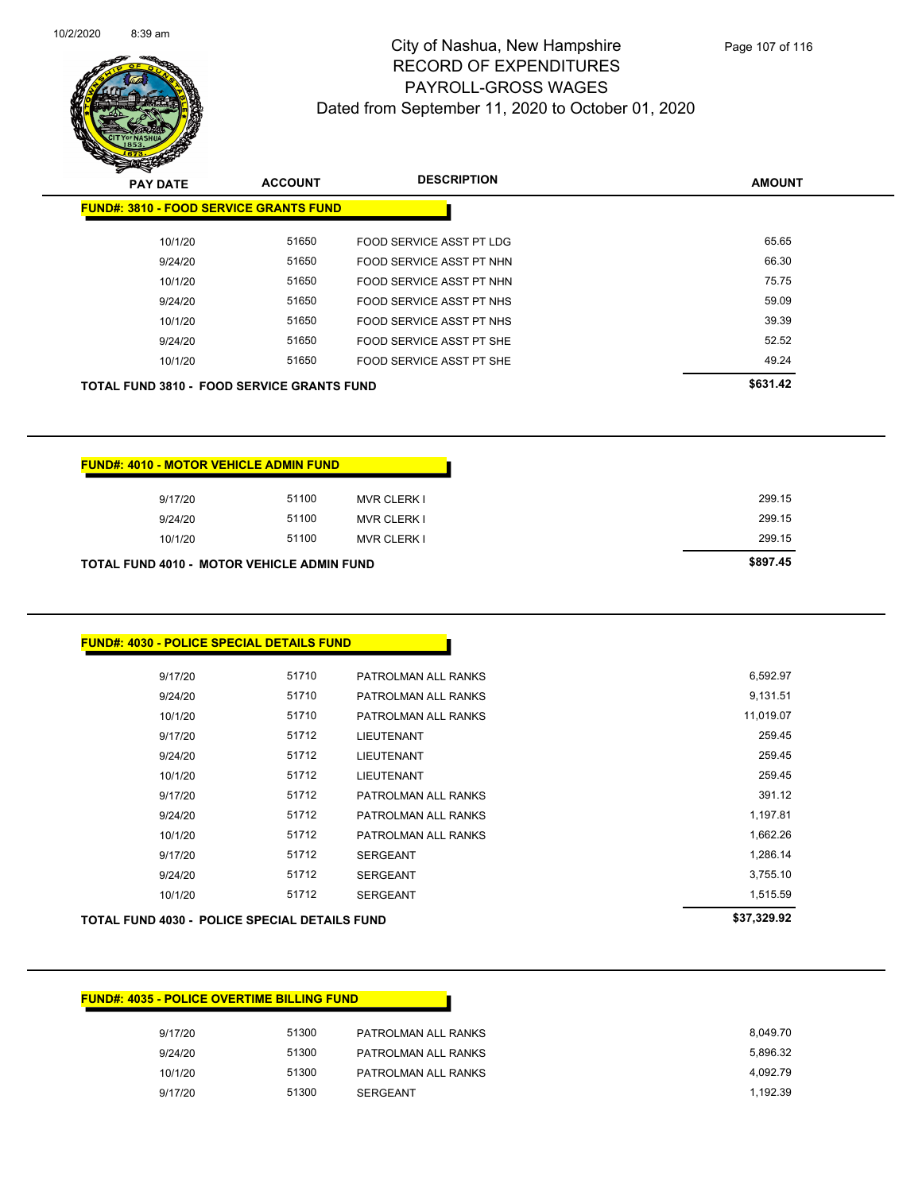# City of Nashua, New Hampshire
## RECORD OF EXPENDITURES
## PAYROLL-GROSS WAGES
### Dated from September 11, 2020 to October 01, 2020

**FUND#: 3810 - FOOD SERVICE GRANTS FUND**

| PAY DATE | ACCOUNT | DESCRIPTION | AMOUNT |
|---|---|---|---|
| 10/1/20 | 51650 | FOOD SERVICE ASST PT LDG | 65.65 |
| 9/24/20 | 51650 | FOOD SERVICE ASST PT NHN | 66.30 |
| 10/1/20 | 51650 | FOOD SERVICE ASST PT NHN | 75.75 |
| 9/24/20 | 51650 | FOOD SERVICE ASST PT NHS | 59.09 |
| 10/1/20 | 51650 | FOOD SERVICE ASST PT NHS | 39.39 |
| 9/24/20 | 51650 | FOOD SERVICE ASST PT SHE | 52.52 |
| 10/1/20 | 51650 | FOOD SERVICE ASST PT SHE | 49.24 |
| **TOTAL FUND 3810 - FOOD SERVICE GRANTS FUND** | | | **$631.42** |

**FUND#: 4010 - MOTOR VEHICLE ADMIN FUND**

| PAY DATE | ACCOUNT | DESCRIPTION | AMOUNT |
|---|---|---|---|
| 9/17/20 | 51100 | MVR CLERK I | 299.15 |
| 9/24/20 | 51100 | MVR CLERK I | 299.15 |
| 10/1/20 | 51100 | MVR CLERK I | 299.15 |
| **TOTAL FUND 4010 - MOTOR VEHICLE ADMIN FUND** | | | **$897.45** |

**FUND#: 4030 - POLICE SPECIAL DETAILS FUND**

| PAY DATE | ACCOUNT | DESCRIPTION | AMOUNT |
|---|---|---|---|
| 9/17/20 | 51710 | PATROLMAN ALL RANKS | 6,592.97 |
| 9/24/20 | 51710 | PATROLMAN ALL RANKS | 9,131.51 |
| 10/1/20 | 51710 | PATROLMAN ALL RANKS | 11,019.07 |
| 9/17/20 | 51712 | LIEUTENANT | 259.45 |
| 9/24/20 | 51712 | LIEUTENANT | 259.45 |
| 10/1/20 | 51712 | LIEUTENANT | 259.45 |
| 9/17/20 | 51712 | PATROLMAN ALL RANKS | 391.12 |
| 9/24/20 | 51712 | PATROLMAN ALL RANKS | 1,197.81 |
| 10/1/20 | 51712 | PATROLMAN ALL RANKS | 1,662.26 |
| 9/17/20 | 51712 | SERGEANT | 1,286.14 |
| 9/24/20 | 51712 | SERGEANT | 3,755.10 |
| 10/1/20 | 51712 | SERGEANT | 1,515.59 |
| **TOTAL FUND 4030 - POLICE SPECIAL DETAILS FUND** | | | **$37,329.92** |

**FUND#: 4035 - POLICE OVERTIME BILLING FUND**

| PAY DATE | ACCOUNT | DESCRIPTION | AMOUNT |
|---|---|---|---|
| 9/17/20 | 51300 | PATROLMAN ALL RANKS | 8,049.70 |
| 9/24/20 | 51300 | PATROLMAN ALL RANKS | 5,896.32 |
| 10/1/20 | 51300 | PATROLMAN ALL RANKS | 4,092.79 |
| 9/17/20 | 51300 | SERGEANT | 1,192.39 |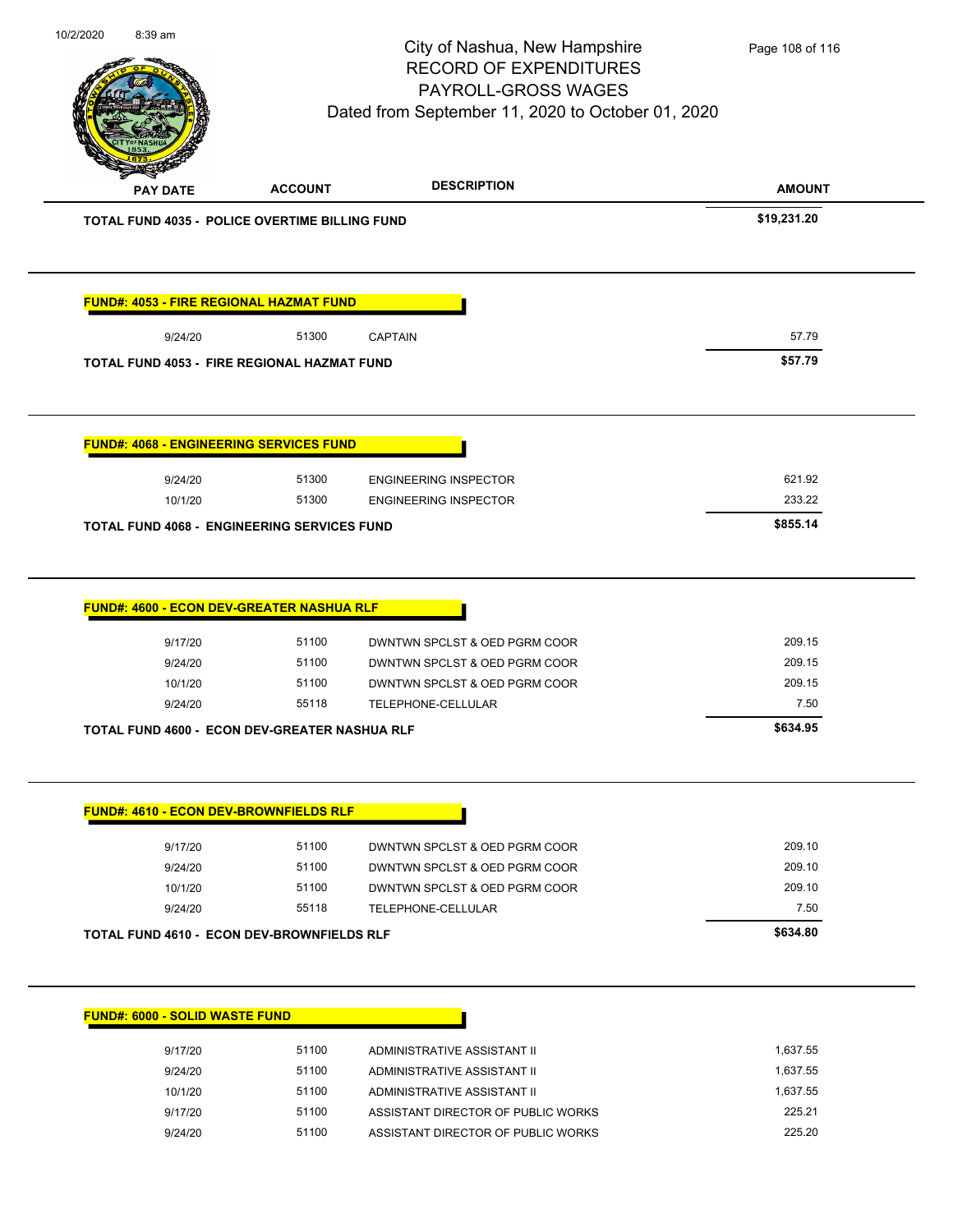| PAY DATE | ACCOUNT | DESCRIPTION | AMOUNT |
|---|---|---|---|
| **TOTAL FUND 4035 - POLICE OVERTIME BILLING FUND** | | | **$19,231.20** |

**FUND#: 4053 - FIRE REGIONAL HAZMAT FUND**

| PAY DATE | ACCOUNT | DESCRIPTION | AMOUNT |
|---|---|---|---|
| 9/24/20 | 51300 | CAPTAIN | 57.79 |
| **TOTAL FUND 4053 - FIRE REGIONAL HAZMAT FUND** | | | **$57.79** |

**FUND#: 4068 - ENGINEERING SERVICES FUND**

| PAY DATE | ACCOUNT | DESCRIPTION | AMOUNT |
|---|---|---|---|
| 9/24/20 | 51300 | ENGINEERING INSPECTOR | 621.92 |
| 10/1/20 | 51300 | ENGINEERING INSPECTOR | 233.22 |
| **TOTAL FUND 4068 - ENGINEERING SERVICES FUND** | | | **$855.14** |

**FUND#: 4600 - ECON DEV-GREATER NASHUA RLF**

| PAY DATE | ACCOUNT | DESCRIPTION | AMOUNT |
|---|---|---|---|
| 9/17/20 | 51100 | DWNTWN SPCLST & OED PGRM COOR | 209.15 |
| 9/24/20 | 51100 | DWNTWN SPCLST & OED PGRM COOR | 209.15 |
| 10/1/20 | 51100 | DWNTWN SPCLST & OED PGRM COOR | 209.15 |
| 9/24/20 | 55118 | TELEPHONE-CELLULAR | 7.50 |
| **TOTAL FUND 4600 - ECON DEV-GREATER NASHUA RLF** | | | **$634.95** |

**FUND#: 4610 - ECON DEV-BROWNFIELDS RLF**

| PAY DATE | ACCOUNT | DESCRIPTION | AMOUNT |
|---|---|---|---|
| 9/17/20 | 51100 | DWNTWN SPCLST & OED PGRM COOR | 209.10 |
| 9/24/20 | 51100 | DWNTWN SPCLST & OED PGRM COOR | 209.10 |
| 10/1/20 | 51100 | DWNTWN SPCLST & OED PGRM COOR | 209.10 |
| 9/24/20 | 55118 | TELEPHONE-CELLULAR | 7.50 |
| **TOTAL FUND 4610 - ECON DEV-BROWNFIELDS RLF** | | | **$634.80** |

**FUND#: 6000 - SOLID WASTE FUND**

| PAY DATE | ACCOUNT | DESCRIPTION | AMOUNT |
|---|---|---|---|
| 9/17/20 | 51100 | ADMINISTRATIVE ASSISTANT II | 1,637.55 |
| 9/24/20 | 51100 | ADMINISTRATIVE ASSISTANT II | 1,637.55 |
| 10/1/20 | 51100 | ADMINISTRATIVE ASSISTANT II | 1,637.55 |
| 9/17/20 | 51100 | ASSISTANT DIRECTOR OF PUBLIC WORKS | 225.21 |
| 9/24/20 | 51100 | ASSISTANT DIRECTOR OF PUBLIC WORKS | 225.20 |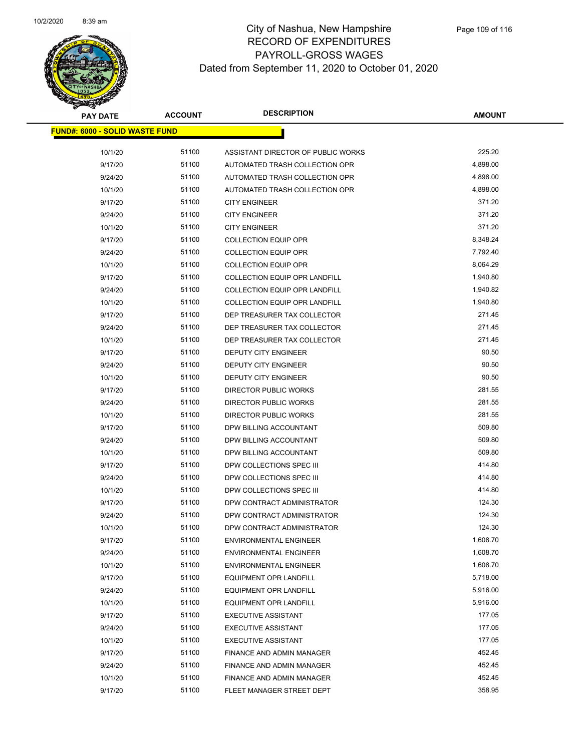# City of Nashua, New Hampshire
## RECORD OF EXPENDITURES
## PAYROLL-GROSS WAGES
## Dated from September 11, 2020 to October 01, 2020

| PAY DATE | ACCOUNT | DESCRIPTION | AMOUNT |
|---|---|---|---|
| **FUND#: 6000 - SOLID WASTE FUND** | | | |
| 10/1/20 | 51100 | ASSISTANT DIRECTOR OF PUBLIC WORKS | 225.20 |
| 9/17/20 | 51100 | AUTOMATED TRASH COLLECTION OPR | 4,898.00 |
| 9/24/20 | 51100 | AUTOMATED TRASH COLLECTION OPR | 4,898.00 |
| 10/1/20 | 51100 | AUTOMATED TRASH COLLECTION OPR | 4,898.00 |
| 9/17/20 | 51100 | CITY ENGINEER | 371.20 |
| 9/24/20 | 51100 | CITY ENGINEER | 371.20 |
| 10/1/20 | 51100 | CITY ENGINEER | 371.20 |
| 9/17/20 | 51100 | COLLECTION EQUIP OPR | 8,348.24 |
| 9/24/20 | 51100 | COLLECTION EQUIP OPR | 7,792.40 |
| 10/1/20 | 51100 | COLLECTION EQUIP OPR | 8,064.29 |
| 9/17/20 | 51100 | COLLECTION EQUIP OPR LANDFILL | 1,940.80 |
| 9/24/20 | 51100 | COLLECTION EQUIP OPR LANDFILL | 1,940.82 |
| 10/1/20 | 51100 | COLLECTION EQUIP OPR LANDFILL | 1,940.80 |
| 9/17/20 | 51100 | DEP TREASURER TAX COLLECTOR | 271.45 |
| 9/24/20 | 51100 | DEP TREASURER TAX COLLECTOR | 271.45 |
| 10/1/20 | 51100 | DEP TREASURER TAX COLLECTOR | 271.45 |
| 9/17/20 | 51100 | DEPUTY CITY ENGINEER | 90.50 |
| 9/24/20 | 51100 | DEPUTY CITY ENGINEER | 90.50 |
| 10/1/20 | 51100 | DEPUTY CITY ENGINEER | 90.50 |
| 9/17/20 | 51100 | DIRECTOR PUBLIC WORKS | 281.55 |
| 9/24/20 | 51100 | DIRECTOR PUBLIC WORKS | 281.55 |
| 10/1/20 | 51100 | DIRECTOR PUBLIC WORKS | 281.55 |
| 9/17/20 | 51100 | DPW BILLING ACCOUNTANT | 509.80 |
| 9/24/20 | 51100 | DPW BILLING ACCOUNTANT | 509.80 |
| 10/1/20 | 51100 | DPW BILLING ACCOUNTANT | 509.80 |
| 9/17/20 | 51100 | DPW COLLECTIONS SPEC III | 414.80 |
| 9/24/20 | 51100 | DPW COLLECTIONS SPEC III | 414.80 |
| 10/1/20 | 51100 | DPW COLLECTIONS SPEC III | 414.80 |
| 9/17/20 | 51100 | DPW CONTRACT ADMINISTRATOR | 124.30 |
| 9/24/20 | 51100 | DPW CONTRACT ADMINISTRATOR | 124.30 |
| 10/1/20 | 51100 | DPW CONTRACT ADMINISTRATOR | 124.30 |
| 9/17/20 | 51100 | ENVIRONMENTAL ENGINEER | 1,608.70 |
| 9/24/20 | 51100 | ENVIRONMENTAL ENGINEER | 1,608.70 |
| 10/1/20 | 51100 | ENVIRONMENTAL ENGINEER | 1,608.70 |
| 9/17/20 | 51100 | EQUIPMENT OPR LANDFILL | 5,718.00 |
| 9/24/20 | 51100 | EQUIPMENT OPR LANDFILL | 5,916.00 |
| 10/1/20 | 51100 | EQUIPMENT OPR LANDFILL | 5,916.00 |
| 9/17/20 | 51100 | EXECUTIVE ASSISTANT | 177.05 |
| 9/24/20 | 51100 | EXECUTIVE ASSISTANT | 177.05 |
| 10/1/20 | 51100 | EXECUTIVE ASSISTANT | 177.05 |
| 9/17/20 | 51100 | FINANCE AND ADMIN MANAGER | 452.45 |
| 9/24/20 | 51100 | FINANCE AND ADMIN MANAGER | 452.45 |
| 10/1/20 | 51100 | FINANCE AND ADMIN MANAGER | 452.45 |
| 9/17/20 | 51100 | FLEET MANAGER STREET DEPT | 358.95 |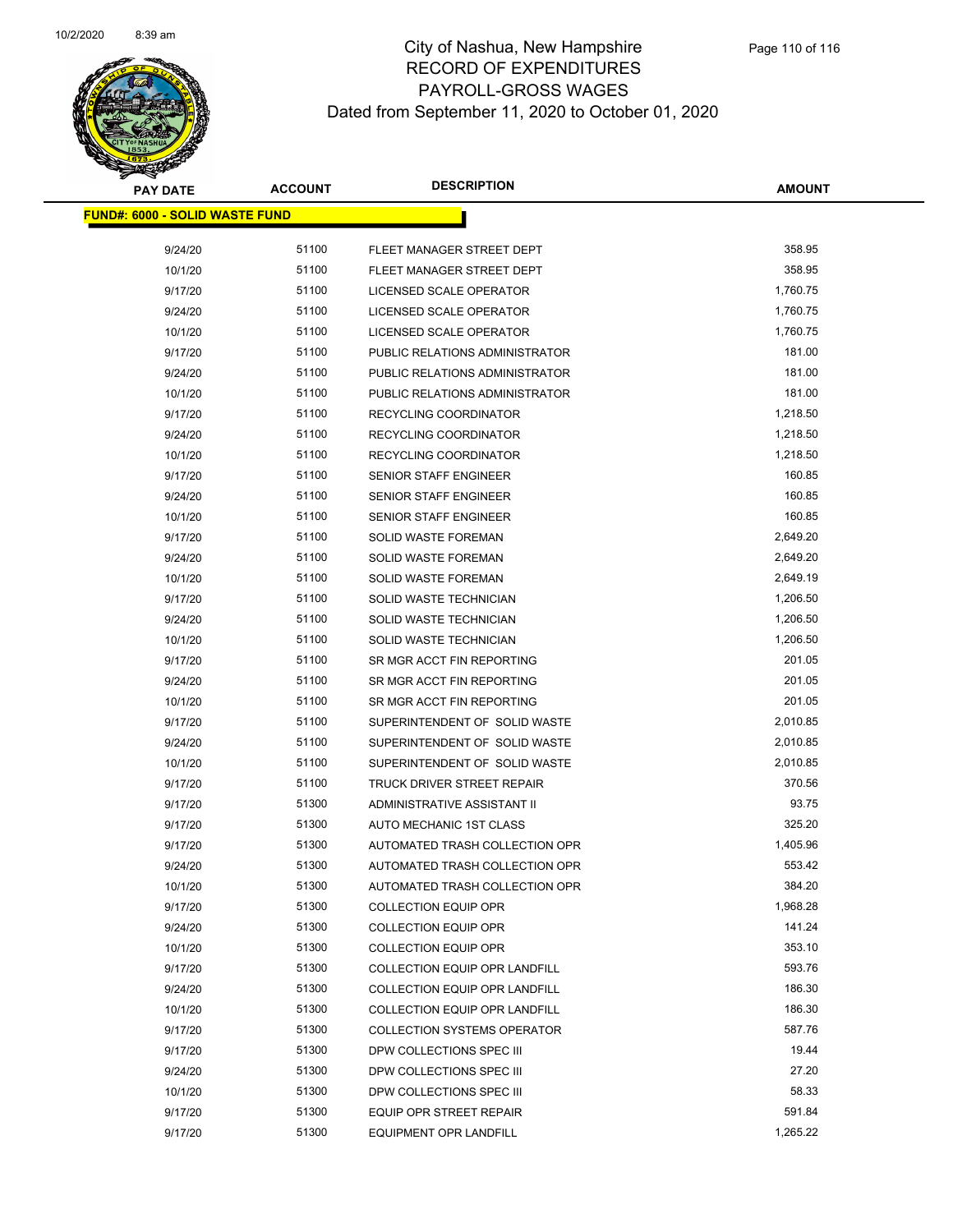# City of Nashua, New Hampshire
## RECORD OF EXPENDITURES
## PAYROLL-GROSS WAGES
### Dated from September 11, 2020 to October 01, 2020

**FUND#: 6000 - SOLID WASTE FUND**

| PAY DATE | ACCOUNT | DESCRIPTION | AMOUNT |
|---|---|---|---|
| 9/24/20 | 51100 | FLEET MANAGER STREET DEPT | 358.95 |
| 10/1/20 | 51100 | FLEET MANAGER STREET DEPT | 358.95 |
| 9/17/20 | 51100 | LICENSED SCALE OPERATOR | 1,760.75 |
| 9/24/20 | 51100 | LICENSED SCALE OPERATOR | 1,760.75 |
| 10/1/20 | 51100 | LICENSED SCALE OPERATOR | 1,760.75 |
| 9/17/20 | 51100 | PUBLIC RELATIONS ADMINISTRATOR | 181.00 |
| 9/24/20 | 51100 | PUBLIC RELATIONS ADMINISTRATOR | 181.00 |
| 10/1/20 | 51100 | PUBLIC RELATIONS ADMINISTRATOR | 181.00 |
| 9/17/20 | 51100 | RECYCLING COORDINATOR | 1,218.50 |
| 9/24/20 | 51100 | RECYCLING COORDINATOR | 1,218.50 |
| 10/1/20 | 51100 | RECYCLING COORDINATOR | 1,218.50 |
| 9/17/20 | 51100 | SENIOR STAFF ENGINEER | 160.85 |
| 9/24/20 | 51100 | SENIOR STAFF ENGINEER | 160.85 |
| 10/1/20 | 51100 | SENIOR STAFF ENGINEER | 160.85 |
| 9/17/20 | 51100 | SOLID WASTE FOREMAN | 2,649.20 |
| 9/24/20 | 51100 | SOLID WASTE FOREMAN | 2,649.20 |
| 10/1/20 | 51100 | SOLID WASTE FOREMAN | 2,649.19 |
| 9/17/20 | 51100 | SOLID WASTE TECHNICIAN | 1,206.50 |
| 9/24/20 | 51100 | SOLID WASTE TECHNICIAN | 1,206.50 |
| 10/1/20 | 51100 | SOLID WASTE TECHNICIAN | 1,206.50 |
| 9/17/20 | 51100 | SR MGR ACCT FIN REPORTING | 201.05 |
| 9/24/20 | 51100 | SR MGR ACCT FIN REPORTING | 201.05 |
| 10/1/20 | 51100 | SR MGR ACCT FIN REPORTING | 201.05 |
| 9/17/20 | 51100 | SUPERINTENDENT OF SOLID WASTE | 2,010.85 |
| 9/24/20 | 51100 | SUPERINTENDENT OF SOLID WASTE | 2,010.85 |
| 10/1/20 | 51100 | SUPERINTENDENT OF SOLID WASTE | 2,010.85 |
| 9/17/20 | 51100 | TRUCK DRIVER STREET REPAIR | 370.56 |
| 9/17/20 | 51300 | ADMINISTRATIVE ASSISTANT II | 93.75 |
| 9/17/20 | 51300 | AUTO MECHANIC 1ST CLASS | 325.20 |
| 9/17/20 | 51300 | AUTOMATED TRASH COLLECTION OPR | 1,405.96 |
| 9/24/20 | 51300 | AUTOMATED TRASH COLLECTION OPR | 553.42 |
| 10/1/20 | 51300 | AUTOMATED TRASH COLLECTION OPR | 384.20 |
| 9/17/20 | 51300 | COLLECTION EQUIP OPR | 1,968.28 |
| 9/24/20 | 51300 | COLLECTION EQUIP OPR | 141.24 |
| 10/1/20 | 51300 | COLLECTION EQUIP OPR | 353.10 |
| 9/17/20 | 51300 | COLLECTION EQUIP OPR LANDFILL | 593.76 |
| 9/24/20 | 51300 | COLLECTION EQUIP OPR LANDFILL | 186.30 |
| 10/1/20 | 51300 | COLLECTION EQUIP OPR LANDFILL | 186.30 |
| 9/17/20 | 51300 | COLLECTION SYSTEMS OPERATOR | 587.76 |
| 9/17/20 | 51300 | DPW COLLECTIONS SPEC III | 19.44 |
| 9/24/20 | 51300 | DPW COLLECTIONS SPEC III | 27.20 |
| 10/1/20 | 51300 | DPW COLLECTIONS SPEC III | 58.33 |
| 9/17/20 | 51300 | EQUIP OPR STREET REPAIR | 591.84 |
| 9/17/20 | 51300 | EQUIPMENT OPR LANDFILL | 1,265.22 |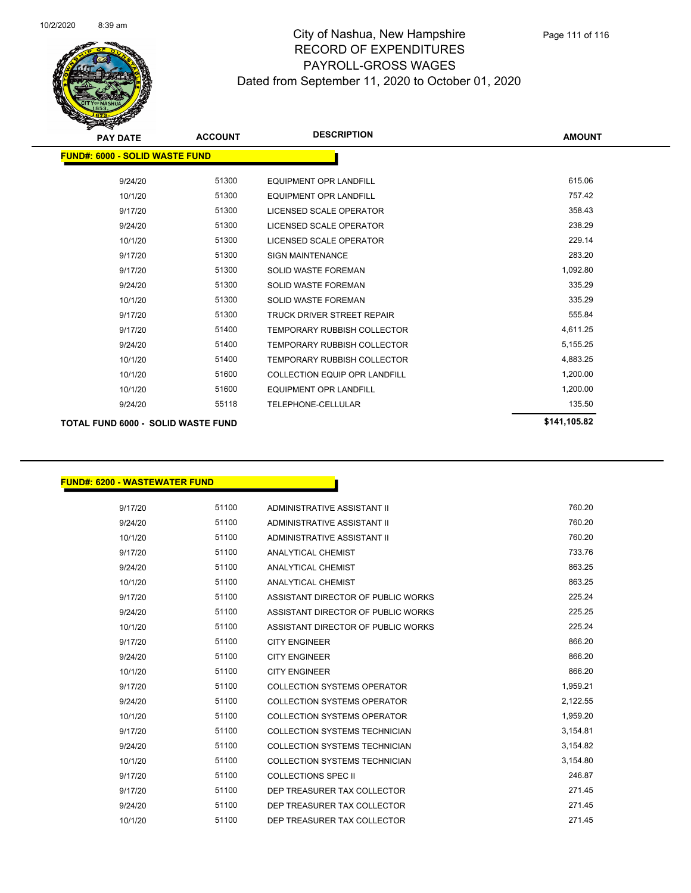# City of Nashua, New Hampshire
## RECORD OF EXPENDITURES
## PAYROLL-GROSS WAGES
## Dated from September 11, 2020 to October 01, 2020

| PAY DATE | ACCOUNT | DESCRIPTION | AMOUNT |
|---|---|---|---|
| **FUND#: 6000 - SOLID WASTE FUND** | | | |
| 9/24/20 | 51300 | EQUIPMENT OPR LANDFILL | 615.06 |
| 10/1/20 | 51300 | EQUIPMENT OPR LANDFILL | 757.42 |
| 9/17/20 | 51300 | LICENSED SCALE OPERATOR | 358.43 |
| 9/24/20 | 51300 | LICENSED SCALE OPERATOR | 238.29 |
| 10/1/20 | 51300 | LICENSED SCALE OPERATOR | 229.14 |
| 9/17/20 | 51300 | SIGN MAINTENANCE | 283.20 |
| 9/17/20 | 51300 | SOLID WASTE FOREMAN | 1,092.80 |
| 9/24/20 | 51300 | SOLID WASTE FOREMAN | 335.29 |
| 10/1/20 | 51300 | SOLID WASTE FOREMAN | 335.29 |
| 9/17/20 | 51300 | TRUCK DRIVER STREET REPAIR | 555.84 |
| 9/17/20 | 51400 | TEMPORARY RUBBISH COLLECTOR | 4,611.25 |
| 9/24/20 | 51400 | TEMPORARY RUBBISH COLLECTOR | 5,155.25 |
| 10/1/20 | 51400 | TEMPORARY RUBBISH COLLECTOR | 4,883.25 |
| 10/1/20 | 51600 | COLLECTION EQUIP OPR LANDFILL | 1,200.00 |
| 10/1/20 | 51600 | EQUIPMENT OPR LANDFILL | 1,200.00 |
| 9/24/20 | 55118 | TELEPHONE-CELLULAR | 135.50 |
| **TOTAL FUND 6000 - SOLID WASTE FUND** | | | **$141,105.82** |

| PAY DATE | ACCOUNT | DESCRIPTION | AMOUNT |
|---|---|---|---|
| **FUND#: 6200 - WASTEWATER FUND** | | | |
| 9/17/20 | 51100 | ADMINISTRATIVE ASSISTANT II | 760.20 |
| 9/24/20 | 51100 | ADMINISTRATIVE ASSISTANT II | 760.20 |
| 10/1/20 | 51100 | ADMINISTRATIVE ASSISTANT II | 760.20 |
| 9/17/20 | 51100 | ANALYTICAL CHEMIST | 733.76 |
| 9/24/20 | 51100 | ANALYTICAL CHEMIST | 863.25 |
| 10/1/20 | 51100 | ANALYTICAL CHEMIST | 863.25 |
| 9/17/20 | 51100 | ASSISTANT DIRECTOR OF PUBLIC WORKS | 225.24 |
| 9/24/20 | 51100 | ASSISTANT DIRECTOR OF PUBLIC WORKS | 225.25 |
| 10/1/20 | 51100 | ASSISTANT DIRECTOR OF PUBLIC WORKS | 225.24 |
| 9/17/20 | 51100 | CITY ENGINEER | 866.20 |
| 9/24/20 | 51100 | CITY ENGINEER | 866.20 |
| 10/1/20 | 51100 | CITY ENGINEER | 866.20 |
| 9/17/20 | 51100 | COLLECTION SYSTEMS OPERATOR | 1,959.21 |
| 9/24/20 | 51100 | COLLECTION SYSTEMS OPERATOR | 2,122.55 |
| 10/1/20 | 51100 | COLLECTION SYSTEMS OPERATOR | 1,959.20 |
| 9/17/20 | 51100 | COLLECTION SYSTEMS TECHNICIAN | 3,154.81 |
| 9/24/20 | 51100 | COLLECTION SYSTEMS TECHNICIAN | 3,154.82 |
| 10/1/20 | 51100 | COLLECTION SYSTEMS TECHNICIAN | 3,154.80 |
| 9/17/20 | 51100 | COLLECTIONS SPEC II | 246.87 |
| 9/17/20 | 51100 | DEP TREASURER TAX COLLECTOR | 271.45 |
| 9/24/20 | 51100 | DEP TREASURER TAX COLLECTOR | 271.45 |
| 10/1/20 | 51100 | DEP TREASURER TAX COLLECTOR | 271.45 |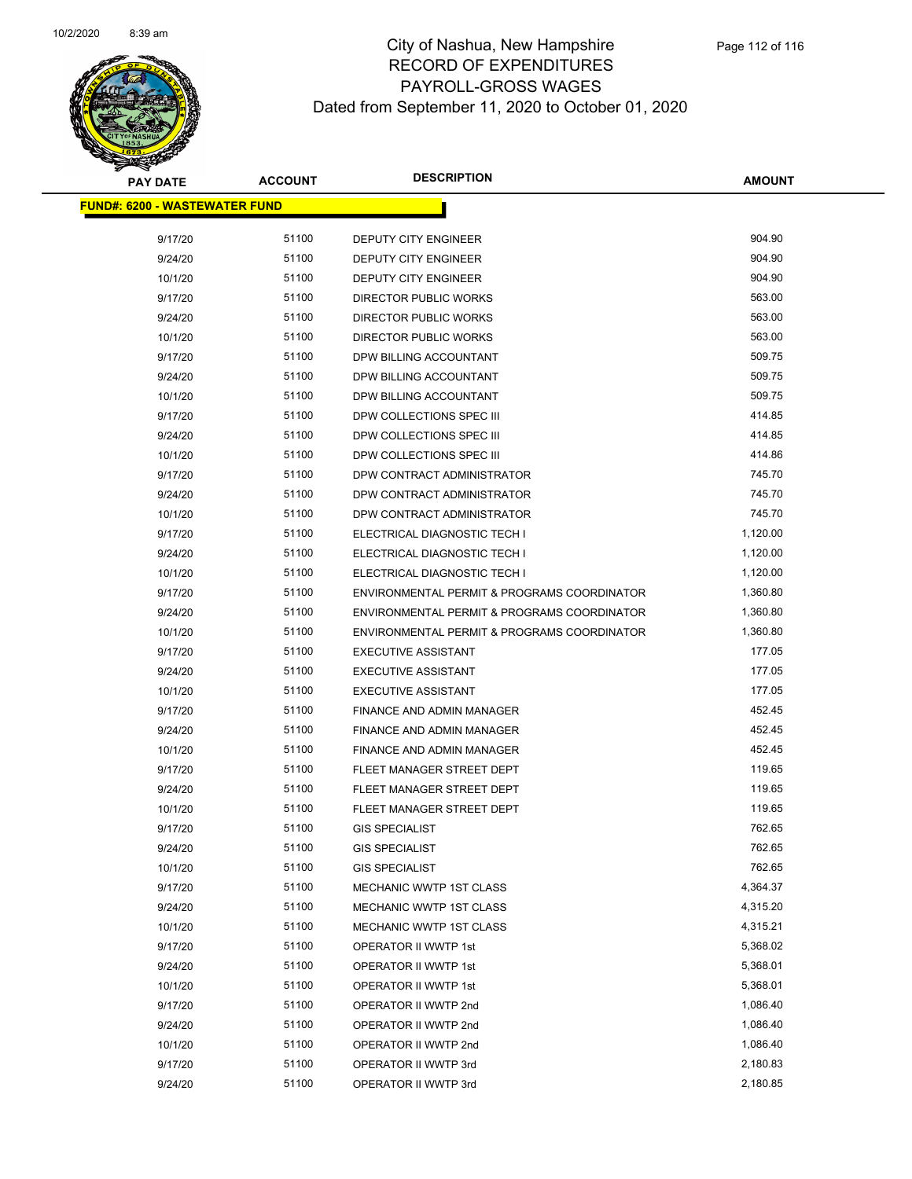# City of Nashua, New Hampshire
## RECORD OF EXPENDITURES
## PAYROLL-GROSS WAGES
### Dated from September 11, 2020 to October 01, 2020

| PAY DATE | ACCOUNT | DESCRIPTION | AMOUNT |
|---|---|---|---|
| **FUND#: 6200 - WASTEWATER FUND** | | | |
| 9/17/20 | 51100 | DEPUTY CITY ENGINEER | 904.90 |
| 9/24/20 | 51100 | DEPUTY CITY ENGINEER | 904.90 |
| 10/1/20 | 51100 | DEPUTY CITY ENGINEER | 904.90 |
| 9/17/20 | 51100 | DIRECTOR PUBLIC WORKS | 563.00 |
| 9/24/20 | 51100 | DIRECTOR PUBLIC WORKS | 563.00 |
| 10/1/20 | 51100 | DIRECTOR PUBLIC WORKS | 563.00 |
| 9/17/20 | 51100 | DPW BILLING ACCOUNTANT | 509.75 |
| 9/24/20 | 51100 | DPW BILLING ACCOUNTANT | 509.75 |
| 10/1/20 | 51100 | DPW BILLING ACCOUNTANT | 509.75 |
| 9/17/20 | 51100 | DPW COLLECTIONS SPEC III | 414.85 |
| 9/24/20 | 51100 | DPW COLLECTIONS SPEC III | 414.85 |
| 10/1/20 | 51100 | DPW COLLECTIONS SPEC III | 414.86 |
| 9/17/20 | 51100 | DPW CONTRACT ADMINISTRATOR | 745.70 |
| 9/24/20 | 51100 | DPW CONTRACT ADMINISTRATOR | 745.70 |
| 10/1/20 | 51100 | DPW CONTRACT ADMINISTRATOR | 745.70 |
| 9/17/20 | 51100 | ELECTRICAL DIAGNOSTIC TECH I | 1,120.00 |
| 9/24/20 | 51100 | ELECTRICAL DIAGNOSTIC TECH I | 1,120.00 |
| 10/1/20 | 51100 | ELECTRICAL DIAGNOSTIC TECH I | 1,120.00 |
| 9/17/20 | 51100 | ENVIRONMENTAL PERMIT & PROGRAMS COORDINATOR | 1,360.80 |
| 9/24/20 | 51100 | ENVIRONMENTAL PERMIT & PROGRAMS COORDINATOR | 1,360.80 |
| 10/1/20 | 51100 | ENVIRONMENTAL PERMIT & PROGRAMS COORDINATOR | 1,360.80 |
| 9/17/20 | 51100 | EXECUTIVE ASSISTANT | 177.05 |
| 9/24/20 | 51100 | EXECUTIVE ASSISTANT | 177.05 |
| 10/1/20 | 51100 | EXECUTIVE ASSISTANT | 177.05 |
| 9/17/20 | 51100 | FINANCE AND ADMIN MANAGER | 452.45 |
| 9/24/20 | 51100 | FINANCE AND ADMIN MANAGER | 452.45 |
| 10/1/20 | 51100 | FINANCE AND ADMIN MANAGER | 452.45 |
| 9/17/20 | 51100 | FLEET MANAGER STREET DEPT | 119.65 |
| 9/24/20 | 51100 | FLEET MANAGER STREET DEPT | 119.65 |
| 10/1/20 | 51100 | FLEET MANAGER STREET DEPT | 119.65 |
| 9/17/20 | 51100 | GIS SPECIALIST | 762.65 |
| 9/24/20 | 51100 | GIS SPECIALIST | 762.65 |
| 10/1/20 | 51100 | GIS SPECIALIST | 762.65 |
| 9/17/20 | 51100 | MECHANIC WWTP 1ST CLASS | 4,364.37 |
| 9/24/20 | 51100 | MECHANIC WWTP 1ST CLASS | 4,315.20 |
| 10/1/20 | 51100 | MECHANIC WWTP 1ST CLASS | 4,315.21 |
| 9/17/20 | 51100 | OPERATOR II WWTP 1st | 5,368.02 |
| 9/24/20 | 51100 | OPERATOR II WWTP 1st | 5,368.01 |
| 10/1/20 | 51100 | OPERATOR II WWTP 1st | 5,368.01 |
| 9/17/20 | 51100 | OPERATOR II WWTP 2nd | 1,086.40 |
| 9/24/20 | 51100 | OPERATOR II WWTP 2nd | 1,086.40 |
| 10/1/20 | 51100 | OPERATOR II WWTP 2nd | 1,086.40 |
| 9/17/20 | 51100 | OPERATOR II WWTP 3rd | 2,180.83 |
| 9/24/20 | 51100 | OPERATOR II WWTP 3rd | 2,180.85 |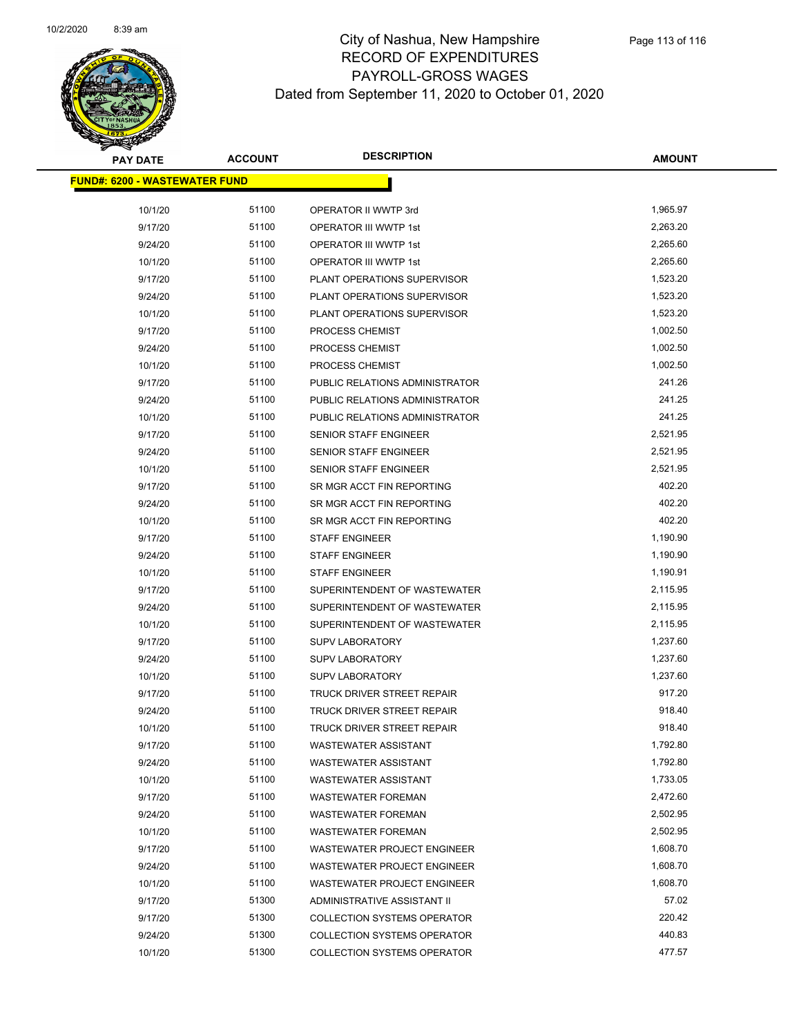# City of Nashua, New Hampshire
## RECORD OF EXPENDITURES
## PAYROLL-GROSS WAGES
### Dated from September 11, 2020 to October 01, 2020

| PAY DATE | ACCOUNT | DESCRIPTION | AMOUNT |
|---|---|---|---|
| **FUND#: 6200 - WASTEWATER FUND** | | | |
| 10/1/20 | 51100 | OPERATOR II WWTP 3rd | 1,965.97 |
| 9/17/20 | 51100 | OPERATOR III WWTP 1st | 2,263.20 |
| 9/24/20 | 51100 | OPERATOR III WWTP 1st | 2,265.60 |
| 10/1/20 | 51100 | OPERATOR III WWTP 1st | 2,265.60 |
| 9/17/20 | 51100 | PLANT OPERATIONS SUPERVISOR | 1,523.20 |
| 9/24/20 | 51100 | PLANT OPERATIONS SUPERVISOR | 1,523.20 |
| 10/1/20 | 51100 | PLANT OPERATIONS SUPERVISOR | 1,523.20 |
| 9/17/20 | 51100 | PROCESS CHEMIST | 1,002.50 |
| 9/24/20 | 51100 | PROCESS CHEMIST | 1,002.50 |
| 10/1/20 | 51100 | PROCESS CHEMIST | 1,002.50 |
| 9/17/20 | 51100 | PUBLIC RELATIONS ADMINISTRATOR | 241.26 |
| 9/24/20 | 51100 | PUBLIC RELATIONS ADMINISTRATOR | 241.25 |
| 10/1/20 | 51100 | PUBLIC RELATIONS ADMINISTRATOR | 241.25 |
| 9/17/20 | 51100 | SENIOR STAFF ENGINEER | 2,521.95 |
| 9/24/20 | 51100 | SENIOR STAFF ENGINEER | 2,521.95 |
| 10/1/20 | 51100 | SENIOR STAFF ENGINEER | 2,521.95 |
| 9/17/20 | 51100 | SR MGR ACCT FIN REPORTING | 402.20 |
| 9/24/20 | 51100 | SR MGR ACCT FIN REPORTING | 402.20 |
| 10/1/20 | 51100 | SR MGR ACCT FIN REPORTING | 402.20 |
| 9/17/20 | 51100 | STAFF ENGINEER | 1,190.90 |
| 9/24/20 | 51100 | STAFF ENGINEER | 1,190.90 |
| 10/1/20 | 51100 | STAFF ENGINEER | 1,190.91 |
| 9/17/20 | 51100 | SUPERINTENDENT OF WASTEWATER | 2,115.95 |
| 9/24/20 | 51100 | SUPERINTENDENT OF WASTEWATER | 2,115.95 |
| 10/1/20 | 51100 | SUPERINTENDENT OF WASTEWATER | 2,115.95 |
| 9/17/20 | 51100 | SUPV LABORATORY | 1,237.60 |
| 9/24/20 | 51100 | SUPV LABORATORY | 1,237.60 |
| 10/1/20 | 51100 | SUPV LABORATORY | 1,237.60 |
| 9/17/20 | 51100 | TRUCK DRIVER STREET REPAIR | 917.20 |
| 9/24/20 | 51100 | TRUCK DRIVER STREET REPAIR | 918.40 |
| 10/1/20 | 51100 | TRUCK DRIVER STREET REPAIR | 918.40 |
| 9/17/20 | 51100 | WASTEWATER ASSISTANT | 1,792.80 |
| 9/24/20 | 51100 | WASTEWATER ASSISTANT | 1,792.80 |
| 10/1/20 | 51100 | WASTEWATER ASSISTANT | 1,733.05 |
| 9/17/20 | 51100 | WASTEWATER FOREMAN | 2,472.60 |
| 9/24/20 | 51100 | WASTEWATER FOREMAN | 2,502.95 |
| 10/1/20 | 51100 | WASTEWATER FOREMAN | 2,502.95 |
| 9/17/20 | 51100 | WASTEWATER PROJECT ENGINEER | 1,608.70 |
| 9/24/20 | 51100 | WASTEWATER PROJECT ENGINEER | 1,608.70 |
| 10/1/20 | 51100 | WASTEWATER PROJECT ENGINEER | 1,608.70 |
| 9/17/20 | 51300 | ADMINISTRATIVE ASSISTANT II | 57.02 |
| 9/17/20 | 51300 | COLLECTION SYSTEMS OPERATOR | 220.42 |
| 9/24/20 | 51300 | COLLECTION SYSTEMS OPERATOR | 440.83 |
| 10/1/20 | 51300 | COLLECTION SYSTEMS OPERATOR | 477.57 |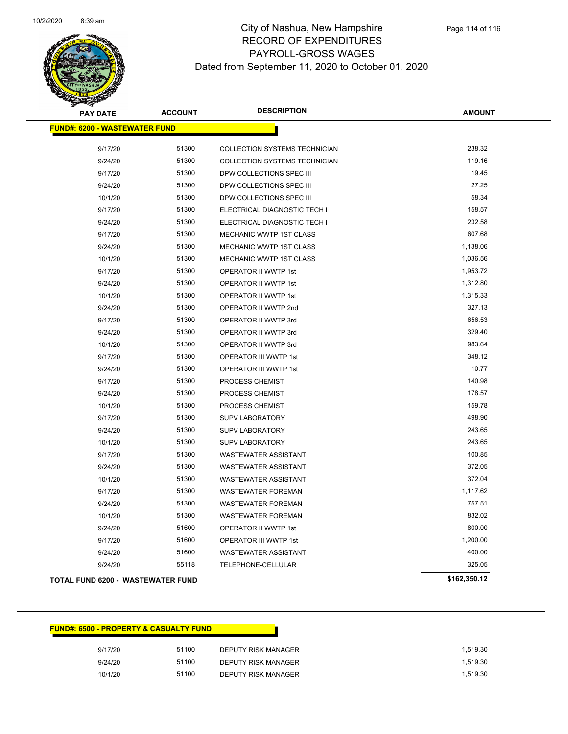# City of Nashua, New Hampshire
## RECORD OF EXPENDITURES
## PAYROLL-GROSS WAGES
## Dated from September 11, 2020 to October 01, 2020

| PAY DATE | ACCOUNT | DESCRIPTION | AMOUNT |
|---|---|---|---|
| **FUND#: 6200 - WASTEWATER FUND** | | | |
| 9/17/20 | 51300 | COLLECTION SYSTEMS TECHNICIAN | 238.32 |
| 9/24/20 | 51300 | COLLECTION SYSTEMS TECHNICIAN | 119.16 |
| 9/17/20 | 51300 | DPW COLLECTIONS SPEC III | 19.45 |
| 9/24/20 | 51300 | DPW COLLECTIONS SPEC III | 27.25 |
| 10/1/20 | 51300 | DPW COLLECTIONS SPEC III | 58.34 |
| 9/17/20 | 51300 | ELECTRICAL DIAGNOSTIC TECH I | 158.57 |
| 9/24/20 | 51300 | ELECTRICAL DIAGNOSTIC TECH I | 232.58 |
| 9/17/20 | 51300 | MECHANIC WWTP 1ST CLASS | 607.68 |
| 9/24/20 | 51300 | MECHANIC WWTP 1ST CLASS | 1,138.06 |
| 10/1/20 | 51300 | MECHANIC WWTP 1ST CLASS | 1,036.56 |
| 9/17/20 | 51300 | OPERATOR II WWTP 1st | 1,953.72 |
| 9/24/20 | 51300 | OPERATOR II WWTP 1st | 1,312.80 |
| 10/1/20 | 51300 | OPERATOR II WWTP 1st | 1,315.33 |
| 9/24/20 | 51300 | OPERATOR II WWTP 2nd | 327.13 |
| 9/17/20 | 51300 | OPERATOR II WWTP 3rd | 656.53 |
| 9/24/20 | 51300 | OPERATOR II WWTP 3rd | 329.40 |
| 10/1/20 | 51300 | OPERATOR II WWTP 3rd | 983.64 |
| 9/17/20 | 51300 | OPERATOR III WWTP 1st | 348.12 |
| 9/24/20 | 51300 | OPERATOR III WWTP 1st | 10.77 |
| 9/17/20 | 51300 | PROCESS CHEMIST | 140.98 |
| 9/24/20 | 51300 | PROCESS CHEMIST | 178.57 |
| 10/1/20 | 51300 | PROCESS CHEMIST | 159.78 |
| 9/17/20 | 51300 | SUPV LABORATORY | 498.90 |
| 9/24/20 | 51300 | SUPV LABORATORY | 243.65 |
| 10/1/20 | 51300 | SUPV LABORATORY | 243.65 |
| 9/17/20 | 51300 | WASTEWATER ASSISTANT | 100.85 |
| 9/24/20 | 51300 | WASTEWATER ASSISTANT | 372.05 |
| 10/1/20 | 51300 | WASTEWATER ASSISTANT | 372.04 |
| 9/17/20 | 51300 | WASTEWATER FOREMAN | 1,117.62 |
| 9/24/20 | 51300 | WASTEWATER FOREMAN | 757.51 |
| 10/1/20 | 51300 | WASTEWATER FOREMAN | 832.02 |
| 9/24/20 | 51600 | OPERATOR II WWTP 1st | 800.00 |
| 9/17/20 | 51600 | OPERATOR III WWTP 1st | 1,200.00 |
| 9/24/20 | 51600 | WASTEWATER ASSISTANT | 400.00 |
| 9/24/20 | 55118 | TELEPHONE-CELLULAR | 325.05 |
| **TOTAL FUND 6200 - WASTEWATER FUND** | | | **$162,350.12** |

| PAY DATE | ACCOUNT | DESCRIPTION | AMOUNT |
|---|---|---|---|
| **FUND#: 6500 - PROPERTY & CASUALTY FUND** | | | |
| 9/17/20 | 51100 | DEPUTY RISK MANAGER | 1,519.30 |
| 9/24/20 | 51100 | DEPUTY RISK MANAGER | 1,519.30 |
| 10/1/20 | 51100 | DEPUTY RISK MANAGER | 1,519.30 |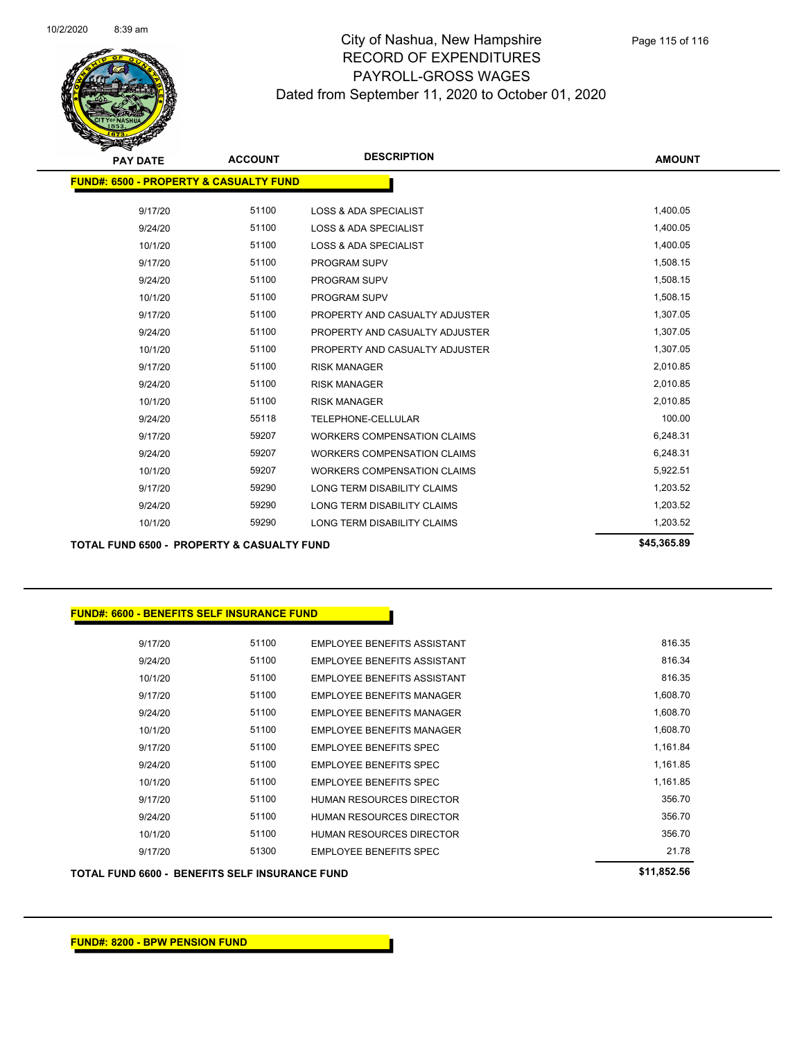# City of Nashua, New Hampshire
## RECORD OF EXPENDITURES
## PAYROLL-GROSS WAGES
### Dated from September 11, 2020 to October 01, 2020

| PAY DATE | ACCOUNT | DESCRIPTION | AMOUNT |
|---|---|---|---|
| **FUND#: 6500 - PROPERTY & CASUALTY FUND** | | | |
| 9/17/20 | 51100 | LOSS & ADA SPECIALIST | 1,400.05 |
| 9/24/20 | 51100 | LOSS & ADA SPECIALIST | 1,400.05 |
| 10/1/20 | 51100 | LOSS & ADA SPECIALIST | 1,400.05 |
| 9/17/20 | 51100 | PROGRAM SUPV | 1,508.15 |
| 9/24/20 | 51100 | PROGRAM SUPV | 1,508.15 |
| 10/1/20 | 51100 | PROGRAM SUPV | 1,508.15 |
| 9/17/20 | 51100 | PROPERTY AND CASUALTY ADJUSTER | 1,307.05 |
| 9/24/20 | 51100 | PROPERTY AND CASUALTY ADJUSTER | 1,307.05 |
| 10/1/20 | 51100 | PROPERTY AND CASUALTY ADJUSTER | 1,307.05 |
| 9/17/20 | 51100 | RISK MANAGER | 2,010.85 |
| 9/24/20 | 51100 | RISK MANAGER | 2,010.85 |
| 10/1/20 | 51100 | RISK MANAGER | 2,010.85 |
| 9/24/20 | 55118 | TELEPHONE-CELLULAR | 100.00 |
| 9/17/20 | 59207 | WORKERS COMPENSATION CLAIMS | 6,248.31 |
| 9/24/20 | 59207 | WORKERS COMPENSATION CLAIMS | 6,248.31 |
| 10/1/20 | 59207 | WORKERS COMPENSATION CLAIMS | 5,922.51 |
| 9/17/20 | 59290 | LONG TERM DISABILITY CLAIMS | 1,203.52 |
| 9/24/20 | 59290 | LONG TERM DISABILITY CLAIMS | 1,203.52 |
| 10/1/20 | 59290 | LONG TERM DISABILITY CLAIMS | 1,203.52 |
| **TOTAL FUND 6500 - PROPERTY & CASUALTY FUND** | | | **$45,365.89** |

| PAY DATE | ACCOUNT | DESCRIPTION | AMOUNT |
|---|---|---|---|
| **FUND#: 6600 - BENEFITS SELF INSURANCE FUND** | | | |
| 9/17/20 | 51100 | EMPLOYEE BENEFITS ASSISTANT | 816.35 |
| 9/24/20 | 51100 | EMPLOYEE BENEFITS ASSISTANT | 816.34 |
| 10/1/20 | 51100 | EMPLOYEE BENEFITS ASSISTANT | 816.35 |
| 9/17/20 | 51100 | EMPLOYEE BENEFITS MANAGER | 1,608.70 |
| 9/24/20 | 51100 | EMPLOYEE BENEFITS MANAGER | 1,608.70 |
| 10/1/20 | 51100 | EMPLOYEE BENEFITS MANAGER | 1,608.70 |
| 9/17/20 | 51100 | EMPLOYEE BENEFITS SPEC | 1,161.84 |
| 9/24/20 | 51100 | EMPLOYEE BENEFITS SPEC | 1,161.85 |
| 10/1/20 | 51100 | EMPLOYEE BENEFITS SPEC | 1,161.85 |
| 9/17/20 | 51100 | HUMAN RESOURCES DIRECTOR | 356.70 |
| 9/24/20 | 51100 | HUMAN RESOURCES DIRECTOR | 356.70 |
| 10/1/20 | 51100 | HUMAN RESOURCES DIRECTOR | 356.70 |
| 9/17/20 | 51300 | EMPLOYEE BENEFITS SPEC | 21.78 |
| **TOTAL FUND 6600 - BENEFITS SELF INSURANCE FUND** | | | **$11,852.56** |

**FUND#: 8200 - BPW PENSION FUND**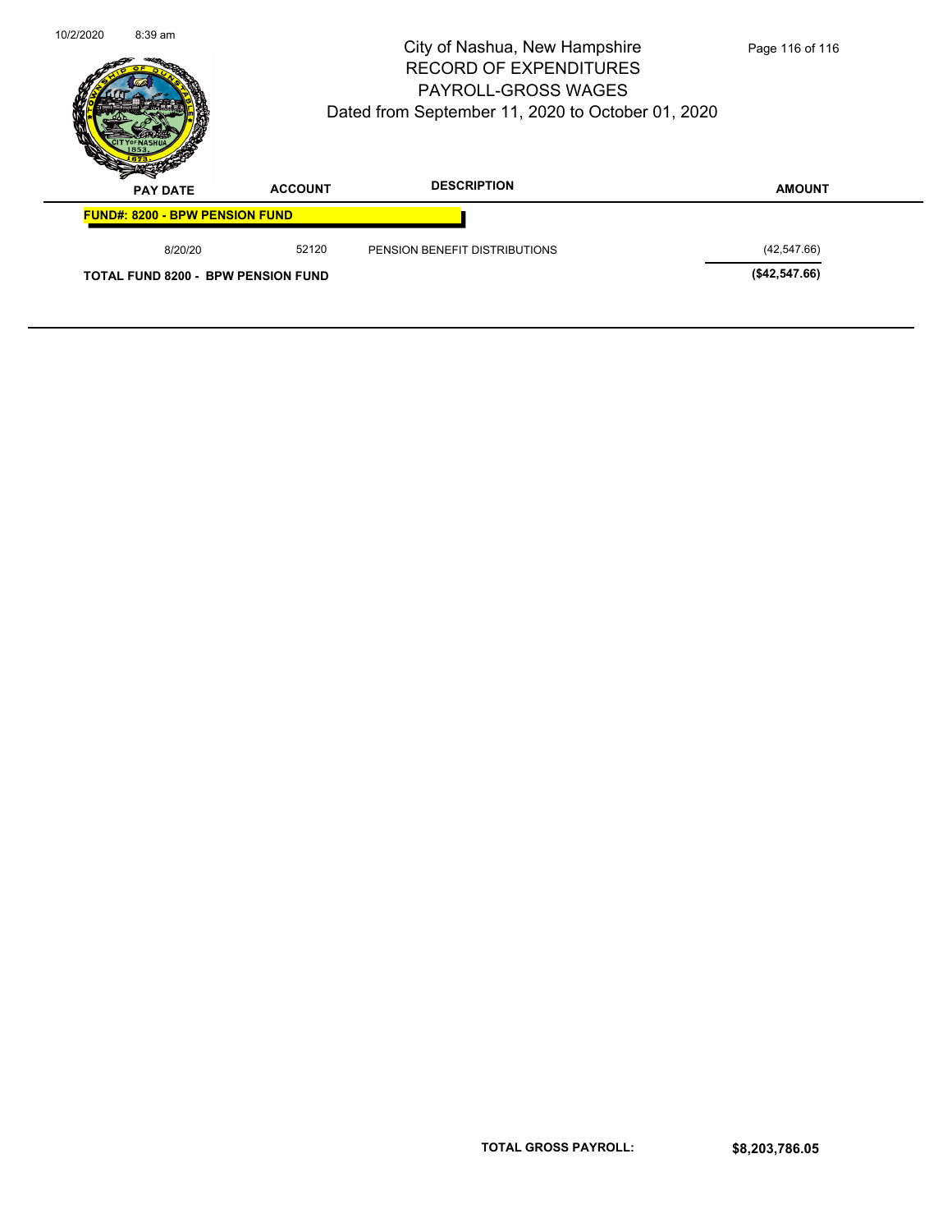# City of Nashua, New Hampshire
## RECORD OF EXPENDITURES
## PAYROLL-GROSS WAGES
### Dated from September 11, 2020 to October 01, 2020

| PAY DATE | ACCOUNT | DESCRIPTION | AMOUNT |
|---|---|---|---|
| **FUND#: 8200 - BPW PENSION FUND** | | | |
| 8/20/20 | 52120 | PENSION BENEFIT DISTRIBUTIONS | (42,547.66) |
| **TOTAL FUND 8200 - BPW PENSION FUND** | | | **($42,547.66)** |

**TOTAL GROSS PAYROLL: $8,203,786.05**